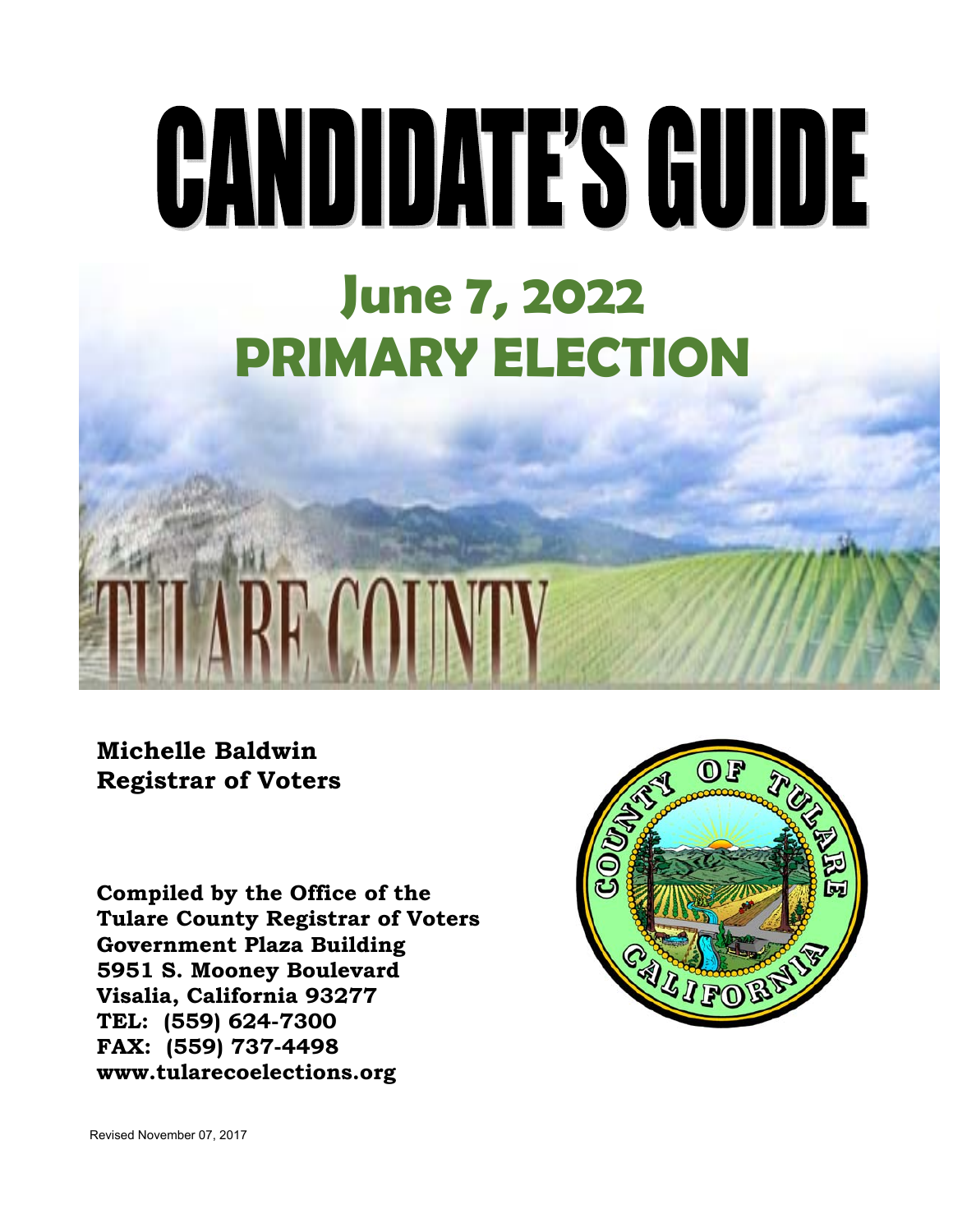# CANDIDATE'S GUIDE

## June 7, 2022
## PRIMARY ELECTION

TULARE COUNTY

**Michelle Baldwin**
**Registrar of Voters**

**Compiled by the Office of the**
**Tulare County Registrar of Voters**
**Government Plaza Building**
**5951 S. Mooney Boulevard**
**Visalia, California 93277**
**TEL: (559) 624-7300**
**FAX: (559) 737-4498**
**www.tularecoelections.org**

Revised November 07, 2017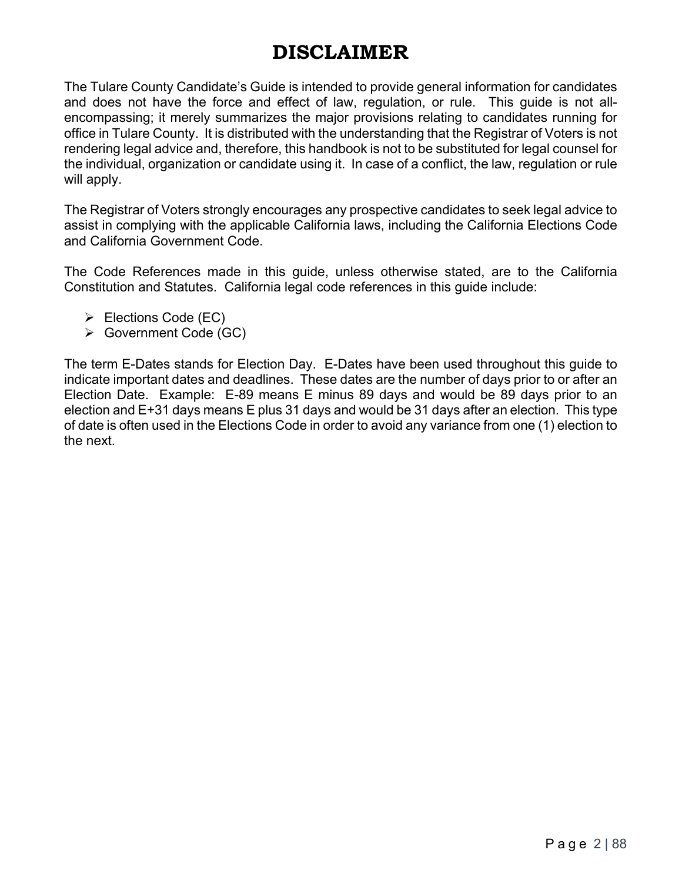# DISCLAIMER

The Tulare County Candidate's Guide is intended to provide general information for candidates and does not have the force and effect of law, regulation, or rule. This guide is not all-encompassing; it merely summarizes the major provisions relating to candidates running for office in Tulare County. It is distributed with the understanding that the Registrar of Voters is not rendering legal advice and, therefore, this handbook is not to be substituted for legal counsel for the individual, organization or candidate using it. In case of a conflict, the law, regulation or rule will apply.

The Registrar of Voters strongly encourages any prospective candidates to seek legal advice to assist in complying with the applicable California laws, including the California Elections Code and California Government Code.

The Code References made in this guide, unless otherwise stated, are to the California Constitution and Statutes. California legal code references in this guide include:

- Elections Code (EC)
- Government Code (GC)

The term E-Dates stands for Election Day. E-Dates have been used throughout this guide to indicate important dates and deadlines. These dates are the number of days prior to or after an Election Date. Example: E-89 means E minus 89 days and would be 89 days prior to an election and E+31 days means E plus 31 days and would be 31 days after an election. This type of date is often used in the Elections Code in order to avoid any variance from one (1) election to the next.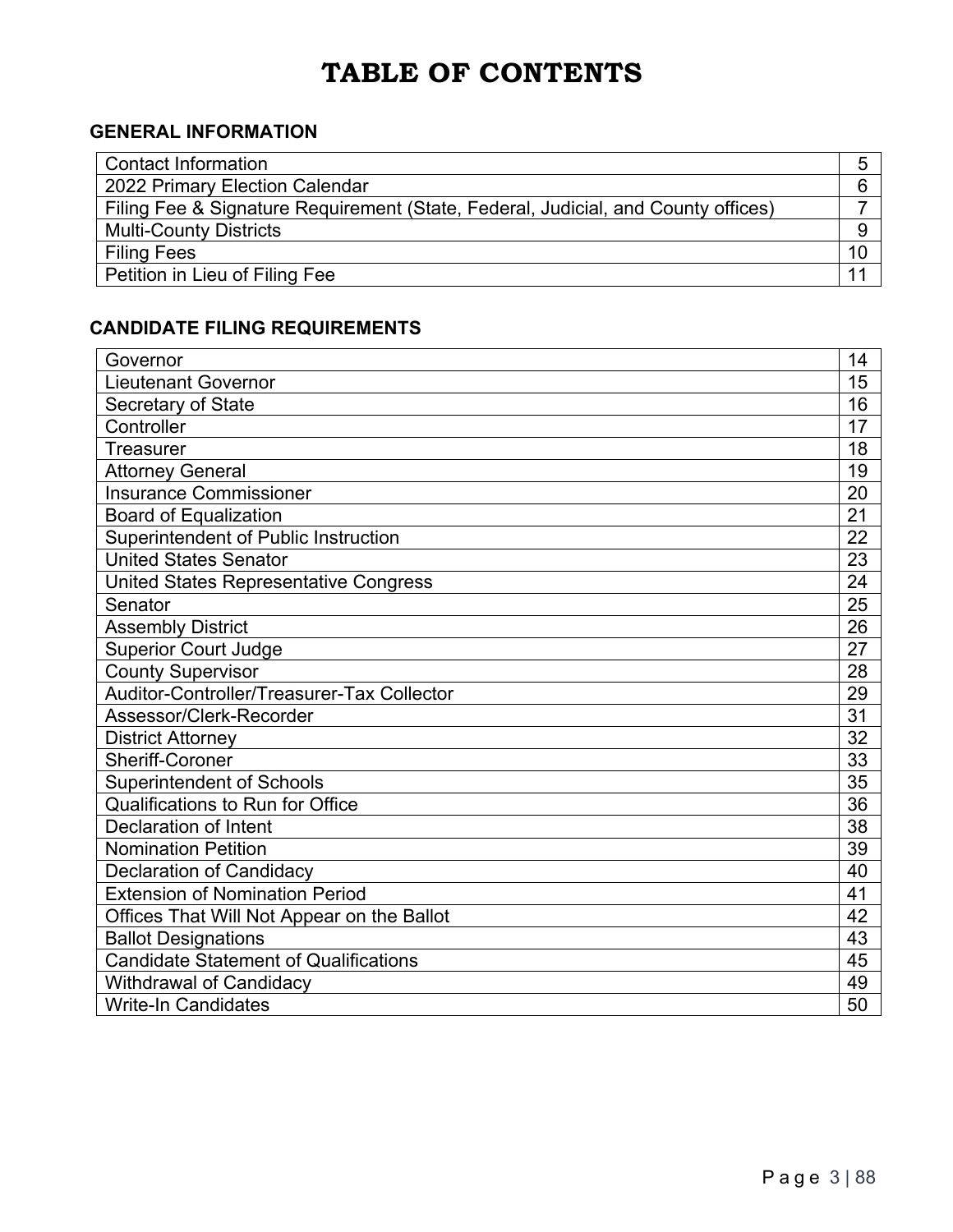# TABLE OF CONTENTS

## GENERAL INFORMATION

| | |
|---|---|
| Contact Information | 5 |
| 2022 Primary Election Calendar | 6 |
| Filing Fee & Signature Requirement (State, Federal, Judicial, and County offices) | 7 |
| Multi-County Districts | 9 |
| Filing Fees | 10 |
| Petition in Lieu of Filing Fee | 11 |

## CANDIDATE FILING REQUIREMENTS

| | |
|---|---|
| Governor | 14 |
| Lieutenant Governor | 15 |
| Secretary of State | 16 |
| Controller | 17 |
| Treasurer | 18 |
| Attorney General | 19 |
| Insurance Commissioner | 20 |
| Board of Equalization | 21 |
| Superintendent of Public Instruction | 22 |
| United States Senator | 23 |
| United States Representative Congress | 24 |
| Senator | 25 |
| Assembly District | 26 |
| Superior Court Judge | 27 |
| County Supervisor | 28 |
| Auditor-Controller/Treasurer-Tax Collector | 29 |
| Assessor/Clerk-Recorder | 31 |
| District Attorney | 32 |
| Sheriff-Coroner | 33 |
| Superintendent of Schools | 35 |
| Qualifications to Run for Office | 36 |
| Declaration of Intent | 38 |
| Nomination Petition | 39 |
| Declaration of Candidacy | 40 |
| Extension of Nomination Period | 41 |
| Offices That Will Not Appear on the Ballot | 42 |
| Ballot Designations | 43 |
| Candidate Statement of Qualifications | 45 |
| Withdrawal of Candidacy | 49 |
| Write-In Candidates | 50 |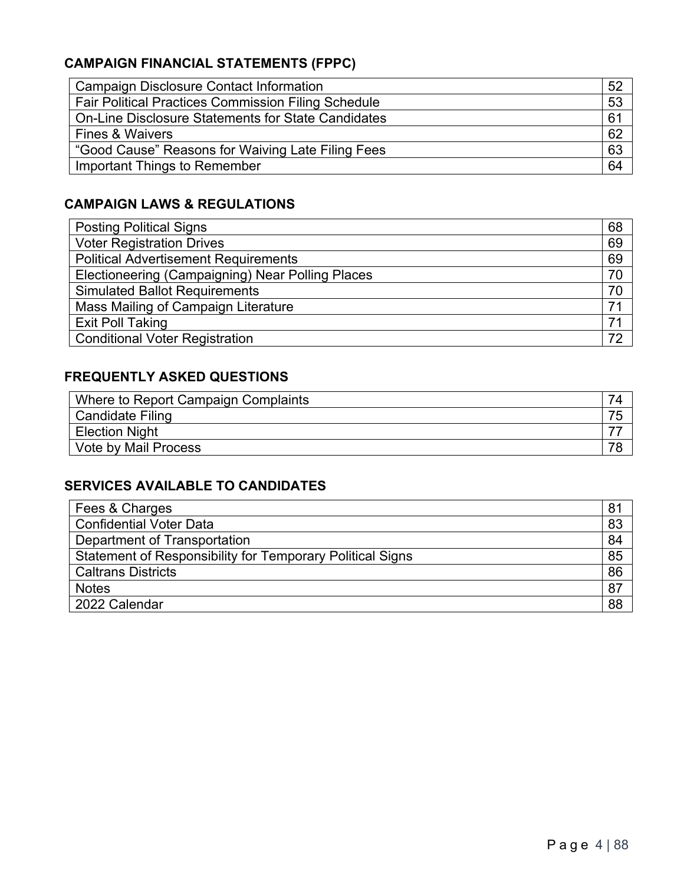### CAMPAIGN FINANCIAL STATEMENTS (FPPC)

| | |
|---|---|
| Campaign Disclosure Contact Information | 52 |
| Fair Political Practices Commission Filing Schedule | 53 |
| On-Line Disclosure Statements for State Candidates | 61 |
| Fines & Waivers | 62 |
| "Good Cause" Reasons for Waiving Late Filing Fees | 63 |
| Important Things to Remember | 64 |

### CAMPAIGN LAWS & REGULATIONS

| | |
|---|---|
| Posting Political Signs | 68 |
| Voter Registration Drives | 69 |
| Political Advertisement Requirements | 69 |
| Electioneering (Campaigning) Near Polling Places | 70 |
| Simulated Ballot Requirements | 70 |
| Mass Mailing of Campaign Literature | 71 |
| Exit Poll Taking | 71 |
| Conditional Voter Registration | 72 |

### FREQUENTLY ASKED QUESTIONS

| | |
|---|---|
| Where to Report Campaign Complaints | 74 |
| Candidate Filing | 75 |
| Election Night | 77 |
| Vote by Mail Process | 78 |

### SERVICES AVAILABLE TO CANDIDATES

| | |
|---|---|
| Fees & Charges | 81 |
| Confidential Voter Data | 83 |
| Department of Transportation | 84 |
| Statement of Responsibility for Temporary Political Signs | 85 |
| Caltrans Districts | 86 |
| Notes | 87 |
| 2022 Calendar | 88 |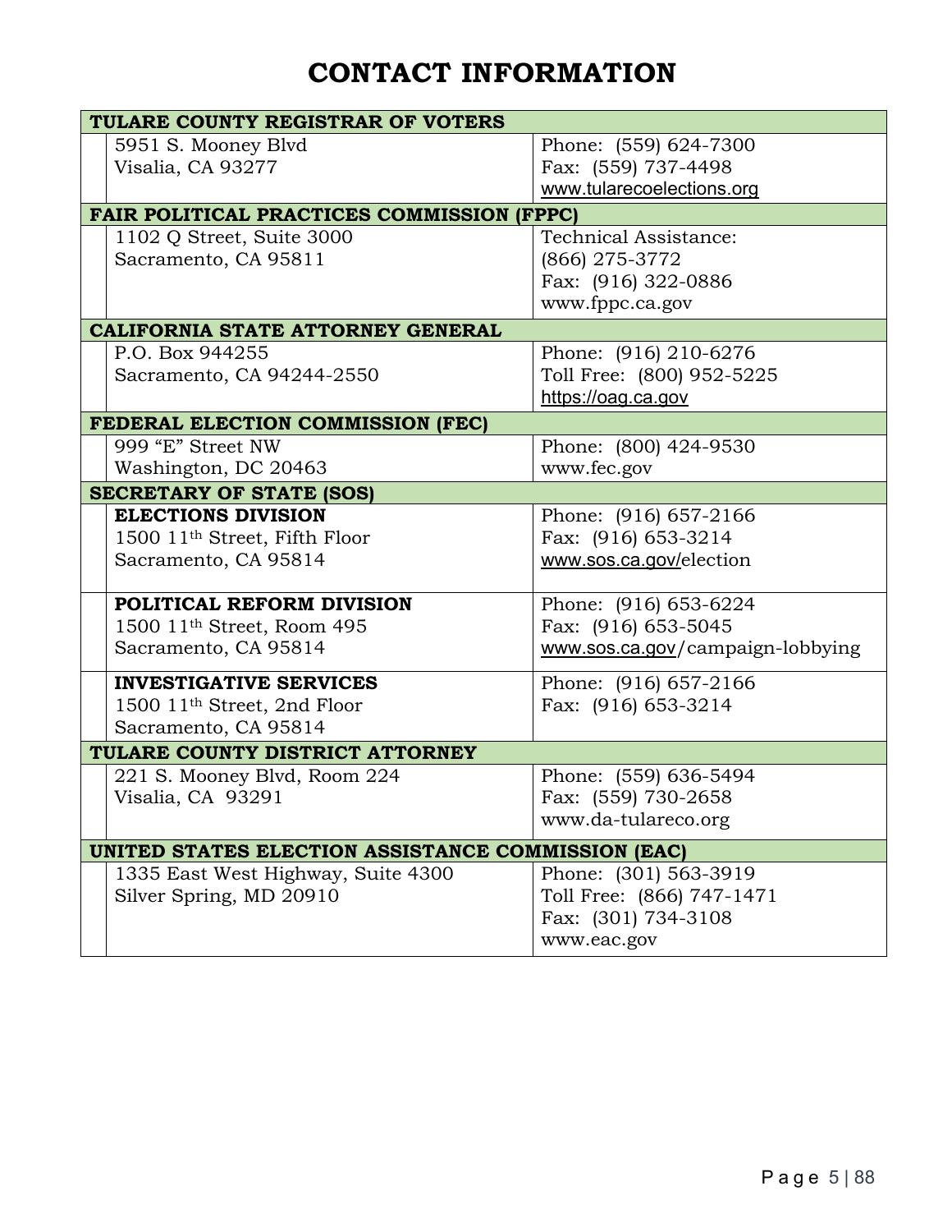# CONTACT INFORMATION

| TULARE COUNTY REGISTRAR OF VOTERS | |
|---|---|
| 5951 S. Mooney Blvd<br>Visalia, CA 93277 | Phone: (559) 624-7300<br>Fax: (559) 737-4498<br>www.tularecoelections.org |
| **FAIR POLITICAL PRACTICES COMMISSION (FPPC)** | |
| 1102 Q Street, Suite 3000<br>Sacramento, CA 95811 | Technical Assistance:<br>(866) 275-3772<br>Fax: (916) 322-0886<br>www.fppc.ca.gov |
| **CALIFORNIA STATE ATTORNEY GENERAL** | |
| P.O. Box 944255<br>Sacramento, CA 94244-2550 | Phone: (916) 210-6276<br>Toll Free: (800) 952-5225<br>https://oag.ca.gov |
| **FEDERAL ELECTION COMMISSION (FEC)** | |
| 999 "E" Street NW<br>Washington, DC 20463 | Phone: (800) 424-9530<br>www.fec.gov |
| **SECRETARY OF STATE (SOS)** | |
| **ELECTIONS DIVISION**<br>1500 11th Street, Fifth Floor<br>Sacramento, CA 95814 | Phone: (916) 657-2166<br>Fax: (916) 653-3214<br>www.sos.ca.gov/election |
| **POLITICAL REFORM DIVISION**<br>1500 11th Street, Room 495<br>Sacramento, CA 95814 | Phone: (916) 653-6224<br>Fax: (916) 653-5045<br>www.sos.ca.gov/campaign-lobbying |
| **INVESTIGATIVE SERVICES**<br>1500 11th Street, 2nd Floor<br>Sacramento, CA 95814 | Phone: (916) 657-2166<br>Fax: (916) 653-3214 |
| **TULARE COUNTY DISTRICT ATTORNEY** | |
| 221 S. Mooney Blvd, Room 224<br>Visalia, CA 93291 | Phone: (559) 636-5494<br>Fax: (559) 730-2658<br>www.da-tulareco.org |
| **UNITED STATES ELECTION ASSISTANCE COMMISSION (EAC)** | |
| 1335 East West Highway, Suite 4300<br>Silver Spring, MD 20910 | Phone: (301) 563-3919<br>Toll Free: (866) 747-1471<br>Fax: (301) 734-3108<br>www.eac.gov |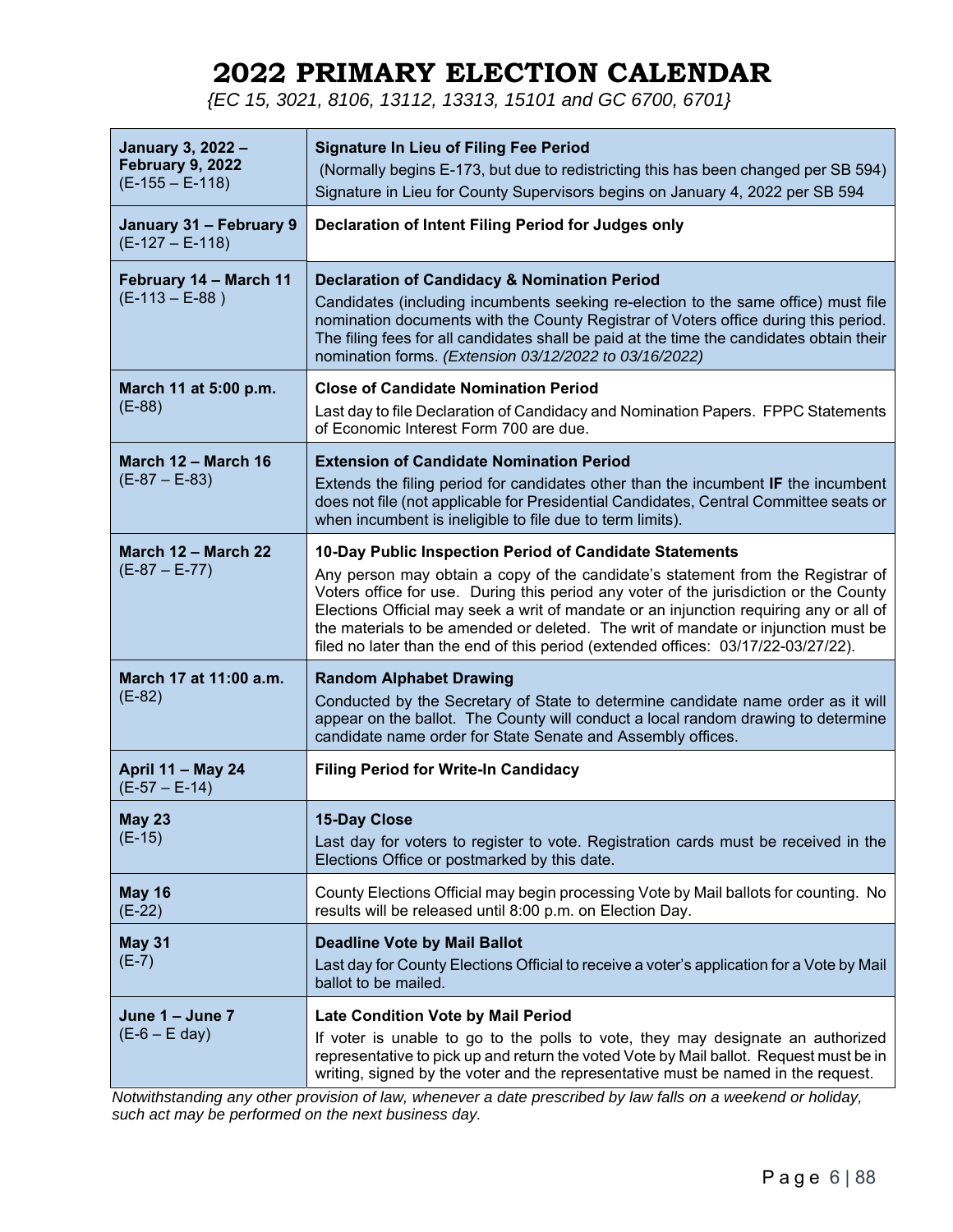# 2022 PRIMARY ELECTION CALENDAR

*{EC 15, 3021, 8106, 13112, 13313, 15101 and GC 6700, 6701}*

| Date | Event |
|---|---|
| **January 3, 2022 – February 9, 2022** (E-155 – E-118) | **Signature In Lieu of Filing Fee Period** (Normally begins E-173, but due to redistricting this has been changed per SB 594) Signature in Lieu for County Supervisors begins on January 4, 2022 per SB 594 |
| **January 31 – February 9** (E-127 – E-118) | **Declaration of Intent Filing Period for Judges only** |
| **February 14 – March 11** (E-113 – E-88 ) | **Declaration of Candidacy & Nomination Period** Candidates (including incumbents seeking re-election to the same office) must file nomination documents with the County Registrar of Voters office during this period. The filing fees for all candidates shall be paid at the time the candidates obtain their nomination forms. *(Extension 03/12/2022 to 03/16/2022)* |
| **March 11 at 5:00 p.m.** (E-88) | **Close of Candidate Nomination Period** Last day to file Declaration of Candidacy and Nomination Papers. FPPC Statements of Economic Interest Form 700 are due. |
| **March 12 – March 16** (E-87 – E-83) | **Extension of Candidate Nomination Period** Extends the filing period for candidates other than the incumbent **IF** the incumbent does not file (not applicable for Presidential Candidates, Central Committee seats or when incumbent is ineligible to file due to term limits). |
| **March 12 – March 22** (E-87 – E-77) | **10-Day Public Inspection Period of Candidate Statements** Any person may obtain a copy of the candidate's statement from the Registrar of Voters office for use. During this period any voter of the jurisdiction or the County Elections Official may seek a writ of mandate or an injunction requiring any or all of the materials to be amended or deleted. The writ of mandate or injunction must be filed no later than the end of this period (extended offices: 03/17/22-03/27/22). |
| **March 17 at 11:00 a.m.** (E-82) | **Random Alphabet Drawing** Conducted by the Secretary of State to determine candidate name order as it will appear on the ballot. The County will conduct a local random drawing to determine candidate name order for State Senate and Assembly offices. |
| **April 11 – May 24** (E-57 – E-14) | **Filing Period for Write-In Candidacy** |
| **May 23** (E-15) | **15-Day Close** Last day for voters to register to vote. Registration cards must be received in the Elections Office or postmarked by this date. |
| **May 16** (E-22) | County Elections Official may begin processing Vote by Mail ballots for counting. No results will be released until 8:00 p.m. on Election Day. |
| **May 31** (E-7) | **Deadline Vote by Mail Ballot** Last day for County Elections Official to receive a voter's application for a Vote by Mail ballot to be mailed. |
| **June 1 – June 7** (E-6 – E day) | **Late Condition Vote by Mail Period** If voter is unable to go to the polls to vote, they may designate an authorized representative to pick up and return the voted Vote by Mail ballot. Request must be in writing, signed by the voter and the representative must be named in the request. |

*Notwithstanding any other provision of law, whenever a date prescribed by law falls on a weekend or holiday, such act may be performed on the next business day.*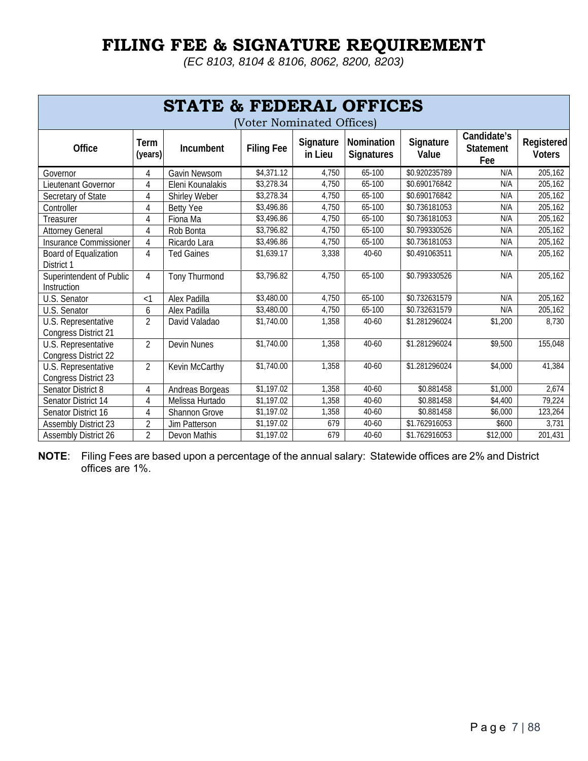# FILING FEE & SIGNATURE REQUIREMENT

*(EC 8103, 8104 & 8106, 8062, 8200, 8203)*

## STATE & FEDERAL OFFICES

(Voter Nominated Offices)

| Office | Term (years) | Incumbent | Filing Fee | Signature in Lieu | Nomination Signatures | Signature Value | Candidate's Statement Fee | Registered Voters |
|---|---|---|---|---|---|---|---|---|
| Governor | 4 | Gavin Newsom | $4,371.12 | 4,750 | 65-100 | $0.920235789 | N/A | 205,162 |
| Lieutenant Governor | 4 | Eleni Kounalakis | $3,278.34 | 4,750 | 65-100 | $0.690176842 | N/A | 205,162 |
| Secretary of State | 4 | Shirley Weber | $3,278.34 | 4,750 | 65-100 | $0.690176842 | N/A | 205,162 |
| Controller | 4 | Betty Yee | $3,496.86 | 4,750 | 65-100 | $0.736181053 | N/A | 205,162 |
| Treasurer | 4 | Fiona Ma | $3,496.86 | 4,750 | 65-100 | $0.736181053 | N/A | 205,162 |
| Attorney General | 4 | Rob Bonta | $3,796.82 | 4,750 | 65-100 | $0.799330526 | N/A | 205,162 |
| Insurance Commissioner | 4 | Ricardo Lara | $3,496.86 | 4,750 | 65-100 | $0.736181053 | N/A | 205,162 |
| Board of Equalization District 1 | 4 | Ted Gaines | $1,639.17 | 3,338 | 40-60 | $0.491063511 | N/A | 205,162 |
| Superintendent of Public Instruction | 4 | Tony Thurmond | $3,796.82 | 4,750 | 65-100 | $0.799330526 | N/A | 205,162 |
| U.S. Senator | <1 | Alex Padilla | $3,480.00 | 4,750 | 65-100 | $0.732631579 | N/A | 205,162 |
| U.S. Senator | 6 | Alex Padilla | $3,480.00 | 4,750 | 65-100 | $0.732631579 | N/A | 205,162 |
| U.S. Representative Congress District 21 | 2 | David Valadao | $1,740.00 | 1,358 | 40-60 | $1.281296024 | $1,200 | 8,730 |
| U.S. Representative Congress District 22 | 2 | Devin Nunes | $1,740.00 | 1,358 | 40-60 | $1.281296024 | $9,500 | 155,048 |
| U.S. Representative Congress District 23 | 2 | Kevin McCarthy | $1,740.00 | 1,358 | 40-60 | $1.281296024 | $4,000 | 41,384 |
| Senator District 8 | 4 | Andreas Borgeas | $1,197.02 | 1,358 | 40-60 | $0.881458 | $1,000 | 2,674 |
| Senator District 14 | 4 | Melissa Hurtado | $1,197.02 | 1,358 | 40-60 | $0.881458 | $4,400 | 79,224 |
| Senator District 16 | 4 | Shannon Grove | $1,197.02 | 1,358 | 40-60 | $0.881458 | $6,000 | 123,264 |
| Assembly District 23 | 2 | Jim Patterson | $1,197.02 | 679 | 40-60 | $1.762916053 | $600 | 3,731 |
| Assembly District 26 | 2 | Devon Mathis | $1,197.02 | 679 | 40-60 | $1.762916053 | $12,000 | 201,431 |

**NOTE**: Filing Fees are based upon a percentage of the annual salary: Statewide offices are 2% and District offices are 1%.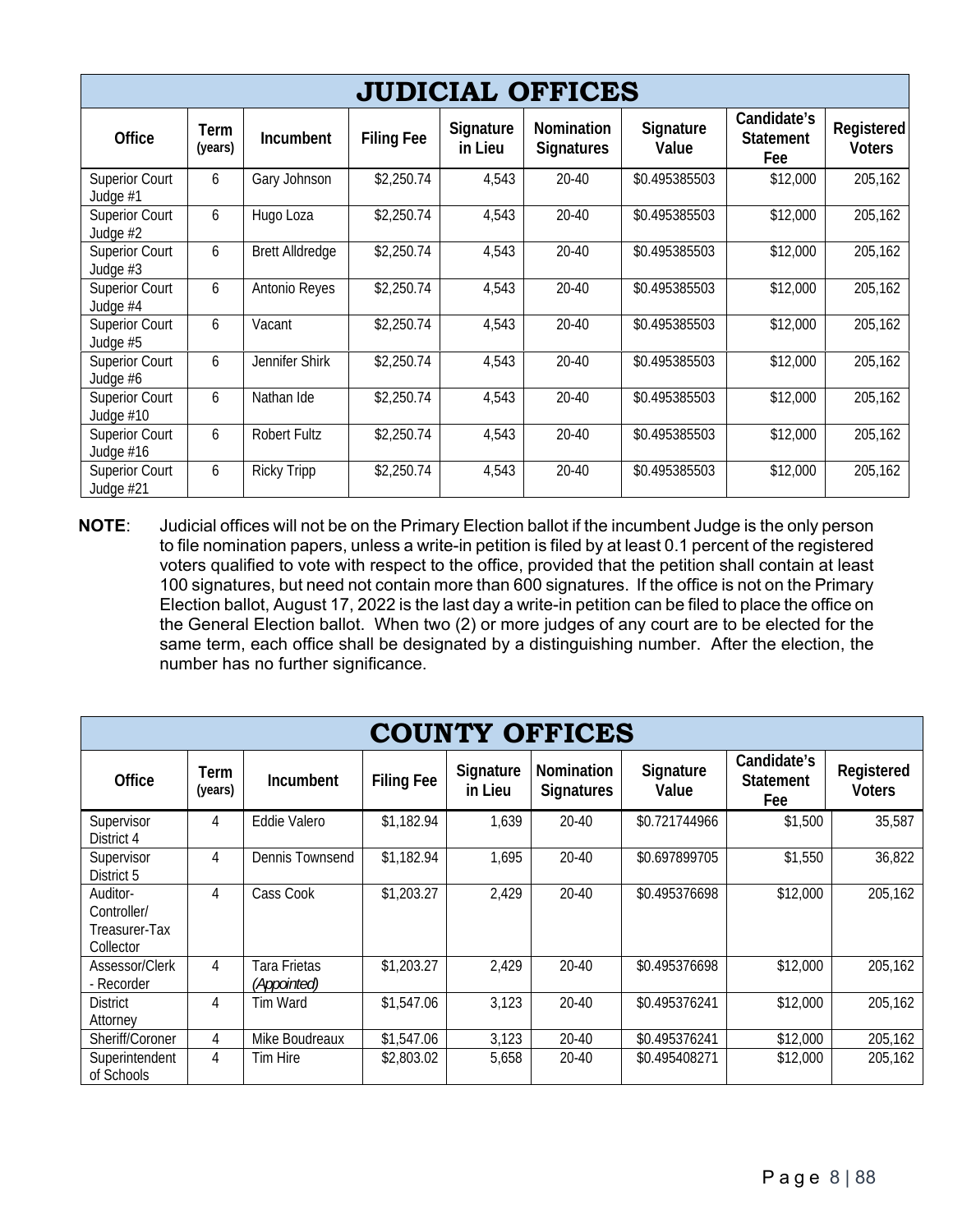## JUDICIAL OFFICES

| Office | Term (years) | Incumbent | Filing Fee | Signature in Lieu | Nomination Signatures | Signature Value | Candidate's Statement Fee | Registered Voters |
|---|---|---|---|---|---|---|---|---|
| Superior Court Judge #1 | 6 | Gary Johnson | $2,250.74 | 4,543 | 20-40 | $0.495385503 | $12,000 | 205,162 |
| Superior Court Judge #2 | 6 | Hugo Loza | $2,250.74 | 4,543 | 20-40 | $0.495385503 | $12,000 | 205,162 |
| Superior Court Judge #3 | 6 | Brett Alldredge | $2,250.74 | 4,543 | 20-40 | $0.495385503 | $12,000 | 205,162 |
| Superior Court Judge #4 | 6 | Antonio Reyes | $2,250.74 | 4,543 | 20-40 | $0.495385503 | $12,000 | 205,162 |
| Superior Court Judge #5 | 6 | Vacant | $2,250.74 | 4,543 | 20-40 | $0.495385503 | $12,000 | 205,162 |
| Superior Court Judge #6 | 6 | Jennifer Shirk | $2,250.74 | 4,543 | 20-40 | $0.495385503 | $12,000 | 205,162 |
| Superior Court Judge #10 | 6 | Nathan Ide | $2,250.74 | 4,543 | 20-40 | $0.495385503 | $12,000 | 205,162 |
| Superior Court Judge #16 | 6 | Robert Fultz | $2,250.74 | 4,543 | 20-40 | $0.495385503 | $12,000 | 205,162 |
| Superior Court Judge #21 | 6 | Ricky Tripp | $2,250.74 | 4,543 | 20-40 | $0.495385503 | $12,000 | 205,162 |

**NOTE**: Judicial offices will not be on the Primary Election ballot if the incumbent Judge is the only person to file nomination papers, unless a write-in petition is filed by at least 0.1 percent of the registered voters qualified to vote with respect to the office, provided that the petition shall contain at least 100 signatures, but need not contain more than 600 signatures. If the office is not on the Primary Election ballot, August 17, 2022 is the last day a write-in petition can be filed to place the office on the General Election ballot. When two (2) or more judges of any court are to be elected for the same term, each office shall be designated by a distinguishing number. After the election, the number has no further significance.

## COUNTY OFFICES

| Office | Term (years) | Incumbent | Filing Fee | Signature in Lieu | Nomination Signatures | Signature Value | Candidate's Statement Fee | Registered Voters |
|---|---|---|---|---|---|---|---|---|
| Supervisor District 4 | 4 | Eddie Valero | $1,182.94 | 1,639 | 20-40 | $0.721744966 | $1,500 | 35,587 |
| Supervisor District 5 | 4 | Dennis Townsend | $1,182.94 | 1,695 | 20-40 | $0.697899705 | $1,550 | 36,822 |
| Auditor-Controller/ Treasurer-Tax Collector | 4 | Cass Cook | $1,203.27 | 2,429 | 20-40 | $0.495376698 | $12,000 | 205,162 |
| Assessor/Clerk - Recorder | 4 | Tara Frietas *(Appointed)* | $1,203.27 | 2,429 | 20-40 | $0.495376698 | $12,000 | 205,162 |
| District Attorney | 4 | Tim Ward | $1,547.06 | 3,123 | 20-40 | $0.495376241 | $12,000 | 205,162 |
| Sheriff/Coroner | 4 | Mike Boudreaux | $1,547.06 | 3,123 | 20-40 | $0.495376241 | $12,000 | 205,162 |
| Superintendent of Schools | 4 | Tim Hire | $2,803.02 | 5,658 | 20-40 | $0.495408271 | $12,000 | 205,162 |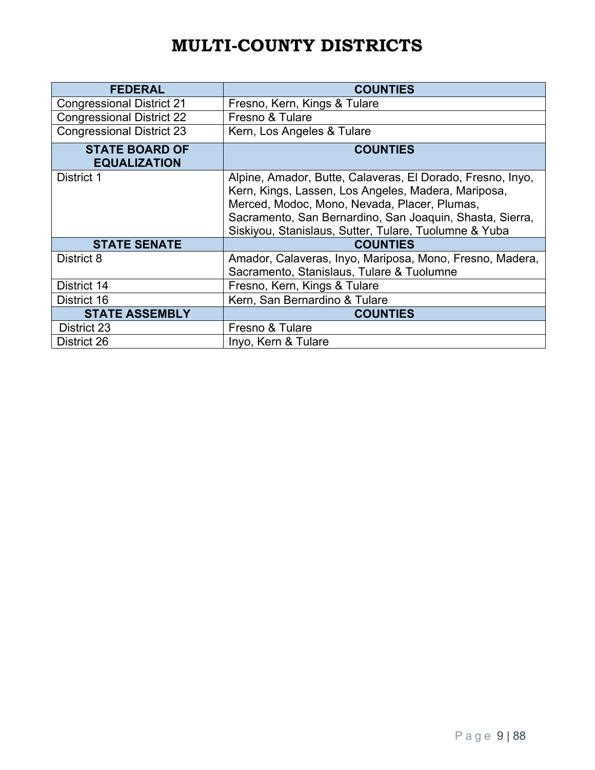# MULTI-COUNTY DISTRICTS

| FEDERAL | COUNTIES |
|---|---|
| Congressional District 21 | Fresno, Kern, Kings & Tulare |
| Congressional District 22 | Fresno & Tulare |
| Congressional District 23 | Kern, Los Angeles & Tulare |
| **STATE BOARD OF EQUALIZATION** | **COUNTIES** |
| District 1 | Alpine, Amador, Butte, Calaveras, El Dorado, Fresno, Inyo, Kern, Kings, Lassen, Los Angeles, Madera, Mariposa, Merced, Modoc, Mono, Nevada, Placer, Plumas, Sacramento, San Bernardino, San Joaquin, Shasta, Sierra, Siskiyou, Stanislaus, Sutter, Tulare, Tuolumne & Yuba |
| **STATE SENATE** | **COUNTIES** |
| District 8 | Amador, Calaveras, Inyo, Mariposa, Mono, Fresno, Madera, Sacramento, Stanislaus, Tulare & Tuolumne |
| District 14 | Fresno, Kern, Kings & Tulare |
| District 16 | Kern, San Bernardino & Tulare |
| **STATE ASSEMBLY** | **COUNTIES** |
| District 23 | Fresno & Tulare |
| District 26 | Inyo, Kern & Tulare |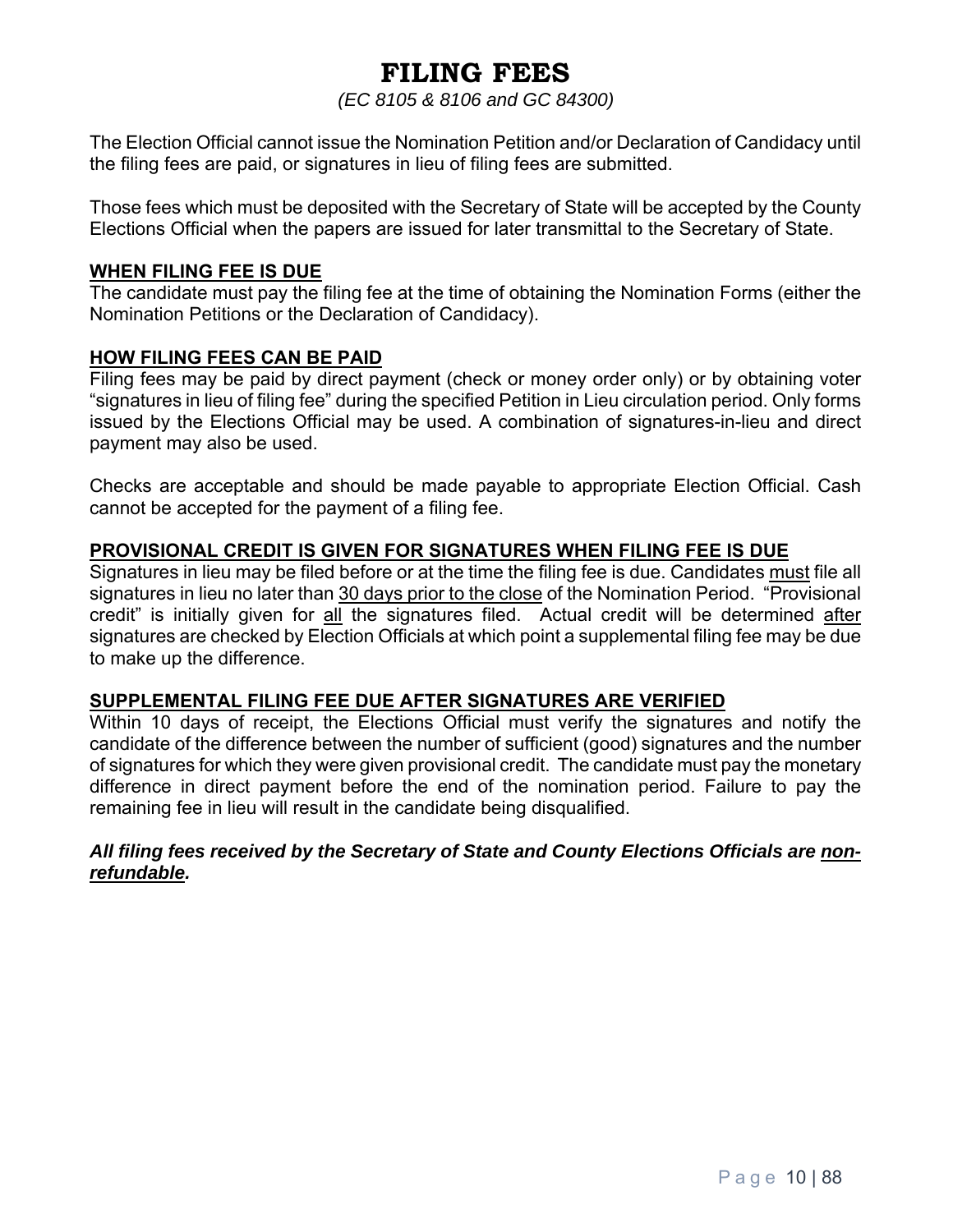# FILING FEES

*(EC 8105 & 8106 and GC 84300)*

The Election Official cannot issue the Nomination Petition and/or Declaration of Candidacy until the filing fees are paid, or signatures in lieu of filing fees are submitted.

Those fees which must be deposited with the Secretary of State will be accepted by the County Elections Official when the papers are issued for later transmittal to the Secretary of State.

## WHEN FILING FEE IS DUE

The candidate must pay the filing fee at the time of obtaining the Nomination Forms (either the Nomination Petitions or the Declaration of Candidacy).

## HOW FILING FEES CAN BE PAID

Filing fees may be paid by direct payment (check or money order only) or by obtaining voter "signatures in lieu of filing fee" during the specified Petition in Lieu circulation period. Only forms issued by the Elections Official may be used. A combination of signatures-in-lieu and direct payment may also be used.

Checks are acceptable and should be made payable to appropriate Election Official. Cash cannot be accepted for the payment of a filing fee.

## PROVISIONAL CREDIT IS GIVEN FOR SIGNATURES WHEN FILING FEE IS DUE

Signatures in lieu may be filed before or at the time the filing fee is due. Candidates must file all signatures in lieu no later than 30 days prior to the close of the Nomination Period. "Provisional credit" is initially given for all the signatures filed. Actual credit will be determined after signatures are checked by Election Officials at which point a supplemental filing fee may be due to make up the difference.

## SUPPLEMENTAL FILING FEE DUE AFTER SIGNATURES ARE VERIFIED

Within 10 days of receipt, the Elections Official must verify the signatures and notify the candidate of the difference between the number of sufficient (good) signatures and the number of signatures for which they were given provisional credit. The candidate must pay the monetary difference in direct payment before the end of the nomination period. Failure to pay the remaining fee in lieu will result in the candidate being disqualified.

***All filing fees received by the Secretary of State and County Elections Officials are non-refundable.***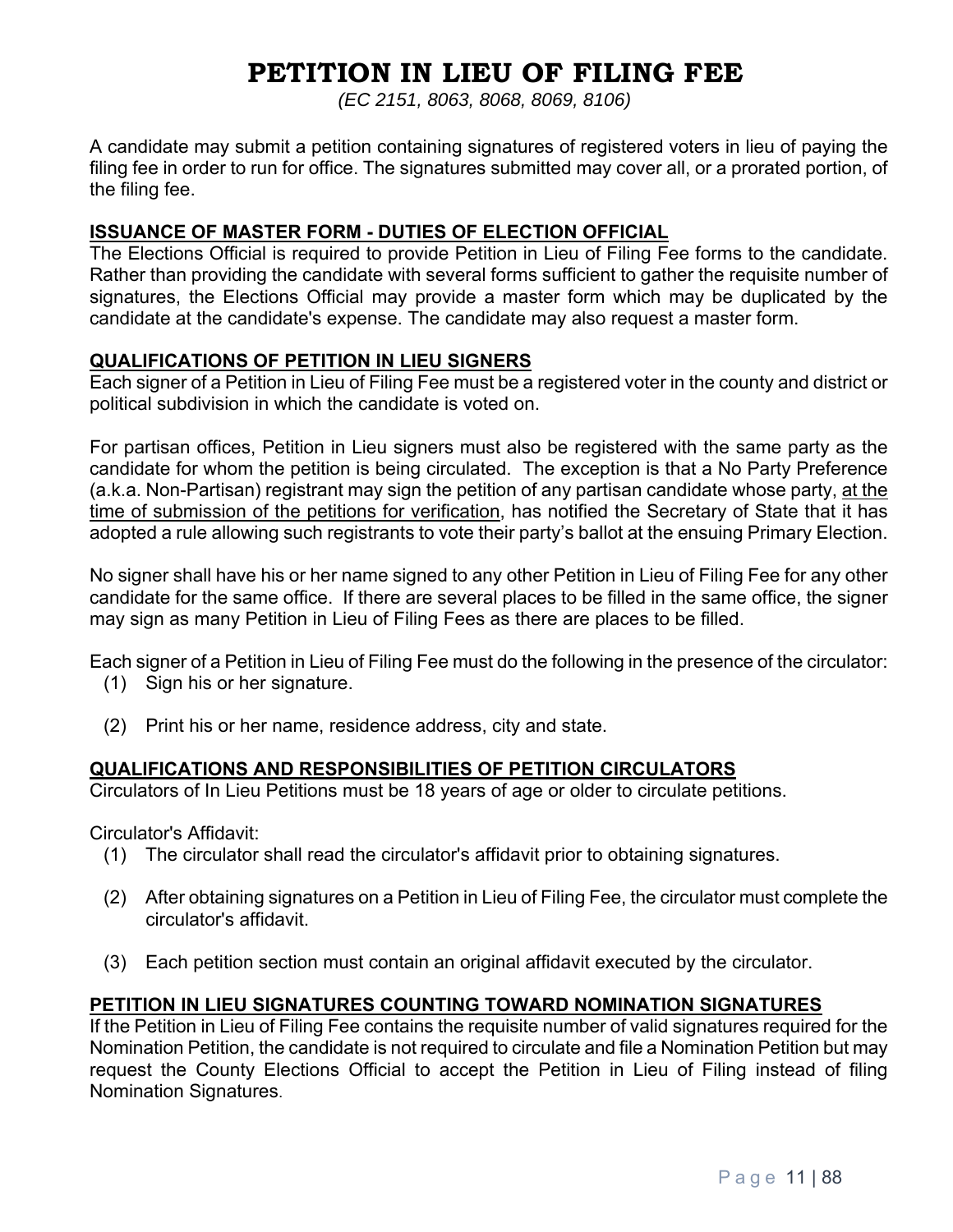# PETITION IN LIEU OF FILING FEE

*(EC 2151, 8063, 8068, 8069, 8106)*

A candidate may submit a petition containing signatures of registered voters in lieu of paying the filing fee in order to run for office. The signatures submitted may cover all, or a prorated portion, of the filing fee.

**ISSUANCE OF MASTER FORM - DUTIES OF ELECTION OFFICIAL**

The Elections Official is required to provide Petition in Lieu of Filing Fee forms to the candidate. Rather than providing the candidate with several forms sufficient to gather the requisite number of signatures, the Elections Official may provide a master form which may be duplicated by the candidate at the candidate's expense. The candidate may also request a master form.

**QUALIFICATIONS OF PETITION IN LIEU SIGNERS**

Each signer of a Petition in Lieu of Filing Fee must be a registered voter in the county and district or political subdivision in which the candidate is voted on.

For partisan offices, Petition in Lieu signers must also be registered with the same party as the candidate for whom the petition is being circulated. The exception is that a No Party Preference (a.k.a. Non-Partisan) registrant may sign the petition of any partisan candidate whose party, at the time of submission of the petitions for verification, has notified the Secretary of State that it has adopted a rule allowing such registrants to vote their party's ballot at the ensuing Primary Election.

No signer shall have his or her name signed to any other Petition in Lieu of Filing Fee for any other candidate for the same office. If there are several places to be filled in the same office, the signer may sign as many Petition in Lieu of Filing Fees as there are places to be filled.

Each signer of a Petition in Lieu of Filing Fee must do the following in the presence of the circulator:

(1) Sign his or her signature.

(2) Print his or her name, residence address, city and state.

**QUALIFICATIONS AND RESPONSIBILITIES OF PETITION CIRCULATORS**

Circulators of In Lieu Petitions must be 18 years of age or older to circulate petitions.

Circulator's Affidavit:

(1) The circulator shall read the circulator's affidavit prior to obtaining signatures.

(2) After obtaining signatures on a Petition in Lieu of Filing Fee, the circulator must complete the circulator's affidavit.

(3) Each petition section must contain an original affidavit executed by the circulator.

**PETITION IN LIEU SIGNATURES COUNTING TOWARD NOMINATION SIGNATURES**

If the Petition in Lieu of Filing Fee contains the requisite number of valid signatures required for the Nomination Petition, the candidate is not required to circulate and file a Nomination Petition but may request the County Elections Official to accept the Petition in Lieu of Filing instead of filing Nomination Signatures.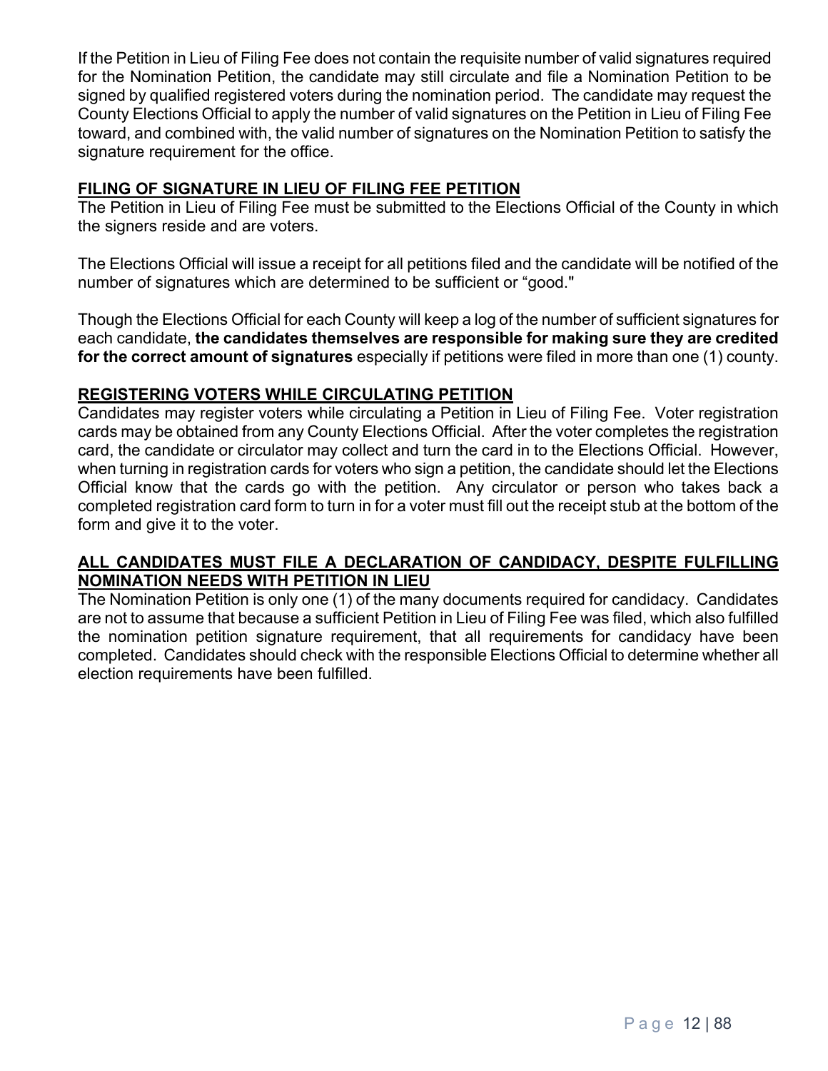If the Petition in Lieu of Filing Fee does not contain the requisite number of valid signatures required for the Nomination Petition, the candidate may still circulate and file a Nomination Petition to be signed by qualified registered voters during the nomination period. The candidate may request the County Elections Official to apply the number of valid signatures on the Petition in Lieu of Filing Fee toward, and combined with, the valid number of signatures on the Nomination Petition to satisfy the signature requirement for the office.

## FILING OF SIGNATURE IN LIEU OF FILING FEE PETITION

The Petition in Lieu of Filing Fee must be submitted to the Elections Official of the County in which the signers reside and are voters.

The Elections Official will issue a receipt for all petitions filed and the candidate will be notified of the number of signatures which are determined to be sufficient or "good."

Though the Elections Official for each County will keep a log of the number of sufficient signatures for each candidate, **the candidates themselves are responsible for making sure they are credited for the correct amount of signatures** especially if petitions were filed in more than one (1) county.

## REGISTERING VOTERS WHILE CIRCULATING PETITION

Candidates may register voters while circulating a Petition in Lieu of Filing Fee. Voter registration cards may be obtained from any County Elections Official. After the voter completes the registration card, the candidate or circulator may collect and turn the card in to the Elections Official. However, when turning in registration cards for voters who sign a petition, the candidate should let the Elections Official know that the cards go with the petition. Any circulator or person who takes back a completed registration card form to turn in for a voter must fill out the receipt stub at the bottom of the form and give it to the voter.

## ALL CANDIDATES MUST FILE A DECLARATION OF CANDIDACY, DESPITE FULFILLING NOMINATION NEEDS WITH PETITION IN LIEU

The Nomination Petition is only one (1) of the many documents required for candidacy. Candidates are not to assume that because a sufficient Petition in Lieu of Filing Fee was filed, which also fulfilled the nomination petition signature requirement, that all requirements for candidacy have been completed. Candidates should check with the responsible Elections Official to determine whether all election requirements have been fulfilled.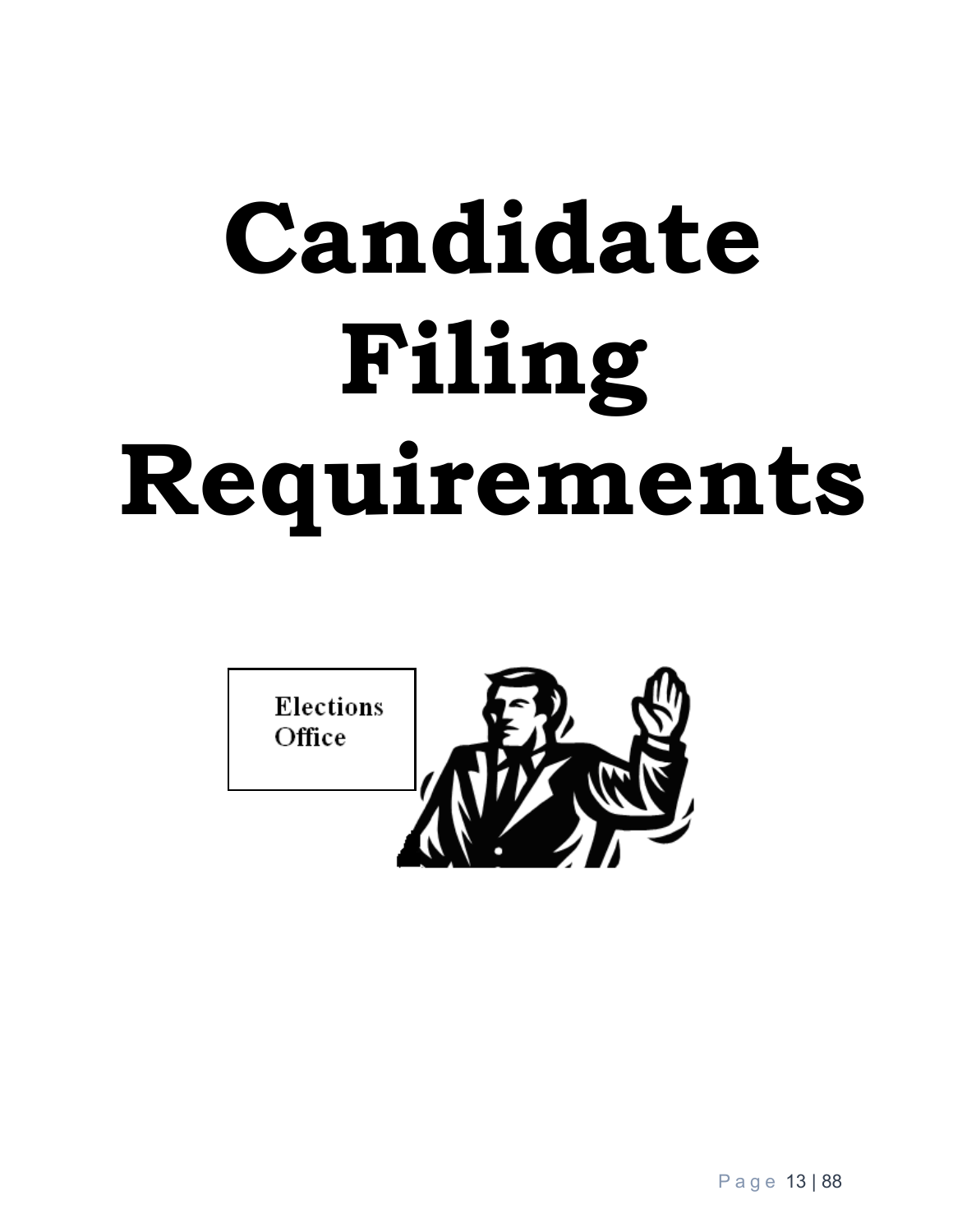# Candidate Filing Requirements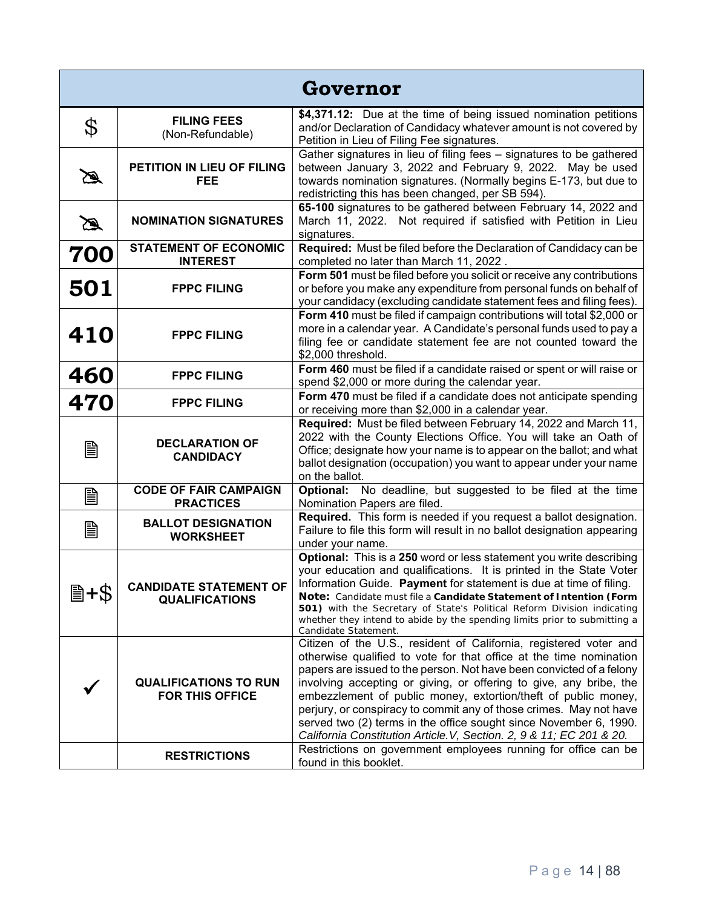| Governor | | |
|---|---|---|
| $ | **FILING FEES** (Non-Refundable) | **$4,371.12:** Due at the time of being issued nomination petitions and/or Declaration of Candidacy whatever amount is not covered by Petition in Lieu of Filing Fee signatures. |
| ✍ | **PETITION IN LIEU OF FILING FEE** | Gather signatures in lieu of filing fees – signatures to be gathered between January 3, 2022 and February 9, 2022. May be used towards nomination signatures. (Normally begins E-173, but due to redistricting this has been changed, per SB 594). |
| ✍ | **NOMINATION SIGNATURES** | **65-100** signatures to be gathered between February 14, 2022 and March 11, 2022. Not required if satisfied with Petition in Lieu signatures. |
| **700** | **STATEMENT OF ECONOMIC INTEREST** | **Required:** Must be filed before the Declaration of Candidacy can be completed no later than March 11, 2022 . |
| **501** | **FPPC FILING** | **Form 501** must be filed before you solicit or receive any contributions or before you make any expenditure from personal funds on behalf of your candidacy (excluding candidate statement fees and filing fees). |
| **410** | **FPPC FILING** | **Form 410** must be filed if campaign contributions will total $2,000 or more in a calendar year. A Candidate's personal funds used to pay a filing fee or candidate statement fee are not counted toward the $2,000 threshold. |
| **460** | **FPPC FILING** | **Form 460** must be filed if a candidate raised or spent or will raise or spend $2,000 or more during the calendar year. |
| **470** | **FPPC FILING** | **Form 470** must be filed if a candidate does not anticipate spending or receiving more than $2,000 in a calendar year. |
| 🖹 | **DECLARATION OF CANDIDACY** | **Required:** Must be filed between February 14, 2022 and March 11, 2022 with the County Elections Office. You will take an Oath of Office; designate how your name is to appear on the ballot; and what ballot designation (occupation) you want to appear under your name on the ballot. |
| 🖹 | **CODE OF FAIR CAMPAIGN PRACTICES** | **Optional:** No deadline, but suggested to be filed at the time Nomination Papers are filed. |
| 🖹 | **BALLOT DESIGNATION WORKSHEET** | **Required.** This form is needed if you request a ballot designation. Failure to file this form will result in no ballot designation appearing under your name. |
| 🖹+$ | **CANDIDATE STATEMENT OF QUALIFICATIONS** | **Optional:** This is a **250** word or less statement you write describing your education and qualifications. It is printed in the State Voter Information Guide. **Payment** for statement is due at time of filing. **Note:** Candidate must file a **Candidate Statement of Intention (Form 501)** with the Secretary of State's Political Reform Division indicating whether they intend to abide by the spending limits prior to submitting a Candidate Statement. |
| ✓ | **QUALIFICATIONS TO RUN FOR THIS OFFICE** | Citizen of the U.S., resident of California, registered voter and otherwise qualified to vote for that office at the time nomination papers are issued to the person. Not have been convicted of a felony involving accepting or giving, or offering to give, any bribe, the embezzlement of public money, extortion/theft of public money, perjury, or conspiracy to commit any of those crimes. May not have served two (2) terms in the office sought since November 6, 1990. *California Constitution Article.V, Section. 2, 9 & 11; EC 201 & 20.* |
| | **RESTRICTIONS** | Restrictions on government employees running for office can be found in this booklet. |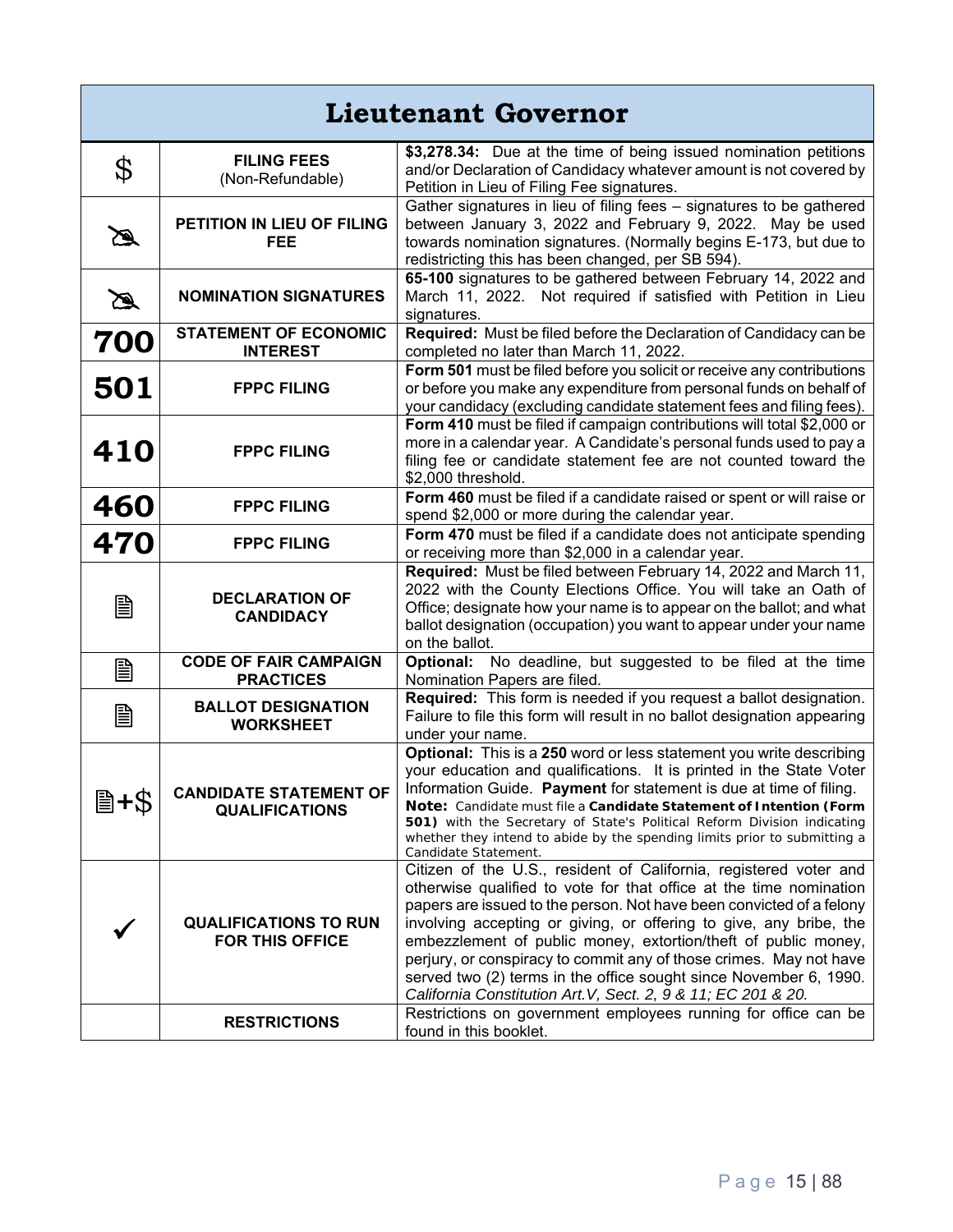# Lieutenant Governor

| | | |
|---|---|---|
| $ | **FILING FEES** (Non-Refundable) | **$3,278.34:** Due at the time of being issued nomination petitions and/or Declaration of Candidacy whatever amount is not covered by Petition in Lieu of Filing Fee signatures. |
| ✍ | **PETITION IN LIEU OF FILING FEE** | Gather signatures in lieu of filing fees – signatures to be gathered between January 3, 2022 and February 9, 2022. May be used towards nomination signatures. (Normally begins E-173, but due to redistricting this has been changed, per SB 594). |
| ✍ | **NOMINATION SIGNATURES** | **65-100** signatures to be gathered between February 14, 2022 and March 11, 2022. Not required if satisfied with Petition in Lieu signatures. |
| **700** | **STATEMENT OF ECONOMIC INTEREST** | **Required:** Must be filed before the Declaration of Candidacy can be completed no later than March 11, 2022. |
| **501** | **FPPC FILING** | **Form 501** must be filed before you solicit or receive any contributions or before you make any expenditure from personal funds on behalf of your candidacy (excluding candidate statement fees and filing fees). |
| **410** | **FPPC FILING** | **Form 410** must be filed if campaign contributions will total $2,000 or more in a calendar year. A Candidate's personal funds used to pay a filing fee or candidate statement fee are not counted toward the $2,000 threshold. |
| **460** | **FPPC FILING** | **Form 460** must be filed if a candidate raised or spent or will raise or spend $2,000 or more during the calendar year. |
| **470** | **FPPC FILING** | **Form 470** must be filed if a candidate does not anticipate spending or receiving more than $2,000 in a calendar year. |
| 🖹 | **DECLARATION OF CANDIDACY** | **Required:** Must be filed between February 14, 2022 and March 11, 2022 with the County Elections Office. You will take an Oath of Office; designate how your name is to appear on the ballot; and what ballot designation (occupation) you want to appear under your name on the ballot. |
| 🖹 | **CODE OF FAIR CAMPAIGN PRACTICES** | **Optional:** No deadline, but suggested to be filed at the time Nomination Papers are filed. |
| 🖹 | **BALLOT DESIGNATION WORKSHEET** | **Required:** This form is needed if you request a ballot designation. Failure to file this form will result in no ballot designation appearing under your name. |
| 🖹+$ | **CANDIDATE STATEMENT OF QUALIFICATIONS** | **Optional:** This is a **250** word or less statement you write describing your education and qualifications. It is printed in the State Voter Information Guide. **Payment** for statement is due at time of filing. **Note:** Candidate must file a **Candidate Statement of Intention (Form 501)** with the Secretary of State's Political Reform Division indicating whether they intend to abide by the spending limits prior to submitting a Candidate Statement. |
| ✓ | **QUALIFICATIONS TO RUN FOR THIS OFFICE** | Citizen of the U.S., resident of California, registered voter and otherwise qualified to vote for that office at the time nomination papers are issued to the person. Not have been convicted of a felony involving accepting or giving, or offering to give, any bribe, the embezzlement of public money, extortion/theft of public money, perjury, or conspiracy to commit any of those crimes. May not have served two (2) terms in the office sought since November 6, 1990. *California Constitution Art.V, Sect. 2, 9 & 11; EC 201 & 20.* |
| | **RESTRICTIONS** | Restrictions on government employees running for office can be found in this booklet. |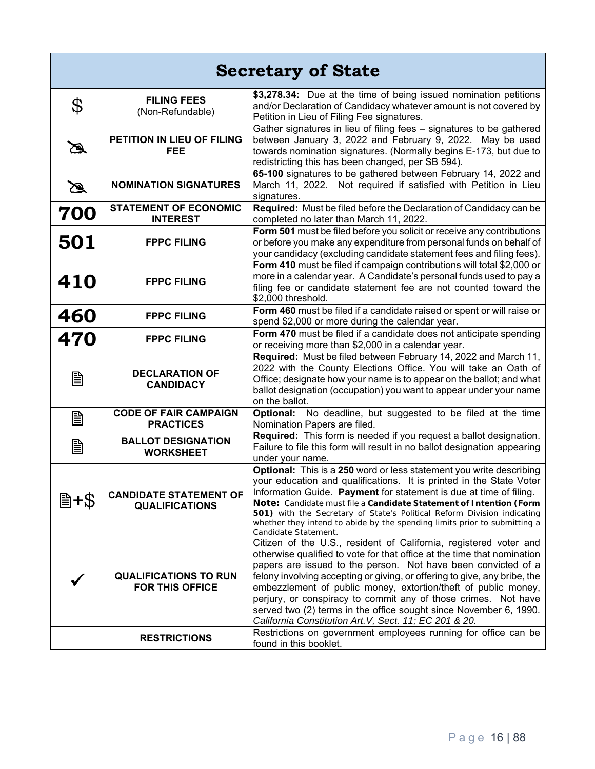# Secretary of State

| | | |
|---|---|---|
| $ | **FILING FEES** (Non-Refundable) | **$3,278.34:** Due at the time of being issued nomination petitions and/or Declaration of Candidacy whatever amount is not covered by Petition in Lieu of Filing Fee signatures. |
| ✍ | **PETITION IN LIEU OF FILING FEE** | Gather signatures in lieu of filing fees – signatures to be gathered between January 3, 2022 and February 9, 2022. May be used towards nomination signatures. (Normally begins E-173, but due to redistricting this has been changed, per SB 594). |
| ✍ | **NOMINATION SIGNATURES** | **65-100** signatures to be gathered between February 14, 2022 and March 11, 2022. Not required if satisfied with Petition in Lieu signatures. |
| **700** | **STATEMENT OF ECONOMIC INTEREST** | **Required:** Must be filed before the Declaration of Candidacy can be completed no later than March 11, 2022. |
| **501** | **FPPC FILING** | **Form 501** must be filed before you solicit or receive any contributions or before you make any expenditure from personal funds on behalf of your candidacy (excluding candidate statement fees and filing fees). |
| **410** | **FPPC FILING** | **Form 410** must be filed if campaign contributions will total $2,000 or more in a calendar year. A Candidate's personal funds used to pay a filing fee or candidate statement fee are not counted toward the $2,000 threshold. |
| **460** | **FPPC FILING** | **Form 460** must be filed if a candidate raised or spent or will raise or spend $2,000 or more during the calendar year. |
| **470** | **FPPC FILING** | **Form 470** must be filed if a candidate does not anticipate spending or receiving more than $2,000 in a calendar year. |
| 🗎 | **DECLARATION OF CANDIDACY** | **Required:** Must be filed between February 14, 2022 and March 11, 2022 with the County Elections Office. You will take an Oath of Office; designate how your name is to appear on the ballot; and what ballot designation (occupation) you want to appear under your name on the ballot. |
| 🗎 | **CODE OF FAIR CAMPAIGN PRACTICES** | **Optional:** No deadline, but suggested to be filed at the time Nomination Papers are filed. |
| 🗎 | **BALLOT DESIGNATION WORKSHEET** | **Required:** This form is needed if you request a ballot designation. Failure to file this form will result in no ballot designation appearing under your name. |
| 🗎+$ | **CANDIDATE STATEMENT OF QUALIFICATIONS** | **Optional:** This is a **250** word or less statement you write describing your education and qualifications. It is printed in the State Voter Information Guide. **Payment** for statement is due at time of filing. **Note:** Candidate must file a **Candidate Statement of Intention (Form 501)** with the Secretary of State's Political Reform Division indicating whether they intend to abide by the spending limits prior to submitting a Candidate Statement. |
| ✓ | **QUALIFICATIONS TO RUN FOR THIS OFFICE** | Citizen of the U.S., resident of California, registered voter and otherwise qualified to vote for that office at the time that nomination papers are issued to the person. Not have been convicted of a felony involving accepting or giving, or offering to give, any bribe, the embezzlement of public money, extortion/theft of public money, perjury, or conspiracy to commit any of those crimes. Not have served two (2) terms in the office sought since November 6, 1990. *California Constitution Art.V, Sect. 11; EC 201 & 20.* |
| | **RESTRICTIONS** | Restrictions on government employees running for office can be found in this booklet. |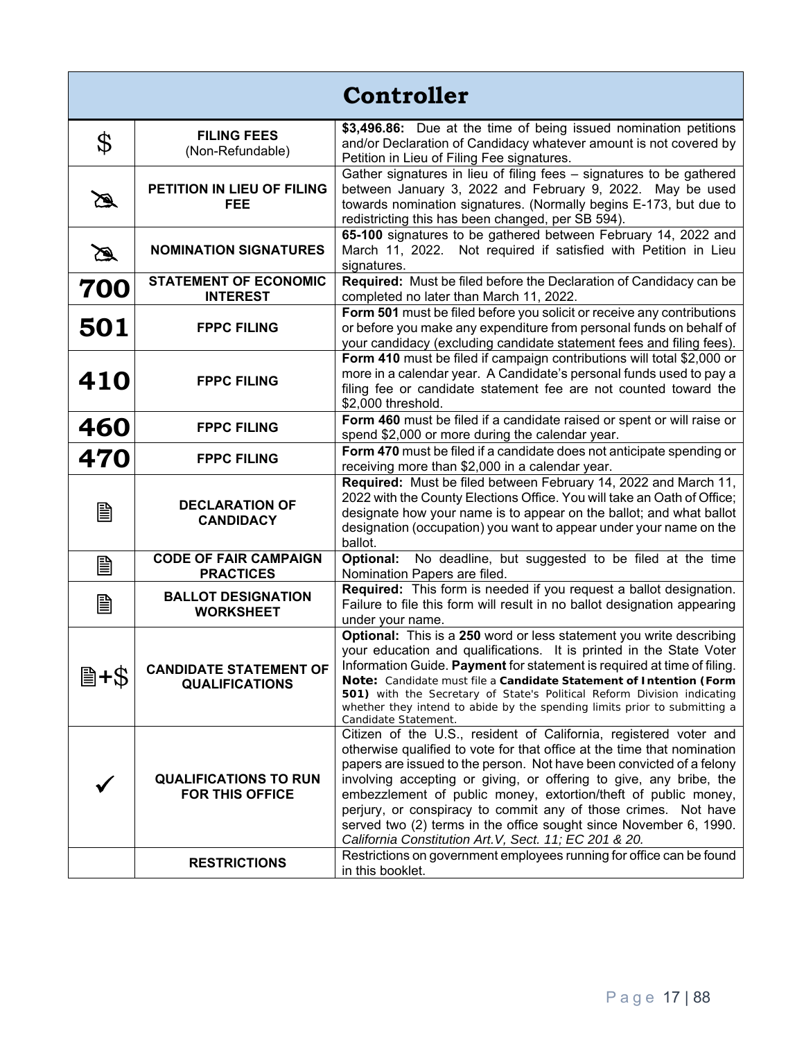# Controller

| | | |
|---|---|---|
| $ | **FILING FEES** (Non-Refundable) | **$3,496.86:** Due at the time of being issued nomination petitions and/or Declaration of Candidacy whatever amount is not covered by Petition in Lieu of Filing Fee signatures. |
| ✍ | **PETITION IN LIEU OF FILING FEE** | Gather signatures in lieu of filing fees – signatures to be gathered between January 3, 2022 and February 9, 2022. May be used towards nomination signatures. (Normally begins E-173, but due to redistricting this has been changed, per SB 594). |
| ✍ | **NOMINATION SIGNATURES** | **65-100** signatures to be gathered between February 14, 2022 and March 11, 2022. Not required if satisfied with Petition in Lieu signatures. |
| **700** | **STATEMENT OF ECONOMIC INTEREST** | **Required:** Must be filed before the Declaration of Candidacy can be completed no later than March 11, 2022. |
| **501** | **FPPC FILING** | **Form 501** must be filed before you solicit or receive any contributions or before you make any expenditure from personal funds on behalf of your candidacy (excluding candidate statement fees and filing fees). |
| **410** | **FPPC FILING** | **Form 410** must be filed if campaign contributions will total $2,000 or more in a calendar year. A Candidate's personal funds used to pay a filing fee or candidate statement fee are not counted toward the $2,000 threshold. |
| **460** | **FPPC FILING** | **Form 460** must be filed if a candidate raised or spent or will raise or spend $2,000 or more during the calendar year. |
| **470** | **FPPC FILING** | **Form 470** must be filed if a candidate does not anticipate spending or receiving more than $2,000 in a calendar year. |
| 🖹 | **DECLARATION OF CANDIDACY** | **Required:** Must be filed between February 14, 2022 and March 11, 2022 with the County Elections Office. You will take an Oath of Office; designate how your name is to appear on the ballot; and what ballot designation (occupation) you want to appear under your name on the ballot. |
| 🖹 | **CODE OF FAIR CAMPAIGN PRACTICES** | **Optional:** No deadline, but suggested to be filed at the time Nomination Papers are filed. |
| 🖹 | **BALLOT DESIGNATION WORKSHEET** | **Required:** This form is needed if you request a ballot designation. Failure to file this form will result in no ballot designation appearing under your name. |
| 🖹+$ | **CANDIDATE STATEMENT OF QUALIFICATIONS** | **Optional:** This is a **250** word or less statement you write describing your education and qualifications. It is printed in the State Voter Information Guide. **Payment** for statement is required at time of filing. **Note:** Candidate must file a **Candidate Statement of Intention (Form 501)** with the Secretary of State's Political Reform Division indicating whether they intend to abide by the spending limits prior to submitting a Candidate Statement. |
| ✓ | **QUALIFICATIONS TO RUN FOR THIS OFFICE** | Citizen of the U.S., resident of California, registered voter and otherwise qualified to vote for that office at the time that nomination papers are issued to the person. Not have been convicted of a felony involving accepting or giving, or offering to give, any bribe, the embezzlement of public money, extortion/theft of public money, perjury, or conspiracy to commit any of those crimes. Not have served two (2) terms in the office sought since November 6, 1990. *California Constitution Art.V, Sect. 11; EC 201 & 20.* |
| | **RESTRICTIONS** | Restrictions on government employees running for office can be found in this booklet. |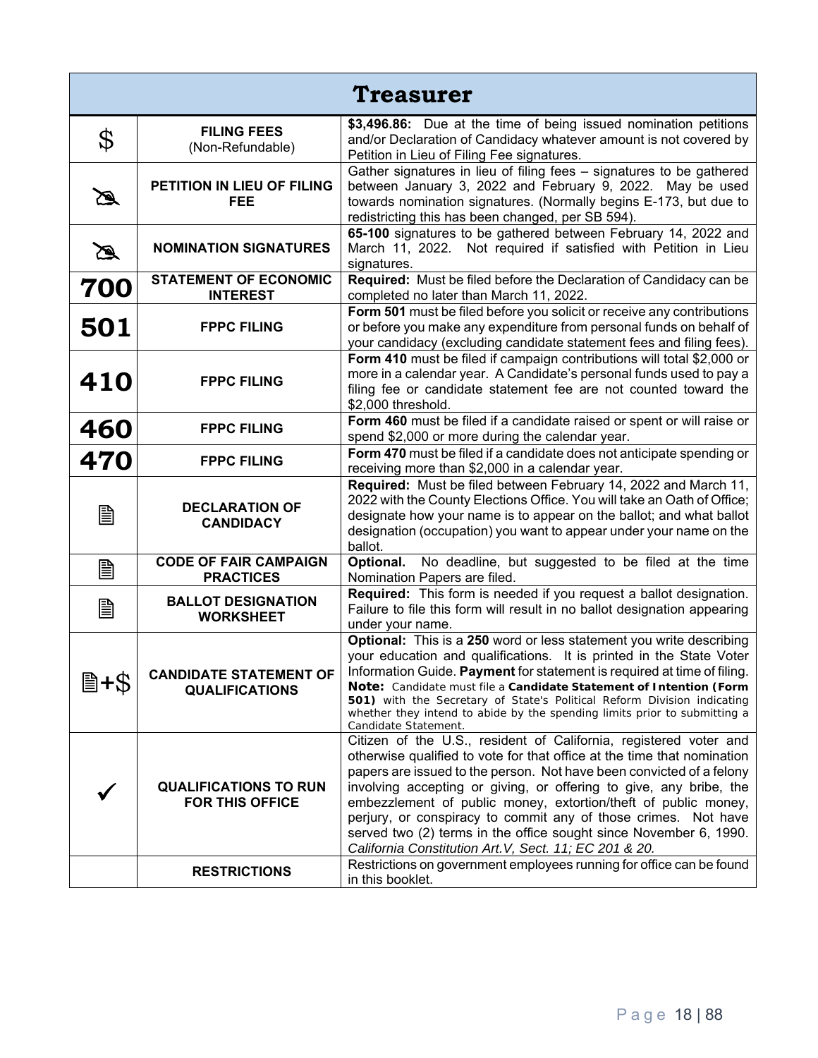| Treasurer | | |
|---|---|---|
| $ | **FILING FEES** (Non-Refundable) | **$3,496.86:** Due at the time of being issued nomination petitions and/or Declaration of Candidacy whatever amount is not covered by Petition in Lieu of Filing Fee signatures. |
| ✍ | **PETITION IN LIEU OF FILING FEE** | Gather signatures in lieu of filing fees – signatures to be gathered between January 3, 2022 and February 9, 2022. May be used towards nomination signatures. (Normally begins E-173, but due to redistricting this has been changed, per SB 594). |
| ✍ | **NOMINATION SIGNATURES** | **65-100** signatures to be gathered between February 14, 2022 and March 11, 2022. Not required if satisfied with Petition in Lieu signatures. |
| **700** | **STATEMENT OF ECONOMIC INTEREST** | **Required:** Must be filed before the Declaration of Candidacy can be completed no later than March 11, 2022. |
| **501** | **FPPC FILING** | **Form 501** must be filed before you solicit or receive any contributions or before you make any expenditure from personal funds on behalf of your candidacy (excluding candidate statement fees and filing fees). |
| **410** | **FPPC FILING** | **Form 410** must be filed if campaign contributions will total $2,000 or more in a calendar year. A Candidate's personal funds used to pay a filing fee or candidate statement fee are not counted toward the $2,000 threshold. |
| **460** | **FPPC FILING** | **Form 460** must be filed if a candidate raised or spent or will raise or spend $2,000 or more during the calendar year. |
| **470** | **FPPC FILING** | **Form 470** must be filed if a candidate does not anticipate spending or receiving more than $2,000 in a calendar year. |
| 🖹 | **DECLARATION OF CANDIDACY** | **Required:** Must be filed between February 14, 2022 and March 11, 2022 with the County Elections Office. You will take an Oath of Office; designate how your name is to appear on the ballot; and what ballot designation (occupation) you want to appear under your name on the ballot. |
| 🖹 | **CODE OF FAIR CAMPAIGN PRACTICES** | **Optional.** No deadline, but suggested to be filed at the time Nomination Papers are filed. |
| 🖹 | **BALLOT DESIGNATION WORKSHEET** | **Required:** This form is needed if you request a ballot designation. Failure to file this form will result in no ballot designation appearing under your name. |
| 🖹+$ | **CANDIDATE STATEMENT OF QUALIFICATIONS** | **Optional:** This is a **250** word or less statement you write describing your education and qualifications. It is printed in the State Voter Information Guide. **Payment** for statement is required at time of filing. **Note:** Candidate must file a **Candidate Statement of Intention (Form 501)** with the Secretary of State's Political Reform Division indicating whether they intend to abide by the spending limits prior to submitting a Candidate Statement. |
| ✓ | **QUALIFICATIONS TO RUN FOR THIS OFFICE** | Citizen of the U.S., resident of California, registered voter and otherwise qualified to vote for that office at the time that nomination papers are issued to the person. Not have been convicted of a felony involving accepting or giving, or offering to give, any bribe, the embezzlement of public money, extortion/theft of public money, perjury, or conspiracy to commit any of those crimes. Not have served two (2) terms in the office sought since November 6, 1990. *California Constitution Art.V, Sect. 11; EC 201 & 20.* |
| | **RESTRICTIONS** | Restrictions on government employees running for office can be found in this booklet. |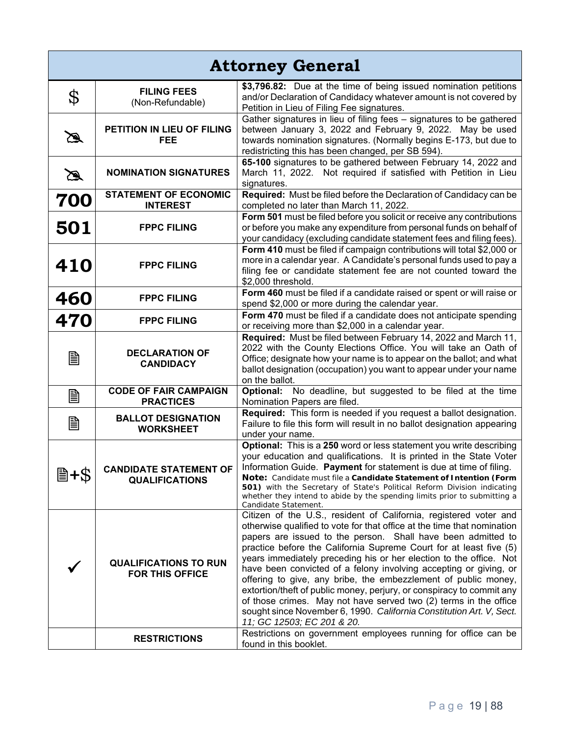| Attorney General | | |
|---|---|---|
| $ | **FILING FEES** (Non-Refundable) | **$3,796.82:** Due at the time of being issued nomination petitions and/or Declaration of Candidacy whatever amount is not covered by Petition in Lieu of Filing Fee signatures. |
| ✍ | **PETITION IN LIEU OF FILING FEE** | Gather signatures in lieu of filing fees – signatures to be gathered between January 3, 2022 and February 9, 2022. May be used towards nomination signatures. (Normally begins E-173, but due to redistricting this has been changed, per SB 594). |
| ✍ | **NOMINATION SIGNATURES** | **65-100** signatures to be gathered between February 14, 2022 and March 11, 2022. Not required if satisfied with Petition in Lieu signatures. |
| **700** | **STATEMENT OF ECONOMIC INTEREST** | **Required:** Must be filed before the Declaration of Candidacy can be completed no later than March 11, 2022. |
| **501** | **FPPC FILING** | **Form 501** must be filed before you solicit or receive any contributions or before you make any expenditure from personal funds on behalf of your candidacy (excluding candidate statement fees and filing fees). |
| **410** | **FPPC FILING** | **Form 410** must be filed if campaign contributions will total $2,000 or more in a calendar year. A Candidate's personal funds used to pay a filing fee or candidate statement fee are not counted toward the $2,000 threshold. |
| **460** | **FPPC FILING** | **Form 460** must be filed if a candidate raised or spent or will raise or spend $2,000 or more during the calendar year. |
| **470** | **FPPC FILING** | **Form 470** must be filed if a candidate does not anticipate spending or receiving more than $2,000 in a calendar year. |
| 🖹 | **DECLARATION OF CANDIDACY** | **Required:** Must be filed between February 14, 2022 and March 11, 2022 with the County Elections Office. You will take an Oath of Office; designate how your name is to appear on the ballot; and what ballot designation (occupation) you want to appear under your name on the ballot. |
| 🖹 | **CODE OF FAIR CAMPAIGN PRACTICES** | **Optional:** No deadline, but suggested to be filed at the time Nomination Papers are filed. |
| 🖹 | **BALLOT DESIGNATION WORKSHEET** | **Required:** This form is needed if you request a ballot designation. Failure to file this form will result in no ballot designation appearing under your name. |
| 🖹+$ | **CANDIDATE STATEMENT OF QUALIFICATIONS** | **Optional:** This is a **250** word or less statement you write describing your education and qualifications. It is printed in the State Voter Information Guide. **Payment** for statement is due at time of filing. **Note:** Candidate must file a **Candidate Statement of Intention (Form 501)** with the Secretary of State's Political Reform Division indicating whether they intend to abide by the spending limits prior to submitting a Candidate Statement. |
| ✓ | **QUALIFICATIONS TO RUN FOR THIS OFFICE** | Citizen of the U.S., resident of California, registered voter and otherwise qualified to vote for that office at the time that nomination papers are issued to the person. Shall have been admitted to practice before the California Supreme Court for at least five (5) years immediately preceding his or her election to the office. Not have been convicted of a felony involving accepting or giving, or offering to give, any bribe, the embezzlement of public money, extortion/theft of public money, perjury, or conspiracy to commit any of those crimes. May not have served two (2) terms in the office sought since November 6, 1990. *California Constitution Art. V, Sect. 11; GC 12503; EC 201 & 20.* |
| | **RESTRICTIONS** | Restrictions on government employees running for office can be found in this booklet. |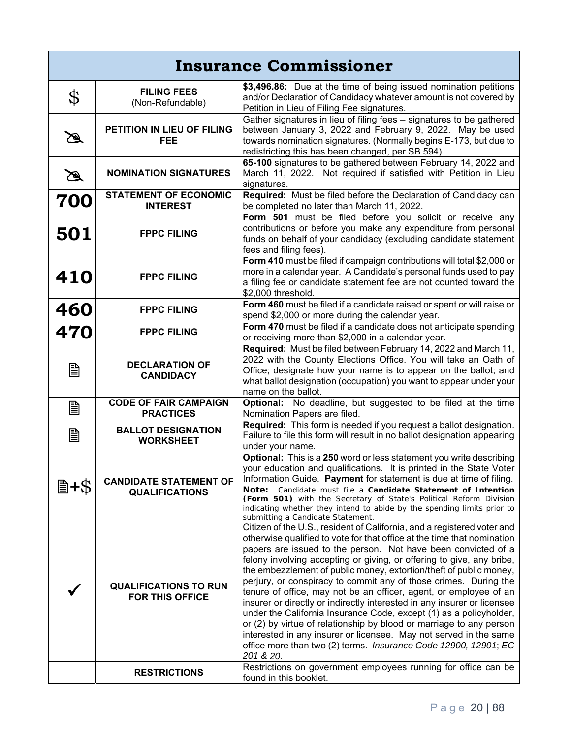# Insurance Commissioner

| | | |
|---|---|---|
| $ | **FILING FEES** (Non-Refundable) | **$3,496.86:** Due at the time of being issued nomination petitions and/or Declaration of Candidacy whatever amount is not covered by Petition in Lieu of Filing Fee signatures. |
| ✍ | **PETITION IN LIEU OF FILING FEE** | Gather signatures in lieu of filing fees – signatures to be gathered between January 3, 2022 and February 9, 2022. May be used towards nomination signatures. (Normally begins E-173, but due to redistricting this has been changed, per SB 594). |
| ✍ | **NOMINATION SIGNATURES** | **65-100** signatures to be gathered between February 14, 2022 and March 11, 2022. Not required if satisfied with Petition in Lieu signatures. |
| **700** | **STATEMENT OF ECONOMIC INTEREST** | **Required:** Must be filed before the Declaration of Candidacy can be completed no later than March 11, 2022. |
| **501** | **FPPC FILING** | **Form 501** must be filed before you solicit or receive any contributions or before you make any expenditure from personal funds on behalf of your candidacy (excluding candidate statement fees and filing fees). |
| **410** | **FPPC FILING** | **Form 410** must be filed if campaign contributions will total $2,000 or more in a calendar year. A Candidate's personal funds used to pay a filing fee or candidate statement fee are not counted toward the $2,000 threshold. |
| **460** | **FPPC FILING** | **Form 460** must be filed if a candidate raised or spent or will raise or spend $2,000 or more during the calendar year. |
| **470** | **FPPC FILING** | **Form 470** must be filed if a candidate does not anticipate spending or receiving more than $2,000 in a calendar year. |
| 🖹 | **DECLARATION OF CANDIDACY** | **Required:** Must be filed between February 14, 2022 and March 11, 2022 with the County Elections Office. You will take an Oath of Office; designate how your name is to appear on the ballot; and what ballot designation (occupation) you want to appear under your name on the ballot. |
| 🖹 | **CODE OF FAIR CAMPAIGN PRACTICES** | **Optional:** No deadline, but suggested to be filed at the time Nomination Papers are filed. |
| 🖹 | **BALLOT DESIGNATION WORKSHEET** | **Required:** This form is needed if you request a ballot designation. Failure to file this form will result in no ballot designation appearing under your name. |
| 🖹+$ | **CANDIDATE STATEMENT OF QUALIFICATIONS** | **Optional:** This is a **250** word or less statement you write describing your education and qualifications. It is printed in the State Voter Information Guide. **Payment** for statement is due at time of filing. **Note:** Candidate must file a **Candidate Statement of Intention (Form 501)** with the Secretary of State's Political Reform Division indicating whether they intend to abide by the spending limits prior to submitting a Candidate Statement. |
| ✓ | **QUALIFICATIONS TO RUN FOR THIS OFFICE** | Citizen of the U.S., resident of California, and a registered voter and otherwise qualified to vote for that office at the time that nomination papers are issued to the person. Not have been convicted of a felony involving accepting or giving, or offering to give, any bribe, the embezzlement of public money, extortion/theft of public money, perjury, or conspiracy to commit any of those crimes. During the tenure of office, may not be an officer, agent, or employee of an insurer or directly or indirectly interested in any insurer or licensee under the California Insurance Code, except (1) as a policyholder, or (2) by virtue of relationship by blood or marriage to any person interested in any insurer or licensee. May not served in the same office more than two (2) terms. *Insurance Code 12900, 12901*; *EC 201 & 20*. |
| | **RESTRICTIONS** | Restrictions on government employees running for office can be found in this booklet. |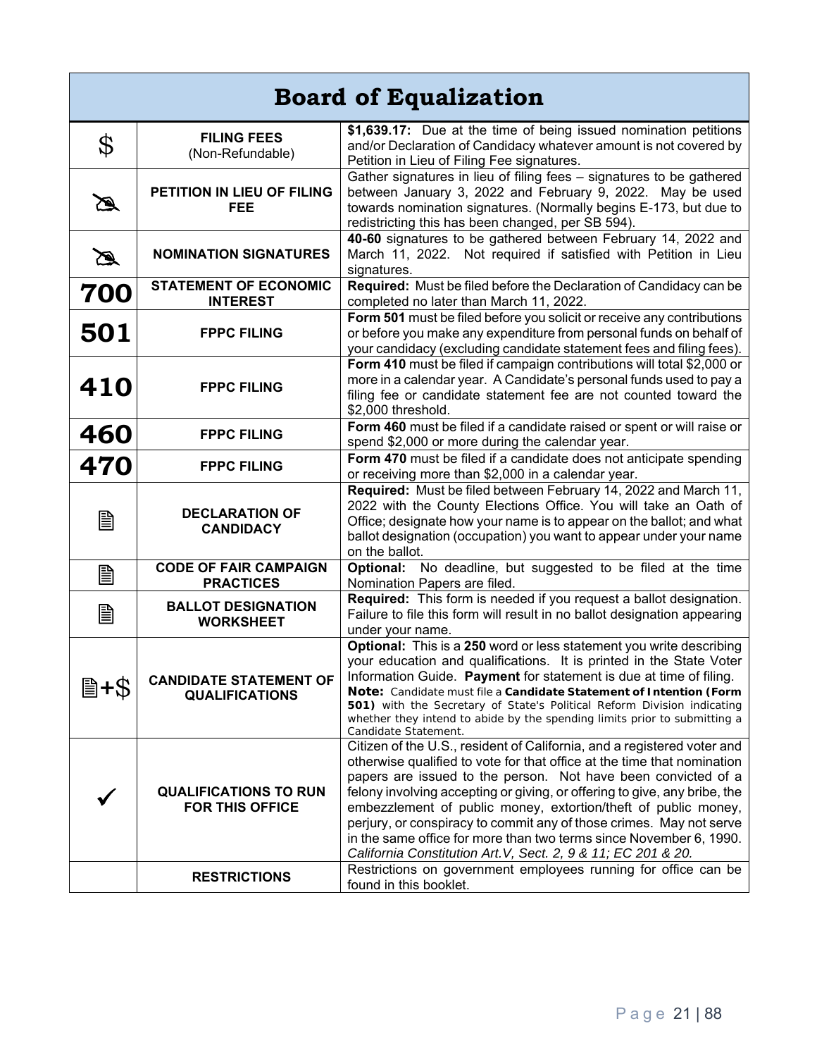# Board of Equalization

| | | |
|---|---|---|
| $ | **FILING FEES** (Non-Refundable) | **$1,639.17:** Due at the time of being issued nomination petitions and/or Declaration of Candidacy whatever amount is not covered by Petition in Lieu of Filing Fee signatures. |
| ✍ | **PETITION IN LIEU OF FILING FEE** | Gather signatures in lieu of filing fees – signatures to be gathered between January 3, 2022 and February 9, 2022. May be used towards nomination signatures. (Normally begins E-173, but due to redistricting this has been changed, per SB 594). |
| ✍ | **NOMINATION SIGNATURES** | **40-60** signatures to be gathered between February 14, 2022 and March 11, 2022. Not required if satisfied with Petition in Lieu signatures. |
| **700** | **STATEMENT OF ECONOMIC INTEREST** | **Required:** Must be filed before the Declaration of Candidacy can be completed no later than March 11, 2022. |
| **501** | **FPPC FILING** | **Form 501** must be filed before you solicit or receive any contributions or before you make any expenditure from personal funds on behalf of your candidacy (excluding candidate statement fees and filing fees). |
| **410** | **FPPC FILING** | **Form 410** must be filed if campaign contributions will total $2,000 or more in a calendar year. A Candidate's personal funds used to pay a filing fee or candidate statement fee are not counted toward the $2,000 threshold. |
| **460** | **FPPC FILING** | **Form 460** must be filed if a candidate raised or spent or will raise or spend $2,000 or more during the calendar year. |
| **470** | **FPPC FILING** | **Form 470** must be filed if a candidate does not anticipate spending or receiving more than $2,000 in a calendar year. |
| 🗎 | **DECLARATION OF CANDIDACY** | **Required:** Must be filed between February 14, 2022 and March 11, 2022 with the County Elections Office. You will take an Oath of Office; designate how your name is to appear on the ballot; and what ballot designation (occupation) you want to appear under your name on the ballot. |
| 🗎 | **CODE OF FAIR CAMPAIGN PRACTICES** | **Optional:** No deadline, but suggested to be filed at the time Nomination Papers are filed. |
| 🗎 | **BALLOT DESIGNATION WORKSHEET** | **Required:** This form is needed if you request a ballot designation. Failure to file this form will result in no ballot designation appearing under your name. |
| 🗎+$ | **CANDIDATE STATEMENT OF QUALIFICATIONS** | **Optional:** This is a **250** word or less statement you write describing your education and qualifications. It is printed in the State Voter Information Guide. **Payment** for statement is due at time of filing. **Note:** Candidate must file a **Candidate Statement of Intention (Form 501)** with the Secretary of State's Political Reform Division indicating whether they intend to abide by the spending limits prior to submitting a Candidate Statement. |
| ✓ | **QUALIFICATIONS TO RUN FOR THIS OFFICE** | Citizen of the U.S., resident of California, and a registered voter and otherwise qualified to vote for that office at the time that nomination papers are issued to the person. Not have been convicted of a felony involving accepting or giving, or offering to give, any bribe, the embezzlement of public money, extortion/theft of public money, perjury, or conspiracy to commit any of those crimes. May not serve in the same office for more than two terms since November 6, 1990. *California Constitution Art.V, Sect. 2, 9 & 11; EC 201 & 20.* |
| | **RESTRICTIONS** | Restrictions on government employees running for office can be found in this booklet. |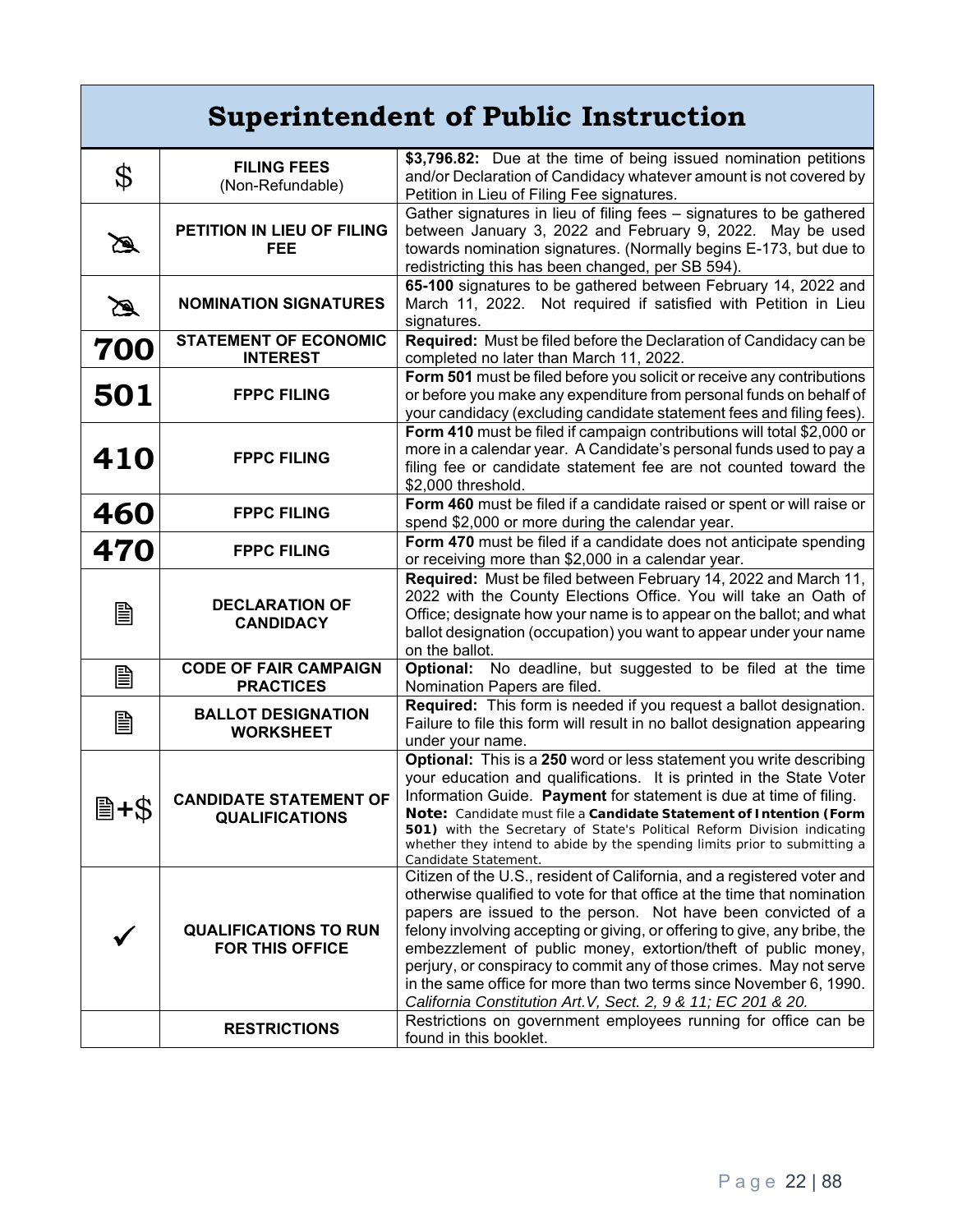# Superintendent of Public Instruction

| | | |
|---|---|---|
| $ | **FILING FEES** (Non-Refundable) | **$3,796.82:** Due at the time of being issued nomination petitions and/or Declaration of Candidacy whatever amount is not covered by Petition in Lieu of Filing Fee signatures. |
| ✍ | **PETITION IN LIEU OF FILING FEE** | Gather signatures in lieu of filing fees – signatures to be gathered between January 3, 2022 and February 9, 2022. May be used towards nomination signatures. (Normally begins E-173, but due to redistricting this has been changed, per SB 594). |
| ✍ | **NOMINATION SIGNATURES** | **65-100** signatures to be gathered between February 14, 2022 and March 11, 2022. Not required if satisfied with Petition in Lieu signatures. |
| **700** | **STATEMENT OF ECONOMIC INTEREST** | **Required:** Must be filed before the Declaration of Candidacy can be completed no later than March 11, 2022. |
| **501** | **FPPC FILING** | **Form 501** must be filed before you solicit or receive any contributions or before you make any expenditure from personal funds on behalf of your candidacy (excluding candidate statement fees and filing fees). |
| **410** | **FPPC FILING** | **Form 410** must be filed if campaign contributions will total $2,000 or more in a calendar year. A Candidate's personal funds used to pay a filing fee or candidate statement fee are not counted toward the $2,000 threshold. |
| **460** | **FPPC FILING** | **Form 460** must be filed if a candidate raised or spent or will raise or spend $2,000 or more during the calendar year. |
| **470** | **FPPC FILING** | **Form 470** must be filed if a candidate does not anticipate spending or receiving more than $2,000 in a calendar year. |
| 🗎 | **DECLARATION OF CANDIDACY** | **Required:** Must be filed between February 14, 2022 and March 11, 2022 with the County Elections Office. You will take an Oath of Office; designate how your name is to appear on the ballot; and what ballot designation (occupation) you want to appear under your name on the ballot. |
| 🗎 | **CODE OF FAIR CAMPAIGN PRACTICES** | **Optional:** No deadline, but suggested to be filed at the time Nomination Papers are filed. |
| 🗎 | **BALLOT DESIGNATION WORKSHEET** | **Required:** This form is needed if you request a ballot designation. Failure to file this form will result in no ballot designation appearing under your name. |
| 🗎+$ | **CANDIDATE STATEMENT OF QUALIFICATIONS** | **Optional:** This is a **250** word or less statement you write describing your education and qualifications. It is printed in the State Voter Information Guide. **Payment** for statement is due at time of filing. **Note:** Candidate must file a **Candidate Statement of Intention (Form 501)** with the Secretary of State's Political Reform Division indicating whether they intend to abide by the spending limits prior to submitting a Candidate Statement. |
| ✓ | **QUALIFICATIONS TO RUN FOR THIS OFFICE** | Citizen of the U.S., resident of California, and a registered voter and otherwise qualified to vote for that office at the time that nomination papers are issued to the person. Not have been convicted of a felony involving accepting or giving, or offering to give, any bribe, the embezzlement of public money, extortion/theft of public money, perjury, or conspiracy to commit any of those crimes. May not serve in the same office for more than two terms since November 6, 1990. *California Constitution Art.V, Sect. 2, 9 & 11; EC 201 & 20.* |
| | **RESTRICTIONS** | Restrictions on government employees running for office can be found in this booklet. |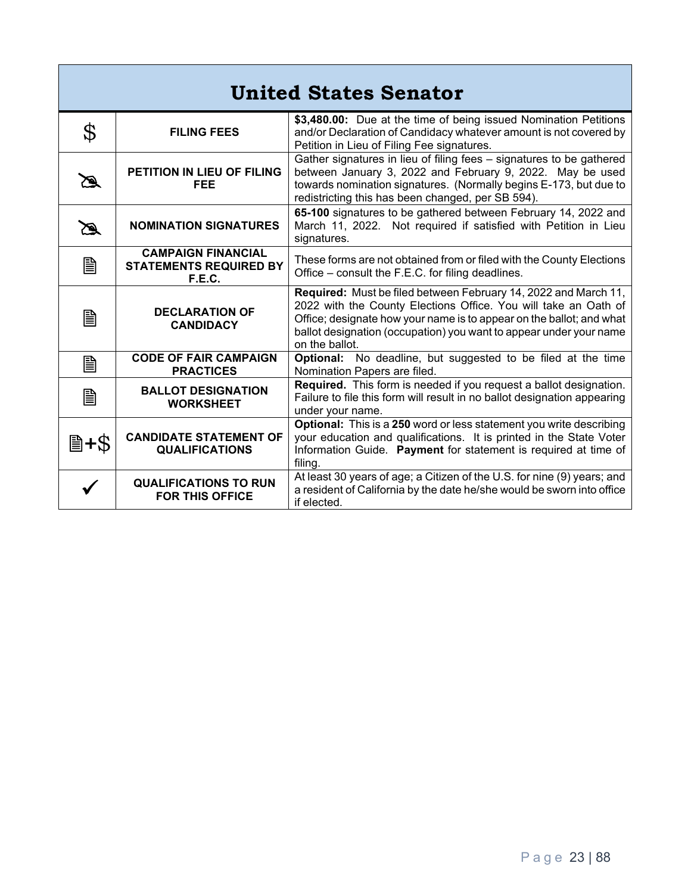# United States Senator

| | | |
|---|---|---|
| $ | **FILING FEES** | **$3,480.00:** Due at the time of being issued Nomination Petitions and/or Declaration of Candidacy whatever amount is not covered by Petition in Lieu of Filing Fee signatures. |
| | **PETITION IN LIEU OF FILING FEE** | Gather signatures in lieu of filing fees – signatures to be gathered between January 3, 2022 and February 9, 2022. May be used towards nomination signatures. (Normally begins E-173, but due to redistricting this has been changed, per SB 594). |
| | **NOMINATION SIGNATURES** | **65-100** signatures to be gathered between February 14, 2022 and March 11, 2022. Not required if satisfied with Petition in Lieu signatures. |
| 🖹 | **CAMPAIGN FINANCIAL STATEMENTS REQUIRED BY F.E.C.** | These forms are not obtained from or filed with the County Elections Office – consult the F.E.C. for filing deadlines. |
| 🖹 | **DECLARATION OF CANDIDACY** | **Required:** Must be filed between February 14, 2022 and March 11, 2022 with the County Elections Office. You will take an Oath of Office; designate how your name is to appear on the ballot; and what ballot designation (occupation) you want to appear under your name on the ballot. |
| 🖹 | **CODE OF FAIR CAMPAIGN PRACTICES** | **Optional:** No deadline, but suggested to be filed at the time Nomination Papers are filed. |
| 🖹 | **BALLOT DESIGNATION WORKSHEET** | **Required.** This form is needed if you request a ballot designation. Failure to file this form will result in no ballot designation appearing under your name. |
| 🖹+$ | **CANDIDATE STATEMENT OF QUALIFICATIONS** | **Optional:** This is a **250** word or less statement you write describing your education and qualifications. It is printed in the State Voter Information Guide. **Payment** for statement is required at time of filing. |
| ✓ | **QUALIFICATIONS TO RUN FOR THIS OFFICE** | At least 30 years of age; a Citizen of the U.S. for nine (9) years; and a resident of California by the date he/she would be sworn into office if elected. |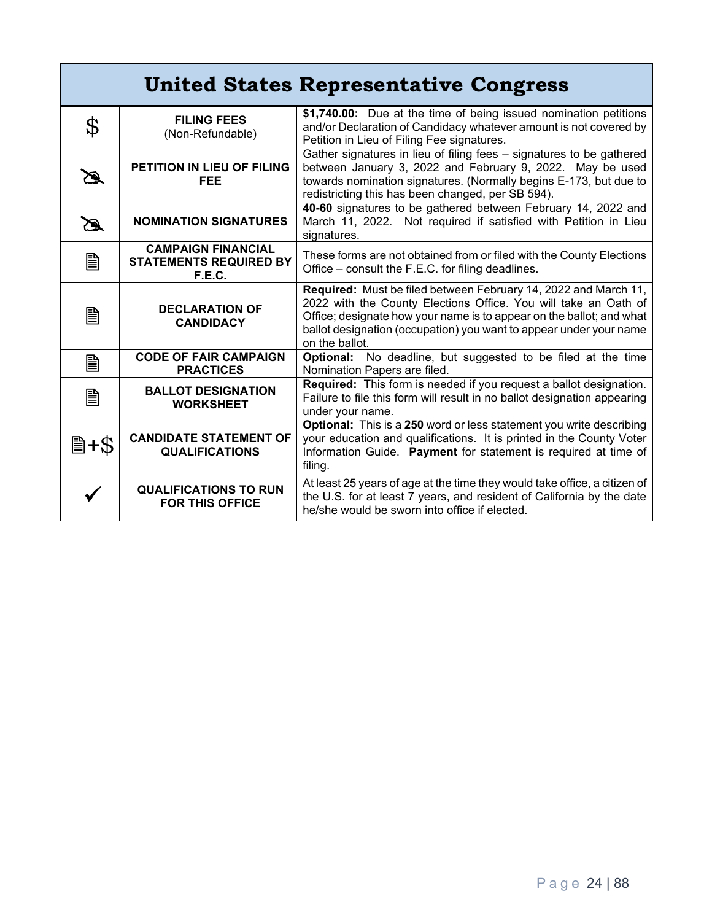# United States Representative Congress

| | | |
|---|---|---|
| $ | **FILING FEES** (Non-Refundable) | **$1,740.00:** Due at the time of being issued nomination petitions and/or Declaration of Candidacy whatever amount is not covered by Petition in Lieu of Filing Fee signatures. |
| ✍ | **PETITION IN LIEU OF FILING FEE** | Gather signatures in lieu of filing fees – signatures to be gathered between January 3, 2022 and February 9, 2022. May be used towards nomination signatures. (Normally begins E-173, but due to redistricting this has been changed, per SB 594). |
| ✍ | **NOMINATION SIGNATURES** | **40-60** signatures to be gathered between February 14, 2022 and March 11, 2022. Not required if satisfied with Petition in Lieu signatures. |
| 🖹 | **CAMPAIGN FINANCIAL STATEMENTS REQUIRED BY F.E.C.** | These forms are not obtained from or filed with the County Elections Office – consult the F.E.C. for filing deadlines. |
| 🖹 | **DECLARATION OF CANDIDACY** | **Required:** Must be filed between February 14, 2022 and March 11, 2022 with the County Elections Office. You will take an Oath of Office; designate how your name is to appear on the ballot; and what ballot designation (occupation) you want to appear under your name on the ballot. |
| 🖹 | **CODE OF FAIR CAMPAIGN PRACTICES** | **Optional:** No deadline, but suggested to be filed at the time Nomination Papers are filed. |
| 🖹 | **BALLOT DESIGNATION WORKSHEET** | **Required:** This form is needed if you request a ballot designation. Failure to file this form will result in no ballot designation appearing under your name. |
| 🖹+$ | **CANDIDATE STATEMENT OF QUALIFICATIONS** | **Optional:** This is a **250** word or less statement you write describing your education and qualifications. It is printed in the County Voter Information Guide. **Payment** for statement is required at time of filing. |
| ✓ | **QUALIFICATIONS TO RUN FOR THIS OFFICE** | At least 25 years of age at the time they would take office, a citizen of the U.S. for at least 7 years, and resident of California by the date he/she would be sworn into office if elected. |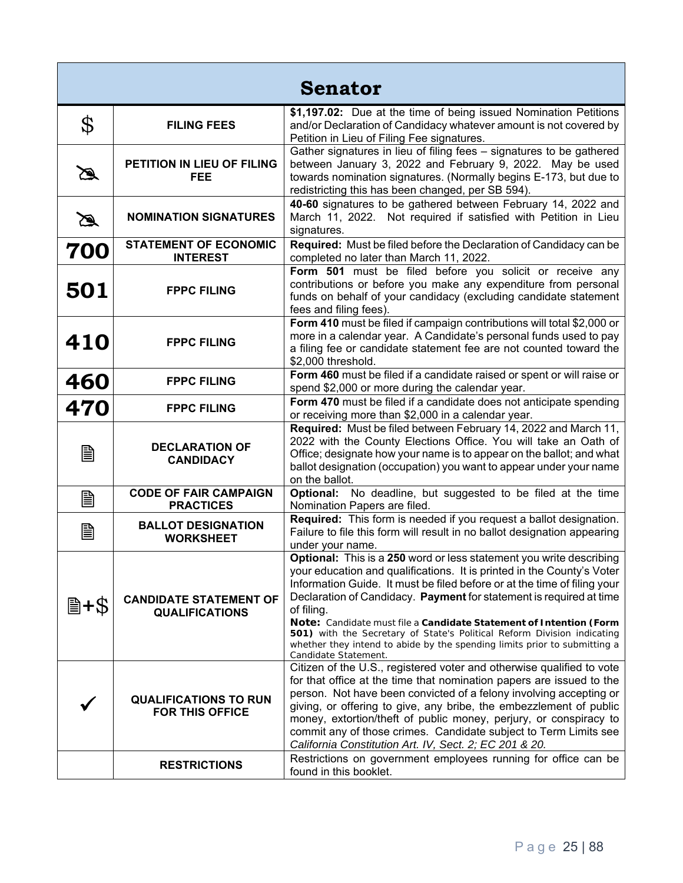| Senator | | |
|---|---|---|
| $ | **FILING FEES** | **$1,197.02:** Due at the time of being issued Nomination Petitions and/or Declaration of Candidacy whatever amount is not covered by Petition in Lieu of Filing Fee signatures. |
| ✍ | **PETITION IN LIEU OF FILING FEE** | Gather signatures in lieu of filing fees – signatures to be gathered between January 3, 2022 and February 9, 2022. May be used towards nomination signatures. (Normally begins E-173, but due to redistricting this has been changed, per SB 594). |
| ✍ | **NOMINATION SIGNATURES** | **40-60** signatures to be gathered between February 14, 2022 and March 11, 2022. Not required if satisfied with Petition in Lieu signatures. |
| **700** | **STATEMENT OF ECONOMIC INTEREST** | **Required:** Must be filed before the Declaration of Candidacy can be completed no later than March 11, 2022. |
| **501** | **FPPC FILING** | **Form 501** must be filed before you solicit or receive any contributions or before you make any expenditure from personal funds on behalf of your candidacy (excluding candidate statement fees and filing fees). |
| **410** | **FPPC FILING** | **Form 410** must be filed if campaign contributions will total $2,000 or more in a calendar year. A Candidate's personal funds used to pay a filing fee or candidate statement fee are not counted toward the $2,000 threshold. |
| **460** | **FPPC FILING** | **Form 460** must be filed if a candidate raised or spent or will raise or spend $2,000 or more during the calendar year. |
| **470** | **FPPC FILING** | **Form 470** must be filed if a candidate does not anticipate spending or receiving more than $2,000 in a calendar year. |
| 🖹 | **DECLARATION OF CANDIDACY** | **Required:** Must be filed between February 14, 2022 and March 11, 2022 with the County Elections Office. You will take an Oath of Office; designate how your name is to appear on the ballot; and what ballot designation (occupation) you want to appear under your name on the ballot. |
| 🖹 | **CODE OF FAIR CAMPAIGN PRACTICES** | **Optional:** No deadline, but suggested to be filed at the time Nomination Papers are filed. |
| 🖹 | **BALLOT DESIGNATION WORKSHEET** | **Required:** This form is needed if you request a ballot designation. Failure to file this form will result in no ballot designation appearing under your name. |
| 🖹+$ | **CANDIDATE STATEMENT OF QUALIFICATIONS** | **Optional:** This is a **250** word or less statement you write describing your education and qualifications. It is printed in the County's Voter Information Guide. It must be filed before or at the time of filing your Declaration of Candidacy. **Payment** for statement is required at time of filing. **Note:** Candidate must file a **Candidate Statement of Intention (Form 501)** with the Secretary of State's Political Reform Division indicating whether they intend to abide by the spending limits prior to submitting a Candidate Statement. |
| ✓ | **QUALIFICATIONS TO RUN FOR THIS OFFICE** | Citizen of the U.S., registered voter and otherwise qualified to vote for that office at the time that nomination papers are issued to the person. Not have been convicted of a felony involving accepting or giving, or offering to give, any bribe, the embezzlement of public money, extortion/theft of public money, perjury, or conspiracy to commit any of those crimes. Candidate subject to Term Limits see *California Constitution Art. IV, Sect. 2; EC 201 & 20.* |
| | **RESTRICTIONS** | Restrictions on government employees running for office can be found in this booklet. |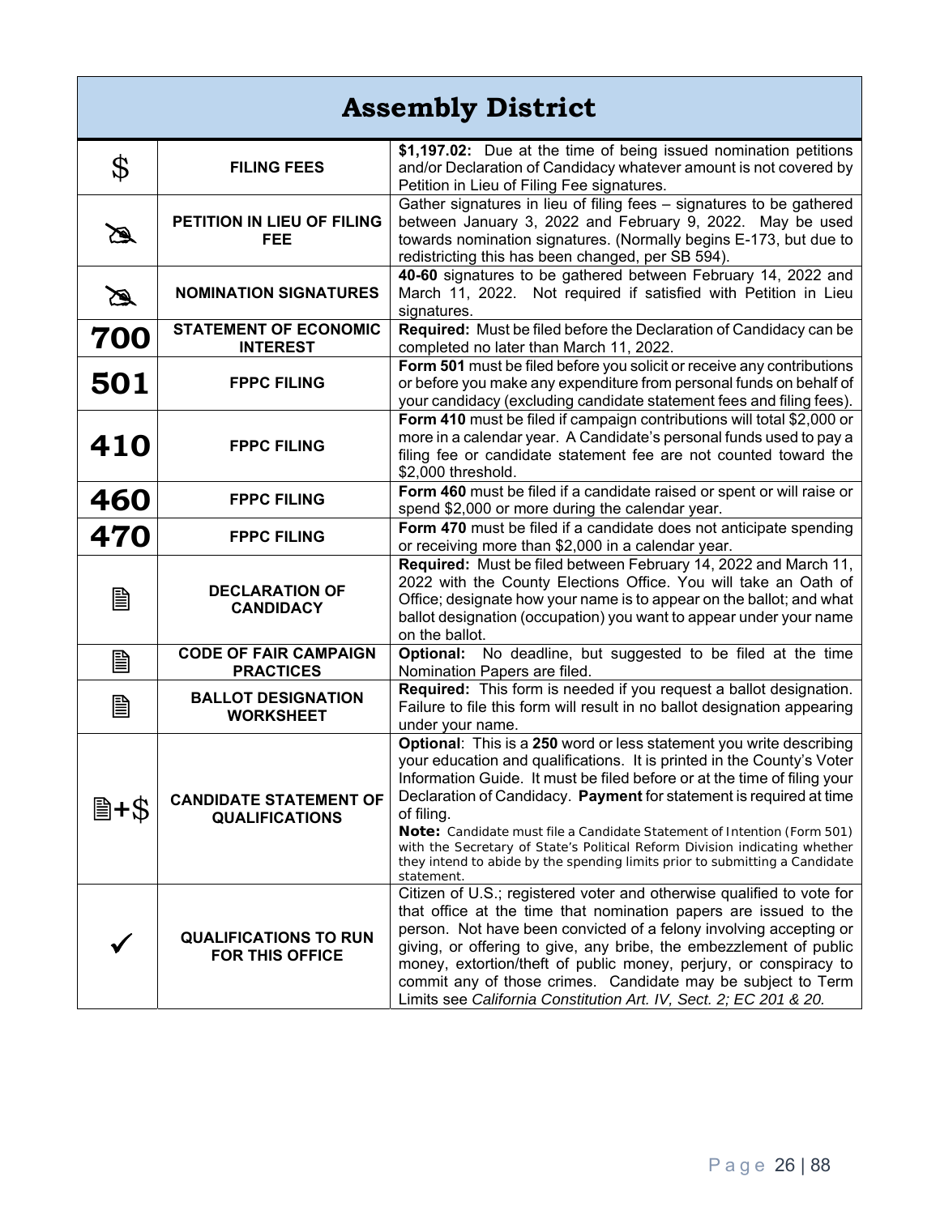# Assembly District

| | | |
|---|---|---|
| $ | **FILING FEES** | **$1,197.02:** Due at the time of being issued nomination petitions and/or Declaration of Candidacy whatever amount is not covered by Petition in Lieu of Filing Fee signatures. |
| | **PETITION IN LIEU OF FILING FEE** | Gather signatures in lieu of filing fees – signatures to be gathered between January 3, 2022 and February 9, 2022. May be used towards nomination signatures. (Normally begins E-173, but due to redistricting this has been changed, per SB 594). |
| | **NOMINATION SIGNATURES** | **40-60** signatures to be gathered between February 14, 2022 and March 11, 2022. Not required if satisfied with Petition in Lieu signatures. |
| **700** | **STATEMENT OF ECONOMIC INTEREST** | **Required:** Must be filed before the Declaration of Candidacy can be completed no later than March 11, 2022. |
| **501** | **FPPC FILING** | **Form 501** must be filed before you solicit or receive any contributions or before you make any expenditure from personal funds on behalf of your candidacy (excluding candidate statement fees and filing fees). |
| **410** | **FPPC FILING** | **Form 410** must be filed if campaign contributions will total $2,000 or more in a calendar year. A Candidate's personal funds used to pay a filing fee or candidate statement fee are not counted toward the $2,000 threshold. |
| **460** | **FPPC FILING** | **Form 460** must be filed if a candidate raised or spent or will raise or spend $2,000 or more during the calendar year. |
| **470** | **FPPC FILING** | **Form 470** must be filed if a candidate does not anticipate spending or receiving more than $2,000 in a calendar year. |
| | **DECLARATION OF CANDIDACY** | **Required:** Must be filed between February 14, 2022 and March 11, 2022 with the County Elections Office. You will take an Oath of Office; designate how your name is to appear on the ballot; and what ballot designation (occupation) you want to appear under your name on the ballot. |
| | **CODE OF FAIR CAMPAIGN PRACTICES** | **Optional:** No deadline, but suggested to be filed at the time Nomination Papers are filed. |
| | **BALLOT DESIGNATION WORKSHEET** | **Required:** This form is needed if you request a ballot designation. Failure to file this form will result in no ballot designation appearing under your name. |
| +$ | **CANDIDATE STATEMENT OF QUALIFICATIONS** | **Optional**: This is a **250** word or less statement you write describing your education and qualifications. It is printed in the County's Voter Information Guide. It must be filed before or at the time of filing your Declaration of Candidacy. **Payment** for statement is required at time of filing. **Note:** Candidate must file a Candidate Statement of Intention (Form 501) with the Secretary of State's Political Reform Division indicating whether they intend to abide by the spending limits prior to submitting a Candidate statement. |
| ✓ | **QUALIFICATIONS TO RUN FOR THIS OFFICE** | Citizen of U.S.; registered voter and otherwise qualified to vote for that office at the time that nomination papers are issued to the person. Not have been convicted of a felony involving accepting or giving, or offering to give, any bribe, the embezzlement of public money, extortion/theft of public money, perjury, or conspiracy to commit any of those crimes. Candidate may be subject to Term Limits see *California Constitution Art. IV, Sect. 2; EC 201 & 20.* |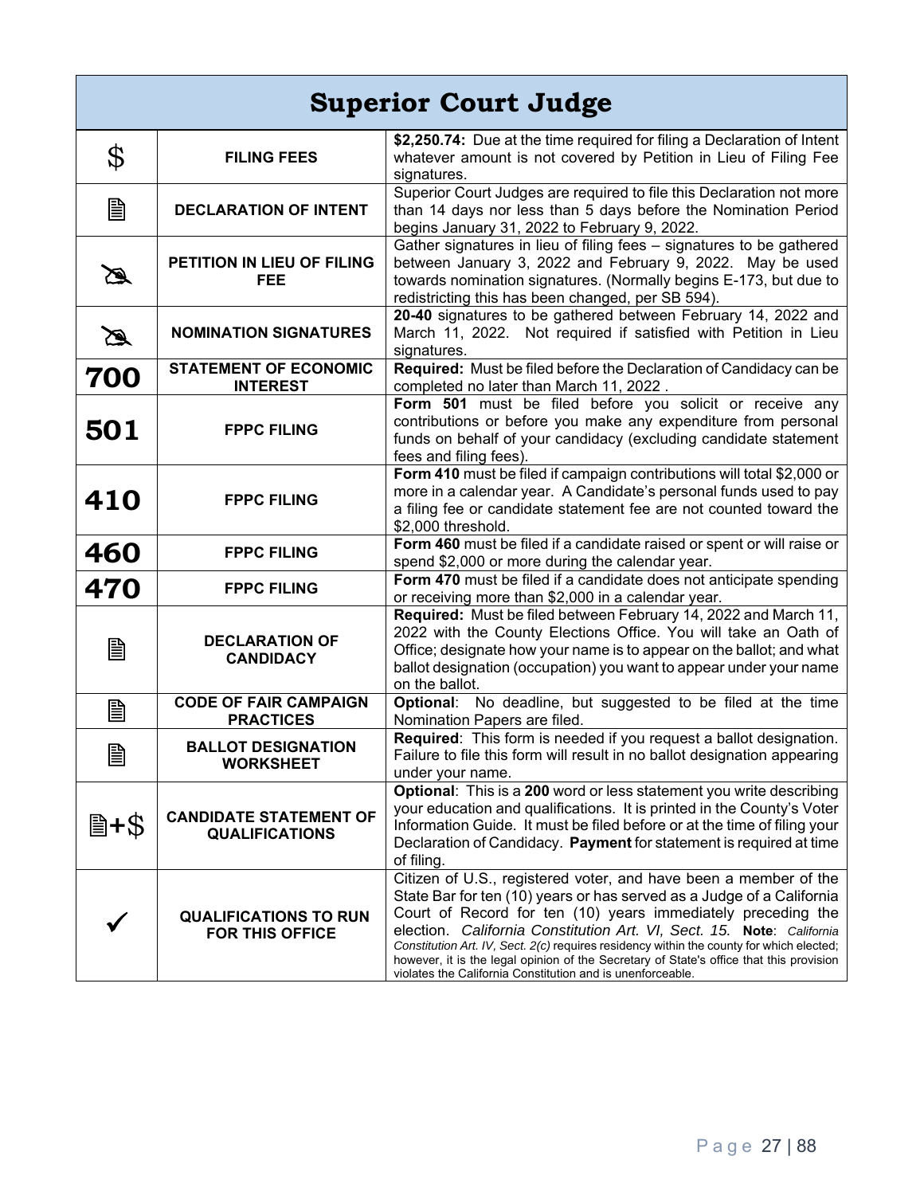# Superior Court Judge

| | | |
|---|---|---|
| $ | **FILING FEES** | **$2,250.74:** Due at the time required for filing a Declaration of Intent whatever amount is not covered by Petition in Lieu of Filing Fee signatures. |
| 🖹 | **DECLARATION OF INTENT** | Superior Court Judges are required to file this Declaration not more than 14 days nor less than 5 days before the Nomination Period begins January 31, 2022 to February 9, 2022. |
| ✍ | **PETITION IN LIEU OF FILING FEE** | Gather signatures in lieu of filing fees – signatures to be gathered between January 3, 2022 and February 9, 2022. May be used towards nomination signatures. (Normally begins E-173, but due to redistricting this has been changed, per SB 594). |
| ✍ | **NOMINATION SIGNATURES** | **20-40** signatures to be gathered between February 14, 2022 and March 11, 2022. Not required if satisfied with Petition in Lieu signatures. |
| **700** | **STATEMENT OF ECONOMIC INTEREST** | **Required:** Must be filed before the Declaration of Candidacy can be completed no later than March 11, 2022 . |
| **501** | **FPPC FILING** | **Form 501** must be filed before you solicit or receive any contributions or before you make any expenditure from personal funds on behalf of your candidacy (excluding candidate statement fees and filing fees). |
| **410** | **FPPC FILING** | **Form 410** must be filed if campaign contributions will total $2,000 or more in a calendar year. A Candidate's personal funds used to pay a filing fee or candidate statement fee are not counted toward the $2,000 threshold. |
| **460** | **FPPC FILING** | **Form 460** must be filed if a candidate raised or spent or will raise or spend $2,000 or more during the calendar year. |
| **470** | **FPPC FILING** | **Form 470** must be filed if a candidate does not anticipate spending or receiving more than $2,000 in a calendar year. |
| 🖹 | **DECLARATION OF CANDIDACY** | **Required:** Must be filed between February 14, 2022 and March 11, 2022 with the County Elections Office. You will take an Oath of Office; designate how your name is to appear on the ballot; and what ballot designation (occupation) you want to appear under your name on the ballot. |
| 🖹 | **CODE OF FAIR CAMPAIGN PRACTICES** | **Optional**: No deadline, but suggested to be filed at the time Nomination Papers are filed. |
| 🖹 | **BALLOT DESIGNATION WORKSHEET** | **Required**: This form is needed if you request a ballot designation. Failure to file this form will result in no ballot designation appearing under your name. |
| 🖹+$ | **CANDIDATE STATEMENT OF QUALIFICATIONS** | **Optional**: This is a **200** word or less statement you write describing your education and qualifications. It is printed in the County's Voter Information Guide. It must be filed before or at the time of filing your Declaration of Candidacy. **Payment** for statement is required at time of filing. |
| ✓ | **QUALIFICATIONS TO RUN FOR THIS OFFICE** | Citizen of U.S., registered voter, and have been a member of the State Bar for ten (10) years or has served as a Judge of a California Court of Record for ten (10) years immediately preceding the election. *California Constitution Art. VI, Sect. 15.* **Note**: *California Constitution Art. IV, Sect. 2(c)* requires residency within the county for which elected; however, it is the legal opinion of the Secretary of State's office that this provision violates the California Constitution and is unenforceable. |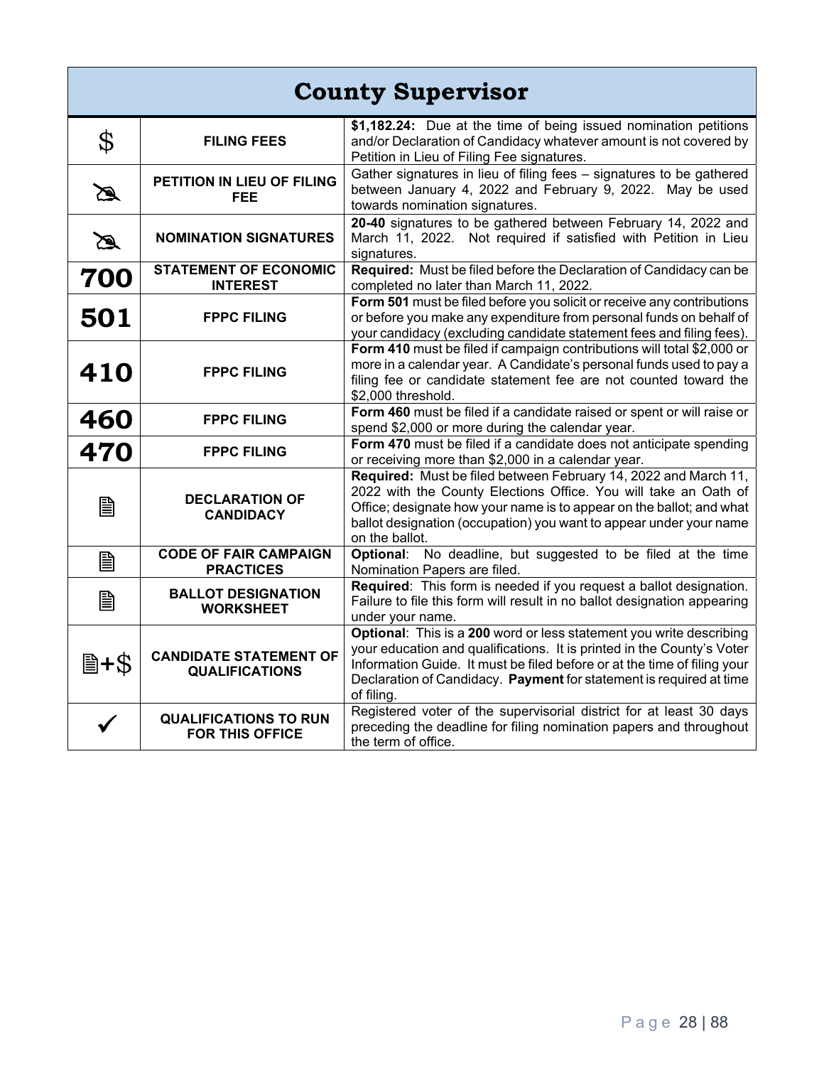# County Supervisor

| | | |
|---|---|---|
| $ | **FILING FEES** | **$1,182.24:** Due at the time of being issued nomination petitions and/or Declaration of Candidacy whatever amount is not covered by Petition in Lieu of Filing Fee signatures. |
| ✍ | **PETITION IN LIEU OF FILING FEE** | Gather signatures in lieu of filing fees – signatures to be gathered between January 4, 2022 and February 9, 2022. May be used towards nomination signatures. |
| ✍ | **NOMINATION SIGNATURES** | **20-40** signatures to be gathered between February 14, 2022 and March 11, 2022. Not required if satisfied with Petition in Lieu signatures. |
| **700** | **STATEMENT OF ECONOMIC INTEREST** | **Required:** Must be filed before the Declaration of Candidacy can be completed no later than March 11, 2022. |
| **501** | **FPPC FILING** | **Form 501** must be filed before you solicit or receive any contributions or before you make any expenditure from personal funds on behalf of your candidacy (excluding candidate statement fees and filing fees). |
| **410** | **FPPC FILING** | **Form 410** must be filed if campaign contributions will total $2,000 or more in a calendar year. A Candidate's personal funds used to pay a filing fee or candidate statement fee are not counted toward the $2,000 threshold. |
| **460** | **FPPC FILING** | **Form 460** must be filed if a candidate raised or spent or will raise or spend $2,000 or more during the calendar year. |
| **470** | **FPPC FILING** | **Form 470** must be filed if a candidate does not anticipate spending or receiving more than $2,000 in a calendar year. |
| 🖹 | **DECLARATION OF CANDIDACY** | **Required:** Must be filed between February 14, 2022 and March 11, 2022 with the County Elections Office. You will take an Oath of Office; designate how your name is to appear on the ballot; and what ballot designation (occupation) you want to appear under your name on the ballot. |
| 🖹 | **CODE OF FAIR CAMPAIGN PRACTICES** | **Optional**: No deadline, but suggested to be filed at the time Nomination Papers are filed. |
| 🖹 | **BALLOT DESIGNATION WORKSHEET** | **Required**: This form is needed if you request a ballot designation. Failure to file this form will result in no ballot designation appearing under your name. |
| 🖹+$ | **CANDIDATE STATEMENT OF QUALIFICATIONS** | **Optional**: This is a **200** word or less statement you write describing your education and qualifications. It is printed in the County's Voter Information Guide. It must be filed before or at the time of filing your Declaration of Candidacy. **Payment** for statement is required at time of filing. |
| ✓ | **QUALIFICATIONS TO RUN FOR THIS OFFICE** | Registered voter of the supervisorial district for at least 30 days preceding the deadline for filing nomination papers and throughout the term of office. |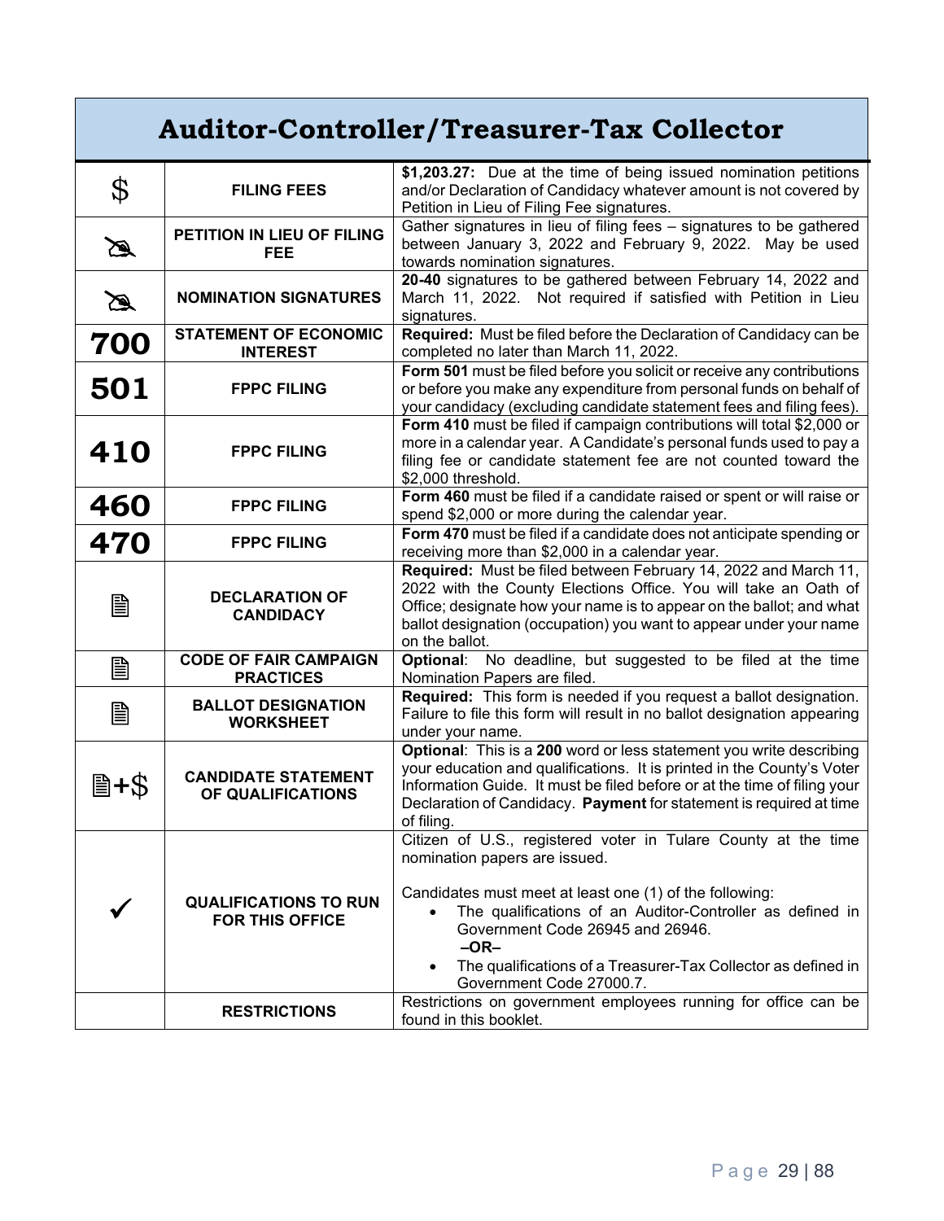# Auditor-Controller/Treasurer-Tax Collector

| | | |
|---|---|---|
| $ | **FILING FEES** | **$1,203.27:** Due at the time of being issued nomination petitions and/or Declaration of Candidacy whatever amount is not covered by Petition in Lieu of Filing Fee signatures. |
| ✍ | **PETITION IN LIEU OF FILING FEE** | Gather signatures in lieu of filing fees – signatures to be gathered between January 3, 2022 and February 9, 2022. May be used towards nomination signatures. |
| ✍ | **NOMINATION SIGNATURES** | **20-40** signatures to be gathered between February 14, 2022 and March 11, 2022. Not required if satisfied with Petition in Lieu signatures. |
| **700** | **STATEMENT OF ECONOMIC INTEREST** | **Required:** Must be filed before the Declaration of Candidacy can be completed no later than March 11, 2022. |
| **501** | **FPPC FILING** | **Form 501** must be filed before you solicit or receive any contributions or before you make any expenditure from personal funds on behalf of your candidacy (excluding candidate statement fees and filing fees). |
| **410** | **FPPC FILING** | **Form 410** must be filed if campaign contributions will total $2,000 or more in a calendar year. A Candidate's personal funds used to pay a filing fee or candidate statement fee are not counted toward the $2,000 threshold. |
| **460** | **FPPC FILING** | **Form 460** must be filed if a candidate raised or spent or will raise or spend $2,000 or more during the calendar year. |
| **470** | **FPPC FILING** | **Form 470** must be filed if a candidate does not anticipate spending or receiving more than $2,000 in a calendar year. |
| 🖹 | **DECLARATION OF CANDIDACY** | **Required:** Must be filed between February 14, 2022 and March 11, 2022 with the County Elections Office. You will take an Oath of Office; designate how your name is to appear on the ballot; and what ballot designation (occupation) you want to appear under your name on the ballot. |
| 🖹 | **CODE OF FAIR CAMPAIGN PRACTICES** | **Optional**: No deadline, but suggested to be filed at the time Nomination Papers are filed. |
| 🖹 | **BALLOT DESIGNATION WORKSHEET** | **Required:** This form is needed if you request a ballot designation. Failure to file this form will result in no ballot designation appearing under your name. |
| 🖹+$ | **CANDIDATE STATEMENT OF QUALIFICATIONS** | **Optional**: This is a **200** word or less statement you write describing your education and qualifications. It is printed in the County's Voter Information Guide. It must be filed before or at the time of filing your Declaration of Candidacy. **Payment** for statement is required at time of filing. |
| ✓ | **QUALIFICATIONS TO RUN FOR THIS OFFICE** | Citizen of U.S., registered voter in Tulare County at the time nomination papers are issued.<br><br>Candidates must meet at least one (1) of the following:<br>• The qualifications of an Auditor-Controller as defined in Government Code 26945 and 26946.<br>**–OR–**<br>• The qualifications of a Treasurer-Tax Collector as defined in Government Code 27000.7. |
| | **RESTRICTIONS** | Restrictions on government employees running for office can be found in this booklet. |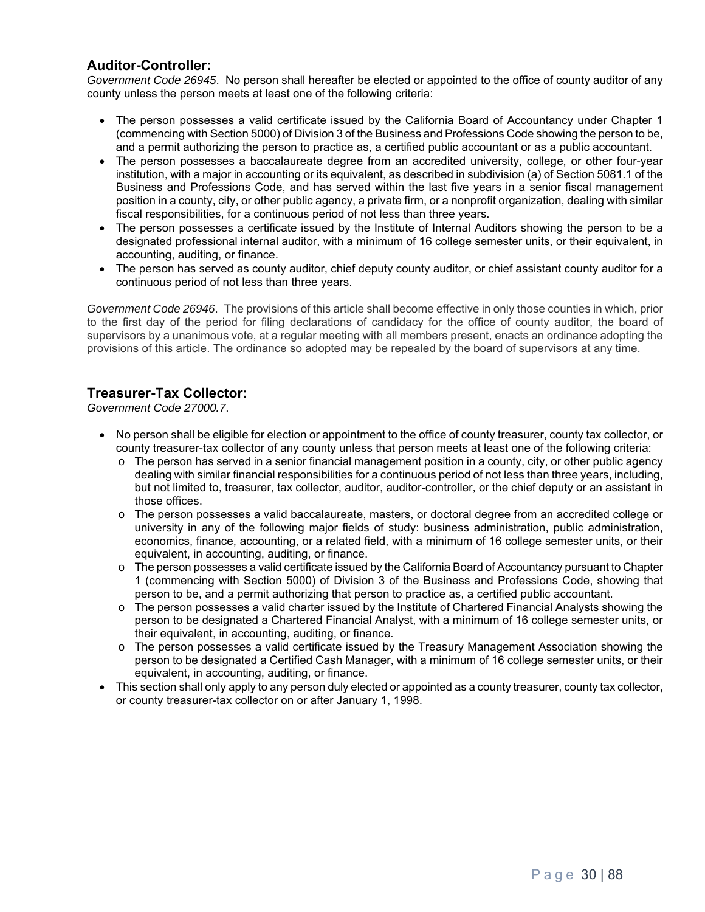## Auditor-Controller:

*Government Code 26945*. No person shall hereafter be elected or appointed to the office of county auditor of any county unless the person meets at least one of the following criteria:

- The person possesses a valid certificate issued by the California Board of Accountancy under Chapter 1 (commencing with Section 5000) of Division 3 of the Business and Professions Code showing the person to be, and a permit authorizing the person to practice as, a certified public accountant or as a public accountant.
- The person possesses a baccalaureate degree from an accredited university, college, or other four-year institution, with a major in accounting or its equivalent, as described in subdivision (a) of Section 5081.1 of the Business and Professions Code, and has served within the last five years in a senior fiscal management position in a county, city, or other public agency, a private firm, or a nonprofit organization, dealing with similar fiscal responsibilities, for a continuous period of not less than three years.
- The person possesses a certificate issued by the Institute of Internal Auditors showing the person to be a designated professional internal auditor, with a minimum of 16 college semester units, or their equivalent, in accounting, auditing, or finance.
- The person has served as county auditor, chief deputy county auditor, or chief assistant county auditor for a continuous period of not less than three years.

*Government Code 26946*. The provisions of this article shall become effective in only those counties in which, prior to the first day of the period for filing declarations of candidacy for the office of county auditor, the board of supervisors by a unanimous vote, at a regular meeting with all members present, enacts an ordinance adopting the provisions of this article. The ordinance so adopted may be repealed by the board of supervisors at any time.

## Treasurer-Tax Collector:

*Government Code 27000.7*.

- No person shall be eligible for election or appointment to the office of county treasurer, county tax collector, or county treasurer-tax collector of any county unless that person meets at least one of the following criteria:
  - The person has served in a senior financial management position in a county, city, or other public agency dealing with similar financial responsibilities for a continuous period of not less than three years, including, but not limited to, treasurer, tax collector, auditor, auditor-controller, or the chief deputy or an assistant in those offices.
  - The person possesses a valid baccalaureate, masters, or doctoral degree from an accredited college or university in any of the following major fields of study: business administration, public administration, economics, finance, accounting, or a related field, with a minimum of 16 college semester units, or their equivalent, in accounting, auditing, or finance.
  - The person possesses a valid certificate issued by the California Board of Accountancy pursuant to Chapter 1 (commencing with Section 5000) of Division 3 of the Business and Professions Code, showing that person to be, and a permit authorizing that person to practice as, a certified public accountant.
  - The person possesses a valid charter issued by the Institute of Chartered Financial Analysts showing the person to be designated a Chartered Financial Analyst, with a minimum of 16 college semester units, or their equivalent, in accounting, auditing, or finance.
  - The person possesses a valid certificate issued by the Treasury Management Association showing the person to be designated a Certified Cash Manager, with a minimum of 16 college semester units, or their equivalent, in accounting, auditing, or finance.
- This section shall only apply to any person duly elected or appointed as a county treasurer, county tax collector, or county treasurer-tax collector on or after January 1, 1998.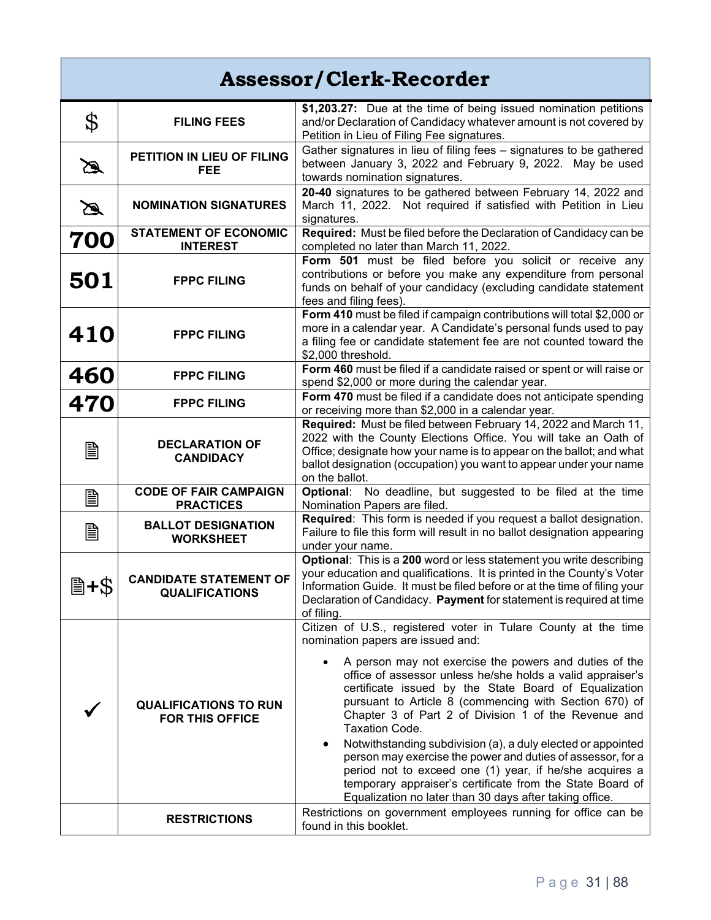# Assessor/Clerk-Recorder

| | | |
|---|---|---|
| $ | **FILING FEES** | **$1,203.27:** Due at the time of being issued nomination petitions and/or Declaration of Candidacy whatever amount is not covered by Petition in Lieu of Filing Fee signatures. |
| ✍ | **PETITION IN LIEU OF FILING FEE** | Gather signatures in lieu of filing fees – signatures to be gathered between January 3, 2022 and February 9, 2022. May be used towards nomination signatures. |
| ✍ | **NOMINATION SIGNATURES** | **20-40** signatures to be gathered between February 14, 2022 and March 11, 2022. Not required if satisfied with Petition in Lieu signatures. |
| **700** | **STATEMENT OF ECONOMIC INTEREST** | **Required:** Must be filed before the Declaration of Candidacy can be completed no later than March 11, 2022. |
| **501** | **FPPC FILING** | **Form 501** must be filed before you solicit or receive any contributions or before you make any expenditure from personal funds on behalf of your candidacy (excluding candidate statement fees and filing fees). |
| **410** | **FPPC FILING** | **Form 410** must be filed if campaign contributions will total $2,000 or more in a calendar year. A Candidate's personal funds used to pay a filing fee or candidate statement fee are not counted toward the $2,000 threshold. |
| **460** | **FPPC FILING** | **Form 460** must be filed if a candidate raised or spent or will raise or spend $2,000 or more during the calendar year. |
| **470** | **FPPC FILING** | **Form 470** must be filed if a candidate does not anticipate spending or receiving more than $2,000 in a calendar year. |
| 🖹 | **DECLARATION OF CANDIDACY** | **Required:** Must be filed between February 14, 2022 and March 11, 2022 with the County Elections Office. You will take an Oath of Office; designate how your name is to appear on the ballot; and what ballot designation (occupation) you want to appear under your name on the ballot. |
| 🖹 | **CODE OF FAIR CAMPAIGN PRACTICES** | **Optional**: No deadline, but suggested to be filed at the time Nomination Papers are filed. |
| 🖹 | **BALLOT DESIGNATION WORKSHEET** | **Required**: This form is needed if you request a ballot designation. Failure to file this form will result in no ballot designation appearing under your name. |
| 🖹+$ | **CANDIDATE STATEMENT OF QUALIFICATIONS** | **Optional**: This is a **200** word or less statement you write describing your education and qualifications. It is printed in the County's Voter Information Guide. It must be filed before or at the time of filing your Declaration of Candidacy. **Payment** for statement is required at time of filing. |
| ✓ | **QUALIFICATIONS TO RUN FOR THIS OFFICE** | Citizen of U.S., registered voter in Tulare County at the time nomination papers are issued and: <br>• A person may not exercise the powers and duties of the office of assessor unless he/she holds a valid appraiser's certificate issued by the State Board of Equalization pursuant to Article 8 (commencing with Section 670) of Chapter 3 of Part 2 of Division 1 of the Revenue and Taxation Code. <br>• Notwithstanding subdivision (a), a duly elected or appointed person may exercise the power and duties of assessor, for a period not to exceed one (1) year, if he/she acquires a temporary appraiser's certificate from the State Board of Equalization no later than 30 days after taking office. |
| | **RESTRICTIONS** | Restrictions on government employees running for office can be found in this booklet. |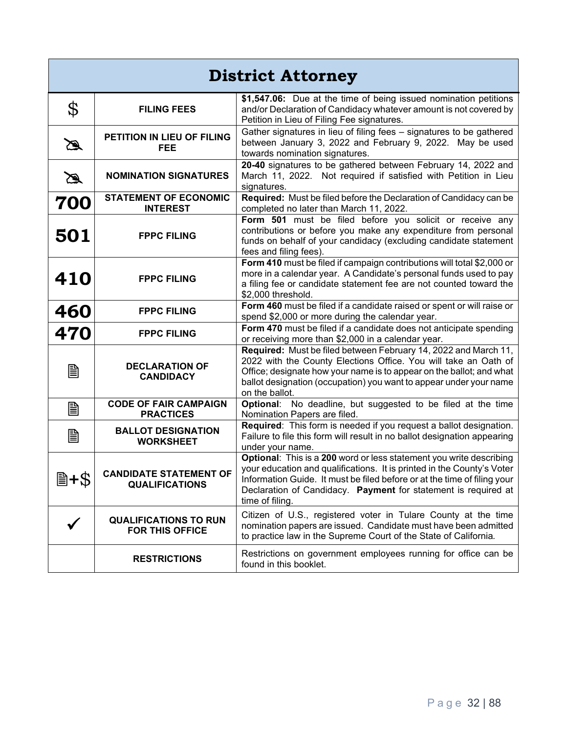# District Attorney

| | | |
|---|---|---|
| $ | **FILING FEES** | **$1,547.06:** Due at the time of being issued nomination petitions and/or Declaration of Candidacy whatever amount is not covered by Petition in Lieu of Filing Fee signatures. |
| ✍ | **PETITION IN LIEU OF FILING FEE** | Gather signatures in lieu of filing fees – signatures to be gathered between January 3, 2022 and February 9, 2022. May be used towards nomination signatures. |
| ✍ | **NOMINATION SIGNATURES** | **20-40** signatures to be gathered between February 14, 2022 and March 11, 2022. Not required if satisfied with Petition in Lieu signatures. |
| **700** | **STATEMENT OF ECONOMIC INTEREST** | **Required:** Must be filed before the Declaration of Candidacy can be completed no later than March 11, 2022. |
| **501** | **FPPC FILING** | **Form 501** must be filed before you solicit or receive any contributions or before you make any expenditure from personal funds on behalf of your candidacy (excluding candidate statement fees and filing fees). |
| **410** | **FPPC FILING** | **Form 410** must be filed if campaign contributions will total $2,000 or more in a calendar year. A Candidate's personal funds used to pay a filing fee or candidate statement fee are not counted toward the $2,000 threshold. |
| **460** | **FPPC FILING** | **Form 460** must be filed if a candidate raised or spent or will raise or spend $2,000 or more during the calendar year. |
| **470** | **FPPC FILING** | **Form 470** must be filed if a candidate does not anticipate spending or receiving more than $2,000 in a calendar year. |
| 🖹 | **DECLARATION OF CANDIDACY** | **Required:** Must be filed between February 14, 2022 and March 11, 2022 with the County Elections Office. You will take an Oath of Office; designate how your name is to appear on the ballot; and what ballot designation (occupation) you want to appear under your name on the ballot. |
| 🖹 | **CODE OF FAIR CAMPAIGN PRACTICES** | **Optional**: No deadline, but suggested to be filed at the time Nomination Papers are filed. |
| 🖹 | **BALLOT DESIGNATION WORKSHEET** | **Required**: This form is needed if you request a ballot designation. Failure to file this form will result in no ballot designation appearing under your name. |
| 🖹+$ | **CANDIDATE STATEMENT OF QUALIFICATIONS** | **Optional**: This is a **200** word or less statement you write describing your education and qualifications. It is printed in the County's Voter Information Guide. It must be filed before or at the time of filing your Declaration of Candidacy. **Payment** for statement is required at time of filing. |
| ✓ | **QUALIFICATIONS TO RUN FOR THIS OFFICE** | Citizen of U.S., registered voter in Tulare County at the time nomination papers are issued. Candidate must have been admitted to practice law in the Supreme Court of the State of California. |
| | **RESTRICTIONS** | Restrictions on government employees running for office can be found in this booklet. |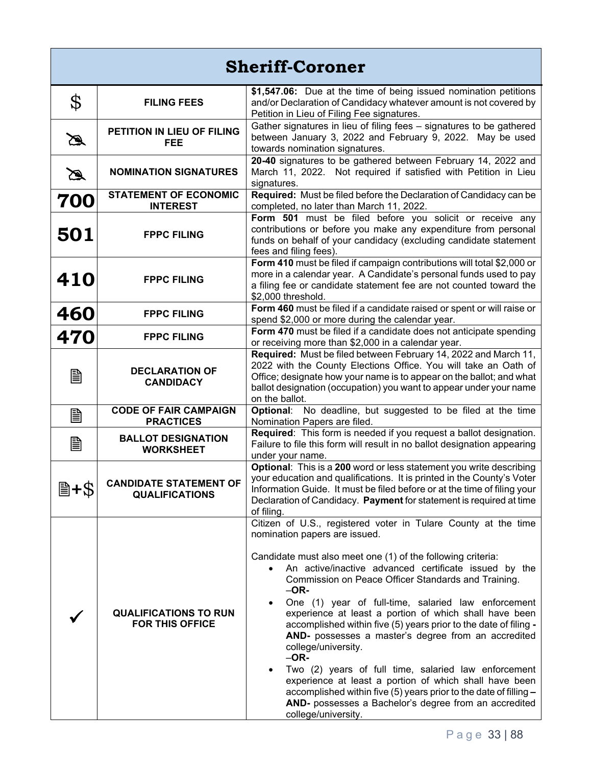# Sheriff-Coroner

| | | |
|---|---|---|
| $ | **FILING FEES** | **$1,547.06:** Due at the time of being issued nomination petitions and/or Declaration of Candidacy whatever amount is not covered by Petition in Lieu of Filing Fee signatures. |
| ✍ | **PETITION IN LIEU OF FILING FEE** | Gather signatures in lieu of filing fees – signatures to be gathered between January 3, 2022 and February 9, 2022. May be used towards nomination signatures. |
| ✍ | **NOMINATION SIGNATURES** | **20-40** signatures to be gathered between February 14, 2022 and March 11, 2022. Not required if satisfied with Petition in Lieu signatures. |
| **700** | **STATEMENT OF ECONOMIC INTEREST** | **Required:** Must be filed before the Declaration of Candidacy can be completed, no later than March 11, 2022. |
| **501** | **FPPC FILING** | **Form 501** must be filed before you solicit or receive any contributions or before you make any expenditure from personal funds on behalf of your candidacy (excluding candidate statement fees and filing fees). |
| **410** | **FPPC FILING** | **Form 410** must be filed if campaign contributions will total $2,000 or more in a calendar year. A Candidate's personal funds used to pay a filing fee or candidate statement fee are not counted toward the $2,000 threshold. |
| **460** | **FPPC FILING** | **Form 460** must be filed if a candidate raised or spent or will raise or spend $2,000 or more during the calendar year. |
| **470** | **FPPC FILING** | **Form 470** must be filed if a candidate does not anticipate spending or receiving more than $2,000 in a calendar year. |
| 🖹 | **DECLARATION OF CANDIDACY** | **Required:** Must be filed between February 14, 2022 and March 11, 2022 with the County Elections Office. You will take an Oath of Office; designate how your name is to appear on the ballot; and what ballot designation (occupation) you want to appear under your name on the ballot. |
| 🖹 | **CODE OF FAIR CAMPAIGN PRACTICES** | **Optional**: No deadline, but suggested to be filed at the time Nomination Papers are filed. |
| 🖹 | **BALLOT DESIGNATION WORKSHEET** | **Required**: This form is needed if you request a ballot designation. Failure to file this form will result in no ballot designation appearing under your name. |
| 🖹+$ | **CANDIDATE STATEMENT OF QUALIFICATIONS** | **Optional**: This is a **200** word or less statement you write describing your education and qualifications. It is printed in the County's Voter Information Guide. It must be filed before or at the time of filing your Declaration of Candidacy. **Payment** for statement is required at time of filing. |
| ✓ | **QUALIFICATIONS TO RUN FOR THIS OFFICE** | Citizen of U.S., registered voter in Tulare County at the time nomination papers are issued.<br><br>Candidate must also meet one (1) of the following criteria:<br>• An active/inactive advanced certificate issued by the Commission on Peace Officer Standards and Training. –**OR-**<br>• One (1) year of full-time, salaried law enforcement experience at least a portion of which shall have been accomplished within five (5) years prior to the date of filing **-AND-** possesses a master's degree from an accredited college/university. –**OR-**<br>• Two (2) years of full time, salaried law enforcement experience at least a portion of which shall have been accomplished within five (5) years prior to the date of filling **– AND-** possesses a Bachelor's degree from an accredited college/university. |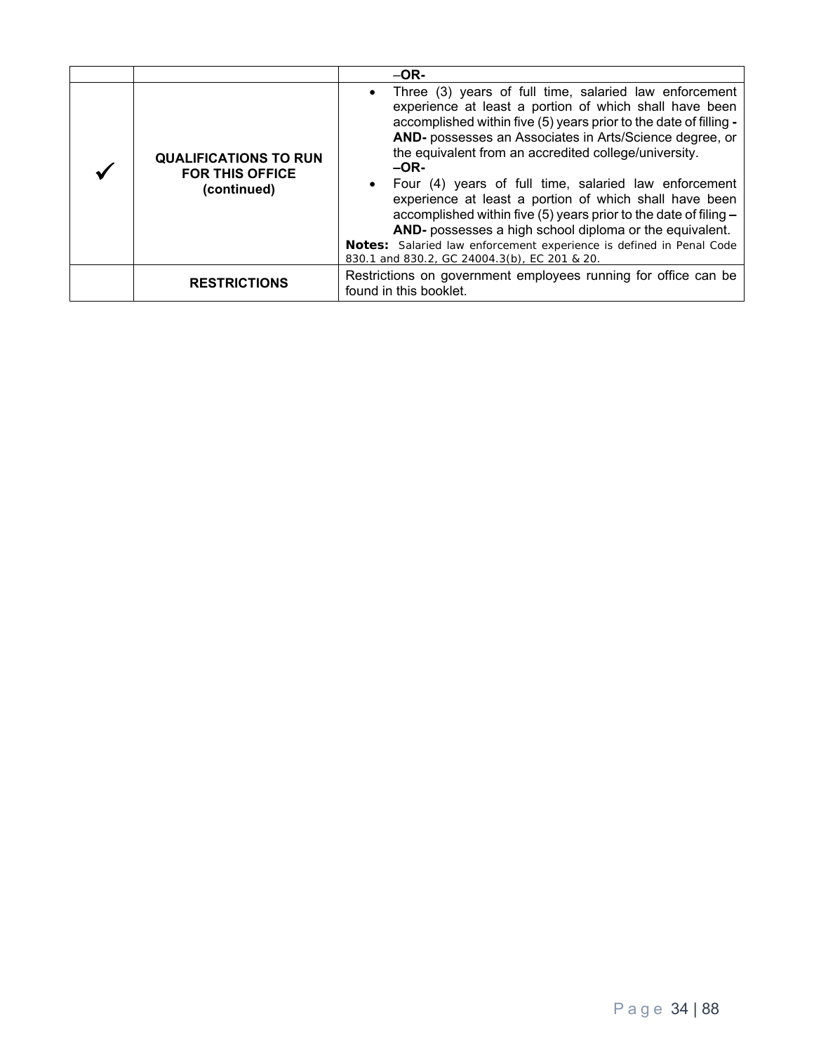| | | |
|---|---|---|
| | | –**OR-** |
| ✓ | **QUALIFICATIONS TO RUN FOR THIS OFFICE (continued)** | • Three (3) years of full time, salaried law enforcement experience at least a portion of which shall have been accomplished within five (5) years prior to the date of filling **-AND-** possesses an Associates in Arts/Science degree, or the equivalent from an accredited college/university.<br>**–OR-**<br>• Four (4) years of full time, salaried law enforcement experience at least a portion of which shall have been accomplished within five (5) years prior to the date of filing **–AND-** possesses a high school diploma or the equivalent.<br>**Notes:** Salaried law enforcement experience is defined in Penal Code 830.1 and 830.2, GC 24004.3(b), EC 201 & 20. |
| | **RESTRICTIONS** | Restrictions on government employees running for office can be found in this booklet. |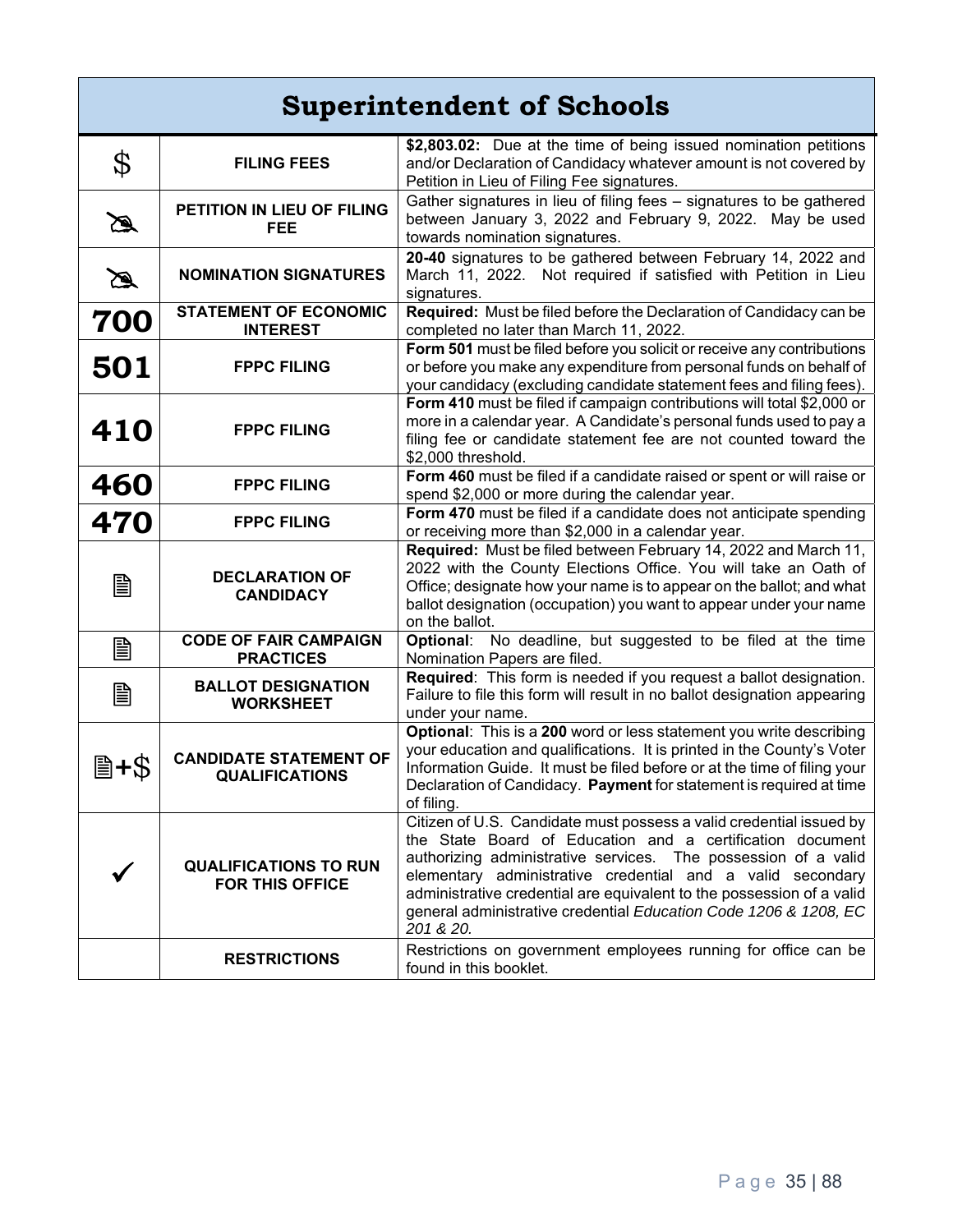# Superintendent of Schools

| | | |
|---|---|---|
| $ | **FILING FEES** | **$2,803.02:** Due at the time of being issued nomination petitions and/or Declaration of Candidacy whatever amount is not covered by Petition in Lieu of Filing Fee signatures. |
| ✍ | **PETITION IN LIEU OF FILING FEE** | Gather signatures in lieu of filing fees – signatures to be gathered between January 3, 2022 and February 9, 2022. May be used towards nomination signatures. |
| ✍ | **NOMINATION SIGNATURES** | **20-40** signatures to be gathered between February 14, 2022 and March 11, 2022. Not required if satisfied with Petition in Lieu signatures. |
| **700** | **STATEMENT OF ECONOMIC INTEREST** | **Required:** Must be filed before the Declaration of Candidacy can be completed no later than March 11, 2022. |
| **501** | **FPPC FILING** | **Form 501** must be filed before you solicit or receive any contributions or before you make any expenditure from personal funds on behalf of your candidacy (excluding candidate statement fees and filing fees). |
| **410** | **FPPC FILING** | **Form 410** must be filed if campaign contributions will total $2,000 or more in a calendar year. A Candidate's personal funds used to pay a filing fee or candidate statement fee are not counted toward the $2,000 threshold. |
| **460** | **FPPC FILING** | **Form 460** must be filed if a candidate raised or spent or will raise or spend $2,000 or more during the calendar year. |
| **470** | **FPPC FILING** | **Form 470** must be filed if a candidate does not anticipate spending or receiving more than $2,000 in a calendar year. |
| 🗎 | **DECLARATION OF CANDIDACY** | **Required:** Must be filed between February 14, 2022 and March 11, 2022 with the County Elections Office. You will take an Oath of Office; designate how your name is to appear on the ballot; and what ballot designation (occupation) you want to appear under your name on the ballot. |
| 🗎 | **CODE OF FAIR CAMPAIGN PRACTICES** | **Optional**: No deadline, but suggested to be filed at the time Nomination Papers are filed. |
| 🗎 | **BALLOT DESIGNATION WORKSHEET** | **Required**: This form is needed if you request a ballot designation. Failure to file this form will result in no ballot designation appearing under your name. |
| 🗎+$ | **CANDIDATE STATEMENT OF QUALIFICATIONS** | **Optional**: This is a **200** word or less statement you write describing your education and qualifications. It is printed in the County's Voter Information Guide. It must be filed before or at the time of filing your Declaration of Candidacy. **Payment** for statement is required at time of filing. |
| ✓ | **QUALIFICATIONS TO RUN FOR THIS OFFICE** | Citizen of U.S. Candidate must possess a valid credential issued by the State Board of Education and a certification document authorizing administrative services. The possession of a valid elementary administrative credential and a valid secondary administrative credential are equivalent to the possession of a valid general administrative credential *Education Code 1206 & 1208, EC 201 & 20.* |
| | **RESTRICTIONS** | Restrictions on government employees running for office can be found in this booklet. |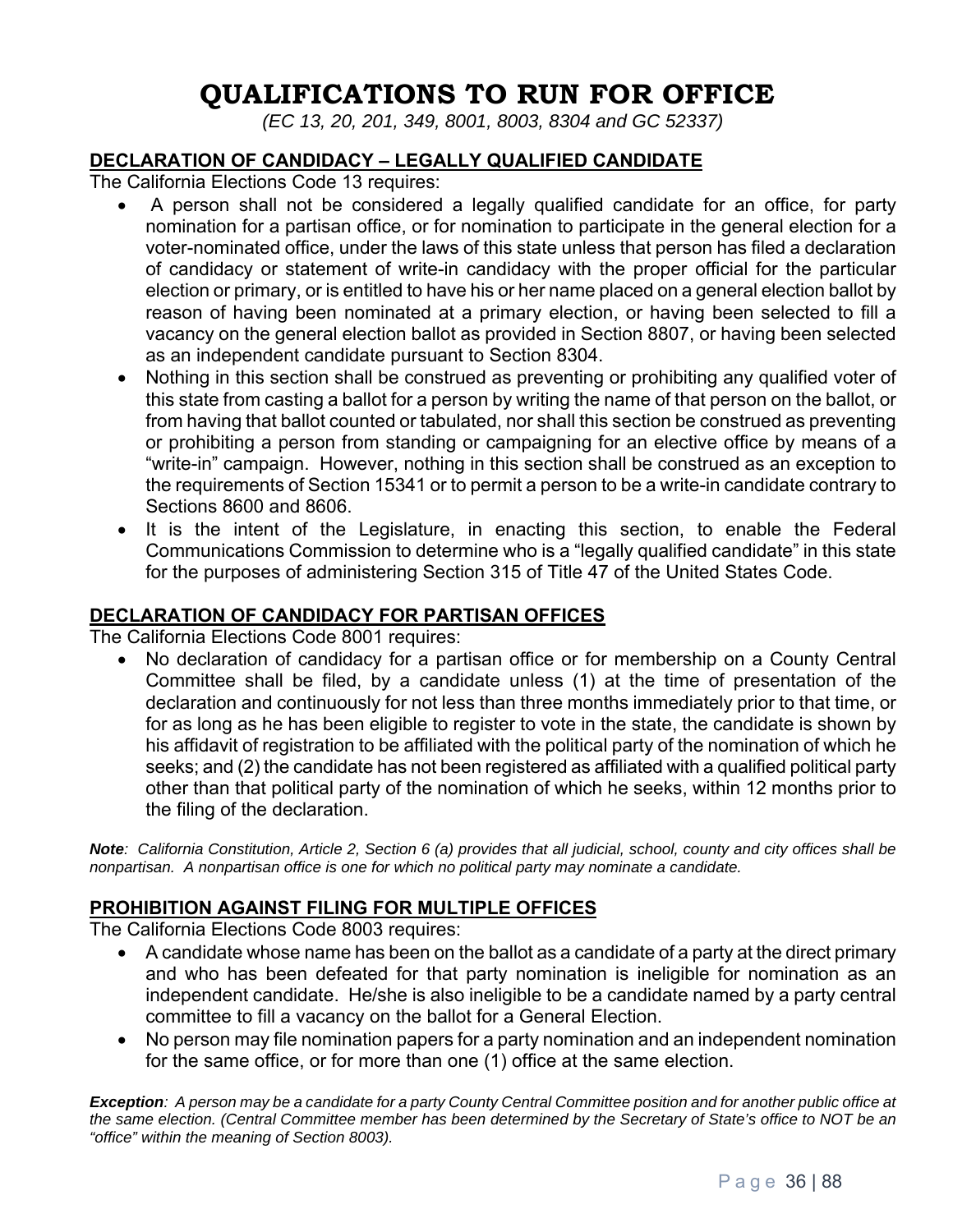# QUALIFICATIONS TO RUN FOR OFFICE

*(EC 13, 20, 201, 349, 8001, 8003, 8304 and GC 52337)*

## DECLARATION OF CANDIDACY – LEGALLY QUALIFIED CANDIDATE

The California Elections Code 13 requires:

- A person shall not be considered a legally qualified candidate for an office, for party nomination for a partisan office, or for nomination to participate in the general election for a voter-nominated office, under the laws of this state unless that person has filed a declaration of candidacy or statement of write-in candidacy with the proper official for the particular election or primary, or is entitled to have his or her name placed on a general election ballot by reason of having been nominated at a primary election, or having been selected to fill a vacancy on the general election ballot as provided in Section 8807, or having been selected as an independent candidate pursuant to Section 8304.
- Nothing in this section shall be construed as preventing or prohibiting any qualified voter of this state from casting a ballot for a person by writing the name of that person on the ballot, or from having that ballot counted or tabulated, nor shall this section be construed as preventing or prohibiting a person from standing or campaigning for an elective office by means of a "write-in" campaign. However, nothing in this section shall be construed as an exception to the requirements of Section 15341 or to permit a person to be a write-in candidate contrary to Sections 8600 and 8606.
- It is the intent of the Legislature, in enacting this section, to enable the Federal Communications Commission to determine who is a "legally qualified candidate" in this state for the purposes of administering Section 315 of Title 47 of the United States Code.

## DECLARATION OF CANDIDACY FOR PARTISAN OFFICES

The California Elections Code 8001 requires:

- No declaration of candidacy for a partisan office or for membership on a County Central Committee shall be filed, by a candidate unless (1) at the time of presentation of the declaration and continuously for not less than three months immediately prior to that time, or for as long as he has been eligible to register to vote in the state, the candidate is shown by his affidavit of registration to be affiliated with the political party of the nomination of which he seeks; and (2) the candidate has not been registered as affiliated with a qualified political party other than that political party of the nomination of which he seeks, within 12 months prior to the filing of the declaration.

***Note**: California Constitution, Article 2, Section 6 (a) provides that all judicial, school, county and city offices shall be nonpartisan. A nonpartisan office is one for which no political party may nominate a candidate.*

## PROHIBITION AGAINST FILING FOR MULTIPLE OFFICES

The California Elections Code 8003 requires:

- A candidate whose name has been on the ballot as a candidate of a party at the direct primary and who has been defeated for that party nomination is ineligible for nomination as an independent candidate. He/she is also ineligible to be a candidate named by a party central committee to fill a vacancy on the ballot for a General Election.
- No person may file nomination papers for a party nomination and an independent nomination for the same office, or for more than one (1) office at the same election.

***Exception**: A person may be a candidate for a party County Central Committee position and for another public office at the same election. (Central Committee member has been determined by the Secretary of State's office to NOT be an "office" within the meaning of Section 8003).*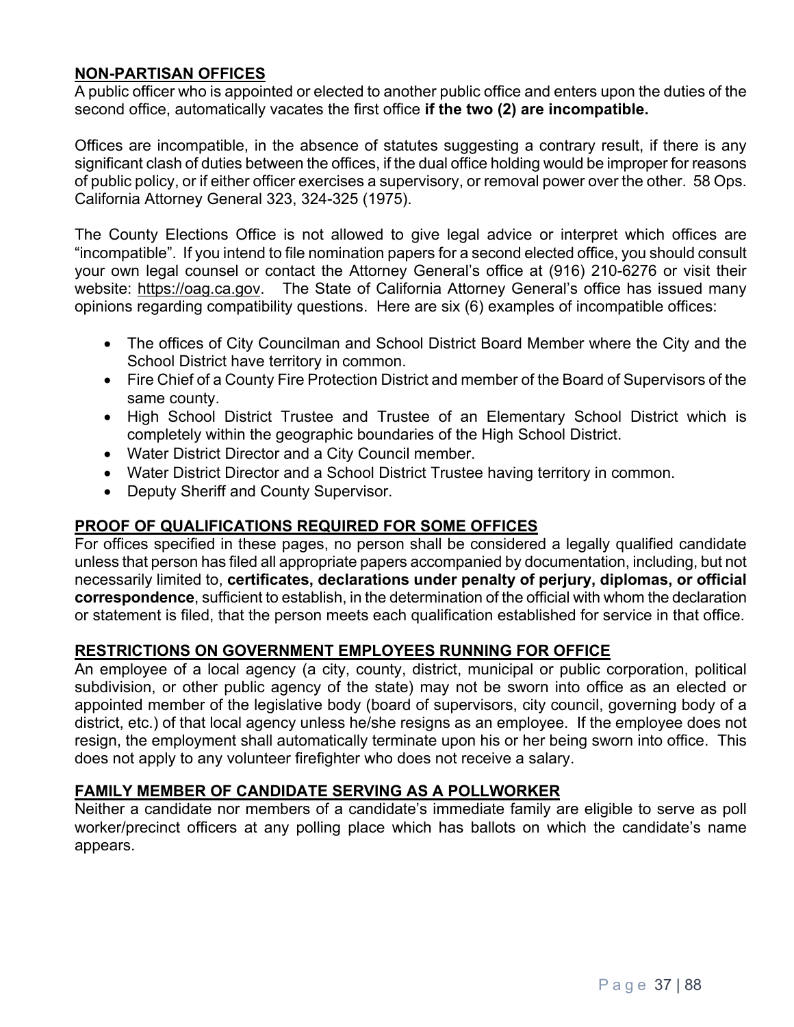## NON-PARTISAN OFFICES

A public officer who is appointed or elected to another public office and enters upon the duties of the second office, automatically vacates the first office **if the two (2) are incompatible.**

Offices are incompatible, in the absence of statutes suggesting a contrary result, if there is any significant clash of duties between the offices, if the dual office holding would be improper for reasons of public policy, or if either officer exercises a supervisory, or removal power over the other. 58 Ops. California Attorney General 323, 324-325 (1975).

The County Elections Office is not allowed to give legal advice or interpret which offices are "incompatible". If you intend to file nomination papers for a second elected office, you should consult your own legal counsel or contact the Attorney General's office at (916) 210-6276 or visit their website: https://oag.ca.gov. The State of California Attorney General's office has issued many opinions regarding compatibility questions. Here are six (6) examples of incompatible offices:

- The offices of City Councilman and School District Board Member where the City and the School District have territory in common.
- Fire Chief of a County Fire Protection District and member of the Board of Supervisors of the same county.
- High School District Trustee and Trustee of an Elementary School District which is completely within the geographic boundaries of the High School District.
- Water District Director and a City Council member.
- Water District Director and a School District Trustee having territory in common.
- Deputy Sheriff and County Supervisor.

## PROOF OF QUALIFICATIONS REQUIRED FOR SOME OFFICES

For offices specified in these pages, no person shall be considered a legally qualified candidate unless that person has filed all appropriate papers accompanied by documentation, including, but not necessarily limited to, **certificates, declarations under penalty of perjury, diplomas, or official correspondence**, sufficient to establish, in the determination of the official with whom the declaration or statement is filed, that the person meets each qualification established for service in that office.

## RESTRICTIONS ON GOVERNMENT EMPLOYEES RUNNING FOR OFFICE

An employee of a local agency (a city, county, district, municipal or public corporation, political subdivision, or other public agency of the state) may not be sworn into office as an elected or appointed member of the legislative body (board of supervisors, city council, governing body of a district, etc.) of that local agency unless he/she resigns as an employee. If the employee does not resign, the employment shall automatically terminate upon his or her being sworn into office. This does not apply to any volunteer firefighter who does not receive a salary.

## FAMILY MEMBER OF CANDIDATE SERVING AS A POLLWORKER

Neither a candidate nor members of a candidate's immediate family are eligible to serve as poll worker/precinct officers at any polling place which has ballots on which the candidate's name appears.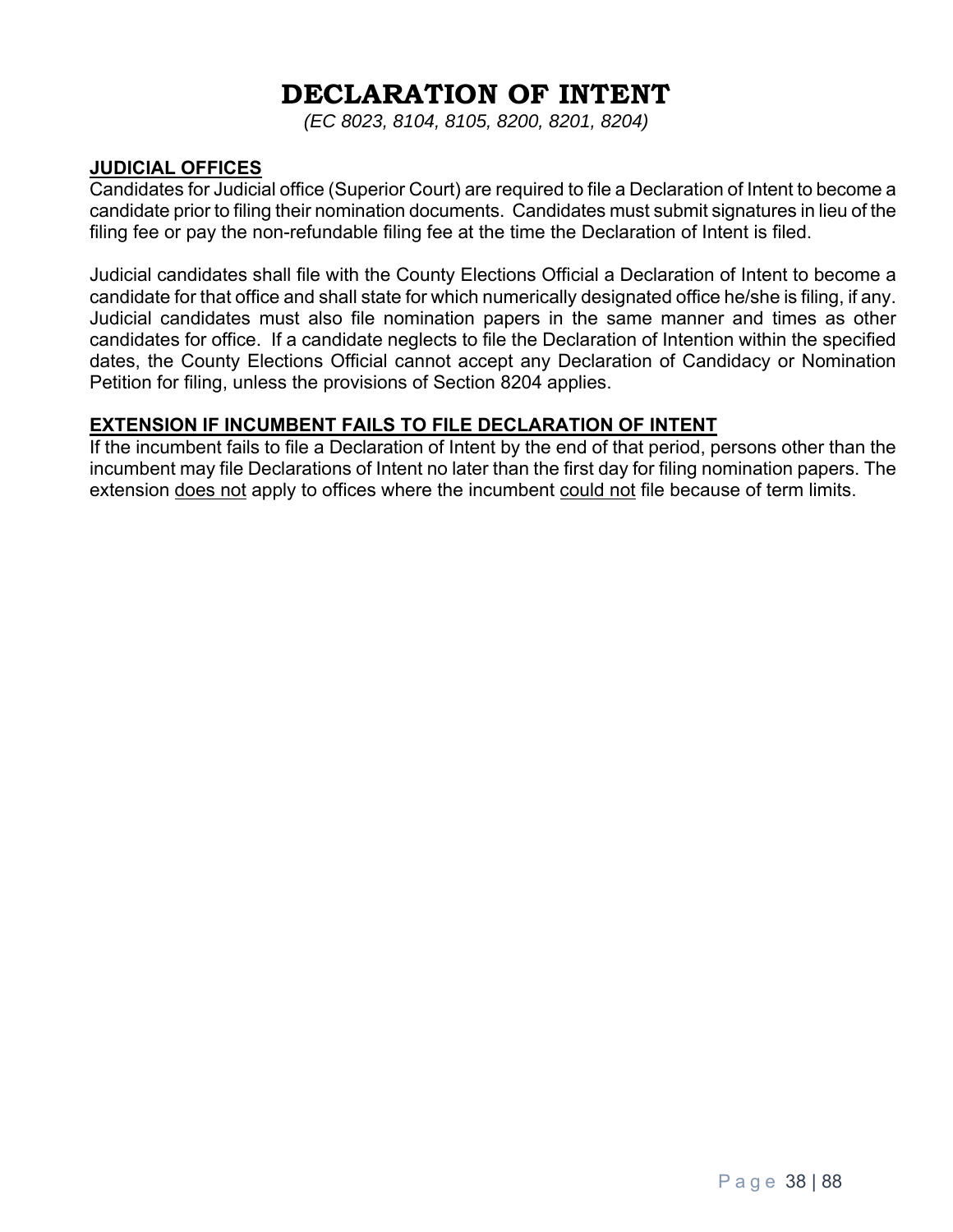# DECLARATION OF INTENT

*(EC 8023, 8104, 8105, 8200, 8201, 8204)*

## JUDICIAL OFFICES

Candidates for Judicial office (Superior Court) are required to file a Declaration of Intent to become a candidate prior to filing their nomination documents. Candidates must submit signatures in lieu of the filing fee or pay the non-refundable filing fee at the time the Declaration of Intent is filed.

Judicial candidates shall file with the County Elections Official a Declaration of Intent to become a candidate for that office and shall state for which numerically designated office he/she is filing, if any. Judicial candidates must also file nomination papers in the same manner and times as other candidates for office. If a candidate neglects to file the Declaration of Intention within the specified dates, the County Elections Official cannot accept any Declaration of Candidacy or Nomination Petition for filing, unless the provisions of Section 8204 applies.

## EXTENSION IF INCUMBENT FAILS TO FILE DECLARATION OF INTENT

If the incumbent fails to file a Declaration of Intent by the end of that period, persons other than the incumbent may file Declarations of Intent no later than the first day for filing nomination papers. The extension does not apply to offices where the incumbent could not file because of term limits.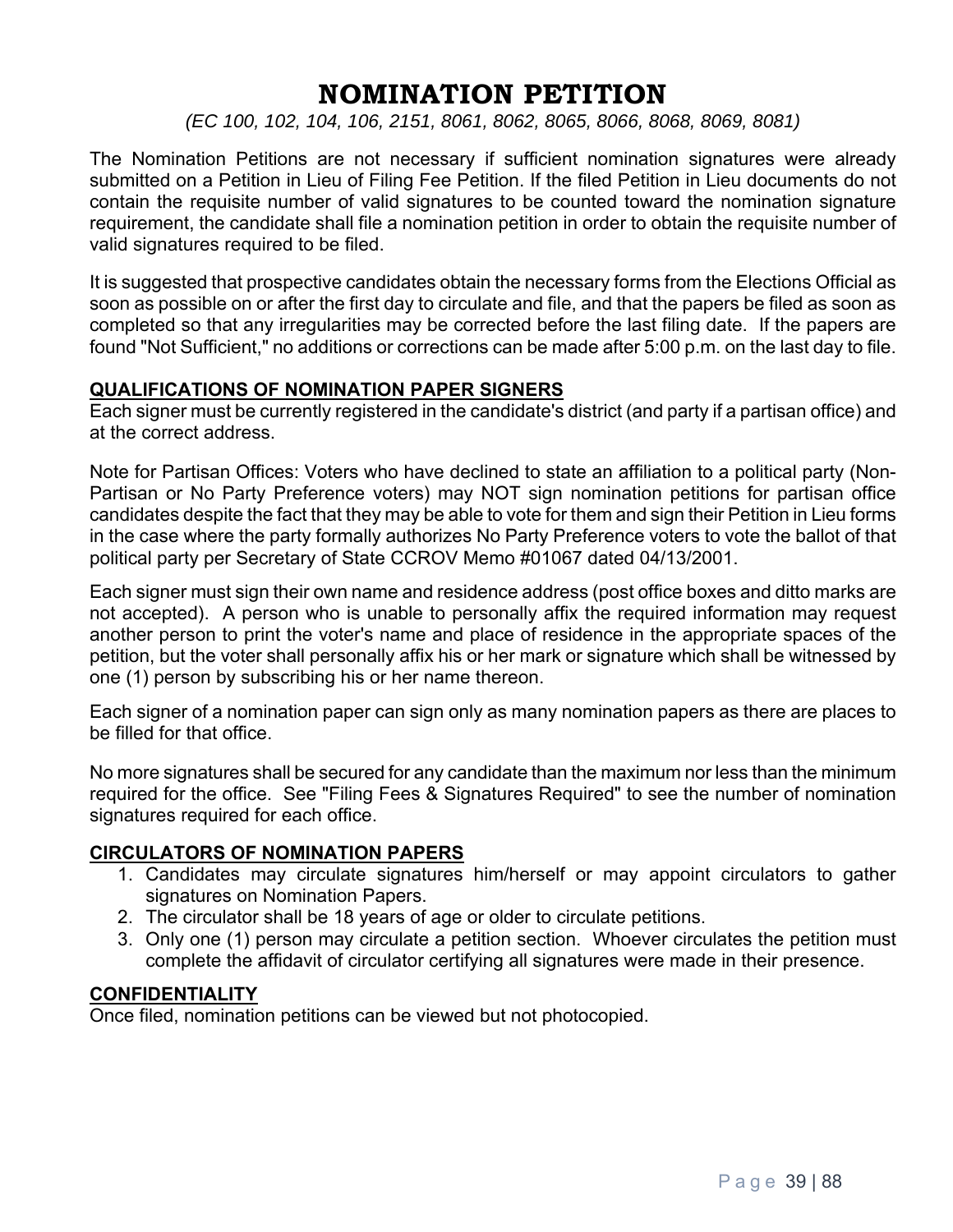# NOMINATION PETITION

*(EC 100, 102, 104, 106, 2151, 8061, 8062, 8065, 8066, 8068, 8069, 8081)*

The Nomination Petitions are not necessary if sufficient nomination signatures were already submitted on a Petition in Lieu of Filing Fee Petition. If the filed Petition in Lieu documents do not contain the requisite number of valid signatures to be counted toward the nomination signature requirement, the candidate shall file a nomination petition in order to obtain the requisite number of valid signatures required to be filed.

It is suggested that prospective candidates obtain the necessary forms from the Elections Official as soon as possible on or after the first day to circulate and file, and that the papers be filed as soon as completed so that any irregularities may be corrected before the last filing date. If the papers are found "Not Sufficient," no additions or corrections can be made after 5:00 p.m. on the last day to file.

**QUALIFICATIONS OF NOMINATION PAPER SIGNERS**

Each signer must be currently registered in the candidate's district (and party if a partisan office) and at the correct address.

Note for Partisan Offices: Voters who have declined to state an affiliation to a political party (Non-Partisan or No Party Preference voters) may NOT sign nomination petitions for partisan office candidates despite the fact that they may be able to vote for them and sign their Petition in Lieu forms in the case where the party formally authorizes No Party Preference voters to vote the ballot of that political party per Secretary of State CCROV Memo #01067 dated 04/13/2001.

Each signer must sign their own name and residence address (post office boxes and ditto marks are not accepted). A person who is unable to personally affix the required information may request another person to print the voter's name and place of residence in the appropriate spaces of the petition, but the voter shall personally affix his or her mark or signature which shall be witnessed by one (1) person by subscribing his or her name thereon.

Each signer of a nomination paper can sign only as many nomination papers as there are places to be filled for that office.

No more signatures shall be secured for any candidate than the maximum nor less than the minimum required for the office. See "Filing Fees & Signatures Required" to see the number of nomination signatures required for each office.

**CIRCULATORS OF NOMINATION PAPERS**

1. Candidates may circulate signatures him/herself or may appoint circulators to gather signatures on Nomination Papers.
2. The circulator shall be 18 years of age or older to circulate petitions.
3. Only one (1) person may circulate a petition section. Whoever circulates the petition must complete the affidavit of circulator certifying all signatures were made in their presence.

**CONFIDENTIALITY**

Once filed, nomination petitions can be viewed but not photocopied.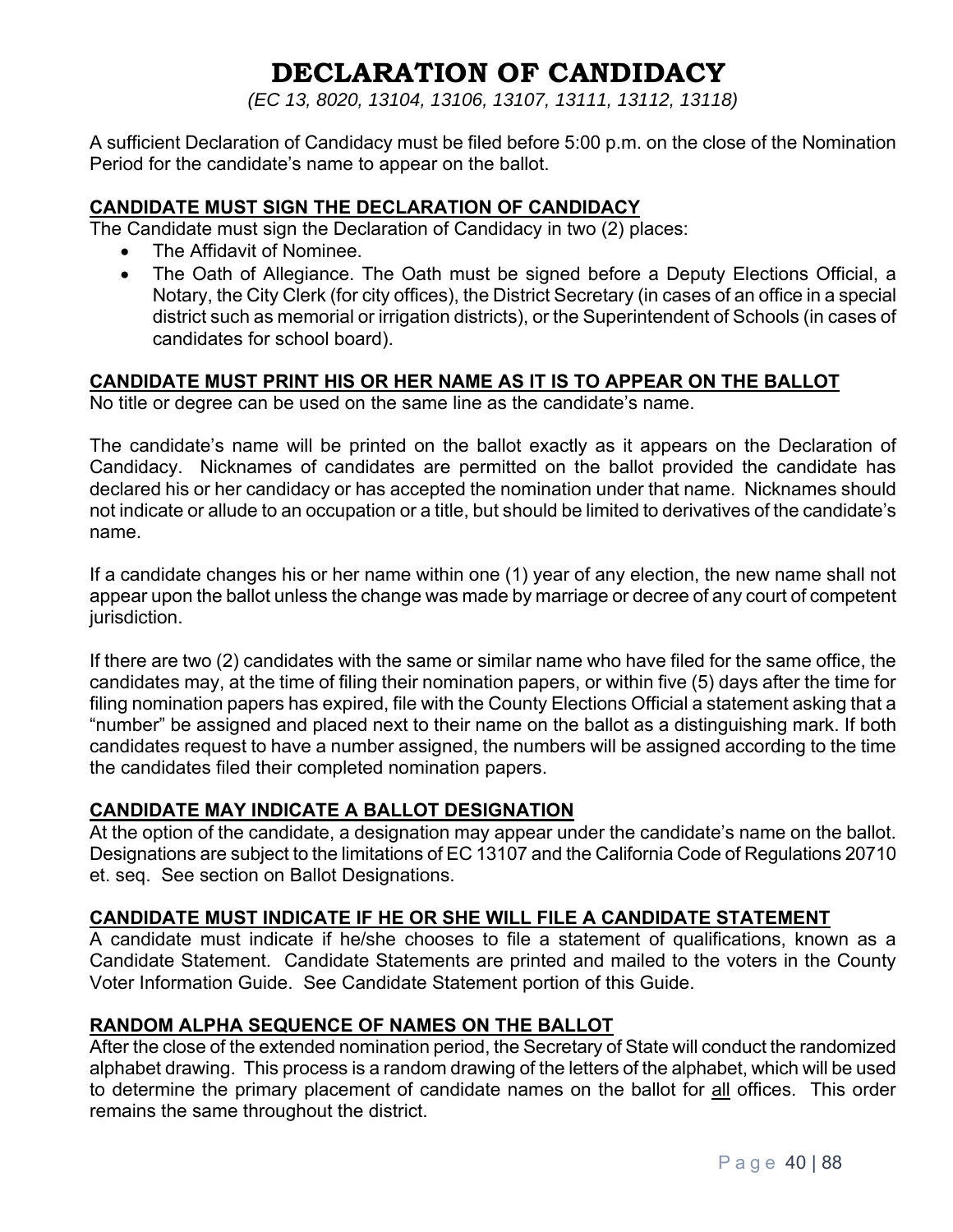# DECLARATION OF CANDIDACY

*(EC 13, 8020, 13104, 13106, 13107, 13111, 13112, 13118)*

A sufficient Declaration of Candidacy must be filed before 5:00 p.m. on the close of the Nomination Period for the candidate's name to appear on the ballot.

## CANDIDATE MUST SIGN THE DECLARATION OF CANDIDACY

The Candidate must sign the Declaration of Candidacy in two (2) places:

- The Affidavit of Nominee.
- The Oath of Allegiance. The Oath must be signed before a Deputy Elections Official, a Notary, the City Clerk (for city offices), the District Secretary (in cases of an office in a special district such as memorial or irrigation districts), or the Superintendent of Schools (in cases of candidates for school board).

## CANDIDATE MUST PRINT HIS OR HER NAME AS IT IS TO APPEAR ON THE BALLOT

No title or degree can be used on the same line as the candidate's name.

The candidate's name will be printed on the ballot exactly as it appears on the Declaration of Candidacy. Nicknames of candidates are permitted on the ballot provided the candidate has declared his or her candidacy or has accepted the nomination under that name. Nicknames should not indicate or allude to an occupation or a title, but should be limited to derivatives of the candidate's name.

If a candidate changes his or her name within one (1) year of any election, the new name shall not appear upon the ballot unless the change was made by marriage or decree of any court of competent jurisdiction.

If there are two (2) candidates with the same or similar name who have filed for the same office, the candidates may, at the time of filing their nomination papers, or within five (5) days after the time for filing nomination papers has expired, file with the County Elections Official a statement asking that a "number" be assigned and placed next to their name on the ballot as a distinguishing mark. If both candidates request to have a number assigned, the numbers will be assigned according to the time the candidates filed their completed nomination papers.

## CANDIDATE MAY INDICATE A BALLOT DESIGNATION

At the option of the candidate, a designation may appear under the candidate's name on the ballot. Designations are subject to the limitations of EC 13107 and the California Code of Regulations 20710 et. seq. See section on Ballot Designations.

## CANDIDATE MUST INDICATE IF HE OR SHE WILL FILE A CANDIDATE STATEMENT

A candidate must indicate if he/she chooses to file a statement of qualifications, known as a Candidate Statement. Candidate Statements are printed and mailed to the voters in the County Voter Information Guide. See Candidate Statement portion of this Guide.

## RANDOM ALPHA SEQUENCE OF NAMES ON THE BALLOT

After the close of the extended nomination period, the Secretary of State will conduct the randomized alphabet drawing. This process is a random drawing of the letters of the alphabet, which will be used to determine the primary placement of candidate names on the ballot for all offices. This order remains the same throughout the district.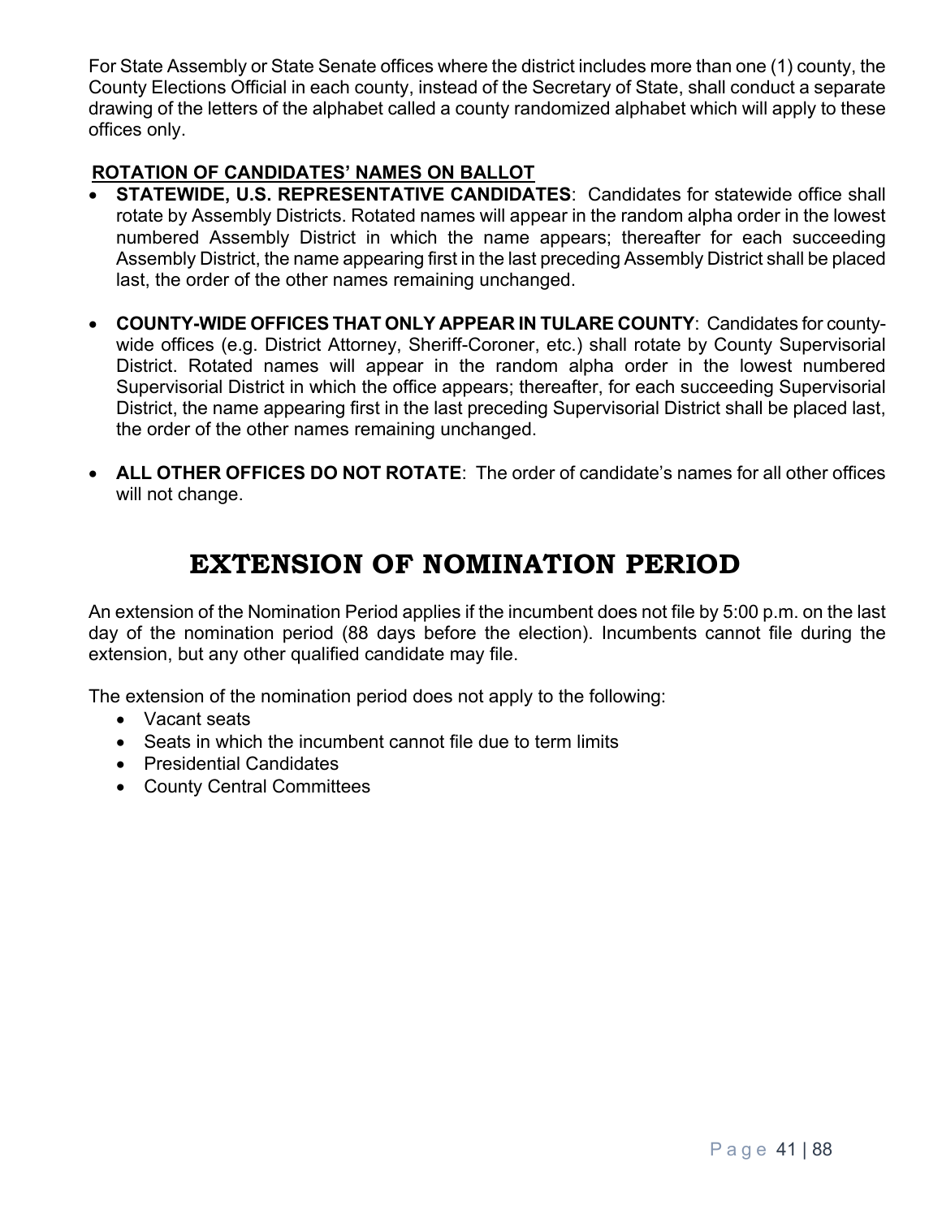For State Assembly or State Senate offices where the district includes more than one (1) county, the County Elections Official in each county, instead of the Secretary of State, shall conduct a separate drawing of the letters of the alphabet called a county randomized alphabet which will apply to these offices only.

**ROTATION OF CANDIDATES' NAMES ON BALLOT**

- **STATEWIDE, U.S. REPRESENTATIVE CANDIDATES**: Candidates for statewide office shall rotate by Assembly Districts. Rotated names will appear in the random alpha order in the lowest numbered Assembly District in which the name appears; thereafter for each succeeding Assembly District, the name appearing first in the last preceding Assembly District shall be placed last, the order of the other names remaining unchanged.

- **COUNTY-WIDE OFFICES THAT ONLY APPEAR IN TULARE COUNTY**: Candidates for county-wide offices (e.g. District Attorney, Sheriff-Coroner, etc.) shall rotate by County Supervisorial District. Rotated names will appear in the random alpha order in the lowest numbered Supervisorial District in which the office appears; thereafter, for each succeeding Supervisorial District, the name appearing first in the last preceding Supervisorial District shall be placed last, the order of the other names remaining unchanged.

- **ALL OTHER OFFICES DO NOT ROTATE**: The order of candidate's names for all other offices will not change.

# EXTENSION OF NOMINATION PERIOD

An extension of the Nomination Period applies if the incumbent does not file by 5:00 p.m. on the last day of the nomination period (88 days before the election). Incumbents cannot file during the extension, but any other qualified candidate may file.

The extension of the nomination period does not apply to the following:

- Vacant seats
- Seats in which the incumbent cannot file due to term limits
- Presidential Candidates
- County Central Committees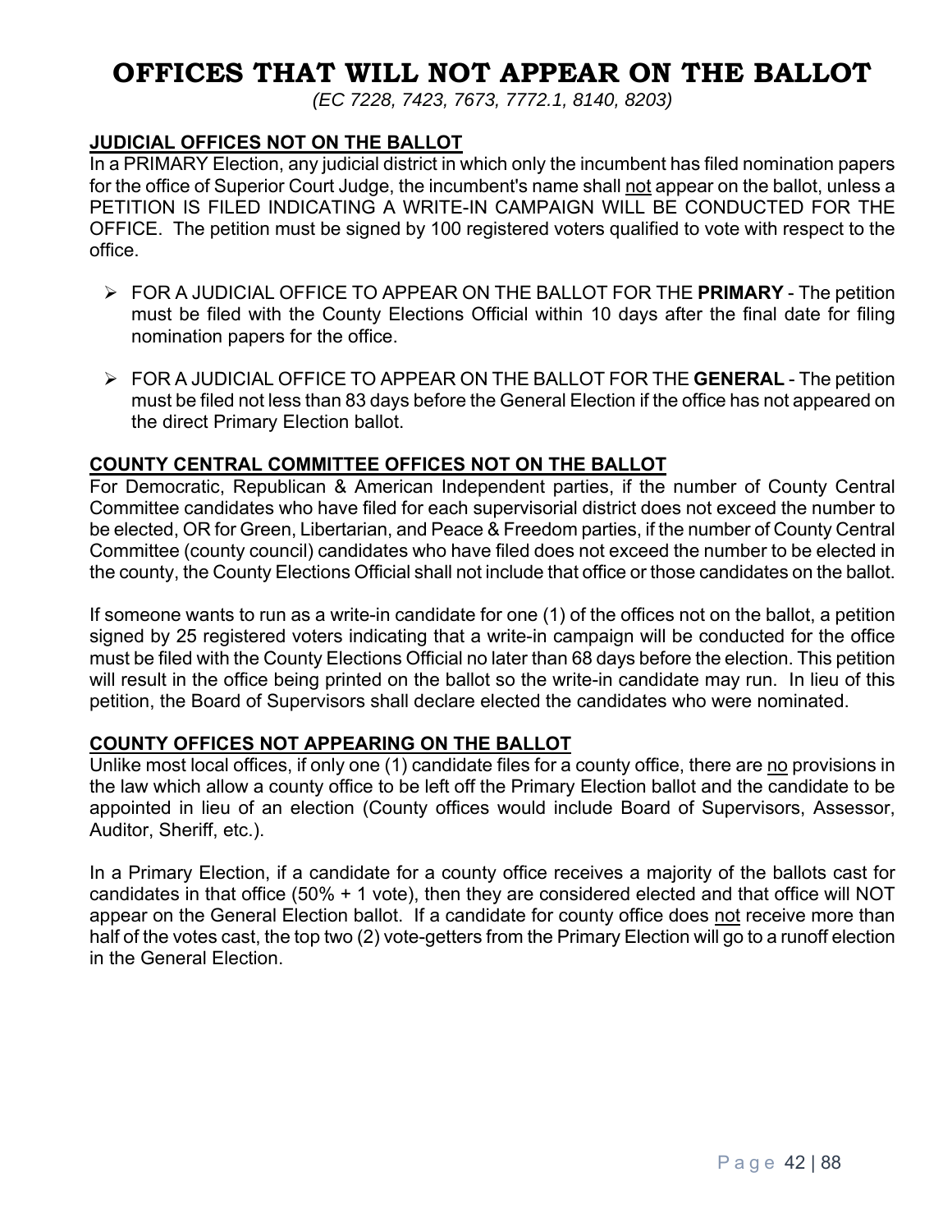# OFFICES THAT WILL NOT APPEAR ON THE BALLOT

*(EC 7228, 7423, 7673, 7772.1, 8140, 8203)*

## JUDICIAL OFFICES NOT ON THE BALLOT

In a PRIMARY Election, any judicial district in which only the incumbent has filed nomination papers for the office of Superior Court Judge, the incumbent's name shall not appear on the ballot, unless a PETITION IS FILED INDICATING A WRITE-IN CAMPAIGN WILL BE CONDUCTED FOR THE OFFICE. The petition must be signed by 100 registered voters qualified to vote with respect to the office.

- FOR A JUDICIAL OFFICE TO APPEAR ON THE BALLOT FOR THE **PRIMARY** - The petition must be filed with the County Elections Official within 10 days after the final date for filing nomination papers for the office.
- FOR A JUDICIAL OFFICE TO APPEAR ON THE BALLOT FOR THE **GENERAL** - The petition must be filed not less than 83 days before the General Election if the office has not appeared on the direct Primary Election ballot.

## COUNTY CENTRAL COMMITTEE OFFICES NOT ON THE BALLOT

For Democratic, Republican & American Independent parties, if the number of County Central Committee candidates who have filed for each supervisorial district does not exceed the number to be elected, OR for Green, Libertarian, and Peace & Freedom parties, if the number of County Central Committee (county council) candidates who have filed does not exceed the number to be elected in the county, the County Elections Official shall not include that office or those candidates on the ballot.

If someone wants to run as a write-in candidate for one (1) of the offices not on the ballot, a petition signed by 25 registered voters indicating that a write-in campaign will be conducted for the office must be filed with the County Elections Official no later than 68 days before the election. This petition will result in the office being printed on the ballot so the write-in candidate may run. In lieu of this petition, the Board of Supervisors shall declare elected the candidates who were nominated.

## COUNTY OFFICES NOT APPEARING ON THE BALLOT

Unlike most local offices, if only one (1) candidate files for a county office, there are no provisions in the law which allow a county office to be left off the Primary Election ballot and the candidate to be appointed in lieu of an election (County offices would include Board of Supervisors, Assessor, Auditor, Sheriff, etc.).

In a Primary Election, if a candidate for a county office receives a majority of the ballots cast for candidates in that office (50% + 1 vote), then they are considered elected and that office will NOT appear on the General Election ballot. If a candidate for county office does not receive more than half of the votes cast, the top two (2) vote-getters from the Primary Election will go to a runoff election in the General Election.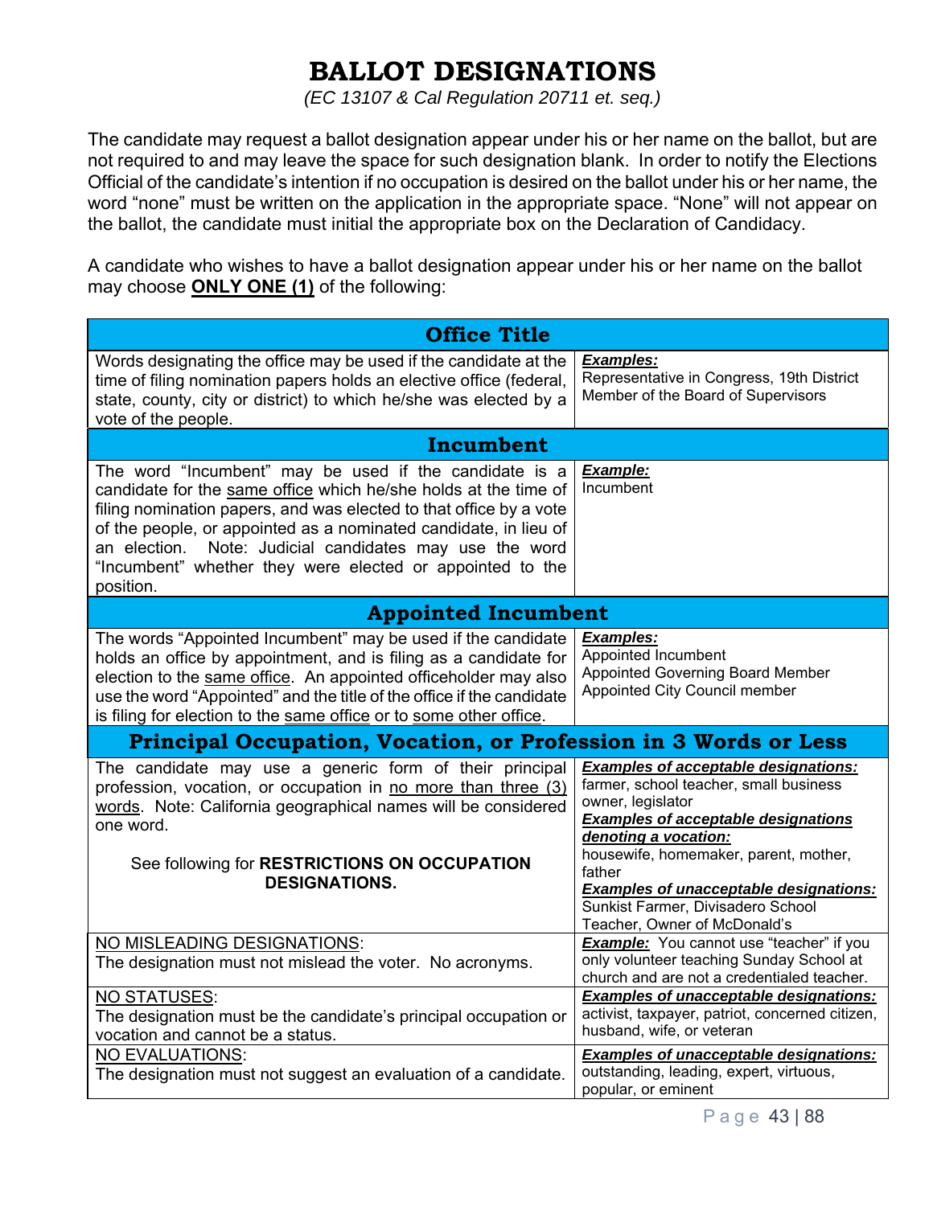# BALLOT DESIGNATIONS

*(EC 13107 & Cal Regulation 20711 et. seq.)*

The candidate may request a ballot designation appear under his or her name on the ballot, but are not required to and may leave the space for such designation blank. In order to notify the Elections Official of the candidate's intention if no occupation is desired on the ballot under his or her name, the word "none" must be written on the application in the appropriate space. "None" will not appear on the ballot, the candidate must initial the appropriate box on the Declaration of Candidacy.

A candidate who wishes to have a ballot designation appear under his or her name on the ballot may choose **ONLY ONE (1)** of the following:

| **Office Title** | |
|---|---|
| Words designating the office may be used if the candidate at the time of filing nomination papers holds an elective office (federal, state, county, city or district) to which he/she was elected by a vote of the people. | ***Examples:***<br>Representative in Congress, 19th District<br>Member of the Board of Supervisors |
| **Incumbent** | |
| The word "Incumbent" may be used if the candidate is a candidate for the same office which he/she holds at the time of filing nomination papers, and was elected to that office by a vote of the people, or appointed as a nominated candidate, in lieu of an election. Note: Judicial candidates may use the word "Incumbent" whether they were elected or appointed to the position. | ***Example:***<br>Incumbent |
| **Appointed Incumbent** | |
| The words "Appointed Incumbent" may be used if the candidate holds an office by appointment, and is filing as a candidate for election to the same office. An appointed officeholder may also use the word "Appointed" and the title of the office if the candidate is filing for election to the same office or to some other office. | ***Examples:***<br>Appointed Incumbent<br>Appointed Governing Board Member<br>Appointed City Council member |
| **Principal Occupation, Vocation, or Profession in 3 Words or Less** | |
| The candidate may use a generic form of their principal profession, vocation, or occupation in no more than three (3) words. Note: California geographical names will be considered one word.<br><br>See following for **RESTRICTIONS ON OCCUPATION DESIGNATIONS.** | ***Examples of acceptable designations:***<br>farmer, school teacher, small business owner, legislator<br>***Examples of acceptable designations denoting a vocation:***<br>housewife, homemaker, parent, mother, father<br>***Examples of unacceptable designations:***<br>Sunkist Farmer, Divisadero School Teacher, Owner of McDonald's |
| NO MISLEADING DESIGNATIONS:<br>The designation must not mislead the voter. No acronyms. | ***Example:*** You cannot use "teacher" if you only volunteer teaching Sunday School at church and are not a credentialed teacher. |
| NO STATUSES:<br>The designation must be the candidate's principal occupation or vocation and cannot be a status. | ***Examples of unacceptable designations:***<br>activist, taxpayer, patriot, concerned citizen, husband, wife, or veteran |
| NO EVALUATIONS:<br>The designation must not suggest an evaluation of a candidate. | ***Examples of unacceptable designations:***<br>outstanding, leading, expert, virtuous, popular, or eminent |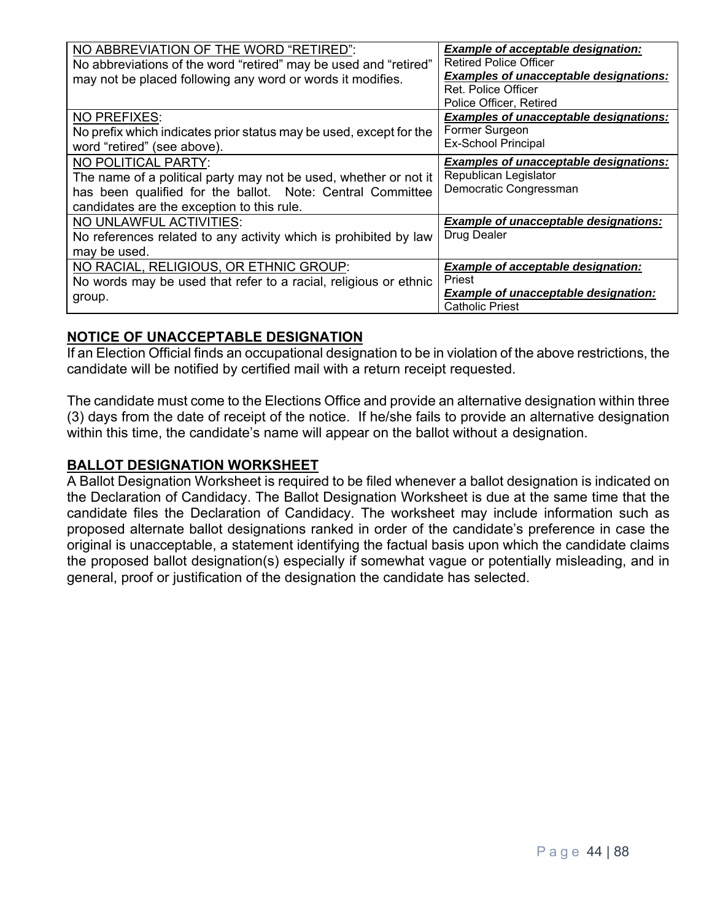| NO ABBREVIATION OF THE WORD "RETIRED": No abbreviations of the word "retired" may be used and "retired" may not be placed following any word or words it modifies. | ***Example of acceptable designation:*** Retired Police Officer ***Examples of unacceptable designations:*** Ret. Police Officer, Police Officer, Retired |
|---|---|
| NO PREFIXES: No prefix which indicates prior status may be used, except for the word "retired" (see above). | ***Examples of unacceptable designations:*** Former Surgeon, Ex-School Principal |
| NO POLITICAL PARTY: The name of a political party may not be used, whether or not it has been qualified for the ballot. Note: Central Committee candidates are the exception to this rule. | ***Examples of unacceptable designations:*** Republican Legislator, Democratic Congressman |
| NO UNLAWFUL ACTIVITIES: No references related to any activity which is prohibited by law may be used. | ***Example of unacceptable designations:*** Drug Dealer |
| NO RACIAL, RELIGIOUS, OR ETHNIC GROUP: No words may be used that refer to a racial, religious or ethnic group. | ***Example of acceptable designation:*** Priest ***Example of unacceptable designation:*** Catholic Priest |

## NOTICE OF UNACCEPTABLE DESIGNATION

If an Election Official finds an occupational designation to be in violation of the above restrictions, the candidate will be notified by certified mail with a return receipt requested.

The candidate must come to the Elections Office and provide an alternative designation within three (3) days from the date of receipt of the notice. If he/she fails to provide an alternative designation within this time, the candidate's name will appear on the ballot without a designation.

## BALLOT DESIGNATION WORKSHEET

A Ballot Designation Worksheet is required to be filed whenever a ballot designation is indicated on the Declaration of Candidacy. The Ballot Designation Worksheet is due at the same time that the candidate files the Declaration of Candidacy. The worksheet may include information such as proposed alternate ballot designations ranked in order of the candidate's preference in case the original is unacceptable, a statement identifying the factual basis upon which the candidate claims the proposed ballot designation(s) especially if somewhat vague or potentially misleading, and in general, proof or justification of the designation the candidate has selected.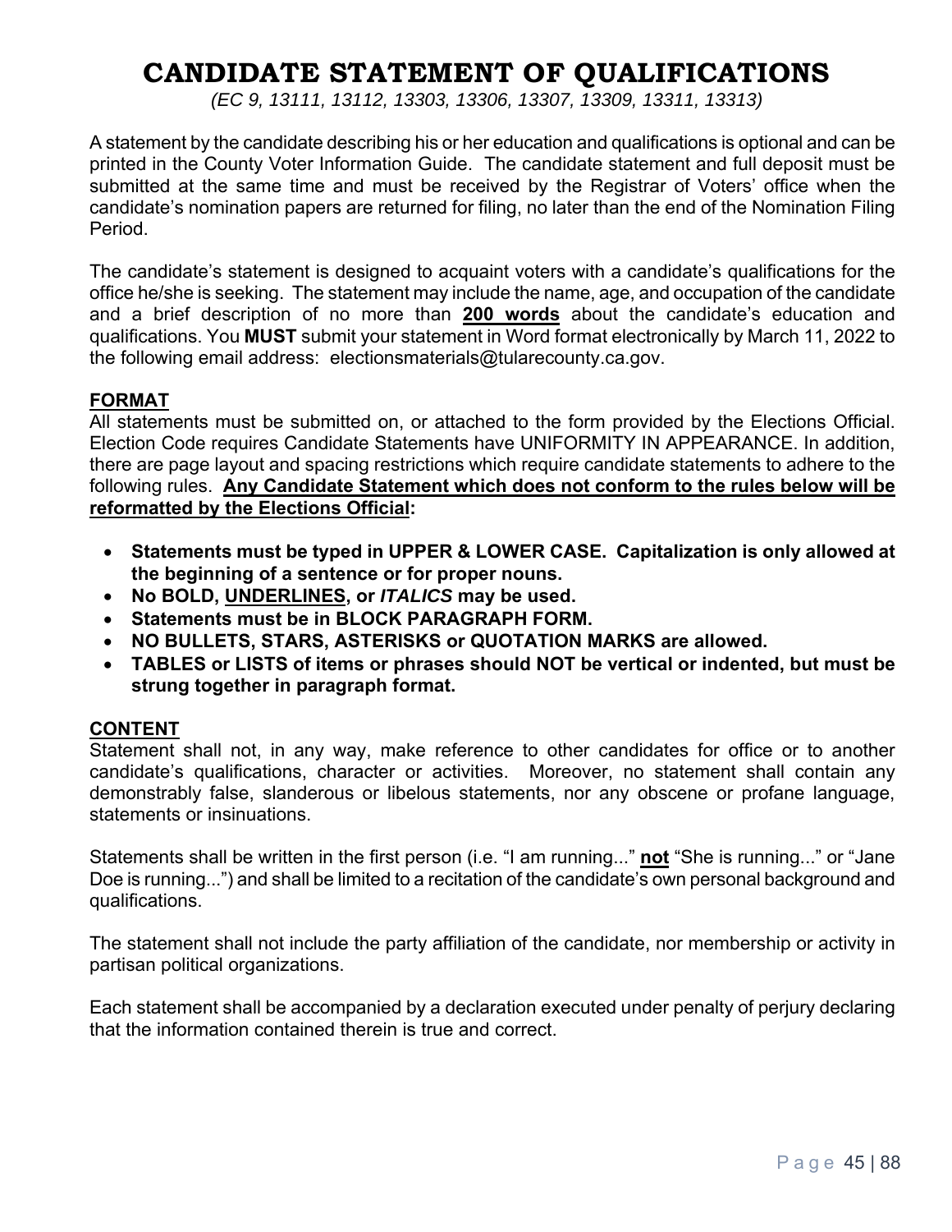# CANDIDATE STATEMENT OF QUALIFICATIONS

*(EC 9, 13111, 13112, 13303, 13306, 13307, 13309, 13311, 13313)*

A statement by the candidate describing his or her education and qualifications is optional and can be printed in the County Voter Information Guide. The candidate statement and full deposit must be submitted at the same time and must be received by the Registrar of Voters' office when the candidate's nomination papers are returned for filing, no later than the end of the Nomination Filing Period.

The candidate's statement is designed to acquaint voters with a candidate's qualifications for the office he/she is seeking. The statement may include the name, age, and occupation of the candidate and a brief description of no more than <u>**200 words**</u> about the candidate's education and qualifications. You **MUST** submit your statement in Word format electronically by March 11, 2022 to the following email address: electionsmaterials@tularecounty.ca.gov.

## <u>FORMAT</u>

All statements must be submitted on, or attached to the form provided by the Elections Official. Election Code requires Candidate Statements have UNIFORMITY IN APPEARANCE. In addition, there are page layout and spacing restrictions which require candidate statements to adhere to the following rules. <u>**Any Candidate Statement which does not conform to the rules below will be reformatted by the Elections Official**</u>**:**

- **Statements must be typed in UPPER & LOWER CASE. Capitalization is only allowed at the beginning of a sentence or for proper nouns.**
- **No BOLD, <u>UNDERLINES</u>, or *ITALICS* may be used.**
- **Statements must be in BLOCK PARAGRAPH FORM.**
- **NO BULLETS, STARS, ASTERISKS or QUOTATION MARKS are allowed.**
- **TABLES or LISTS of items or phrases should NOT be vertical or indented, but must be strung together in paragraph format.**

## <u>CONTENT</u>

Statement shall not, in any way, make reference to other candidates for office or to another candidate's qualifications, character or activities. Moreover, no statement shall contain any demonstrably false, slanderous or libelous statements, nor any obscene or profane language, statements or insinuations.

Statements shall be written in the first person (i.e. "I am running..." <u>**not**</u> "She is running..." or "Jane Doe is running...") and shall be limited to a recitation of the candidate's own personal background and qualifications.

The statement shall not include the party affiliation of the candidate, nor membership or activity in partisan political organizations.

Each statement shall be accompanied by a declaration executed under penalty of perjury declaring that the information contained therein is true and correct.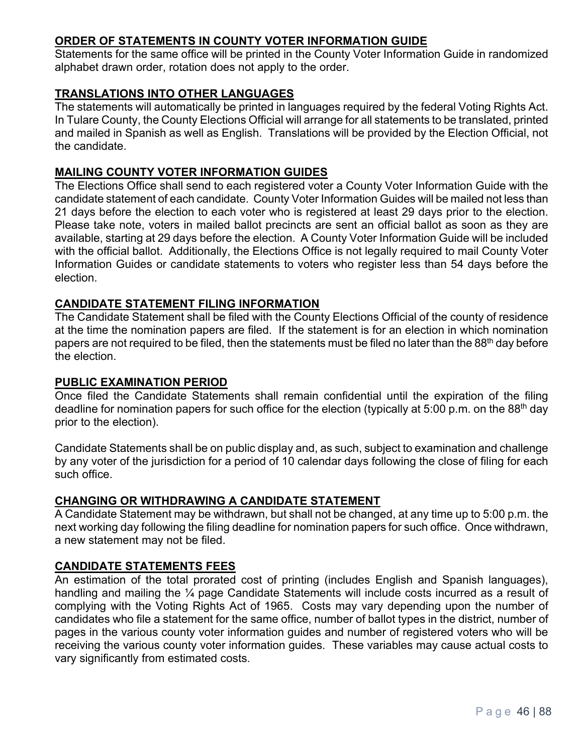## ORDER OF STATEMENTS IN COUNTY VOTER INFORMATION GUIDE

Statements for the same office will be printed in the County Voter Information Guide in randomized alphabet drawn order, rotation does not apply to the order.

## TRANSLATIONS INTO OTHER LANGUAGES

The statements will automatically be printed in languages required by the federal Voting Rights Act. In Tulare County, the County Elections Official will arrange for all statements to be translated, printed and mailed in Spanish as well as English. Translations will be provided by the Election Official, not the candidate.

## MAILING COUNTY VOTER INFORMATION GUIDES

The Elections Office shall send to each registered voter a County Voter Information Guide with the candidate statement of each candidate. County Voter Information Guides will be mailed not less than 21 days before the election to each voter who is registered at least 29 days prior to the election. Please take note, voters in mailed ballot precincts are sent an official ballot as soon as they are available, starting at 29 days before the election. A County Voter Information Guide will be included with the official ballot. Additionally, the Elections Office is not legally required to mail County Voter Information Guides or candidate statements to voters who register less than 54 days before the election.

## CANDIDATE STATEMENT FILING INFORMATION

The Candidate Statement shall be filed with the County Elections Official of the county of residence at the time the nomination papers are filed. If the statement is for an election in which nomination papers are not required to be filed, then the statements must be filed no later than the 88th day before the election.

## PUBLIC EXAMINATION PERIOD

Once filed the Candidate Statements shall remain confidential until the expiration of the filing deadline for nomination papers for such office for the election (typically at 5:00 p.m. on the 88th day prior to the election).

Candidate Statements shall be on public display and, as such, subject to examination and challenge by any voter of the jurisdiction for a period of 10 calendar days following the close of filing for each such office.

## CHANGING OR WITHDRAWING A CANDIDATE STATEMENT

A Candidate Statement may be withdrawn, but shall not be changed, at any time up to 5:00 p.m. the next working day following the filing deadline for nomination papers for such office. Once withdrawn, a new statement may not be filed.

## CANDIDATE STATEMENTS FEES

An estimation of the total prorated cost of printing (includes English and Spanish languages), handling and mailing the ¼ page Candidate Statements will include costs incurred as a result of complying with the Voting Rights Act of 1965. Costs may vary depending upon the number of candidates who file a statement for the same office, number of ballot types in the district, number of pages in the various county voter information guides and number of registered voters who will be receiving the various county voter information guides. These variables may cause actual costs to vary significantly from estimated costs.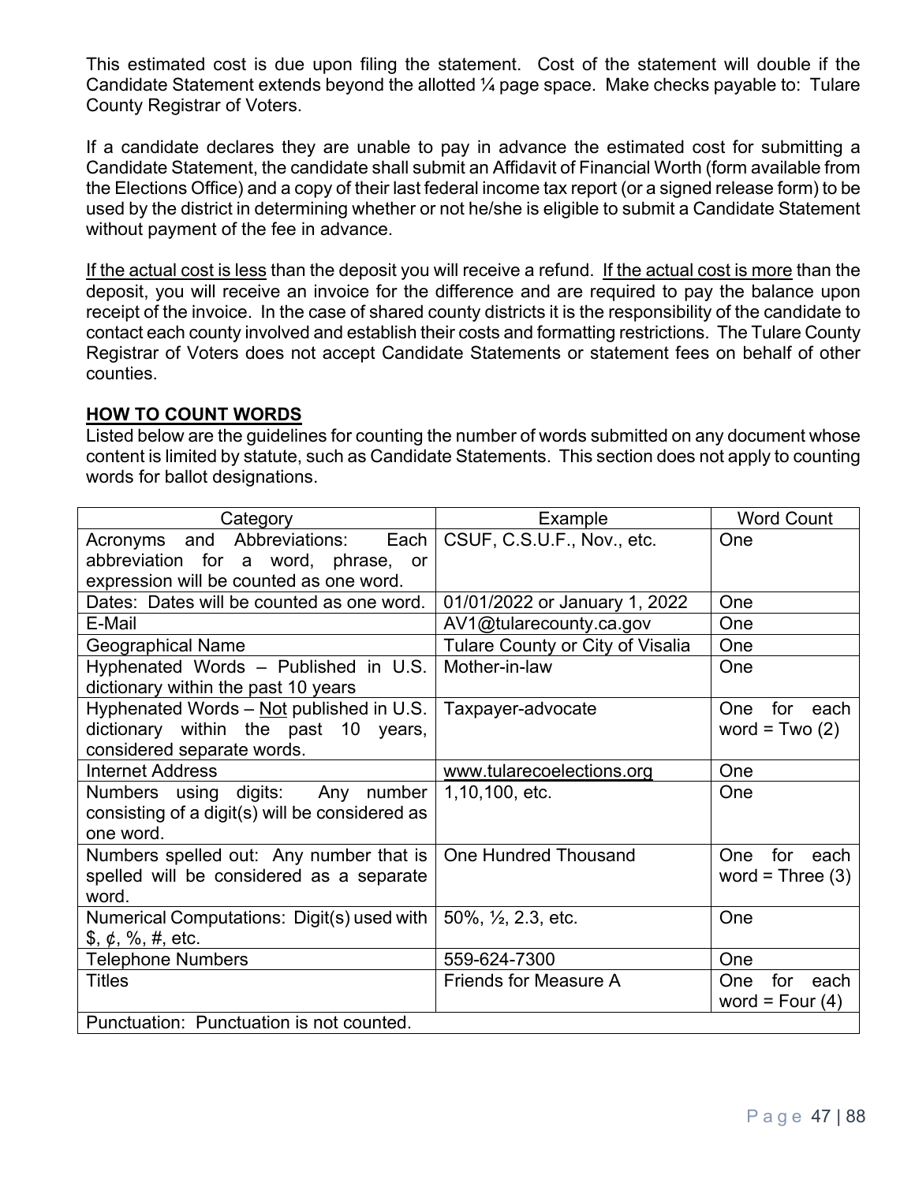This estimated cost is due upon filing the statement. Cost of the statement will double if the Candidate Statement extends beyond the allotted ¼ page space. Make checks payable to: Tulare County Registrar of Voters.

If a candidate declares they are unable to pay in advance the estimated cost for submitting a Candidate Statement, the candidate shall submit an Affidavit of Financial Worth (form available from the Elections Office) and a copy of their last federal income tax report (or a signed release form) to be used by the district in determining whether or not he/she is eligible to submit a Candidate Statement without payment of the fee in advance.

<u>If the actual cost is less</u> than the deposit you will receive a refund. <u>If the actual cost is more</u> than the deposit, you will receive an invoice for the difference and are required to pay the balance upon receipt of the invoice. In the case of shared county districts it is the responsibility of the candidate to contact each county involved and establish their costs and formatting restrictions. The Tulare County Registrar of Voters does not accept Candidate Statements or statement fees on behalf of other counties.

**<u>HOW TO COUNT WORDS</u>**

Listed below are the guidelines for counting the number of words submitted on any document whose content is limited by statute, such as Candidate Statements. This section does not apply to counting words for ballot designations.

| Category | Example | Word Count |
|---|---|---|
| Acronyms and Abbreviations: Each abbreviation for a word, phrase, or expression will be counted as one word. | CSUF, C.S.U.F., Nov., etc. | One |
| Dates: Dates will be counted as one word. | 01/01/2022 or January 1, 2022 | One |
| E-Mail | AV1@tularecounty.ca.gov | One |
| Geographical Name | Tulare County or City of Visalia | One |
| Hyphenated Words – Published in U.S. dictionary within the past 10 years | Mother-in-law | One |
| Hyphenated Words – <u>Not</u> published in U.S. dictionary within the past 10 years, considered separate words. | Taxpayer-advocate | One for each word = Two (2) |
| Internet Address | www.tularecoelections.org | One |
| Numbers using digits: Any number consisting of a digit(s) will be considered as one word. | 1,10,100, etc. | One |
| Numbers spelled out: Any number that is spelled will be considered as a separate word. | One Hundred Thousand | One for each word = Three (3) |
| Numerical Computations: Digit(s) used with $, ¢, %, #, etc. | 50%, ½, 2.3, etc. | One |
| Telephone Numbers | 559-624-7300 | One |
| Titles | Friends for Measure A | One for each word = Four (4) |
| Punctuation: Punctuation is not counted. | | |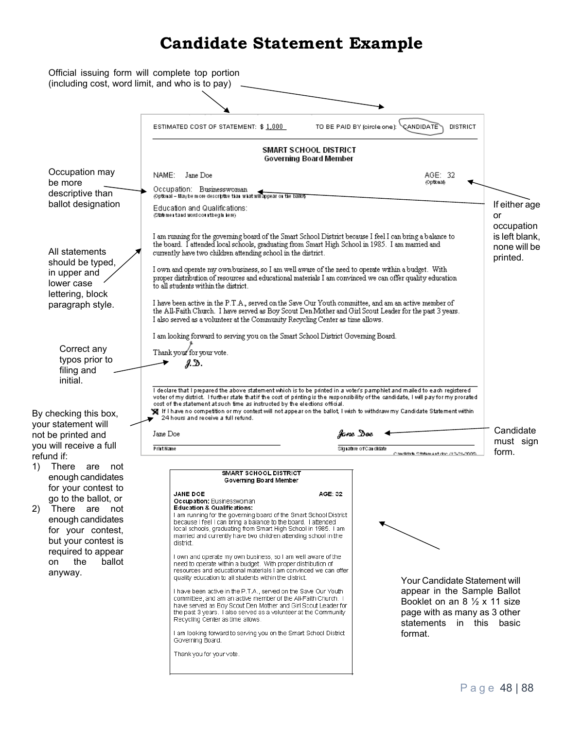# Candidate Statement Example

Official issuing form will complete top portion (including cost, word limit, and who is to pay)

ESTIMATED COST OF STATEMENT: $ 1,000 TO BE PAID BY (circle one): CANDIDATE DISTRICT

**SMART SCHOOL DISTRICT**
**Governing Board Member**

NAME: Jane Doe AGE: 32
(Optional)

Occupation: Businesswoman
(Optional – May be more descriptive than what will appear on the ballot)

Education and Qualifications:
(Statement and word count begin here)

I am running for the governing board of the Smart School District because I feel I can bring a balance to the board. I attended local schools, graduating from Smart High School in 1985. I am married and currently have two children attending school in the district.

I own and operate my own business, so I am well aware of the need to operate within a budget. With proper distribution of resources and educational materials I am convinced we can offer quality education to all students within the district.

I have been active in the P.T.A., served on the Save Our Youth committee, and am an active member of the All-Faith Church. I have served as Boy Scout Den Mother and Girl Scout Leader for the past 3 years. I also served as a volunteer at the Community Recycling Center as time allows.

I am looking forward to serving you on the Smart School District Governing Board.

Thank you for your vote.
J.D.

I declare that I prepared the above statement which is to be printed in a voter's pamphlet and mailed to each registered voter of my district. I further state that if the cost of printing is the responsibility of the candidate, I will pay for my prorated cost of the statement at such time as instructed by the elections official.

☒ If I have no competition or my contest will not appear on the ballot, I wish to withdraw my Candidate Statement within 24 hours and receive a full refund.

Jane Doe — Print Name
Jane Doe — Signature of Candidate

Candidate Statement.doc (12-21-2005)

Occupation may be more descriptive than ballot designation

If either age or occupation is left blank, none will be printed.

All statements should be typed, in upper and lower case lettering, block paragraph style.

Correct any typos prior to filing and initial.

By checking this box, your statement will not be printed and you will receive a full refund if:

1) There are not enough candidates for your contest to go to the ballot, or
2) There are not enough candidates for your contest, but your contest is required to appear on the ballot anyway.

Candidate must sign form.

**SMART SCHOOL DISTRICT**
**Governing Board Member**

**JANE DOE** **AGE: 32**
**Occupation:** Businesswoman
**Education & Qualifications:**
I am running for the governing board of the Smart School District because I feel I can bring a balance to the board. I attended local schools, graduating from Smart High School in 1985. I am married and currently have two children attending school in the district.

I own and operate my own business, so I am well aware of the need to operate within a budget. With proper distribution of resources and educational materials I am convinced we can offer quality education to all students within the district.

I have been active in the P.T.A., served on the Save Our Youth committee, and am an active member of the All-Faith Church. I have served as Boy Scout Den Mother and Girl Scout Leader for the past 3 years. I also served as a volunteer at the Community Recycling Center as time allows.

I am looking forward to serving you on the Smart School District Governing Board.

Thank you for your vote.

Your Candidate Statement will appear in the Sample Ballot Booklet on an 8 ½ x 11 size page with as many as 3 other statements in this basic format.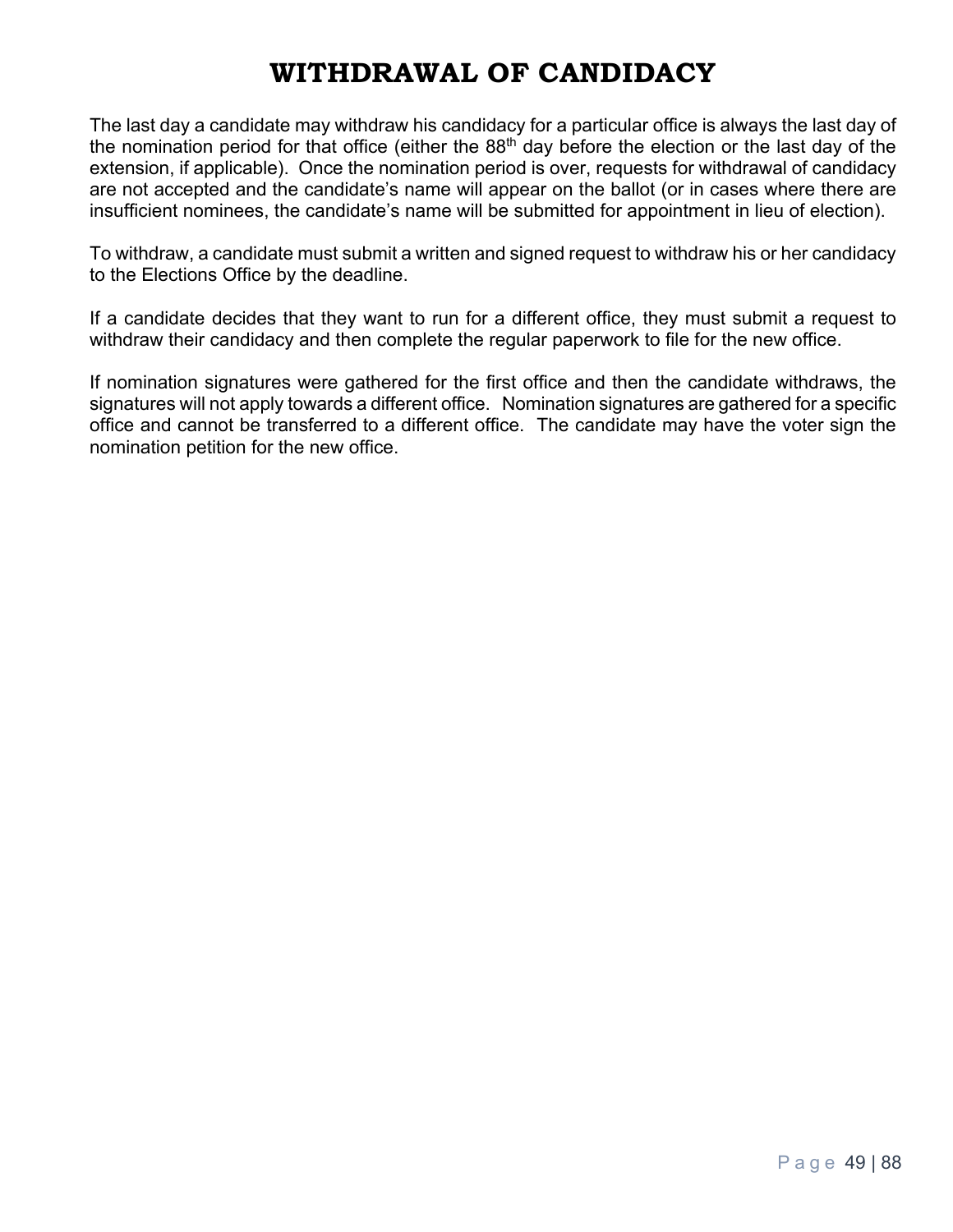# WITHDRAWAL OF CANDIDACY

The last day a candidate may withdraw his candidacy for a particular office is always the last day of the nomination period for that office (either the 88th day before the election or the last day of the extension, if applicable). Once the nomination period is over, requests for withdrawal of candidacy are not accepted and the candidate's name will appear on the ballot (or in cases where there are insufficient nominees, the candidate's name will be submitted for appointment in lieu of election).

To withdraw, a candidate must submit a written and signed request to withdraw his or her candidacy to the Elections Office by the deadline.

If a candidate decides that they want to run for a different office, they must submit a request to withdraw their candidacy and then complete the regular paperwork to file for the new office.

If nomination signatures were gathered for the first office and then the candidate withdraws, the signatures will not apply towards a different office. Nomination signatures are gathered for a specific office and cannot be transferred to a different office. The candidate may have the voter sign the nomination petition for the new office.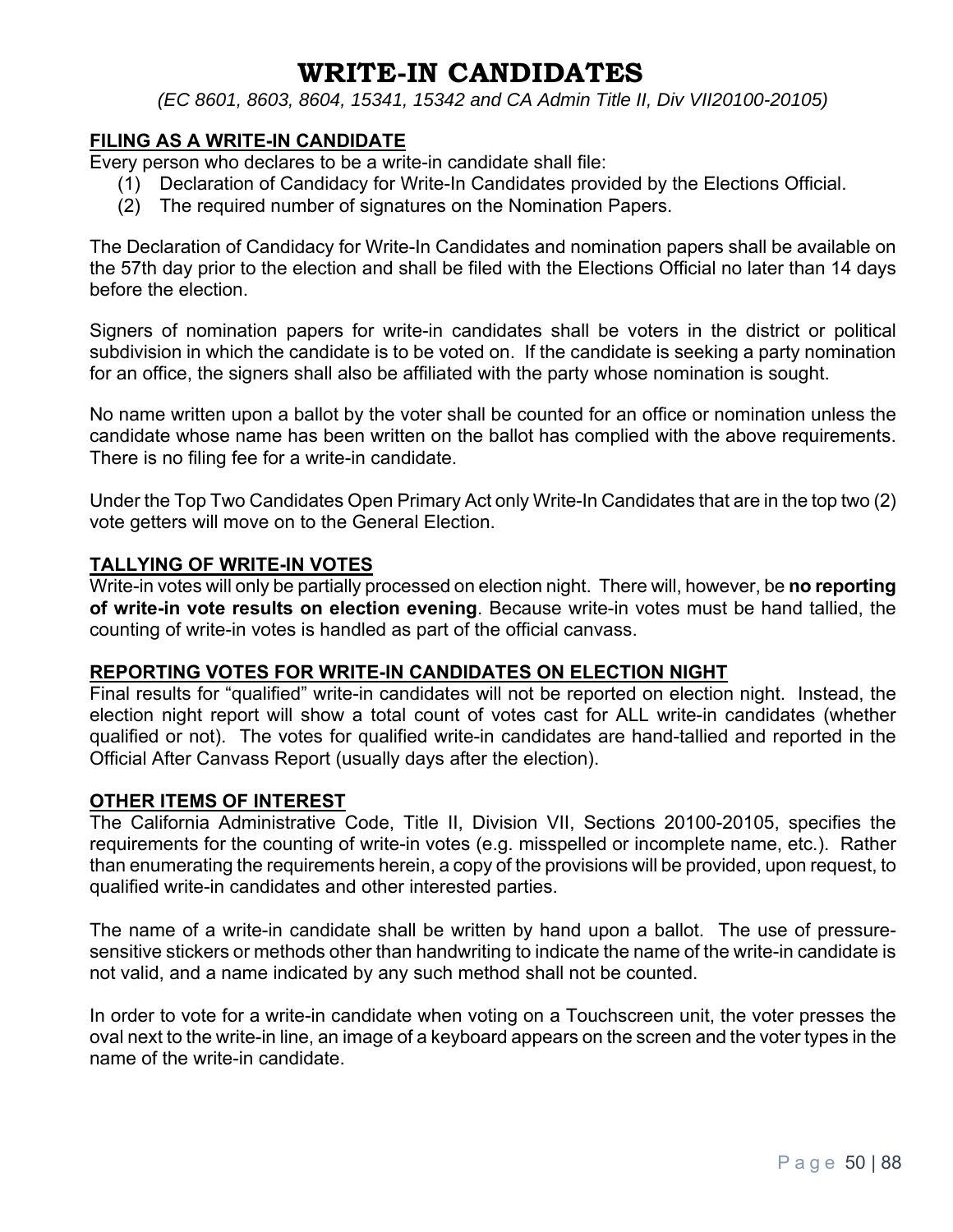# WRITE-IN CANDIDATES

*(EC 8601, 8603, 8604, 15341, 15342 and CA Admin Title II, Div VII20100-20105)*

## FILING AS A WRITE-IN CANDIDATE

Every person who declares to be a write-in candidate shall file:

(1) Declaration of Candidacy for Write-In Candidates provided by the Elections Official.
(2) The required number of signatures on the Nomination Papers.

The Declaration of Candidacy for Write-In Candidates and nomination papers shall be available on the 57th day prior to the election and shall be filed with the Elections Official no later than 14 days before the election.

Signers of nomination papers for write-in candidates shall be voters in the district or political subdivision in which the candidate is to be voted on. If the candidate is seeking a party nomination for an office, the signers shall also be affiliated with the party whose nomination is sought.

No name written upon a ballot by the voter shall be counted for an office or nomination unless the candidate whose name has been written on the ballot has complied with the above requirements. There is no filing fee for a write-in candidate.

Under the Top Two Candidates Open Primary Act only Write-In Candidates that are in the top two (2) vote getters will move on to the General Election.

## TALLYING OF WRITE-IN VOTES

Write-in votes will only be partially processed on election night. There will, however, be **no reporting of write-in vote results on election evening**. Because write-in votes must be hand tallied, the counting of write-in votes is handled as part of the official canvass.

## REPORTING VOTES FOR WRITE-IN CANDIDATES ON ELECTION NIGHT

Final results for "qualified" write-in candidates will not be reported on election night. Instead, the election night report will show a total count of votes cast for ALL write-in candidates (whether qualified or not). The votes for qualified write-in candidates are hand-tallied and reported in the Official After Canvass Report (usually days after the election).

## OTHER ITEMS OF INTEREST

The California Administrative Code, Title II, Division VII, Sections 20100-20105, specifies the requirements for the counting of write-in votes (e.g. misspelled or incomplete name, etc.). Rather than enumerating the requirements herein, a copy of the provisions will be provided, upon request, to qualified write-in candidates and other interested parties.

The name of a write-in candidate shall be written by hand upon a ballot. The use of pressure-sensitive stickers or methods other than handwriting to indicate the name of the write-in candidate is not valid, and a name indicated by any such method shall not be counted.

In order to vote for a write-in candidate when voting on a Touchscreen unit, the voter presses the oval next to the write-in line, an image of a keyboard appears on the screen and the voter types in the name of the write-in candidate.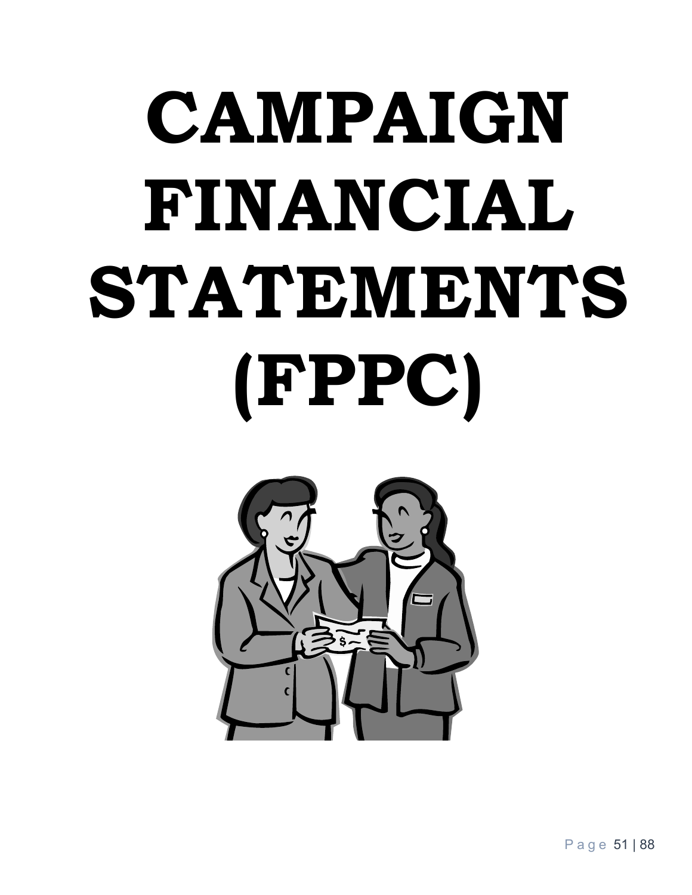# CAMPAIGN FINANCIAL STATEMENTS (FPPC)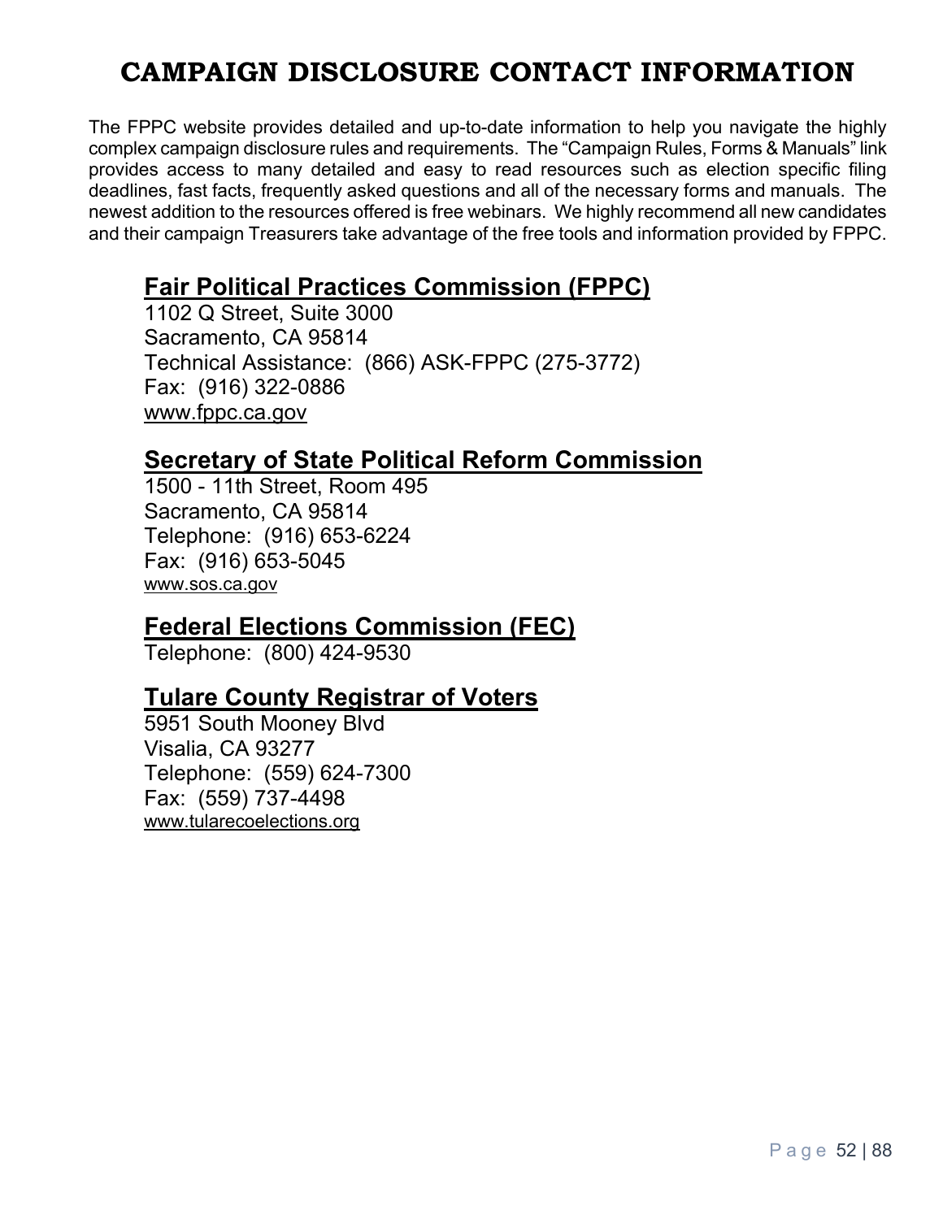# CAMPAIGN DISCLOSURE CONTACT INFORMATION

The FPPC website provides detailed and up-to-date information to help you navigate the highly complex campaign disclosure rules and requirements. The "Campaign Rules, Forms & Manuals" link provides access to many detailed and easy to read resources such as election specific filing deadlines, fast facts, frequently asked questions and all of the necessary forms and manuals. The newest addition to the resources offered is free webinars. We highly recommend all new candidates and their campaign Treasurers take advantage of the free tools and information provided by FPPC.

## Fair Political Practices Commission (FPPC)

1102 Q Street, Suite 3000
Sacramento, CA 95814
Technical Assistance: (866) ASK-FPPC (275-3772)
Fax: (916) 322-0886
www.fppc.ca.gov

## Secretary of State Political Reform Commission

1500 - 11th Street, Room 495
Sacramento, CA 95814
Telephone: (916) 653-6224
Fax: (916) 653-5045
www.sos.ca.gov

## Federal Elections Commission (FEC)

Telephone: (800) 424-9530

## Tulare County Registrar of Voters

5951 South Mooney Blvd
Visalia, CA 93277
Telephone: (559) 624-7300
Fax: (559) 737-4498
www.tularecoelections.org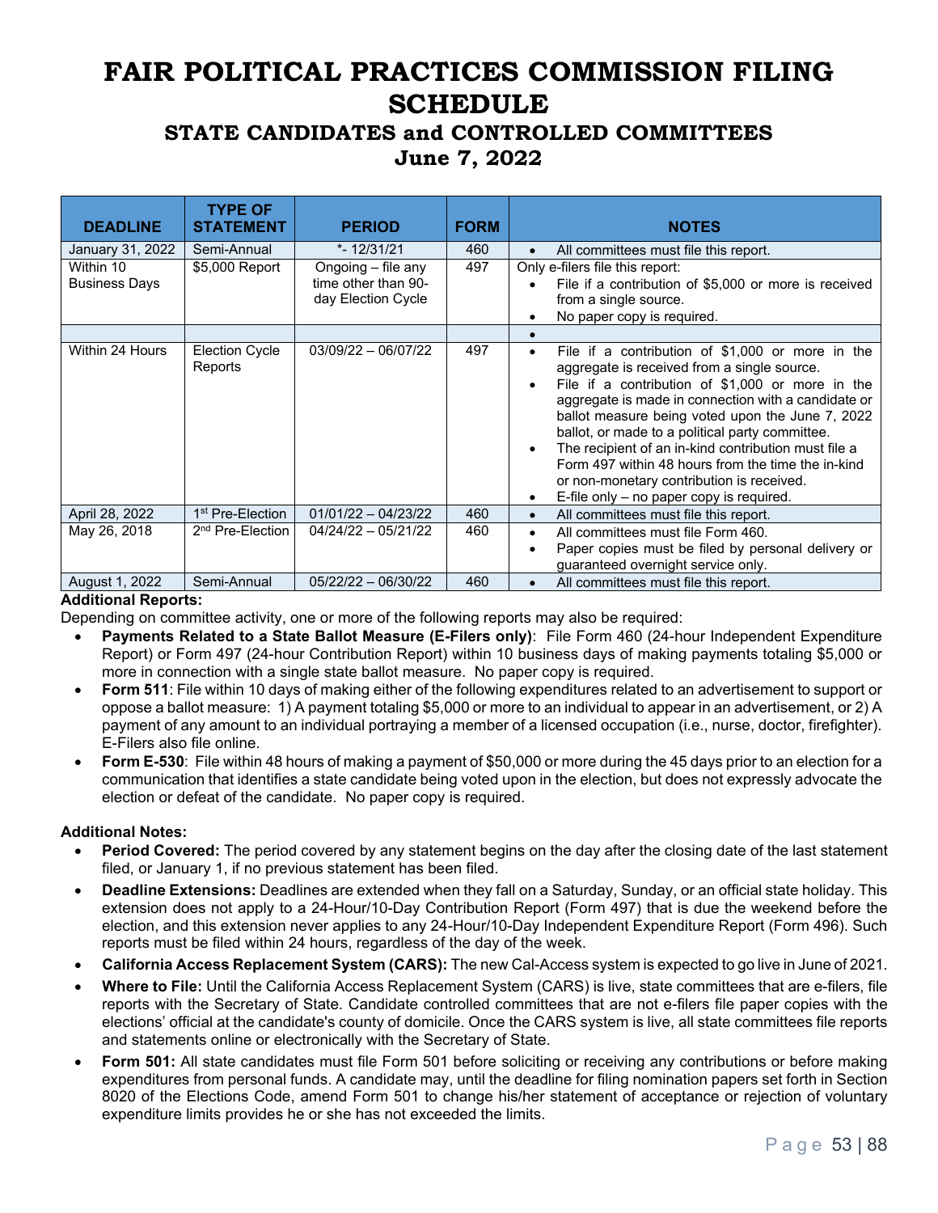# FAIR POLITICAL PRACTICES COMMISSION FILING SCHEDULE

## STATE CANDIDATES and CONTROLLED COMMITTEES

## June 7, 2022

| DEADLINE | TYPE OF STATEMENT | PERIOD | FORM | NOTES |
|---|---|---|---|---|
| January 31, 2022 | Semi-Annual | *- 12/31/21 | 460 | • All committees must file this report. |
| Within 10 Business Days | $5,000 Report | Ongoing – file any time other than 90-day Election Cycle | 497 | Only e-filers file this report: • File if a contribution of $5,000 or more is received from a single source. • No paper copy is required. |
| | | | | • |
| Within 24 Hours | Election Cycle Reports | 03/09/22 – 06/07/22 | 497 | • File if a contribution of $1,000 or more in the aggregate is received from a single source. • File if a contribution of $1,000 or more in the aggregate is made in connection with a candidate or ballot measure being voted upon the June 7, 2022 ballot, or made to a political party committee. • The recipient of an in-kind contribution must file a Form 497 within 48 hours from the time the in-kind or non-monetary contribution is received. • E-file only – no paper copy is required. |
| April 28, 2022 | 1st Pre-Election | 01/01/22 – 04/23/22 | 460 | • All committees must file this report. |
| May 26, 2018 | 2nd Pre-Election | 04/24/22 – 05/21/22 | 460 | • All committees must file Form 460. • Paper copies must be filed by personal delivery or guaranteed overnight service only. |
| August 1, 2022 | Semi-Annual | 05/22/22 – 06/30/22 | 460 | • All committees must file this report. |

**Additional Reports:**

Depending on committee activity, one or more of the following reports may also be required:

- **Payments Related to a State Ballot Measure (E-Filers only)**: File Form 460 (24-hour Independent Expenditure Report) or Form 497 (24-hour Contribution Report) within 10 business days of making payments totaling $5,000 or more in connection with a single state ballot measure. No paper copy is required.
- **Form 511**: File within 10 days of making either of the following expenditures related to an advertisement to support or oppose a ballot measure: 1) A payment totaling $5,000 or more to an individual to appear in an advertisement, or 2) A payment of any amount to an individual portraying a member of a licensed occupation (i.e., nurse, doctor, firefighter). E-Filers also file online.
- **Form E-530**: File within 48 hours of making a payment of $50,000 or more during the 45 days prior to an election for a communication that identifies a state candidate being voted upon in the election, but does not expressly advocate the election or defeat of the candidate. No paper copy is required.

**Additional Notes:**

- **Period Covered:** The period covered by any statement begins on the day after the closing date of the last statement filed, or January 1, if no previous statement has been filed.
- **Deadline Extensions:** Deadlines are extended when they fall on a Saturday, Sunday, or an official state holiday. This extension does not apply to a 24-Hour/10-Day Contribution Report (Form 497) that is due the weekend before the election, and this extension never applies to any 24-Hour/10-Day Independent Expenditure Report (Form 496). Such reports must be filed within 24 hours, regardless of the day of the week.
- **California Access Replacement System (CARS):** The new Cal-Access system is expected to go live in June of 2021.
- **Where to File:** Until the California Access Replacement System (CARS) is live, state committees that are e-filers, file reports with the Secretary of State. Candidate controlled committees that are not e-filers file paper copies with the elections' official at the candidate's county of domicile. Once the CARS system is live, all state committees file reports and statements online or electronically with the Secretary of State.
- **Form 501:** All state candidates must file Form 501 before soliciting or receiving any contributions or before making expenditures from personal funds. A candidate may, until the deadline for filing nomination papers set forth in Section 8020 of the Elections Code, amend Form 501 to change his/her statement of acceptance or rejection of voluntary expenditure limits provides he or she has not exceeded the limits.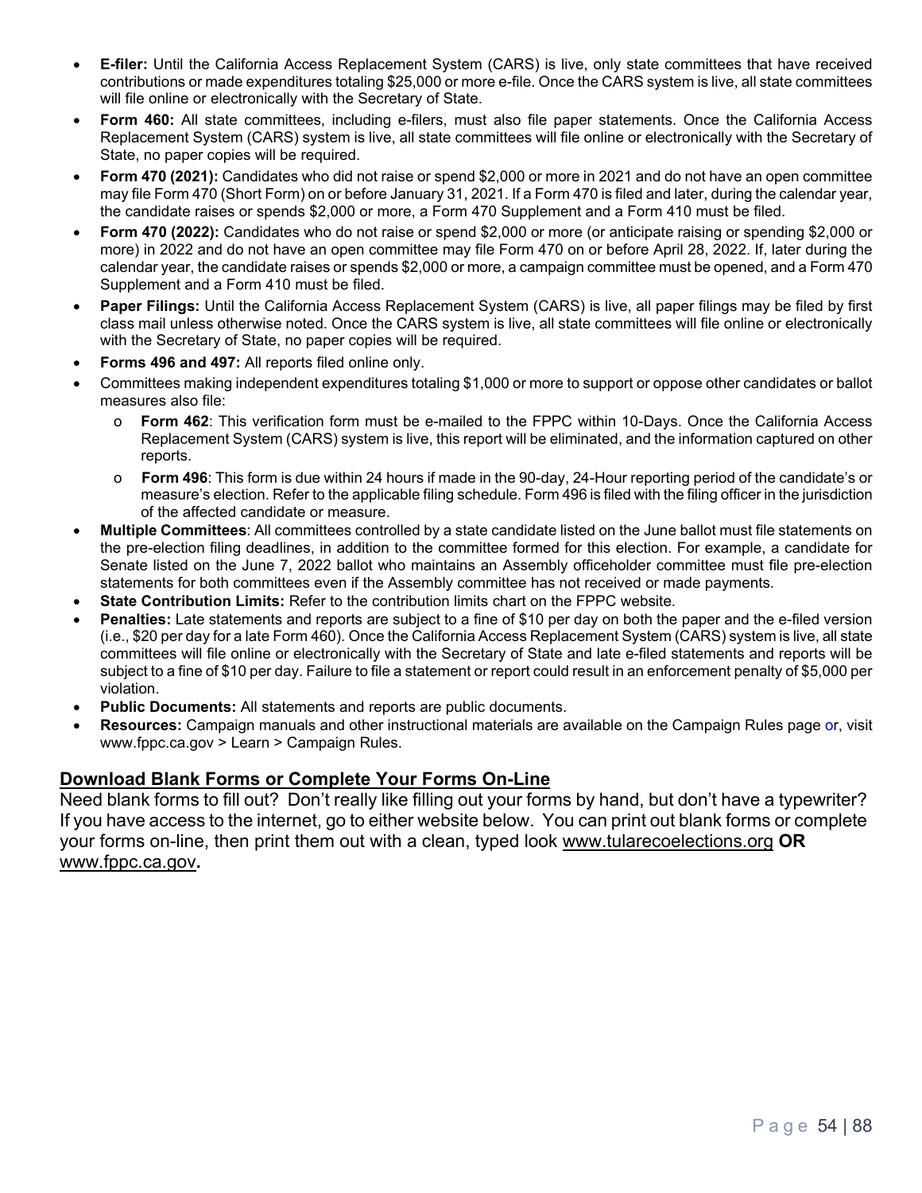- **E-filer:** Until the California Access Replacement System (CARS) is live, only state committees that have received contributions or made expenditures totaling $25,000 or more e-file. Once the CARS system is live, all state committees will file online or electronically with the Secretary of State.
- **Form 460:** All state committees, including e-filers, must also file paper statements. Once the California Access Replacement System (CARS) system is live, all state committees will file online or electronically with the Secretary of State, no paper copies will be required.
- **Form 470 (2021):** Candidates who did not raise or spend $2,000 or more in 2021 and do not have an open committee may file Form 470 (Short Form) on or before January 31, 2021. If a Form 470 is filed and later, during the calendar year, the candidate raises or spends $2,000 or more, a Form 470 Supplement and a Form 410 must be filed.
- **Form 470 (2022):** Candidates who do not raise or spend $2,000 or more (or anticipate raising or spending $2,000 or more) in 2022 and do not have an open committee may file Form 470 on or before April 28, 2022. If, later during the calendar year, the candidate raises or spends $2,000 or more, a campaign committee must be opened, and a Form 470 Supplement and a Form 410 must be filed.
- **Paper Filings:** Until the California Access Replacement System (CARS) is live, all paper filings may be filed by first class mail unless otherwise noted. Once the CARS system is live, all state committees will file online or electronically with the Secretary of State, no paper copies will be required.
- **Forms 496 and 497:** All reports filed online only.
- Committees making independent expenditures totaling $1,000 or more to support or oppose other candidates or ballot measures also file:
  - **Form 462**: This verification form must be e-mailed to the FPPC within 10-Days. Once the California Access Replacement System (CARS) system is live, this report will be eliminated, and the information captured on other reports.
  - **Form 496**: This form is due within 24 hours if made in the 90-day, 24-Hour reporting period of the candidate's or measure's election. Refer to the applicable filing schedule. Form 496 is filed with the filing officer in the jurisdiction of the affected candidate or measure.
- **Multiple Committees**: All committees controlled by a state candidate listed on the June ballot must file statements on the pre-election filing deadlines, in addition to the committee formed for this election. For example, a candidate for Senate listed on the June 7, 2022 ballot who maintains an Assembly officeholder committee must file pre-election statements for both committees even if the Assembly committee has not received or made payments.
- **State Contribution Limits:** Refer to the contribution limits chart on the FPPC website.
- **Penalties:** Late statements and reports are subject to a fine of $10 per day on both the paper and the e-filed version (i.e., $20 per day for a late Form 460). Once the California Access Replacement System (CARS) system is live, all state committees will file online or electronically with the Secretary of State and late e-filed statements and reports will be subject to a fine of $10 per day. Failure to file a statement or report could result in an enforcement penalty of $5,000 per violation.
- **Public Documents:** All statements and reports are public documents.
- **Resources:** Campaign manuals and other instructional materials are available on the Campaign Rules page or, visit www.fppc.ca.gov > Learn > Campaign Rules.

## Download Blank Forms or Complete Your Forms On-Line

Need blank forms to fill out? Don't really like filling out your forms by hand, but don't have a typewriter? If you have access to the internet, go to either website below. You can print out blank forms or complete your forms on-line, then print them out with a clean, typed look www.tularecoelections.org **OR** www.fppc.ca.gov**.**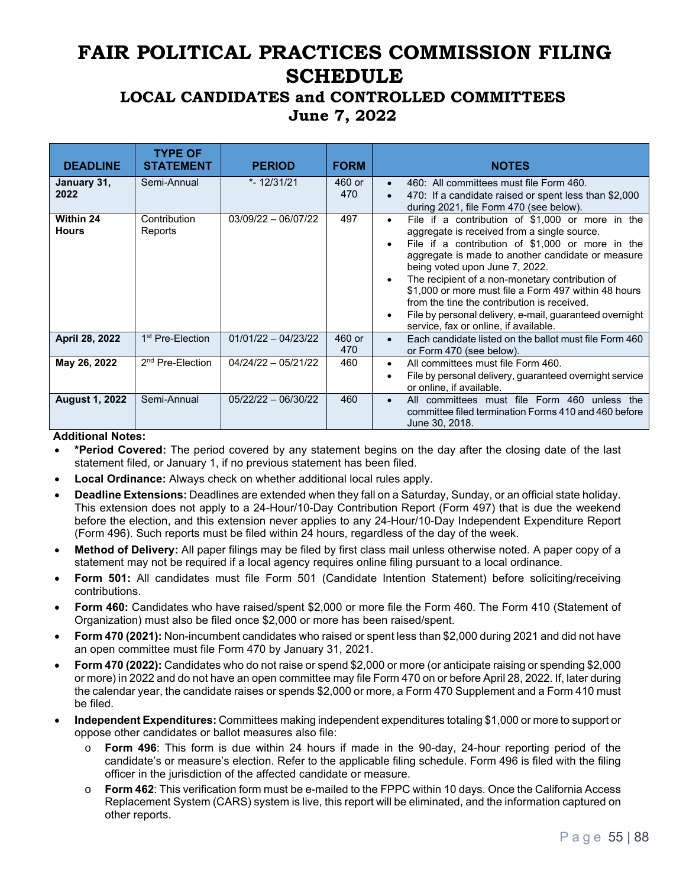# FAIR POLITICAL PRACTICES COMMISSION FILING SCHEDULE

## LOCAL CANDIDATES and CONTROLLED COMMITTEES

## June 7, 2022

| DEADLINE | TYPE OF STATEMENT | PERIOD | FORM | NOTES |
|---|---|---|---|---|
| **January 31, 2022** | Semi-Annual | *- 12/31/21 | 460 or 470 | • 460: All committees must file Form 460.<br>• 470: If a candidate raised or spent less than $2,000 during 2021, file Form 470 (see below). |
| **Within 24 Hours** | Contribution Reports | 03/09/22 – 06/07/22 | 497 | • File if a contribution of $1,000 or more in the aggregate is received from a single source.<br>• File if a contribution of $1,000 or more in the aggregate is made to another candidate or measure being voted upon June 7, 2022.<br>• The recipient of a non-monetary contribution of $1,000 or more must file a Form 497 within 48 hours from the tine the contribution is received.<br>• File by personal delivery, e-mail, guaranteed overnight service, fax or online, if available. |
| **April 28, 2022** | 1st Pre-Election | 01/01/22 – 04/23/22 | 460 or 470 | • Each candidate listed on the ballot must file Form 460 or Form 470 (see below). |
| **May 26, 2022** | 2nd Pre-Election | 04/24/22 – 05/21/22 | 460 | • All committees must file Form 460.<br>• File by personal delivery, guaranteed overnight service or online, if available. |
| **August 1, 2022** | Semi-Annual | 05/22/22 – 06/30/22 | 460 | • All committees must file Form 460 unless the committee filed termination Forms 410 and 460 before June 30, 2018. |

**Additional Notes:**

- ***Period Covered:** The period covered by any statement begins on the day after the closing date of the last statement filed, or January 1, if no previous statement has been filed.
- **Local Ordinance:** Always check on whether additional local rules apply.
- **Deadline Extensions:** Deadlines are extended when they fall on a Saturday, Sunday, or an official state holiday. This extension does not apply to a 24-Hour/10-Day Contribution Report (Form 497) that is due the weekend before the election, and this extension never applies to any 24-Hour/10-Day Independent Expenditure Report (Form 496). Such reports must be filed within 24 hours, regardless of the day of the week.
- **Method of Delivery:** All paper filings may be filed by first class mail unless otherwise noted. A paper copy of a statement may not be required if a local agency requires online filing pursuant to a local ordinance.
- **Form 501:** All candidates must file Form 501 (Candidate Intention Statement) before soliciting/receiving contributions.
- **Form 460:** Candidates who have raised/spent $2,000 or more file the Form 460. The Form 410 (Statement of Organization) must also be filed once $2,000 or more has been raised/spent.
- **Form 470 (2021):** Non-incumbent candidates who raised or spent less than $2,000 during 2021 and did not have an open committee must file Form 470 by January 31, 2021.
- **Form 470 (2022):** Candidates who do not raise or spend $2,000 or more (or anticipate raising or spending $2,000 or more) in 2022 and do not have an open committee may file Form 470 on or before April 28, 2022. If, later during the calendar year, the candidate raises or spends $2,000 or more, a Form 470 Supplement and a Form 410 must be filed.
- **Independent Expenditures:** Committees making independent expenditures totaling $1,000 or more to support or oppose other candidates or ballot measures also file:
  - **Form 496**: This form is due within 24 hours if made in the 90-day, 24-hour reporting period of the candidate's or measure's election. Refer to the applicable filing schedule. Form 496 is filed with the filing officer in the jurisdiction of the affected candidate or measure.
  - **Form 462**: This verification form must be e-mailed to the FPPC within 10 days. Once the California Access Replacement System (CARS) system is live, this report will be eliminated, and the information captured on other reports.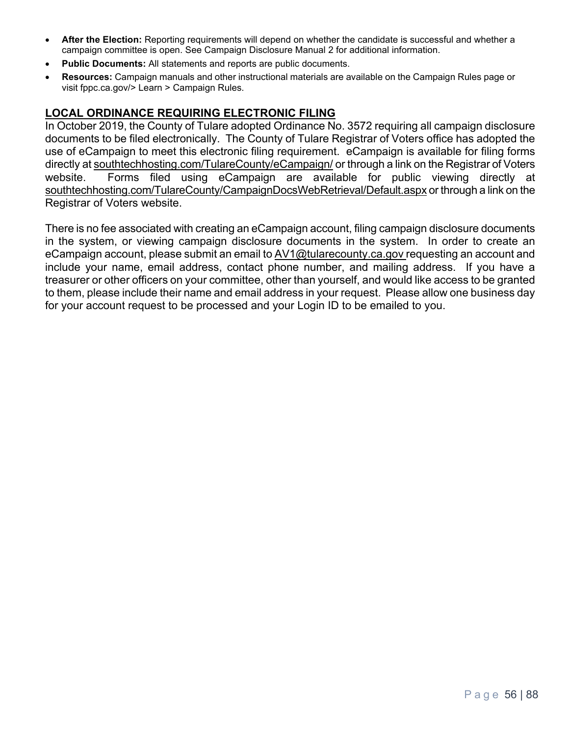- **After the Election:** Reporting requirements will depend on whether the candidate is successful and whether a campaign committee is open. See Campaign Disclosure Manual 2 for additional information.
- **Public Documents:** All statements and reports are public documents.
- **Resources:** Campaign manuals and other instructional materials are available on the Campaign Rules page or visit fppc.ca.gov/> Learn > Campaign Rules.

## LOCAL ORDINANCE REQUIRING ELECTRONIC FILING

In October 2019, the County of Tulare adopted Ordinance No. 3572 requiring all campaign disclosure documents to be filed electronically. The County of Tulare Registrar of Voters office has adopted the use of eCampaign to meet this electronic filing requirement. eCampaign is available for filing forms directly at southtechhosting.com/TulareCounty/eCampaign/ or through a link on the Registrar of Voters website. Forms filed using eCampaign are available for public viewing directly at southtechhosting.com/TulareCounty/CampaignDocsWebRetrieval/Default.aspx or through a link on the Registrar of Voters website.

There is no fee associated with creating an eCampaign account, filing campaign disclosure documents in the system, or viewing campaign disclosure documents in the system. In order to create an eCampaign account, please submit an email to AV1@tularecounty.ca.gov requesting an account and include your name, email address, contact phone number, and mailing address. If you have a treasurer or other officers on your committee, other than yourself, and would like access to be granted to them, please include their name and email address in your request. Please allow one business day for your account request to be processed and your Login ID to be emailed to you.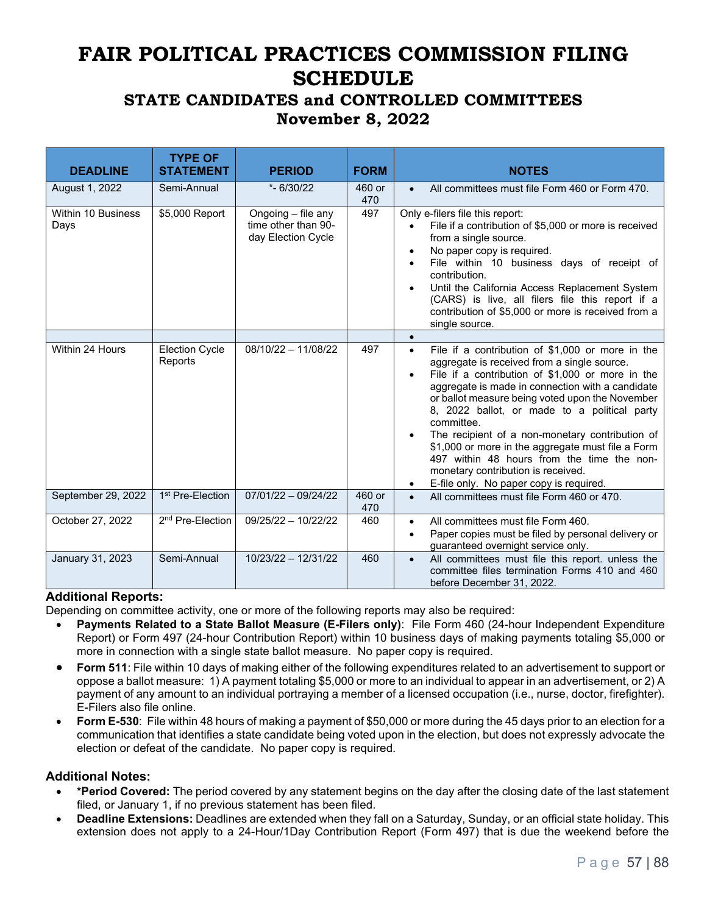# FAIR POLITICAL PRACTICES COMMISSION FILING SCHEDULE

## STATE CANDIDATES and CONTROLLED COMMITTEES

## November 8, 2022

| DEADLINE | TYPE OF STATEMENT | PERIOD | FORM | NOTES |
|---|---|---|---|---|
| August 1, 2022 | Semi-Annual | *- 6/30/22 | 460 or 470 | • All committees must file Form 460 or Form 470. |
| Within 10 Business Days | $5,000 Report | Ongoing – file any time other than 90-day Election Cycle | 497 | Only e-filers file this report: • File if a contribution of $5,000 or more is received from a single source. • No paper copy is required. • File within 10 business days of receipt of contribution. • Until the California Access Replacement System (CARS) is live, all filers file this report if a contribution of $5,000 or more is received from a single source. |
| | | | | • |
| Within 24 Hours | Election Cycle Reports | 08/10/22 – 11/08/22 | 497 | • File if a contribution of $1,000 or more in the aggregate is received from a single source. • File if a contribution of $1,000 or more in the aggregate is made in connection with a candidate or ballot measure being voted upon the November 8, 2022 ballot, or made to a political party committee. • The recipient of a non-monetary contribution of $1,000 or more in the aggregate must file a Form 497 within 48 hours from the time the non-monetary contribution is received. • E-file only. No paper copy is required. |
| September 29, 2022 | 1st Pre-Election | 07/01/22 – 09/24/22 | 460 or 470 | • All committees must file Form 460 or 470. |
| October 27, 2022 | 2nd Pre-Election | 09/25/22 – 10/22/22 | 460 | • All committees must file Form 460. • Paper copies must be filed by personal delivery or guaranteed overnight service only. |
| January 31, 2023 | Semi-Annual | 10/23/22 – 12/31/22 | 460 | • All committees must file this report. unless the committee files termination Forms 410 and 460 before December 31, 2022. |

**Additional Reports:**

Depending on committee activity, one or more of the following reports may also be required:

- **Payments Related to a State Ballot Measure (E-Filers only)**: File Form 460 (24-hour Independent Expenditure Report) or Form 497 (24-hour Contribution Report) within 10 business days of making payments totaling $5,000 or more in connection with a single state ballot measure. No paper copy is required.
- **Form 511**: File within 10 days of making either of the following expenditures related to an advertisement to support or oppose a ballot measure: 1) A payment totaling $5,000 or more to an individual to appear in an advertisement, or 2) A payment of any amount to an individual portraying a member of a licensed occupation (i.e., nurse, doctor, firefighter). E-Filers also file online.
- **Form E-530**: File within 48 hours of making a payment of $50,000 or more during the 45 days prior to an election for a communication that identifies a state candidate being voted upon in the election, but does not expressly advocate the election or defeat of the candidate. No paper copy is required.

**Additional Notes:**

- ***Period Covered:** The period covered by any statement begins on the day after the closing date of the last statement filed, or January 1, if no previous statement has been filed.
- **Deadline Extensions:** Deadlines are extended when they fall on a Saturday, Sunday, or an official state holiday. This extension does not apply to a 24-Hour/1Day Contribution Report (Form 497) that is due the weekend before the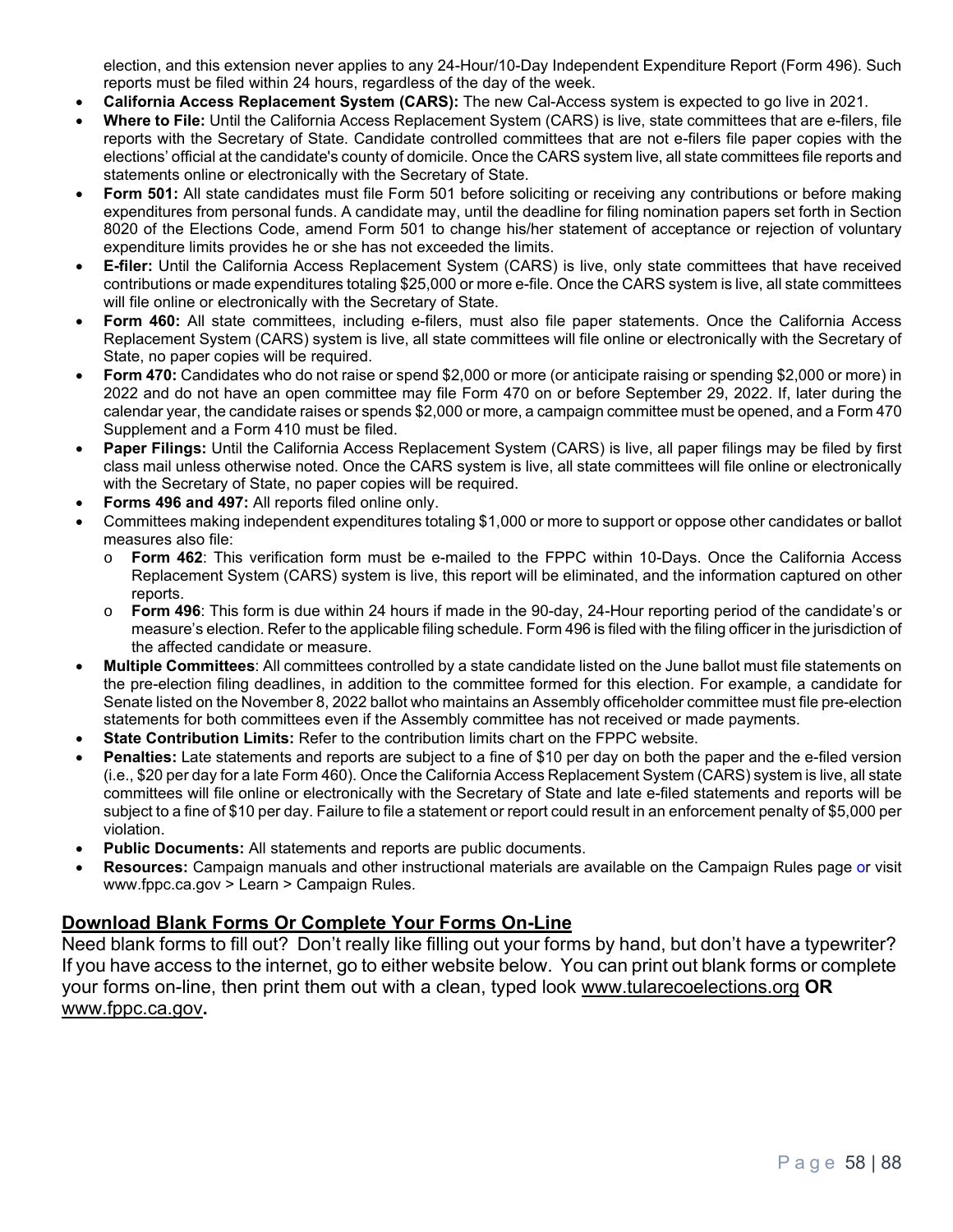election, and this extension never applies to any 24-Hour/10-Day Independent Expenditure Report (Form 496). Such reports must be filed within 24 hours, regardless of the day of the week.

- **California Access Replacement System (CARS):** The new Cal-Access system is expected to go live in 2021.
- **Where to File:** Until the California Access Replacement System (CARS) is live, state committees that are e-filers, file reports with the Secretary of State. Candidate controlled committees that are not e-filers file paper copies with the elections' official at the candidate's county of domicile. Once the CARS system live, all state committees file reports and statements online or electronically with the Secretary of State.
- **Form 501:** All state candidates must file Form 501 before soliciting or receiving any contributions or before making expenditures from personal funds. A candidate may, until the deadline for filing nomination papers set forth in Section 8020 of the Elections Code, amend Form 501 to change his/her statement of acceptance or rejection of voluntary expenditure limits provides he or she has not exceeded the limits.
- **E-filer:** Until the California Access Replacement System (CARS) is live, only state committees that have received contributions or made expenditures totaling $25,000 or more e-file. Once the CARS system is live, all state committees will file online or electronically with the Secretary of State.
- **Form 460:** All state committees, including e-filers, must also file paper statements. Once the California Access Replacement System (CARS) system is live, all state committees will file online or electronically with the Secretary of State, no paper copies will be required.
- **Form 470:** Candidates who do not raise or spend $2,000 or more (or anticipate raising or spending $2,000 or more) in 2022 and do not have an open committee may file Form 470 on or before September 29, 2022. If, later during the calendar year, the candidate raises or spends $2,000 or more, a campaign committee must be opened, and a Form 470 Supplement and a Form 410 must be filed.
- **Paper Filings:** Until the California Access Replacement System (CARS) is live, all paper filings may be filed by first class mail unless otherwise noted. Once the CARS system is live, all state committees will file online or electronically with the Secretary of State, no paper copies will be required.
- **Forms 496 and 497:** All reports filed online only.
- Committees making independent expenditures totaling $1,000 or more to support or oppose other candidates or ballot measures also file:
  - **Form 462**: This verification form must be e-mailed to the FPPC within 10-Days. Once the California Access Replacement System (CARS) system is live, this report will be eliminated, and the information captured on other reports.
  - **Form 496**: This form is due within 24 hours if made in the 90-day, 24-Hour reporting period of the candidate's or measure's election. Refer to the applicable filing schedule. Form 496 is filed with the filing officer in the jurisdiction of the affected candidate or measure.
- **Multiple Committees**: All committees controlled by a state candidate listed on the June ballot must file statements on the pre-election filing deadlines, in addition to the committee formed for this election. For example, a candidate for Senate listed on the November 8, 2022 ballot who maintains an Assembly officeholder committee must file pre-election statements for both committees even if the Assembly committee has not received or made payments.
- **State Contribution Limits:** Refer to the contribution limits chart on the FPPC website.
- **Penalties:** Late statements and reports are subject to a fine of $10 per day on both the paper and the e-filed version (i.e., $20 per day for a late Form 460). Once the California Access Replacement System (CARS) system is live, all state committees will file online or electronically with the Secretary of State and late e-filed statements and reports will be subject to a fine of $10 per day. Failure to file a statement or report could result in an enforcement penalty of $5,000 per violation.
- **Public Documents:** All statements and reports are public documents.
- **Resources:** Campaign manuals and other instructional materials are available on the Campaign Rules page or visit www.fppc.ca.gov > Learn > Campaign Rules.

## Download Blank Forms Or Complete Your Forms On-Line

Need blank forms to fill out? Don't really like filling out your forms by hand, but don't have a typewriter? If you have access to the internet, go to either website below. You can print out blank forms or complete your forms on-line, then print them out with a clean, typed look www.tularecoelections.org **OR** www.fppc.ca.gov**.**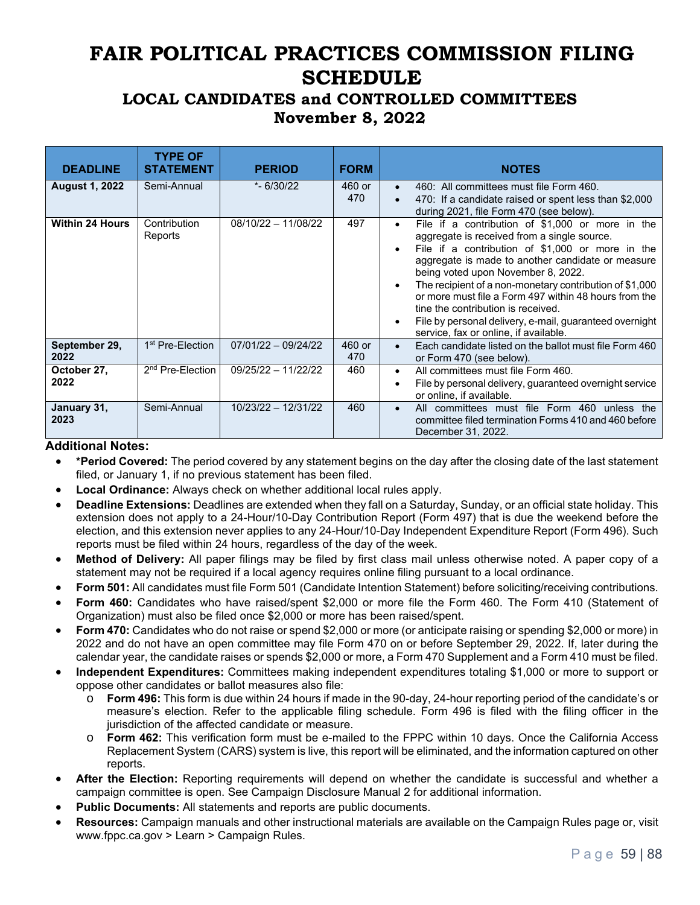# FAIR POLITICAL PRACTICES COMMISSION FILING SCHEDULE

## LOCAL CANDIDATES and CONTROLLED COMMITTEES

## November 8, 2022

| DEADLINE | TYPE OF STATEMENT | PERIOD | FORM | NOTES |
|---|---|---|---|---|
| **August 1, 2022** | Semi-Annual | *- 6/30/22 | 460 or 470 | • 460: All committees must file Form 460.<br>• 470: If a candidate raised or spent less than $2,000 during 2021, file Form 470 (see below). |
| **Within 24 Hours** | Contribution Reports | 08/10/22 – 11/08/22 | 497 | • File if a contribution of $1,000 or more in the aggregate is received from a single source.<br>• File if a contribution of $1,000 or more in the aggregate is made to another candidate or measure being voted upon November 8, 2022.<br>• The recipient of a non-monetary contribution of $1,000 or more must file a Form 497 within 48 hours from the tine the contribution is received.<br>• File by personal delivery, e-mail, guaranteed overnight service, fax or online, if available. |
| **September 29, 2022** | 1st Pre-Election | 07/01/22 – 09/24/22 | 460 or 470 | • Each candidate listed on the ballot must file Form 460 or Form 470 (see below). |
| **October 27, 2022** | 2nd Pre-Election | 09/25/22 – 11/22/22 | 460 | • All committees must file Form 460.<br>• File by personal delivery, guaranteed overnight service or online, if available. |
| **January 31, 2023** | Semi-Annual | 10/23/22 – 12/31/22 | 460 | • All committees must file Form 460 unless the committee filed termination Forms 410 and 460 before December 31, 2022. |

**Additional Notes:**

- ***Period Covered:** The period covered by any statement begins on the day after the closing date of the last statement filed, or January 1, if no previous statement has been filed.
- **Local Ordinance:** Always check on whether additional local rules apply.
- **Deadline Extensions:** Deadlines are extended when they fall on a Saturday, Sunday, or an official state holiday. This extension does not apply to a 24-Hour/10-Day Contribution Report (Form 497) that is due the weekend before the election, and this extension never applies to any 24-Hour/10-Day Independent Expenditure Report (Form 496). Such reports must be filed within 24 hours, regardless of the day of the week.
- **Method of Delivery:** All paper filings may be filed by first class mail unless otherwise noted. A paper copy of a statement may not be required if a local agency requires online filing pursuant to a local ordinance.
- **Form 501:** All candidates must file Form 501 (Candidate Intention Statement) before soliciting/receiving contributions.
- **Form 460:** Candidates who have raised/spent $2,000 or more file the Form 460. The Form 410 (Statement of Organization) must also be filed once $2,000 or more has been raised/spent.
- **Form 470:** Candidates who do not raise or spend $2,000 or more (or anticipate raising or spending $2,000 or more) in 2022 and do not have an open committee may file Form 470 on or before September 29, 2022. If, later during the calendar year, the candidate raises or spends $2,000 or more, a Form 470 Supplement and a Form 410 must be filed.
- **Independent Expenditures:** Committees making independent expenditures totaling $1,000 or more to support or oppose other candidates or ballot measures also file:
  - **Form 496:** This form is due within 24 hours if made in the 90-day, 24-hour reporting period of the candidate's or measure's election. Refer to the applicable filing schedule. Form 496 is filed with the filing officer in the jurisdiction of the affected candidate or measure.
  - **Form 462:** This verification form must be e-mailed to the FPPC within 10 days. Once the California Access Replacement System (CARS) system is live, this report will be eliminated, and the information captured on other reports.
- **After the Election:** Reporting requirements will depend on whether the candidate is successful and whether a campaign committee is open. See Campaign Disclosure Manual 2 for additional information.
- **Public Documents:** All statements and reports are public documents.
- **Resources:** Campaign manuals and other instructional materials are available on the Campaign Rules page or, visit www.fppc.ca.gov > Learn > Campaign Rules.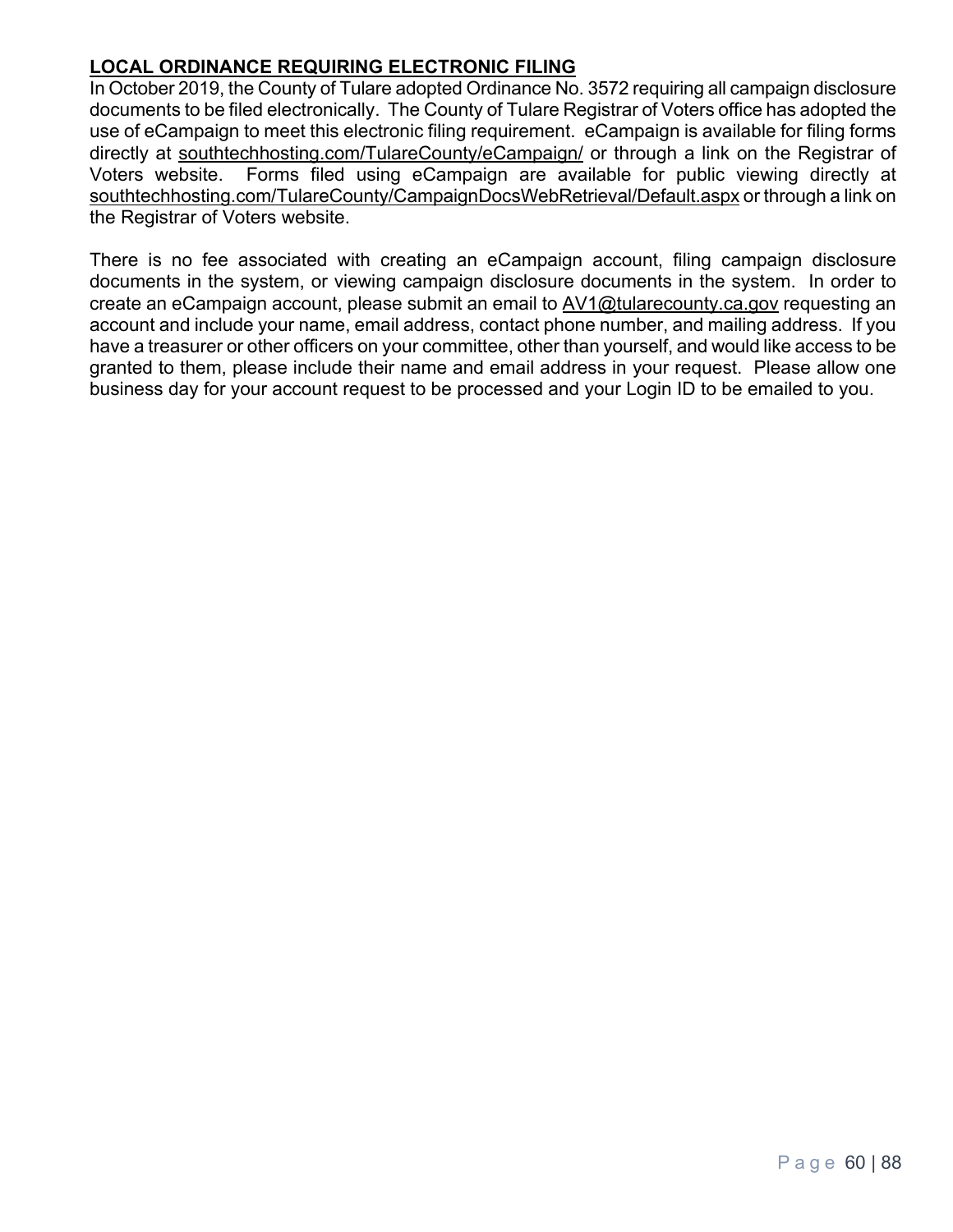## LOCAL ORDINANCE REQUIRING ELECTRONIC FILING

In October 2019, the County of Tulare adopted Ordinance No. 3572 requiring all campaign disclosure documents to be filed electronically. The County of Tulare Registrar of Voters office has adopted the use of eCampaign to meet this electronic filing requirement. eCampaign is available for filing forms directly at southtechhosting.com/TulareCounty/eCampaign/ or through a link on the Registrar of Voters website. Forms filed using eCampaign are available for public viewing directly at southtechhosting.com/TulareCounty/CampaignDocsWebRetrieval/Default.aspx or through a link on the Registrar of Voters website.

There is no fee associated with creating an eCampaign account, filing campaign disclosure documents in the system, or viewing campaign disclosure documents in the system. In order to create an eCampaign account, please submit an email to AV1@tularecounty.ca.gov requesting an account and include your name, email address, contact phone number, and mailing address. If you have a treasurer or other officers on your committee, other than yourself, and would like access to be granted to them, please include their name and email address in your request. Please allow one business day for your account request to be processed and your Login ID to be emailed to you.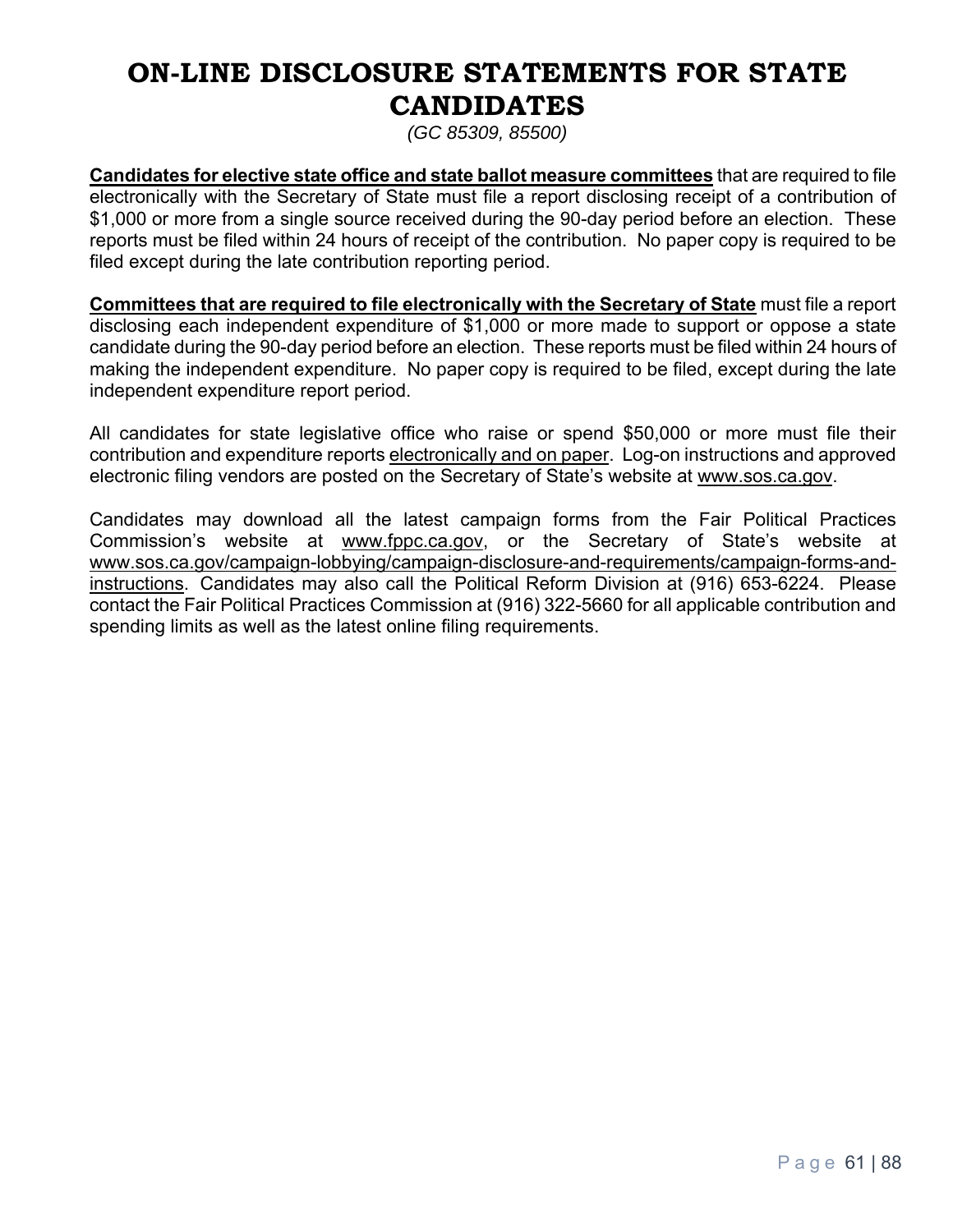# ON-LINE DISCLOSURE STATEMENTS FOR STATE CANDIDATES

*(GC 85309, 85500)*

**Candidates for elective state office and state ballot measure committees** that are required to file electronically with the Secretary of State must file a report disclosing receipt of a contribution of $1,000 or more from a single source received during the 90-day period before an election. These reports must be filed within 24 hours of receipt of the contribution. No paper copy is required to be filed except during the late contribution reporting period.

**Committees that are required to file electronically with the Secretary of State** must file a report disclosing each independent expenditure of $1,000 or more made to support or oppose a state candidate during the 90-day period before an election. These reports must be filed within 24 hours of making the independent expenditure. No paper copy is required to be filed, except during the late independent expenditure report period.

All candidates for state legislative office who raise or spend $50,000 or more must file their contribution and expenditure reports electronically and on paper. Log-on instructions and approved electronic filing vendors are posted on the Secretary of State's website at www.sos.ca.gov.

Candidates may download all the latest campaign forms from the Fair Political Practices Commission's website at www.fppc.ca.gov, or the Secretary of State's website at www.sos.ca.gov/campaign-lobbying/campaign-disclosure-and-requirements/campaign-forms-and-instructions. Candidates may also call the Political Reform Division at (916) 653-6224. Please contact the Fair Political Practices Commission at (916) 322-5660 for all applicable contribution and spending limits as well as the latest online filing requirements.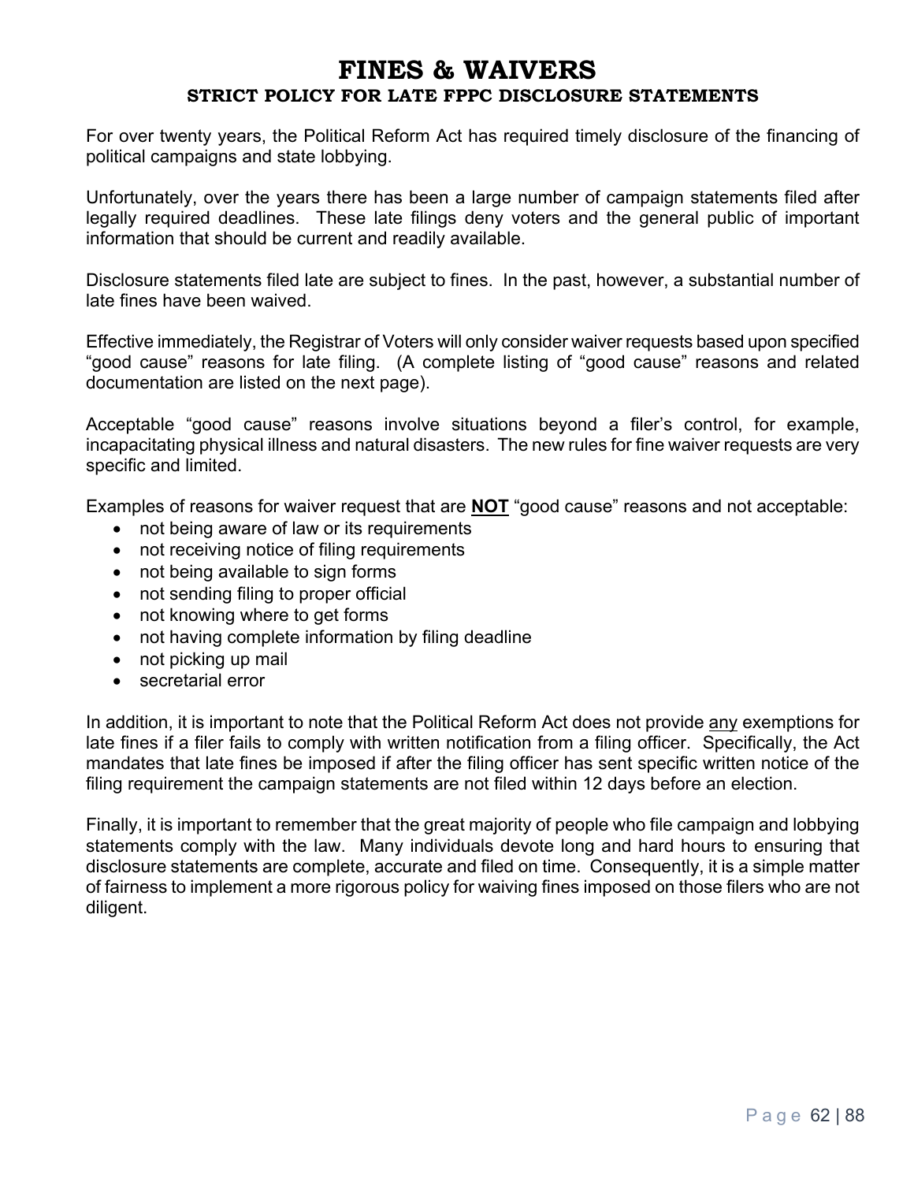# FINES & WAIVERS

## STRICT POLICY FOR LATE FPPC DISCLOSURE STATEMENTS

For over twenty years, the Political Reform Act has required timely disclosure of the financing of political campaigns and state lobbying.

Unfortunately, over the years there has been a large number of campaign statements filed after legally required deadlines. These late filings deny voters and the general public of important information that should be current and readily available.

Disclosure statements filed late are subject to fines. In the past, however, a substantial number of late fines have been waived.

Effective immediately, the Registrar of Voters will only consider waiver requests based upon specified "good cause" reasons for late filing. (A complete listing of "good cause" reasons and related documentation are listed on the next page).

Acceptable "good cause" reasons involve situations beyond a filer's control, for example, incapacitating physical illness and natural disasters. The new rules for fine waiver requests are very specific and limited.

Examples of reasons for waiver request that are **NOT** "good cause" reasons and not acceptable:

- not being aware of law or its requirements
- not receiving notice of filing requirements
- not being available to sign forms
- not sending filing to proper official
- not knowing where to get forms
- not having complete information by filing deadline
- not picking up mail
- secretarial error

In addition, it is important to note that the Political Reform Act does not provide any exemptions for late fines if a filer fails to comply with written notification from a filing officer. Specifically, the Act mandates that late fines be imposed if after the filing officer has sent specific written notice of the filing requirement the campaign statements are not filed within 12 days before an election.

Finally, it is important to remember that the great majority of people who file campaign and lobbying statements comply with the law. Many individuals devote long and hard hours to ensuring that disclosure statements are complete, accurate and filed on time. Consequently, it is a simple matter of fairness to implement a more rigorous policy for waiving fines imposed on those filers who are not diligent.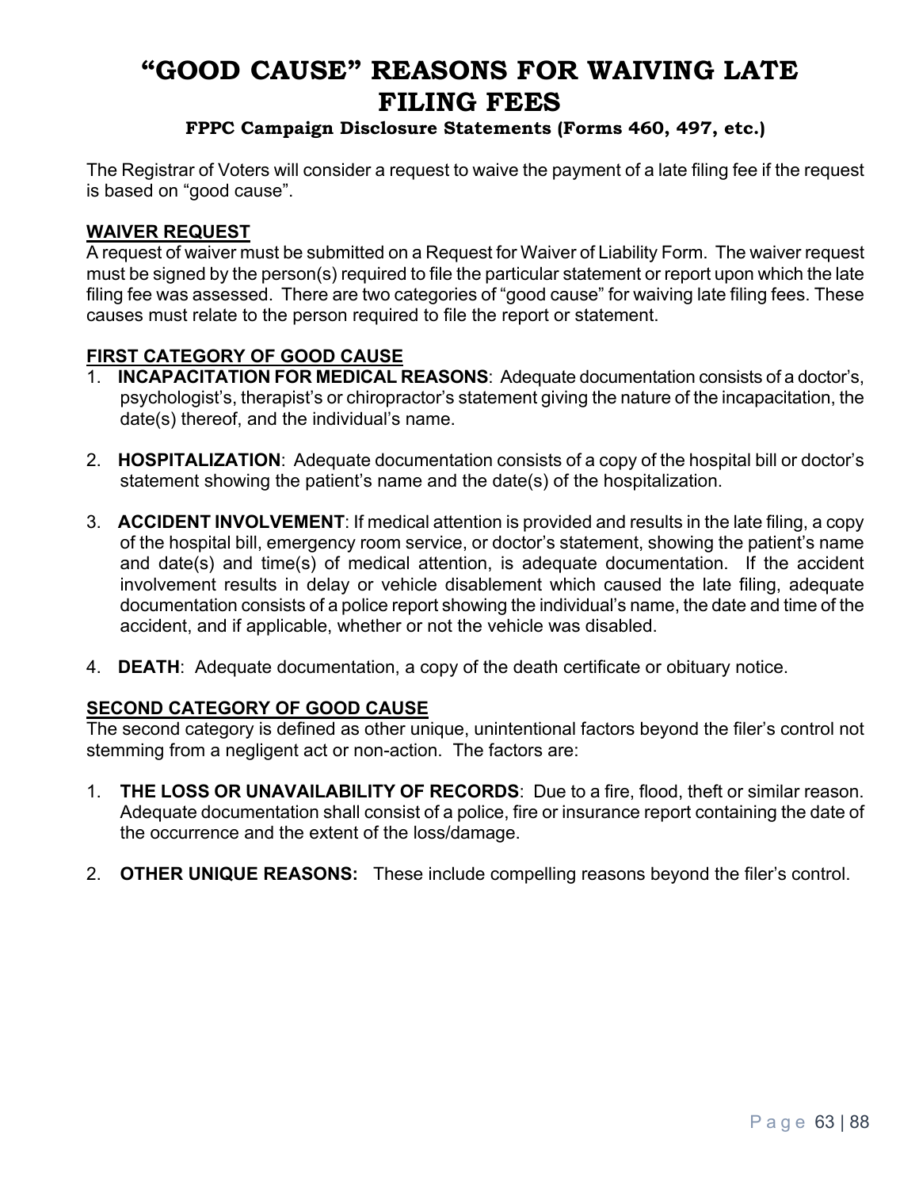# "GOOD CAUSE" REASONS FOR WAIVING LATE FILING FEES

### FPPC Campaign Disclosure Statements (Forms 460, 497, etc.)

The Registrar of Voters will consider a request to waive the payment of a late filing fee if the request is based on "good cause".

**WAIVER REQUEST**

A request of waiver must be submitted on a Request for Waiver of Liability Form. The waiver request must be signed by the person(s) required to file the particular statement or report upon which the late filing fee was assessed. There are two categories of "good cause" for waiving late filing fees. These causes must relate to the person required to file the report or statement.

**FIRST CATEGORY OF GOOD CAUSE**

1. **INCAPACITATION FOR MEDICAL REASONS**: Adequate documentation consists of a doctor's, psychologist's, therapist's or chiropractor's statement giving the nature of the incapacitation, the date(s) thereof, and the individual's name.

2. **HOSPITALIZATION**: Adequate documentation consists of a copy of the hospital bill or doctor's statement showing the patient's name and the date(s) of the hospitalization.

3. **ACCIDENT INVOLVEMENT**: If medical attention is provided and results in the late filing, a copy of the hospital bill, emergency room service, or doctor's statement, showing the patient's name and date(s) and time(s) of medical attention, is adequate documentation. If the accident involvement results in delay or vehicle disablement which caused the late filing, adequate documentation consists of a police report showing the individual's name, the date and time of the accident, and if applicable, whether or not the vehicle was disabled.

4. **DEATH**: Adequate documentation, a copy of the death certificate or obituary notice.

**SECOND CATEGORY OF GOOD CAUSE**

The second category is defined as other unique, unintentional factors beyond the filer's control not stemming from a negligent act or non-action. The factors are:

1. **THE LOSS OR UNAVAILABILITY OF RECORDS**: Due to a fire, flood, theft or similar reason. Adequate documentation shall consist of a police, fire or insurance report containing the date of the occurrence and the extent of the loss/damage.

2. **OTHER UNIQUE REASONS:** These include compelling reasons beyond the filer's control.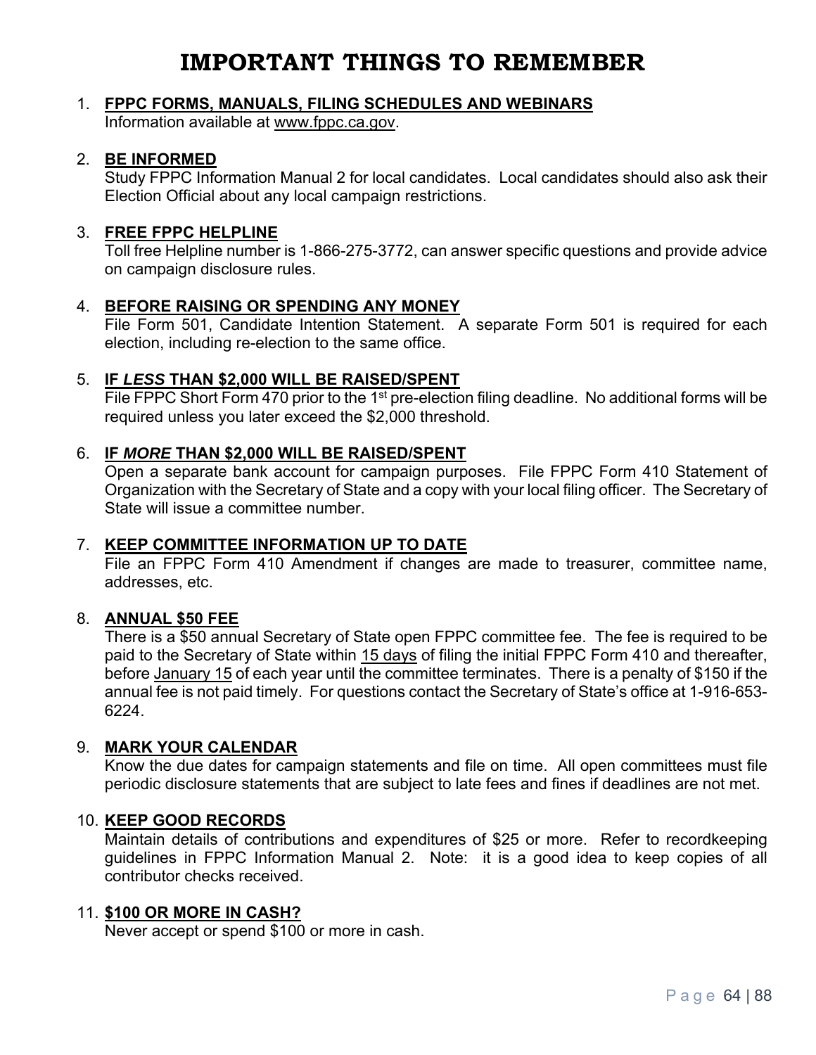# IMPORTANT THINGS TO REMEMBER

1. **FPPC FORMS, MANUALS, FILING SCHEDULES AND WEBINARS**
   Information available at www.fppc.ca.gov.

2. **BE INFORMED**
   Study FPPC Information Manual 2 for local candidates. Local candidates should also ask their Election Official about any local campaign restrictions.

3. **FREE FPPC HELPLINE**
   Toll free Helpline number is 1-866-275-3772, can answer specific questions and provide advice on campaign disclosure rules.

4. **BEFORE RAISING OR SPENDING ANY MONEY**
   File Form 501, Candidate Intention Statement. A separate Form 501 is required for each election, including re-election to the same office.

5. **IF *LESS* THAN $2,000 WILL BE RAISED/SPENT**
   File FPPC Short Form 470 prior to the 1st pre-election filing deadline. No additional forms will be required unless you later exceed the $2,000 threshold.

6. **IF *MORE* THAN $2,000 WILL BE RAISED/SPENT**
   Open a separate bank account for campaign purposes. File FPPC Form 410 Statement of Organization with the Secretary of State and a copy with your local filing officer. The Secretary of State will issue a committee number.

7. **KEEP COMMITTEE INFORMATION UP TO DATE**
   File an FPPC Form 410 Amendment if changes are made to treasurer, committee name, addresses, etc.

8. **ANNUAL $50 FEE**
   There is a $50 annual Secretary of State open FPPC committee fee. The fee is required to be paid to the Secretary of State within 15 days of filing the initial FPPC Form 410 and thereafter, before January 15 of each year until the committee terminates. There is a penalty of $150 if the annual fee is not paid timely. For questions contact the Secretary of State's office at 1-916-653-6224.

9. **MARK YOUR CALENDAR**
   Know the due dates for campaign statements and file on time. All open committees must file periodic disclosure statements that are subject to late fees and fines if deadlines are not met.

10. **KEEP GOOD RECORDS**
    Maintain details of contributions and expenditures of $25 or more. Refer to recordkeeping guidelines in FPPC Information Manual 2. Note: it is a good idea to keep copies of all contributor checks received.

11. **$100 OR MORE IN CASH?**
    Never accept or spend $100 or more in cash.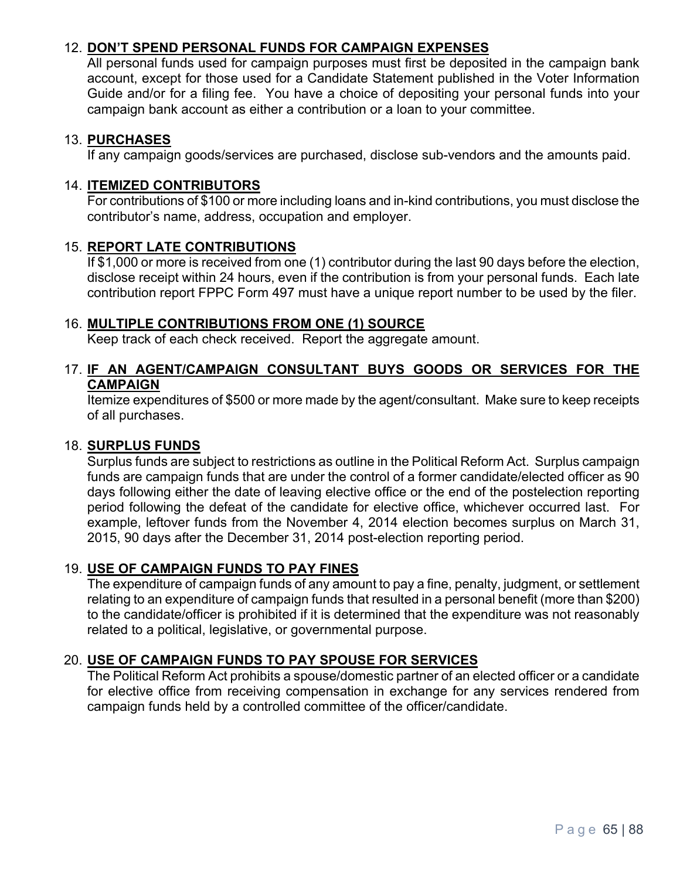12. **DON'T SPEND PERSONAL FUNDS FOR CAMPAIGN EXPENSES**
    All personal funds used for campaign purposes must first be deposited in the campaign bank account, except for those used for a Candidate Statement published in the Voter Information Guide and/or for a filing fee. You have a choice of depositing your personal funds into your campaign bank account as either a contribution or a loan to your committee.

13. **PURCHASES**
    If any campaign goods/services are purchased, disclose sub-vendors and the amounts paid.

14. **ITEMIZED CONTRIBUTORS**
    For contributions of $100 or more including loans and in-kind contributions, you must disclose the contributor's name, address, occupation and employer.

15. **REPORT LATE CONTRIBUTIONS**
    If $1,000 or more is received from one (1) contributor during the last 90 days before the election, disclose receipt within 24 hours, even if the contribution is from your personal funds. Each late contribution report FPPC Form 497 must have a unique report number to be used by the filer.

16. **MULTIPLE CONTRIBUTIONS FROM ONE (1) SOURCE**
    Keep track of each check received. Report the aggregate amount.

17. **IF AN AGENT/CAMPAIGN CONSULTANT BUYS GOODS OR SERVICES FOR THE CAMPAIGN**
    Itemize expenditures of $500 or more made by the agent/consultant. Make sure to keep receipts of all purchases.

18. **SURPLUS FUNDS**
    Surplus funds are subject to restrictions as outline in the Political Reform Act. Surplus campaign funds are campaign funds that are under the control of a former candidate/elected officer as 90 days following either the date of leaving elective office or the end of the postelection reporting period following the defeat of the candidate for elective office, whichever occurred last. For example, leftover funds from the November 4, 2014 election becomes surplus on March 31, 2015, 90 days after the December 31, 2014 post-election reporting period.

19. **USE OF CAMPAIGN FUNDS TO PAY FINES**
    The expenditure of campaign funds of any amount to pay a fine, penalty, judgment, or settlement relating to an expenditure of campaign funds that resulted in a personal benefit (more than $200) to the candidate/officer is prohibited if it is determined that the expenditure was not reasonably related to a political, legislative, or governmental purpose.

20. **USE OF CAMPAIGN FUNDS TO PAY SPOUSE FOR SERVICES**
    The Political Reform Act prohibits a spouse/domestic partner of an elected officer or a candidate for elective office from receiving compensation in exchange for any services rendered from campaign funds held by a controlled committee of the officer/candidate.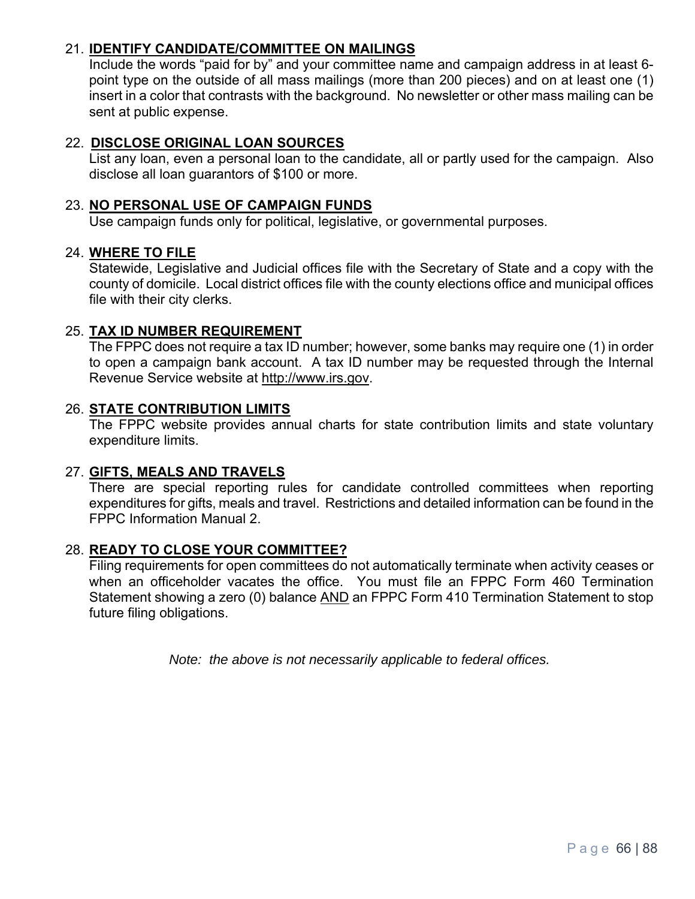21. **IDENTIFY CANDIDATE/COMMITTEE ON MAILINGS**
    Include the words "paid for by" and your committee name and campaign address in at least 6-point type on the outside of all mass mailings (more than 200 pieces) and on at least one (1) insert in a color that contrasts with the background. No newsletter or other mass mailing can be sent at public expense.

22. **DISCLOSE ORIGINAL LOAN SOURCES**
    List any loan, even a personal loan to the candidate, all or partly used for the campaign. Also disclose all loan guarantors of $100 or more.

23. **NO PERSONAL USE OF CAMPAIGN FUNDS**
    Use campaign funds only for political, legislative, or governmental purposes.

24. **WHERE TO FILE**
    Statewide, Legislative and Judicial offices file with the Secretary of State and a copy with the county of domicile. Local district offices file with the county elections office and municipal offices file with their city clerks.

25. **TAX ID NUMBER REQUIREMENT**
    The FPPC does not require a tax ID number; however, some banks may require one (1) in order to open a campaign bank account. A tax ID number may be requested through the Internal Revenue Service website at http://www.irs.gov.

26. **STATE CONTRIBUTION LIMITS**
    The FPPC website provides annual charts for state contribution limits and state voluntary expenditure limits.

27. **GIFTS, MEALS AND TRAVELS**
    There are special reporting rules for candidate controlled committees when reporting expenditures for gifts, meals and travel. Restrictions and detailed information can be found in the FPPC Information Manual 2.

28. **READY TO CLOSE YOUR COMMITTEE?**
    Filing requirements for open committees do not automatically terminate when activity ceases or when an officeholder vacates the office. You must file an FPPC Form 460 Termination Statement showing a zero (0) balance AND an FPPC Form 410 Termination Statement to stop future filing obligations.

*Note: the above is not necessarily applicable to federal offices.*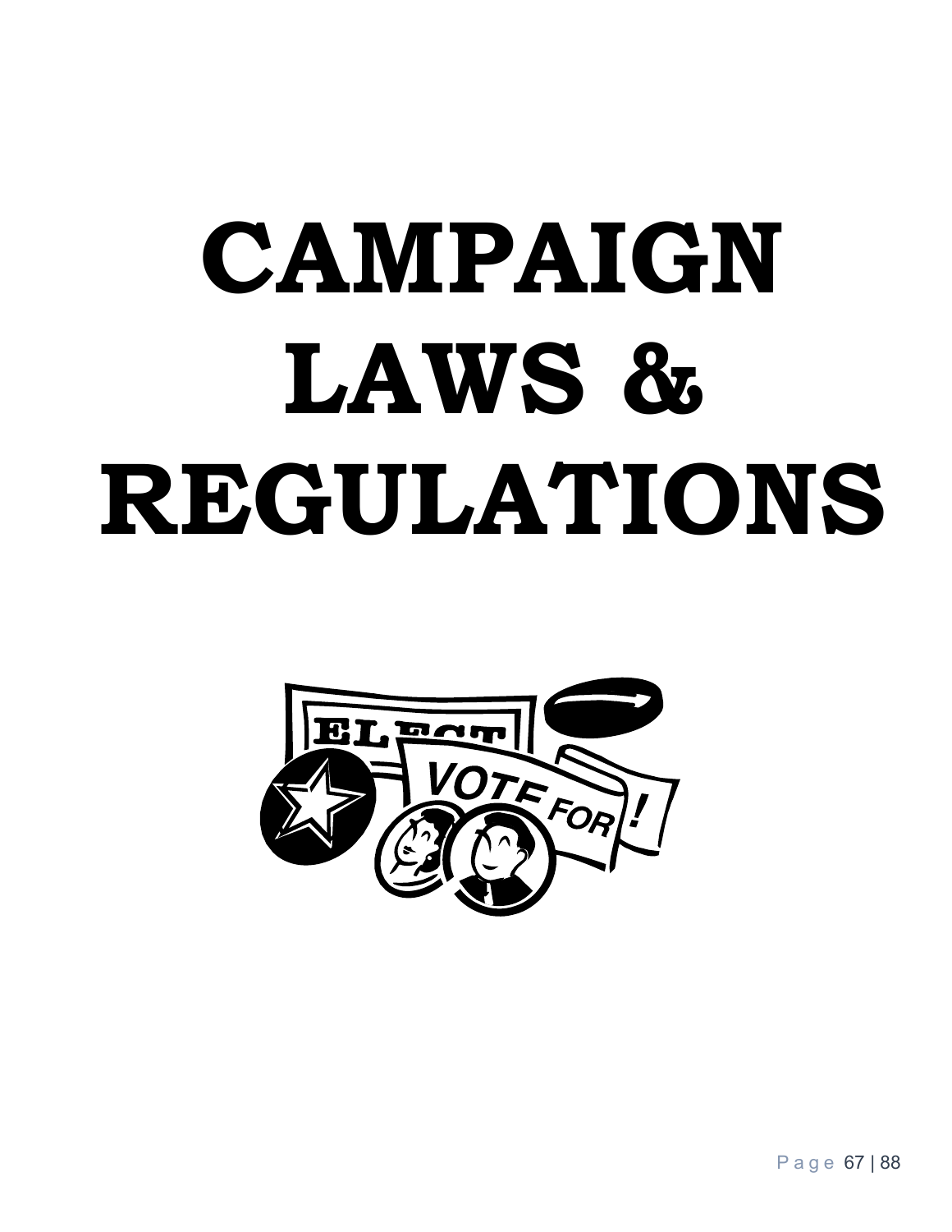# CAMPAIGN LAWS & REGULATIONS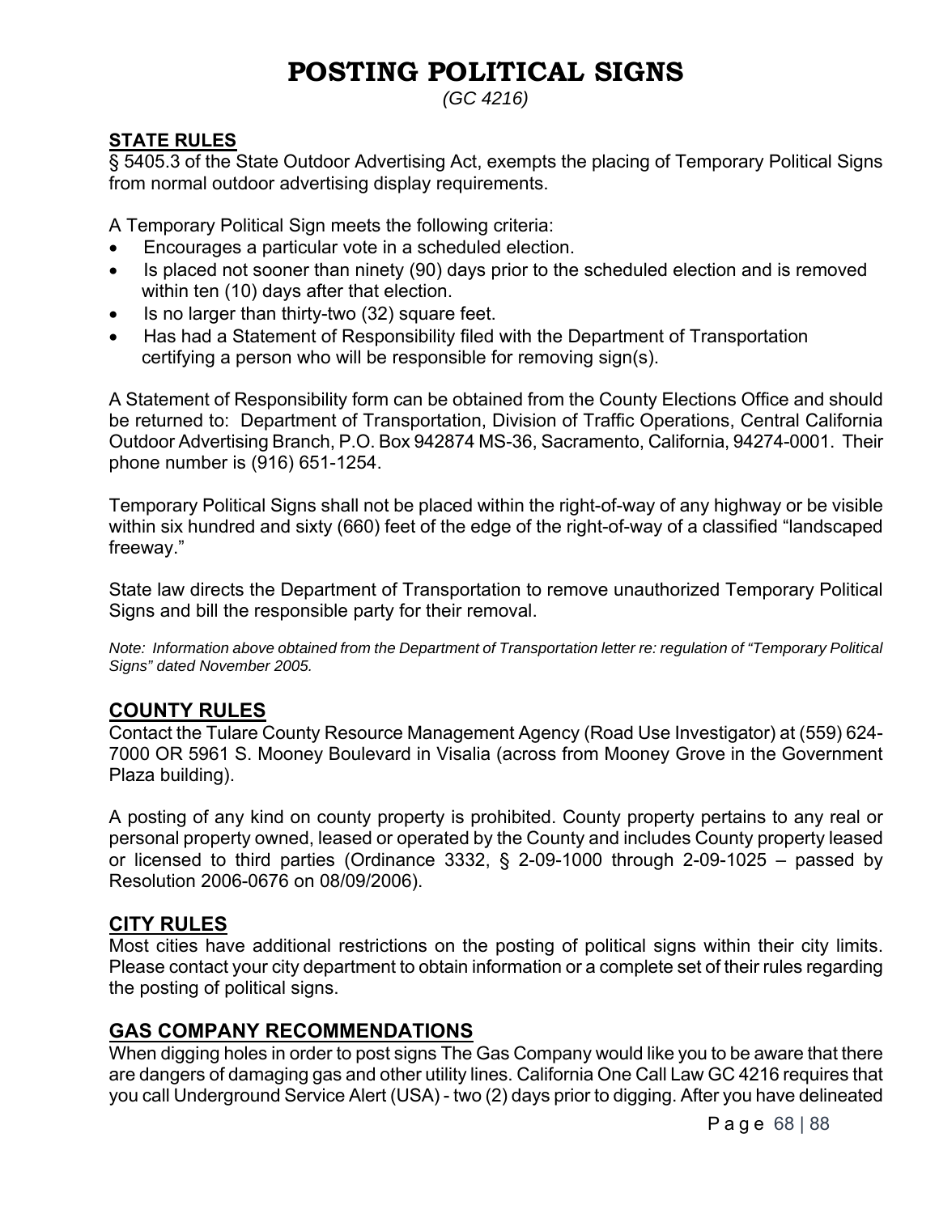# POSTING POLITICAL SIGNS

*(GC 4216)*

## STATE RULES

§ 5405.3 of the State Outdoor Advertising Act, exempts the placing of Temporary Political Signs from normal outdoor advertising display requirements.

A Temporary Political Sign meets the following criteria:

- Encourages a particular vote in a scheduled election.
- Is placed not sooner than ninety (90) days prior to the scheduled election and is removed within ten (10) days after that election.
- Is no larger than thirty-two (32) square feet.
- Has had a Statement of Responsibility filed with the Department of Transportation certifying a person who will be responsible for removing sign(s).

A Statement of Responsibility form can be obtained from the County Elections Office and should be returned to: Department of Transportation, Division of Traffic Operations, Central California Outdoor Advertising Branch, P.O. Box 942874 MS-36, Sacramento, California, 94274-0001. Their phone number is (916) 651-1254.

Temporary Political Signs shall not be placed within the right-of-way of any highway or be visible within six hundred and sixty (660) feet of the edge of the right-of-way of a classified "landscaped freeway."

State law directs the Department of Transportation to remove unauthorized Temporary Political Signs and bill the responsible party for their removal.

*Note: Information above obtained from the Department of Transportation letter re: regulation of "Temporary Political Signs" dated November 2005.*

## COUNTY RULES

Contact the Tulare County Resource Management Agency (Road Use Investigator) at (559) 624-7000 OR 5961 S. Mooney Boulevard in Visalia (across from Mooney Grove in the Government Plaza building).

A posting of any kind on county property is prohibited. County property pertains to any real or personal property owned, leased or operated by the County and includes County property leased or licensed to third parties (Ordinance 3332, § 2-09-1000 through 2-09-1025 – passed by Resolution 2006-0676 on 08/09/2006).

## CITY RULES

Most cities have additional restrictions on the posting of political signs within their city limits. Please contact your city department to obtain information or a complete set of their rules regarding the posting of political signs.

## GAS COMPANY RECOMMENDATIONS

When digging holes in order to post signs The Gas Company would like you to be aware that there are dangers of damaging gas and other utility lines. California One Call Law GC 4216 requires that you call Underground Service Alert (USA) - two (2) days prior to digging. After you have delineated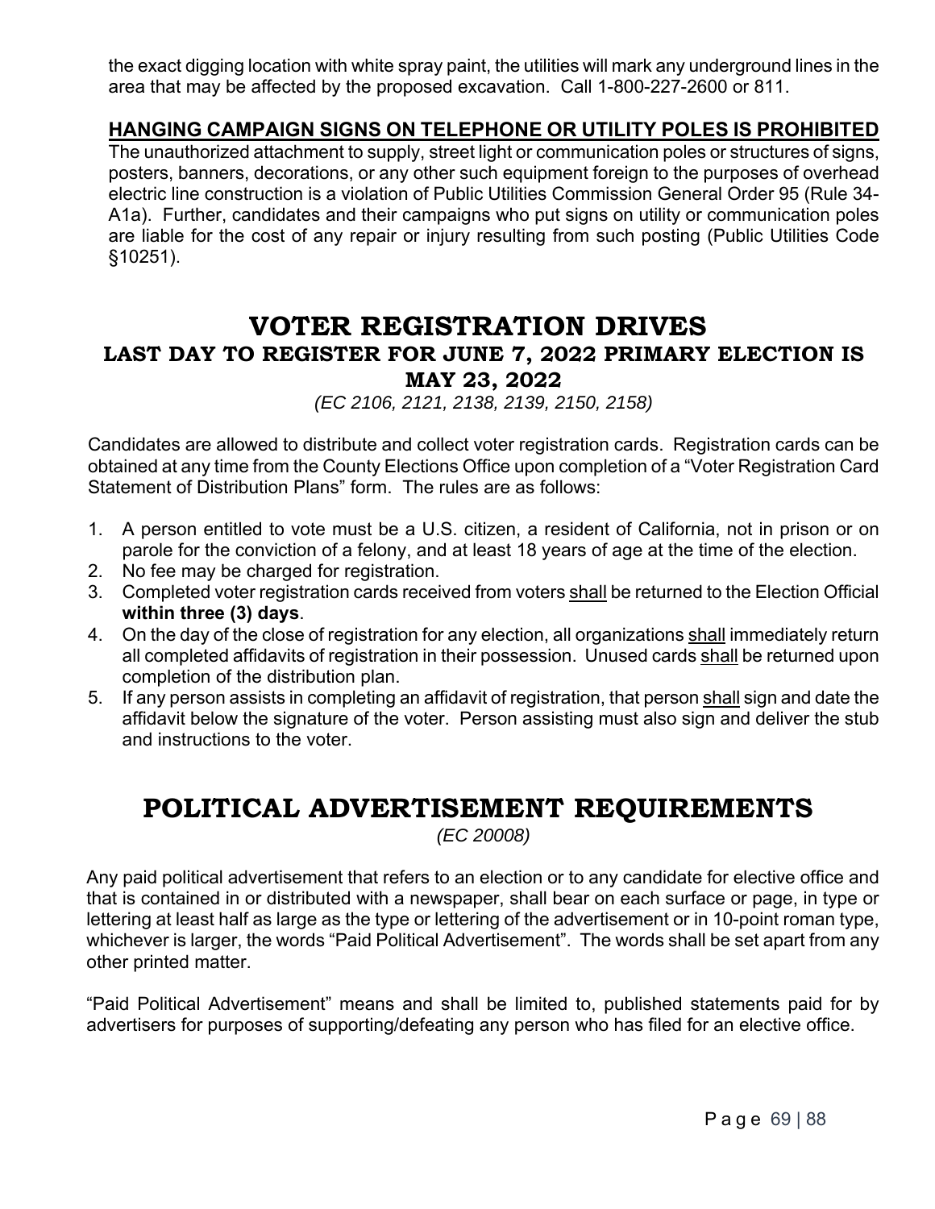the exact digging location with white spray paint, the utilities will mark any underground lines in the area that may be affected by the proposed excavation. Call 1-800-227-2600 or 811.

### HANGING CAMPAIGN SIGNS ON TELEPHONE OR UTILITY POLES IS PROHIBITED

The unauthorized attachment to supply, street light or communication poles or structures of signs, posters, banners, decorations, or any other such equipment foreign to the purposes of overhead electric line construction is a violation of Public Utilities Commission General Order 95 (Rule 34-A1a). Further, candidates and their campaigns who put signs on utility or communication poles are liable for the cost of any repair or injury resulting from such posting (Public Utilities Code §10251).

# VOTER REGISTRATION DRIVES

## LAST DAY TO REGISTER FOR JUNE 7, 2022 PRIMARY ELECTION IS MAY 23, 2022

*(EC 2106, 2121, 2138, 2139, 2150, 2158)*

Candidates are allowed to distribute and collect voter registration cards. Registration cards can be obtained at any time from the County Elections Office upon completion of a "Voter Registration Card Statement of Distribution Plans" form. The rules are as follows:

1. A person entitled to vote must be a U.S. citizen, a resident of California, not in prison or on parole for the conviction of a felony, and at least 18 years of age at the time of the election.
2. No fee may be charged for registration.
3. Completed voter registration cards received from voters shall be returned to the Election Official **within three (3) days**.
4. On the day of the close of registration for any election, all organizations shall immediately return all completed affidavits of registration in their possession. Unused cards shall be returned upon completion of the distribution plan.
5. If any person assists in completing an affidavit of registration, that person shall sign and date the affidavit below the signature of the voter. Person assisting must also sign and deliver the stub and instructions to the voter.

# POLITICAL ADVERTISEMENT REQUIREMENTS

*(EC 20008)*

Any paid political advertisement that refers to an election or to any candidate for elective office and that is contained in or distributed with a newspaper, shall bear on each surface or page, in type or lettering at least half as large as the type or lettering of the advertisement or in 10-point roman type, whichever is larger, the words "Paid Political Advertisement". The words shall be set apart from any other printed matter.

"Paid Political Advertisement" means and shall be limited to, published statements paid for by advertisers for purposes of supporting/defeating any person who has filed for an elective office.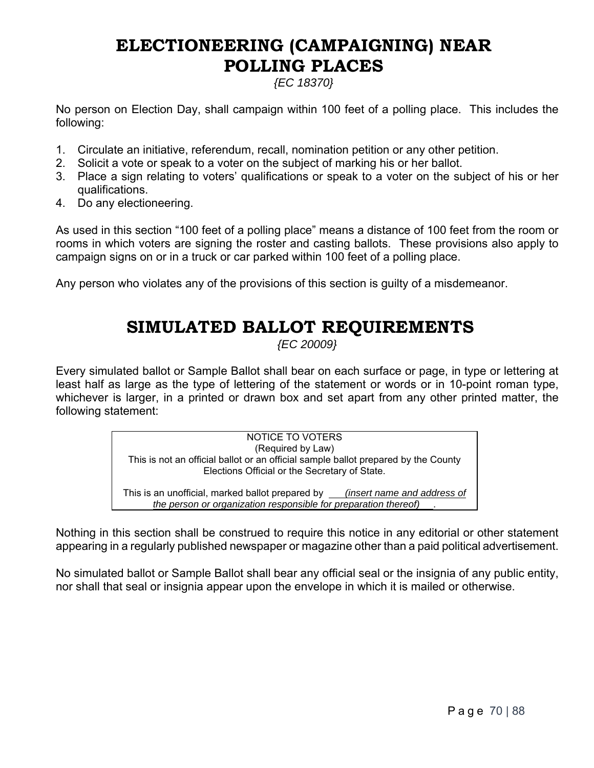# ELECTIONEERING (CAMPAIGNING) NEAR POLLING PLACES

*{EC 18370}*

No person on Election Day, shall campaign within 100 feet of a polling place. This includes the following:

1. Circulate an initiative, referendum, recall, nomination petition or any other petition.
2. Solicit a vote or speak to a voter on the subject of marking his or her ballot.
3. Place a sign relating to voters' qualifications or speak to a voter on the subject of his or her qualifications.
4. Do any electioneering.

As used in this section "100 feet of a polling place" means a distance of 100 feet from the room or rooms in which voters are signing the roster and casting ballots. These provisions also apply to campaign signs on or in a truck or car parked within 100 feet of a polling place.

Any person who violates any of the provisions of this section is guilty of a misdemeanor.

# SIMULATED BALLOT REQUIREMENTS

*{EC 20009}*

Every simulated ballot or Sample Ballot shall bear on each surface or page, in type or lettering at least half as large as the type of lettering of the statement or words or in 10-point roman type, whichever is larger, in a printed or drawn box and set apart from any other printed matter, the following statement:

| NOTICE TO VOTERS<br>(Required by Law)<br>This is not an official ballot or an official sample ballot prepared by the County Elections Official or the Secretary of State.<br><br>This is an unofficial, marked ballot prepared by ___*(insert name and address of the person or organization responsible for preparation thereof)*___. |
|---|

Nothing in this section shall be construed to require this notice in any editorial or other statement appearing in a regularly published newspaper or magazine other than a paid political advertisement.

No simulated ballot or Sample Ballot shall bear any official seal or the insignia of any public entity, nor shall that seal or insignia appear upon the envelope in which it is mailed or otherwise.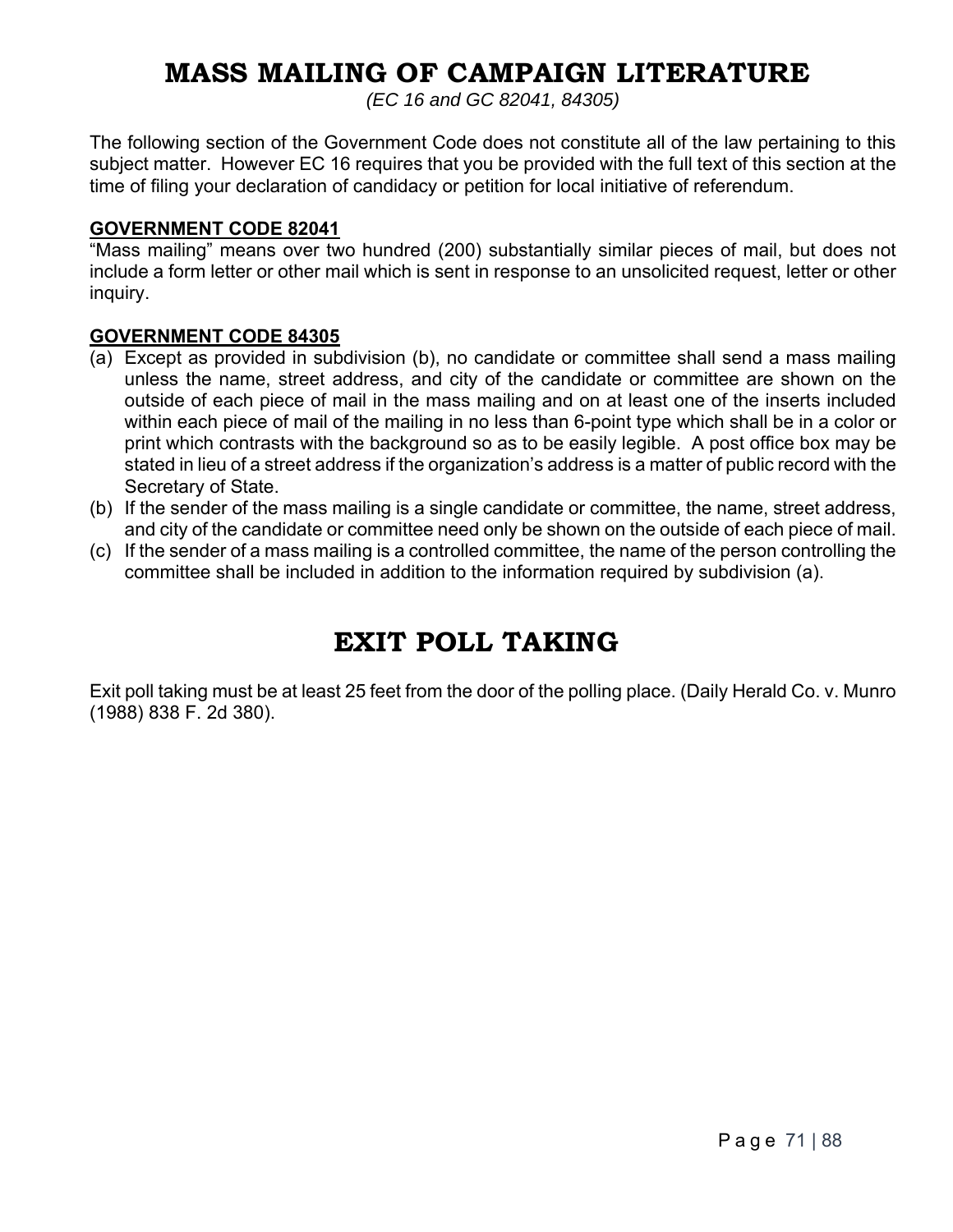# MASS MAILING OF CAMPAIGN LITERATURE

*(EC 16 and GC 82041, 84305)*

The following section of the Government Code does not constitute all of the law pertaining to this subject matter. However EC 16 requires that you be provided with the full text of this section at the time of filing your declaration of candidacy or petition for local initiative of referendum.

**GOVERNMENT CODE 82041**

"Mass mailing" means over two hundred (200) substantially similar pieces of mail, but does not include a form letter or other mail which is sent in response to an unsolicited request, letter or other inquiry.

**GOVERNMENT CODE 84305**

(a) Except as provided in subdivision (b), no candidate or committee shall send a mass mailing unless the name, street address, and city of the candidate or committee are shown on the outside of each piece of mail in the mass mailing and on at least one of the inserts included within each piece of mail of the mailing in no less than 6-point type which shall be in a color or print which contrasts with the background so as to be easily legible. A post office box may be stated in lieu of a street address if the organization's address is a matter of public record with the Secretary of State.

(b) If the sender of the mass mailing is a single candidate or committee, the name, street address, and city of the candidate or committee need only be shown on the outside of each piece of mail.

(c) If the sender of a mass mailing is a controlled committee, the name of the person controlling the committee shall be included in addition to the information required by subdivision (a).

# EXIT POLL TAKING

Exit poll taking must be at least 25 feet from the door of the polling place. (Daily Herald Co. v. Munro (1988) 838 F. 2d 380).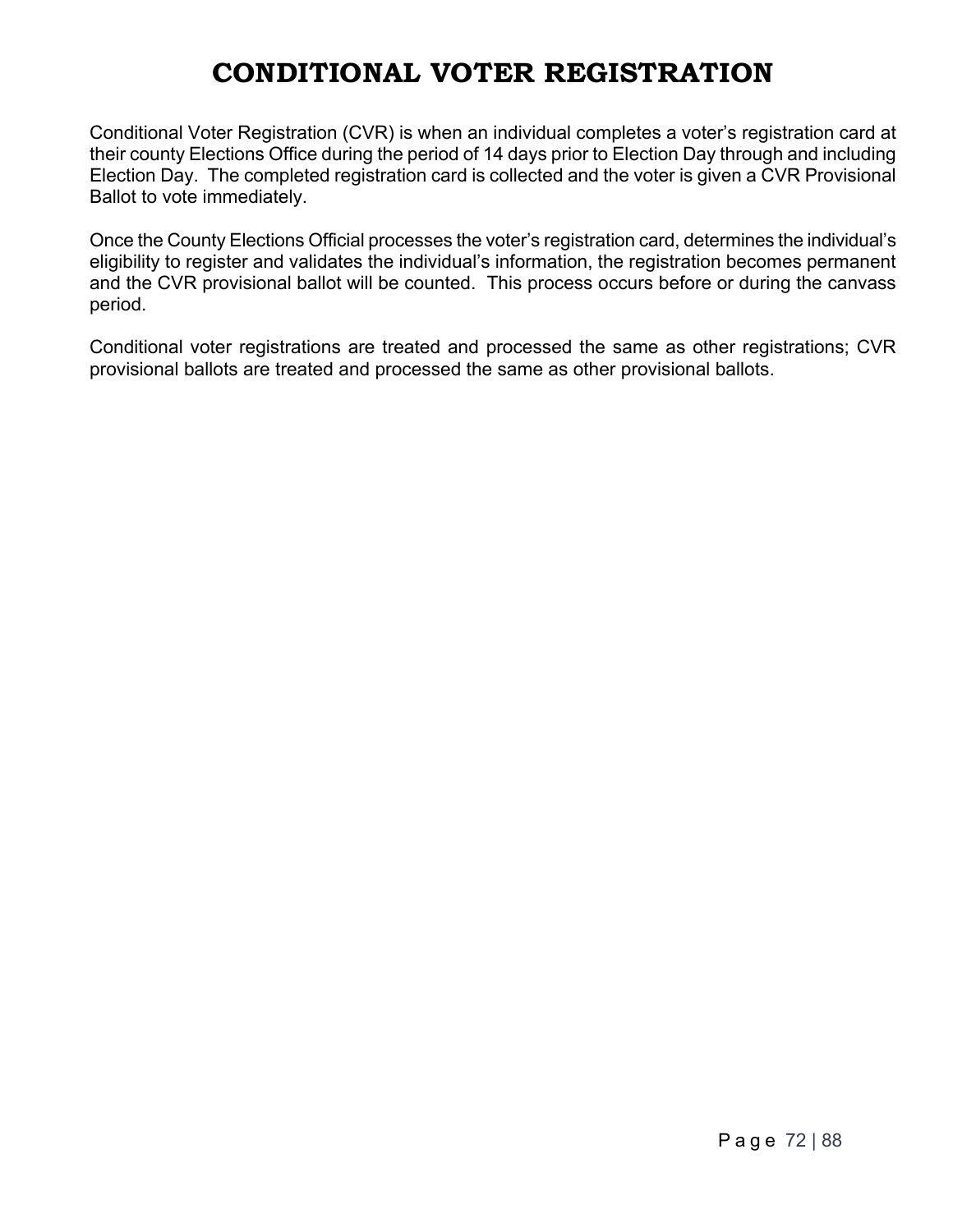# CONDITIONAL VOTER REGISTRATION

Conditional Voter Registration (CVR) is when an individual completes a voter's registration card at their county Elections Office during the period of 14 days prior to Election Day through and including Election Day. The completed registration card is collected and the voter is given a CVR Provisional Ballot to vote immediately.

Once the County Elections Official processes the voter's registration card, determines the individual's eligibility to register and validates the individual's information, the registration becomes permanent and the CVR provisional ballot will be counted. This process occurs before or during the canvass period.

Conditional voter registrations are treated and processed the same as other registrations; CVR provisional ballots are treated and processed the same as other provisional ballots.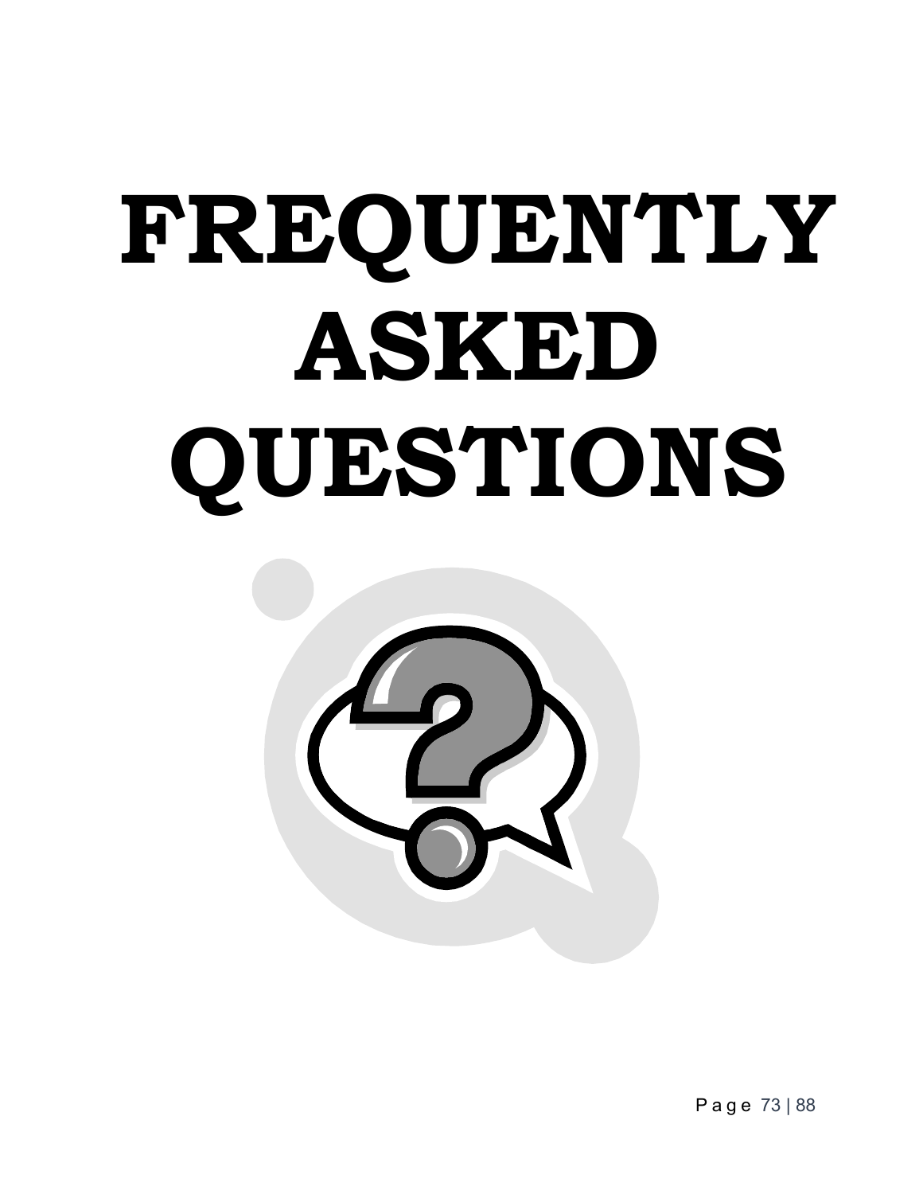# FREQUENTLY ASKED QUESTIONS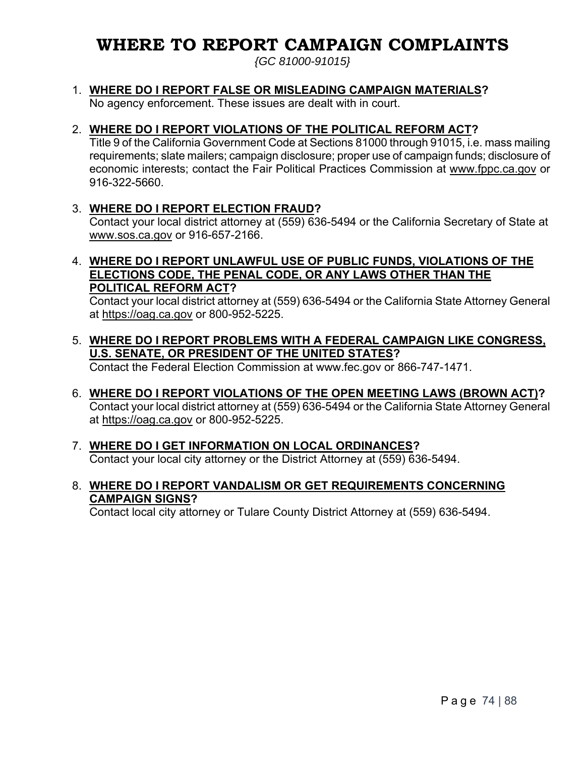# WHERE TO REPORT CAMPAIGN COMPLAINTS

*{GC 81000-91015}*

1. **<u>WHERE DO I REPORT FALSE OR MISLEADING CAMPAIGN MATERIALS</u>?**
   No agency enforcement. These issues are dealt with in court.

2. **<u>WHERE DO I REPORT VIOLATIONS OF THE POLITICAL REFORM ACT</u>?**
   Title 9 of the California Government Code at Sections 81000 through 91015, i.e. mass mailing requirements; slate mailers; campaign disclosure; proper use of campaign funds; disclosure of economic interests; contact the Fair Political Practices Commission at www.fppc.ca.gov or 916-322-5660.

3. **<u>WHERE DO I REPORT ELECTION FRAUD</u>?**
   Contact your local district attorney at (559) 636-5494 or the California Secretary of State at www.sos.ca.gov or 916-657-2166.

4. **<u>WHERE DO I REPORT UNLAWFUL USE OF PUBLIC FUNDS, VIOLATIONS OF THE ELECTIONS CODE, THE PENAL CODE, OR ANY LAWS OTHER THAN THE POLITICAL REFORM ACT</u>?**
   Contact your local district attorney at (559) 636-5494 or the California State Attorney General at https://oag.ca.gov or 800-952-5225.

5. **<u>WHERE DO I REPORT PROBLEMS WITH A FEDERAL CAMPAIGN LIKE CONGRESS, U.S. SENATE, OR PRESIDENT OF THE UNITED STATES</u>?**
   Contact the Federal Election Commission at www.fec.gov or 866-747-1471.

6. **<u>WHERE DO I REPORT VIOLATIONS OF THE OPEN MEETING LAWS (BROWN ACT)</u>?**
   Contact your local district attorney at (559) 636-5494 or the California State Attorney General at https://oag.ca.gov or 800-952-5225.

7. **<u>WHERE DO I GET INFORMATION ON LOCAL ORDINANCES</u>?**
   Contact your local city attorney or the District Attorney at (559) 636-5494.

8. **<u>WHERE DO I REPORT VANDALISM OR GET REQUIREMENTS CONCERNING CAMPAIGN SIGNS</u>?**
   Contact local city attorney or Tulare County District Attorney at (559) 636-5494.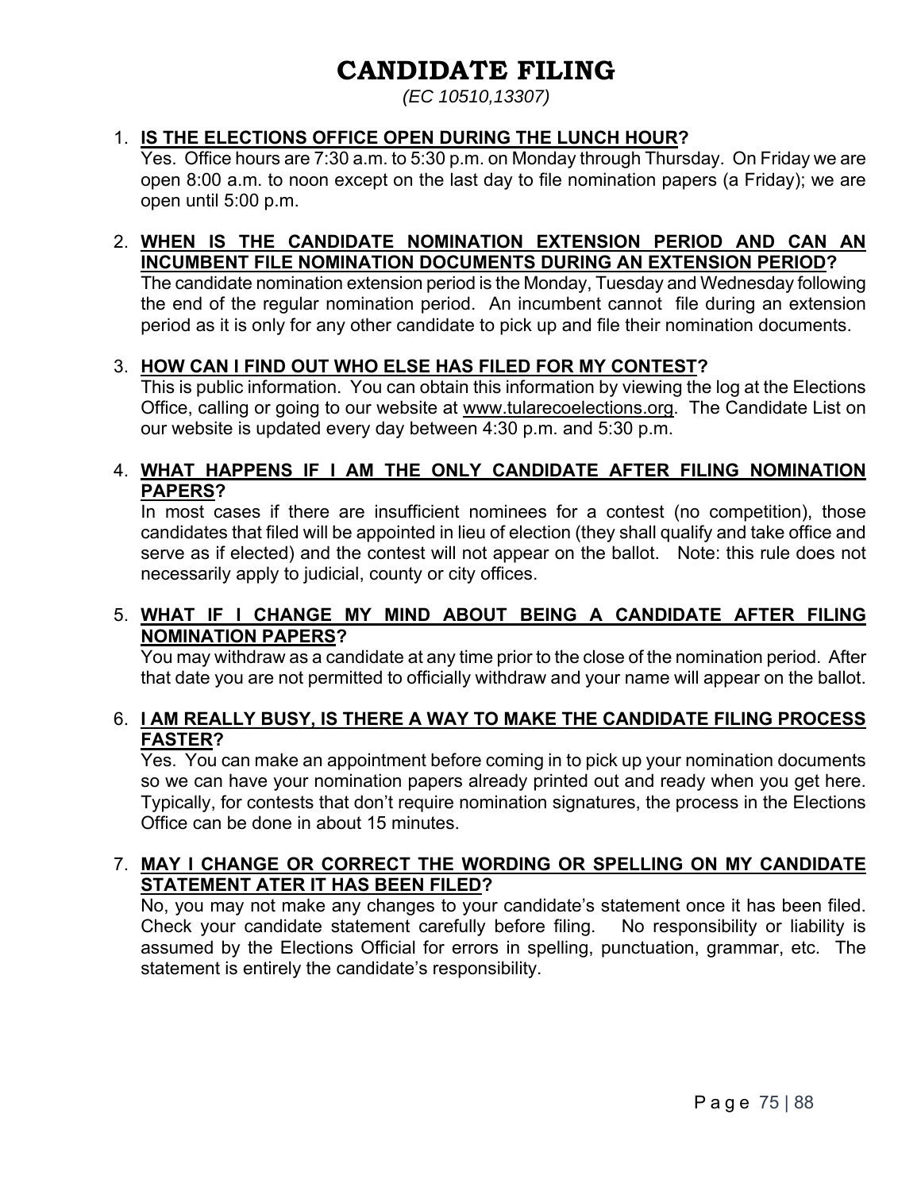# CANDIDATE FILING

*(EC 10510,13307)*

1. **IS THE ELECTIONS OFFICE OPEN DURING THE LUNCH HOUR?**
   Yes. Office hours are 7:30 a.m. to 5:30 p.m. on Monday through Thursday. On Friday we are open 8:00 a.m. to noon except on the last day to file nomination papers (a Friday); we are open until 5:00 p.m.

2. **WHEN IS THE CANDIDATE NOMINATION EXTENSION PERIOD AND CAN AN INCUMBENT FILE NOMINATION DOCUMENTS DURING AN EXTENSION PERIOD?**
   The candidate nomination extension period is the Monday, Tuesday and Wednesday following the end of the regular nomination period. An incumbent cannot file during an extension period as it is only for any other candidate to pick up and file their nomination documents.

3. **HOW CAN I FIND OUT WHO ELSE HAS FILED FOR MY CONTEST?**
   This is public information. You can obtain this information by viewing the log at the Elections Office, calling or going to our website at www.tularecoelections.org. The Candidate List on our website is updated every day between 4:30 p.m. and 5:30 p.m.

4. **WHAT HAPPENS IF I AM THE ONLY CANDIDATE AFTER FILING NOMINATION PAPERS?**
   In most cases if there are insufficient nominees for a contest (no competition), those candidates that filed will be appointed in lieu of election (they shall qualify and take office and serve as if elected) and the contest will not appear on the ballot. Note: this rule does not necessarily apply to judicial, county or city offices.

5. **WHAT IF I CHANGE MY MIND ABOUT BEING A CANDIDATE AFTER FILING NOMINATION PAPERS?**
   You may withdraw as a candidate at any time prior to the close of the nomination period. After that date you are not permitted to officially withdraw and your name will appear on the ballot.

6. **I AM REALLY BUSY, IS THERE A WAY TO MAKE THE CANDIDATE FILING PROCESS FASTER?**
   Yes. You can make an appointment before coming in to pick up your nomination documents so we can have your nomination papers already printed out and ready when you get here. Typically, for contests that don't require nomination signatures, the process in the Elections Office can be done in about 15 minutes.

7. **MAY I CHANGE OR CORRECT THE WORDING OR SPELLING ON MY CANDIDATE STATEMENT ATER IT HAS BEEN FILED?**
   No, you may not make any changes to your candidate's statement once it has been filed. Check your candidate statement carefully before filing. No responsibility or liability is assumed by the Elections Official for errors in spelling, punctuation, grammar, etc. The statement is entirely the candidate's responsibility.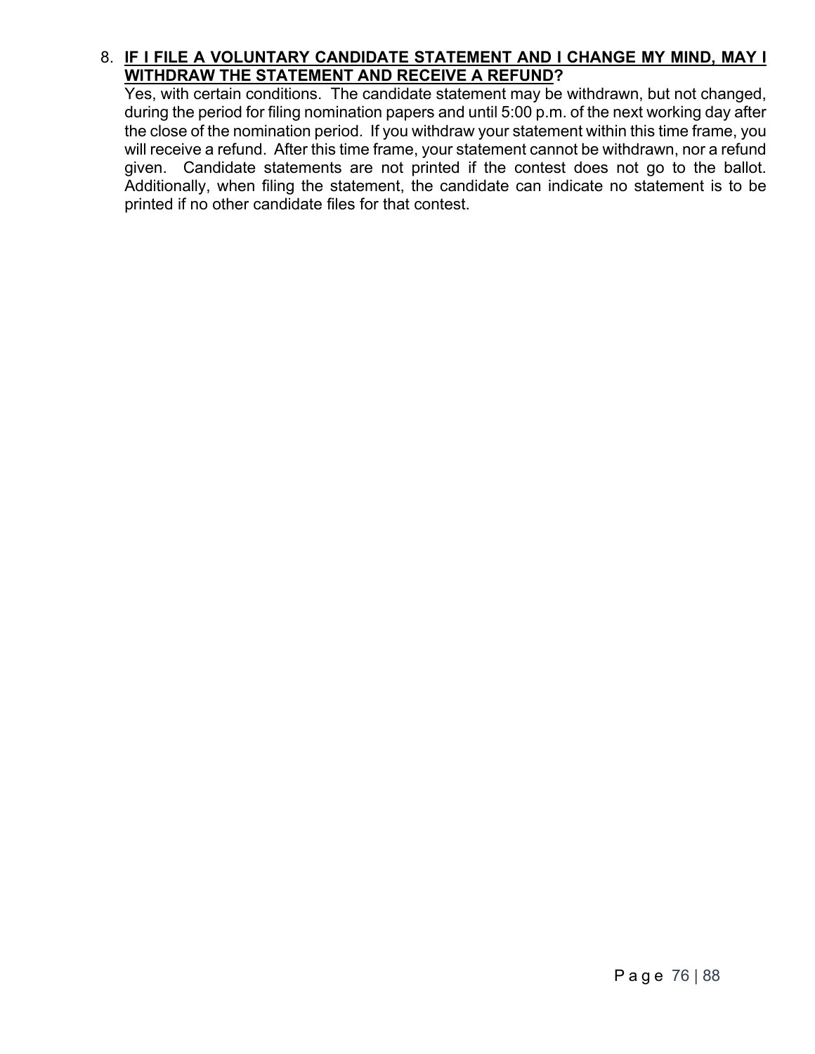8. **IF I FILE A VOLUNTARY CANDIDATE STATEMENT AND I CHANGE MY MIND, MAY I WITHDRAW THE STATEMENT AND RECEIVE A REFUND?**

   Yes, with certain conditions. The candidate statement may be withdrawn, but not changed, during the period for filing nomination papers and until 5:00 p.m. of the next working day after the close of the nomination period. If you withdraw your statement within this time frame, you will receive a refund. After this time frame, your statement cannot be withdrawn, nor a refund given. Candidate statements are not printed if the contest does not go to the ballot. Additionally, when filing the statement, the candidate can indicate no statement is to be printed if no other candidate files for that contest.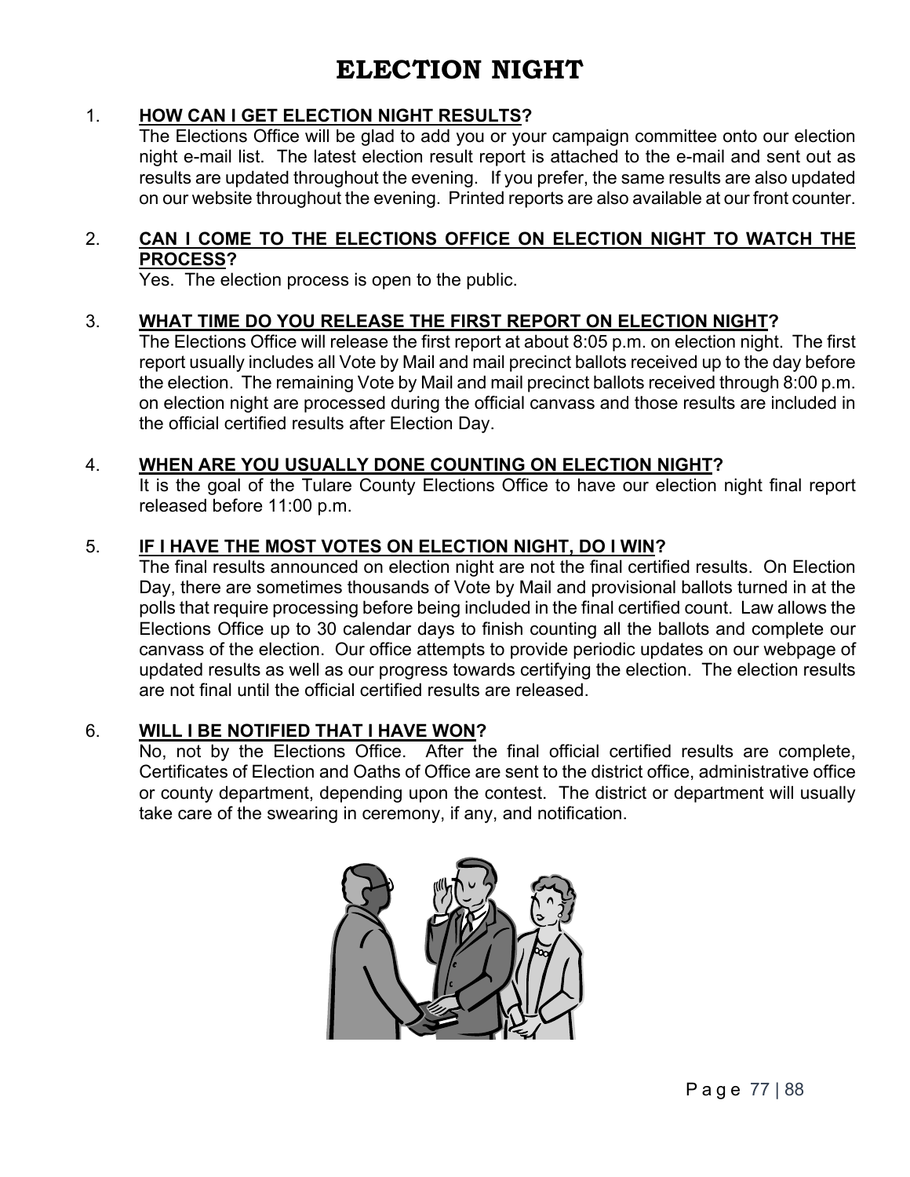# ELECTION NIGHT

1. **HOW CAN I GET ELECTION NIGHT RESULTS?**
   The Elections Office will be glad to add you or your campaign committee onto our election night e-mail list. The latest election result report is attached to the e-mail and sent out as results are updated throughout the evening. If you prefer, the same results are also updated on our website throughout the evening. Printed reports are also available at our front counter.

2. **CAN I COME TO THE ELECTIONS OFFICE ON ELECTION NIGHT TO WATCH THE PROCESS?**
   Yes. The election process is open to the public.

3. **WHAT TIME DO YOU RELEASE THE FIRST REPORT ON ELECTION NIGHT?**
   The Elections Office will release the first report at about 8:05 p.m. on election night. The first report usually includes all Vote by Mail and mail precinct ballots received up to the day before the election. The remaining Vote by Mail and mail precinct ballots received through 8:00 p.m. on election night are processed during the official canvass and those results are included in the official certified results after Election Day.

4. **WHEN ARE YOU USUALLY DONE COUNTING ON ELECTION NIGHT?**
   It is the goal of the Tulare County Elections Office to have our election night final report released before 11:00 p.m.

5. **IF I HAVE THE MOST VOTES ON ELECTION NIGHT, DO I WIN?**
   The final results announced on election night are not the final certified results. On Election Day, there are sometimes thousands of Vote by Mail and provisional ballots turned in at the polls that require processing before being included in the final certified count. Law allows the Elections Office up to 30 calendar days to finish counting all the ballots and complete our canvass of the election. Our office attempts to provide periodic updates on our webpage of updated results as well as our progress towards certifying the election. The election results are not final until the official certified results are released.

6. **WILL I BE NOTIFIED THAT I HAVE WON?**
   No, not by the Elections Office. After the final official certified results are complete, Certificates of Election and Oaths of Office are sent to the district office, administrative office or county department, depending upon the contest. The district or department will usually take care of the swearing in ceremony, if any, and notification.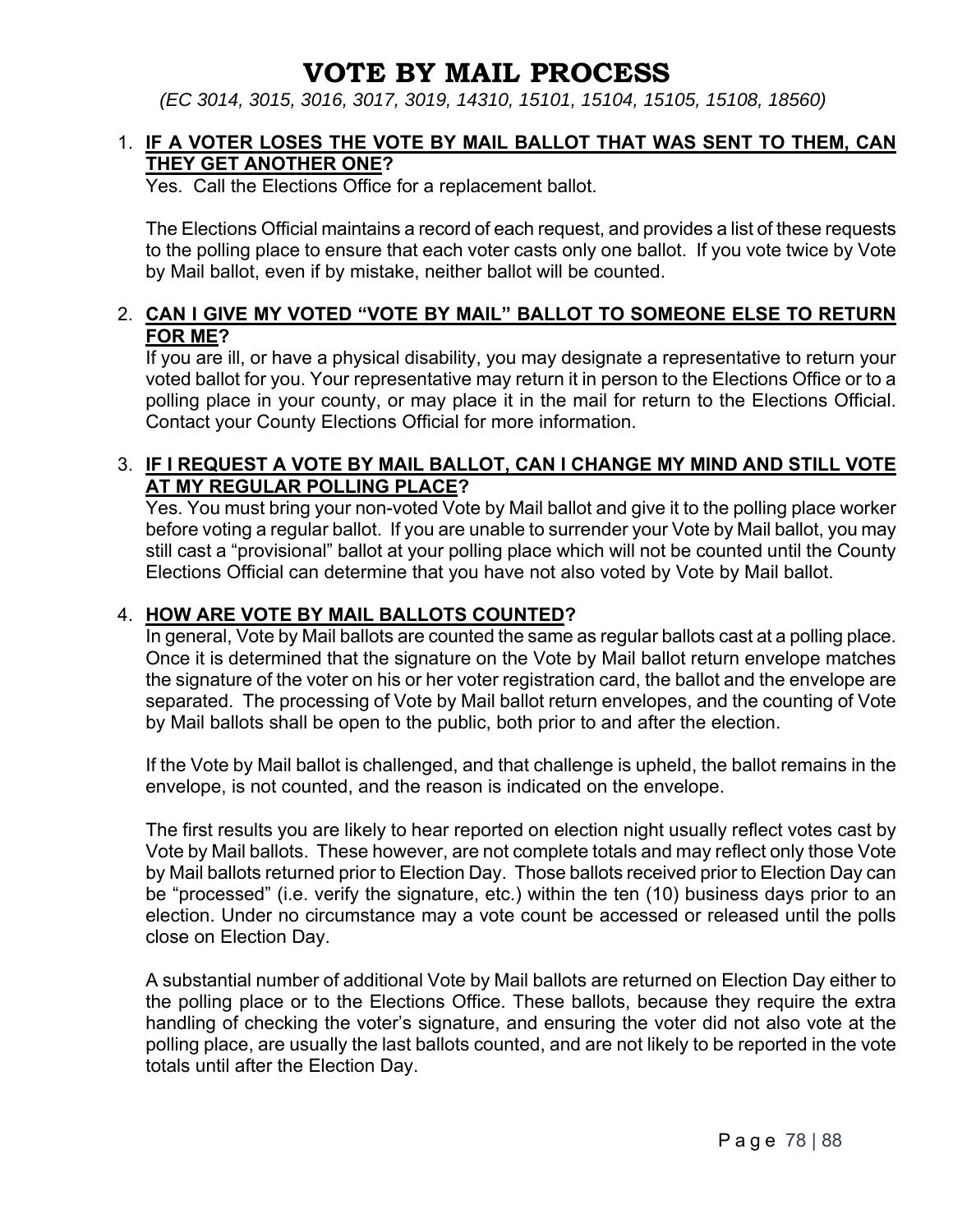# VOTE BY MAIL PROCESS

*(EC 3014, 3015, 3016, 3017, 3019, 14310, 15101, 15104, 15105, 15108, 18560)*

1. **IF A VOTER LOSES THE VOTE BY MAIL BALLOT THAT WAS SENT TO THEM, CAN THEY GET ANOTHER ONE?**

   Yes. Call the Elections Office for a replacement ballot.

   The Elections Official maintains a record of each request, and provides a list of these requests to the polling place to ensure that each voter casts only one ballot. If you vote twice by Vote by Mail ballot, even if by mistake, neither ballot will be counted.

2. **CAN I GIVE MY VOTED "VOTE BY MAIL" BALLOT TO SOMEONE ELSE TO RETURN FOR ME?**

   If you are ill, or have a physical disability, you may designate a representative to return your voted ballot for you. Your representative may return it in person to the Elections Office or to a polling place in your county, or may place it in the mail for return to the Elections Official. Contact your County Elections Official for more information.

3. **IF I REQUEST A VOTE BY MAIL BALLOT, CAN I CHANGE MY MIND AND STILL VOTE AT MY REGULAR POLLING PLACE?**

   Yes. You must bring your non-voted Vote by Mail ballot and give it to the polling place worker before voting a regular ballot. If you are unable to surrender your Vote by Mail ballot, you may still cast a "provisional" ballot at your polling place which will not be counted until the County Elections Official can determine that you have not also voted by Vote by Mail ballot.

4. **HOW ARE VOTE BY MAIL BALLOTS COUNTED?**

   In general, Vote by Mail ballots are counted the same as regular ballots cast at a polling place. Once it is determined that the signature on the Vote by Mail ballot return envelope matches the signature of the voter on his or her voter registration card, the ballot and the envelope are separated. The processing of Vote by Mail ballot return envelopes, and the counting of Vote by Mail ballots shall be open to the public, both prior to and after the election.

   If the Vote by Mail ballot is challenged, and that challenge is upheld, the ballot remains in the envelope, is not counted, and the reason is indicated on the envelope.

   The first results you are likely to hear reported on election night usually reflect votes cast by Vote by Mail ballots. These however, are not complete totals and may reflect only those Vote by Mail ballots returned prior to Election Day. Those ballots received prior to Election Day can be "processed" (i.e. verify the signature, etc.) within the ten (10) business days prior to an election. Under no circumstance may a vote count be accessed or released until the polls close on Election Day.

   A substantial number of additional Vote by Mail ballots are returned on Election Day either to the polling place or to the Elections Office. These ballots, because they require the extra handling of checking the voter's signature, and ensuring the voter did not also vote at the polling place, are usually the last ballots counted, and are not likely to be reported in the vote totals until after the Election Day.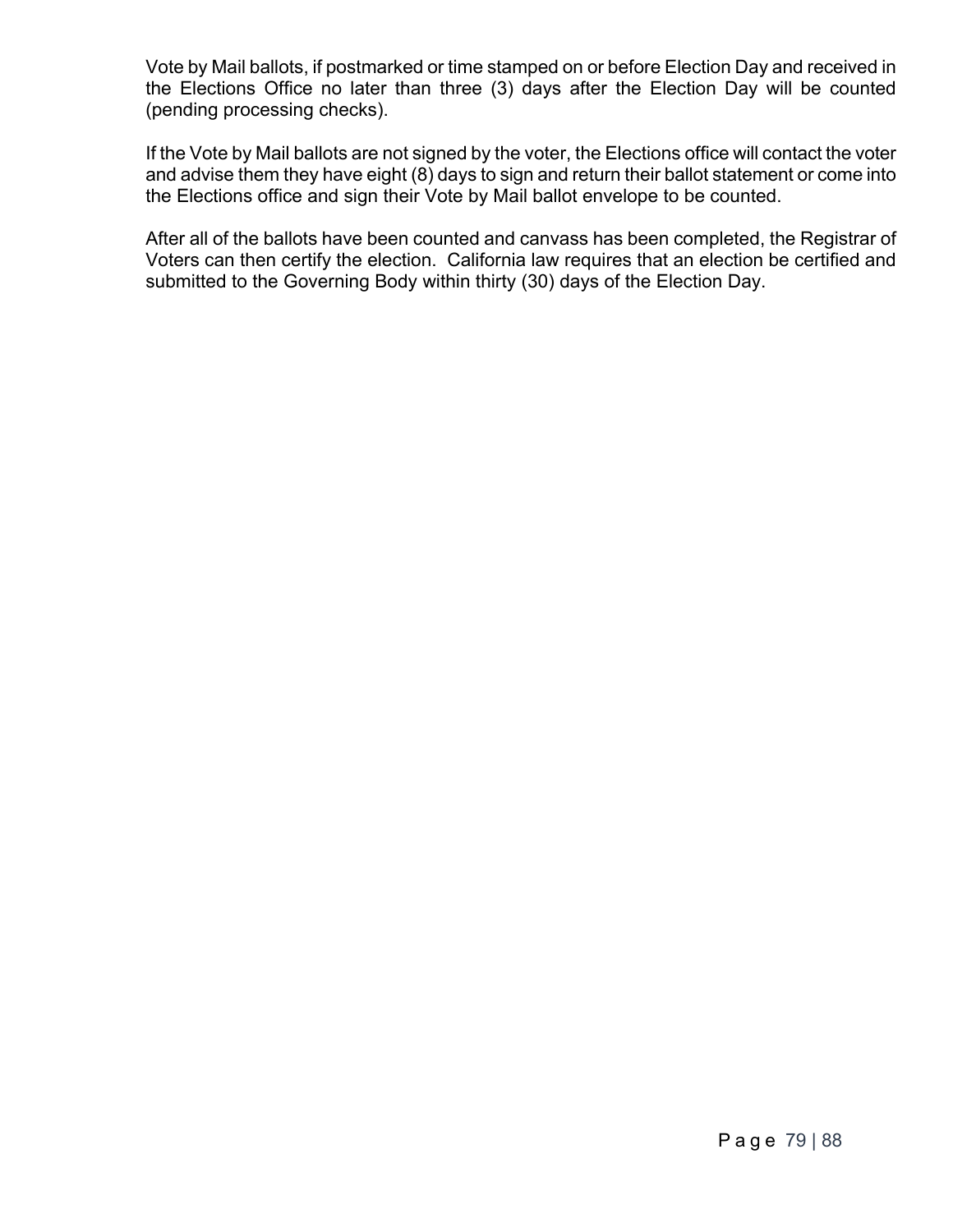Vote by Mail ballots, if postmarked or time stamped on or before Election Day and received in the Elections Office no later than three (3) days after the Election Day will be counted (pending processing checks).

If the Vote by Mail ballots are not signed by the voter, the Elections office will contact the voter and advise them they have eight (8) days to sign and return their ballot statement or come into the Elections office and sign their Vote by Mail ballot envelope to be counted.

After all of the ballots have been counted and canvass has been completed, the Registrar of Voters can then certify the election. California law requires that an election be certified and submitted to the Governing Body within thirty (30) days of the Election Day.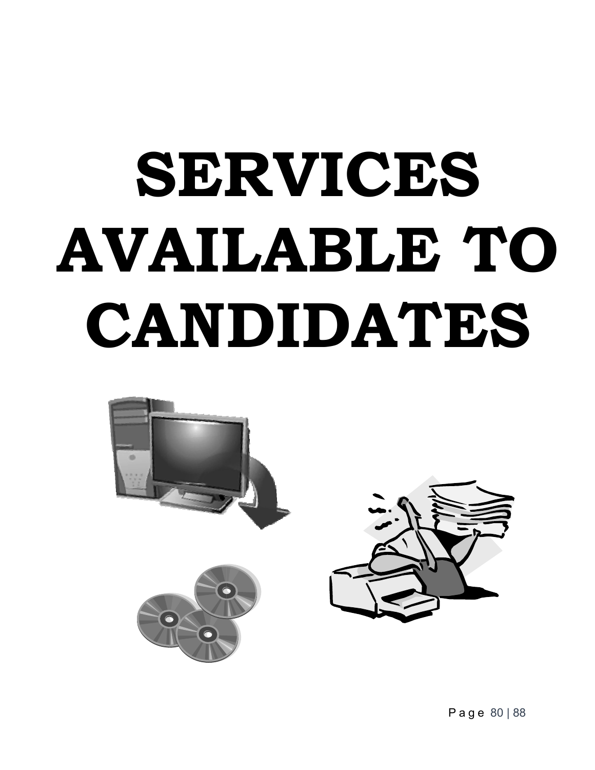# SERVICES AVAILABLE TO CANDIDATES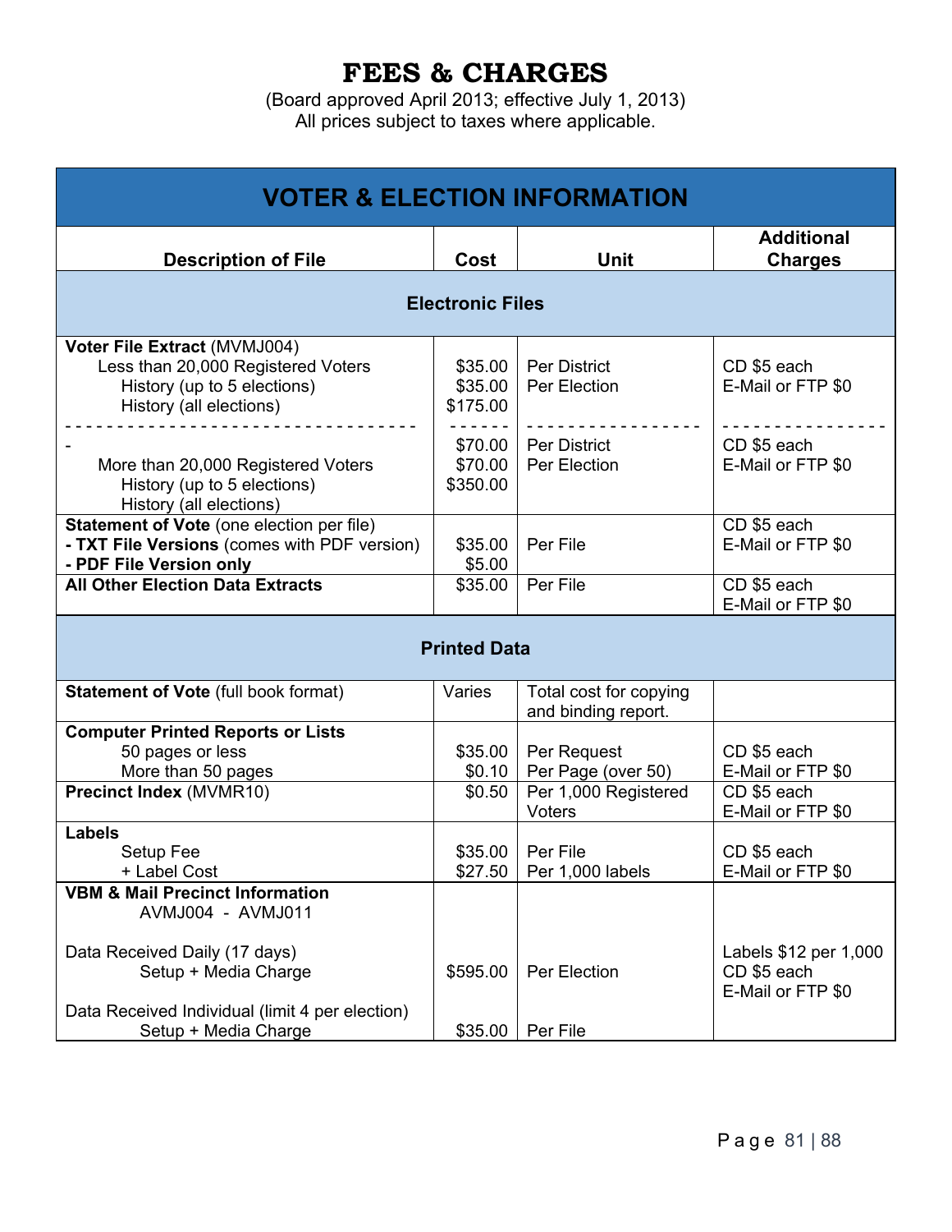# FEES & CHARGES

(Board approved April 2013; effective July 1, 2013)
All prices subject to taxes where applicable.

| VOTER & ELECTION INFORMATION | | | |
|---|---|---|---|
| **Description of File** | **Cost** | **Unit** | **Additional Charges** |
| **Electronic Files** | | | |
| **Voter File Extract** (MVMJ004)<br>Less than 20,000 Registered Voters<br>History (up to 5 elections)<br>History (all elections) | <br>$35.00<br>$35.00<br>$175.00 | <br>Per District<br>Per Election | <br>CD $5 each<br>E-Mail or FTP $0 |
| -<br>More than 20,000 Registered Voters<br>History (up to 5 elections)<br>History (all elections) | $70.00<br>$70.00<br>$350.00 | Per District<br>Per Election | CD $5 each<br>E-Mail or FTP $0 |
| **Statement of Vote** (one election per file)<br>**- TXT File Versions** (comes with PDF version)<br>**- PDF File Version only** | <br>$35.00<br>$5.00 | <br>Per File | CD $5 each<br>E-Mail or FTP $0 |
| **All Other Election Data Extracts** | $35.00 | Per File | CD $5 each<br>E-Mail or FTP $0 |
| **Printed Data** | | | |
| **Statement of Vote** (full book format) | Varies | Total cost for copying and binding report. | |
| **Computer Printed Reports or Lists**<br>50 pages or less<br>More than 50 pages | <br>$35.00<br>$0.10 | <br>Per Request<br>Per Page (over 50) | <br>CD $5 each<br>E-Mail or FTP $0 |
| **Precinct Index** (MVMR10) | $0.50 | Per 1,000 Registered Voters | CD $5 each<br>E-Mail or FTP $0 |
| **Labels**<br>Setup Fee<br>+ Label Cost | <br>$35.00<br>$27.50 | <br>Per File<br>Per 1,000 labels | <br>CD $5 each<br>E-Mail or FTP $0 |
| **VBM & Mail Precinct Information**<br>AVMJ004 - AVMJ011<br><br>Data Received Daily (17 days)<br>Setup + Media Charge<br><br>Data Received Individual (limit 4 per election)<br>Setup + Media Charge | <br><br><br><br>$595.00<br><br><br>$35.00 | <br><br><br><br>Per Election<br><br><br>Per File | <br><br><br>Labels $12 per 1,000<br>CD $5 each<br>E-Mail or FTP $0 |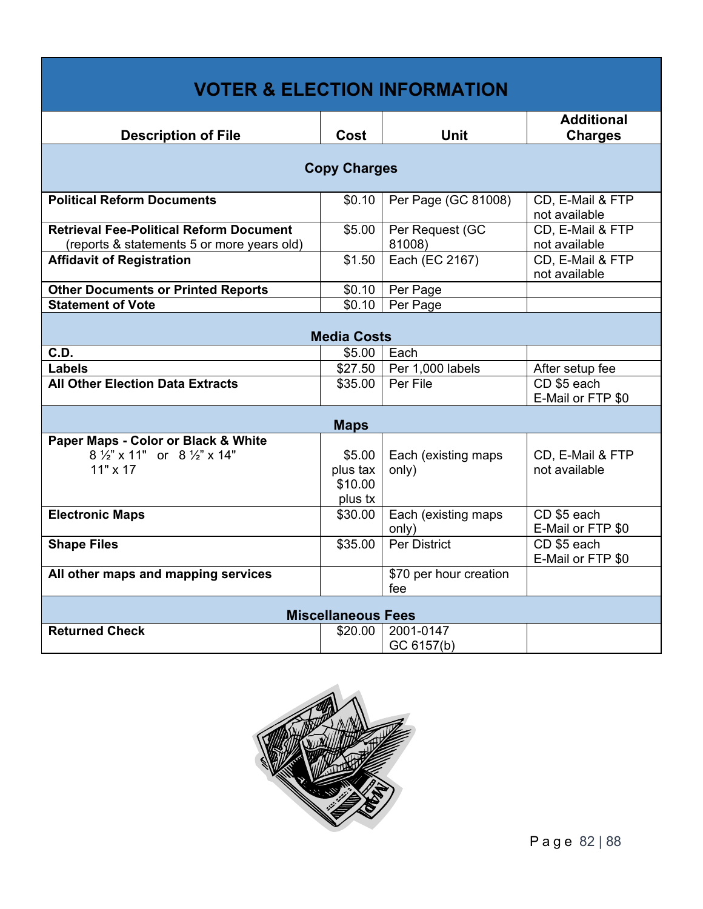## VOTER & ELECTION INFORMATION

| Description of File | Cost | Unit | Additional Charges |
|---|---|---|---|
| **Copy Charges** | | | |
| **Political Reform Documents** | $0.10 | Per Page (GC 81008) | CD, E-Mail & FTP not available |
| **Retrieval Fee-Political Reform Document** (reports & statements 5 or more years old) | $5.00 | Per Request (GC 81008) | CD, E-Mail & FTP not available |
| **Affidavit of Registration** | $1.50 | Each (EC 2167) | CD, E-Mail & FTP not available |
| **Other Documents or Printed Reports** | $0.10 | Per Page | |
| **Statement of Vote** | $0.10 | Per Page | |
| **Media Costs** | | | |
| **C.D.** | $5.00 | Each | |
| **Labels** | $27.50 | Per 1,000 labels | After setup fee |
| **All Other Election Data Extracts** | $35.00 | Per File | CD $5 each E-Mail or FTP $0 |
| **Maps** | | | |
| **Paper Maps - Color or Black & White** 8 ½" x 11" or 8 ½" x 14" 11" x 17 | $5.00 plus tax $10.00 plus tx | Each (existing maps only) | CD, E-Mail & FTP not available |
| **Electronic Maps** | $30.00 | Each (existing maps only) | CD $5 each E-Mail or FTP $0 |
| **Shape Files** | $35.00 | Per District | CD $5 each E-Mail or FTP $0 |
| **All other maps and mapping services** | | $70 per hour creation fee | |
| **Miscellaneous Fees** | | | |
| **Returned Check** | $20.00 | 2001-0147 GC 6157(b) | |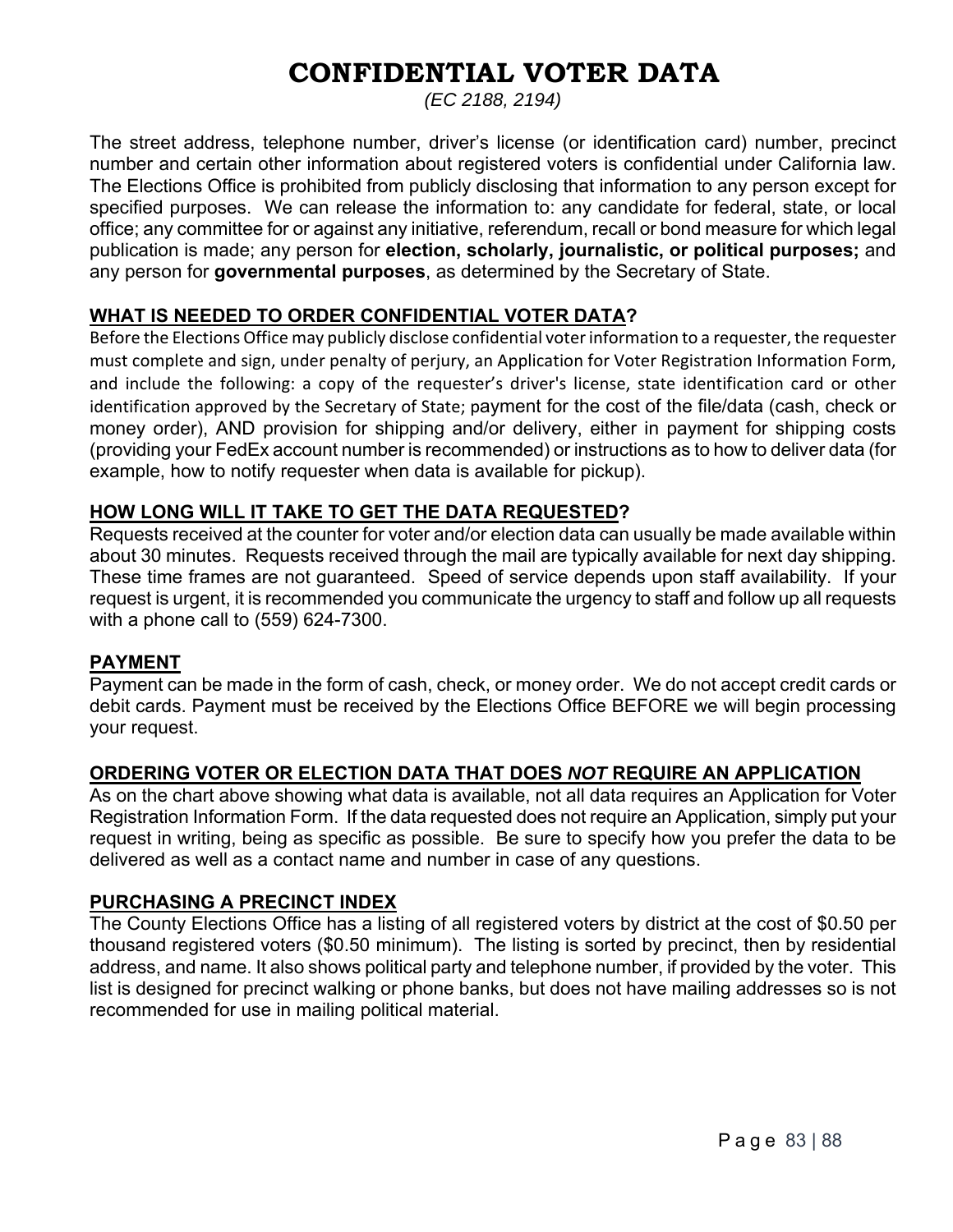# CONFIDENTIAL VOTER DATA

*(EC 2188, 2194)*

The street address, telephone number, driver's license (or identification card) number, precinct number and certain other information about registered voters is confidential under California law. The Elections Office is prohibited from publicly disclosing that information to any person except for specified purposes. We can release the information to: any candidate for federal, state, or local office; any committee for or against any initiative, referendum, recall or bond measure for which legal publication is made; any person for **election, scholarly, journalistic, or political purposes;** and any person for **governmental purposes**, as determined by the Secretary of State.

## WHAT IS NEEDED TO ORDER CONFIDENTIAL VOTER DATA?

Before the Elections Office may publicly disclose confidential voter information to a requester, the requester must complete and sign, under penalty of perjury, an Application for Voter Registration Information Form, and include the following: a copy of the requester's driver's license, state identification card or other identification approved by the Secretary of State; payment for the cost of the file/data (cash, check or money order), AND provision for shipping and/or delivery, either in payment for shipping costs (providing your FedEx account number is recommended) or instructions as to how to deliver data (for example, how to notify requester when data is available for pickup).

## HOW LONG WILL IT TAKE TO GET THE DATA REQUESTED?

Requests received at the counter for voter and/or election data can usually be made available within about 30 minutes. Requests received through the mail are typically available for next day shipping. These time frames are not guaranteed. Speed of service depends upon staff availability. If your request is urgent, it is recommended you communicate the urgency to staff and follow up all requests with a phone call to (559) 624-7300.

## PAYMENT

Payment can be made in the form of cash, check, or money order. We do not accept credit cards or debit cards. Payment must be received by the Elections Office BEFORE we will begin processing your request.

## ORDERING VOTER OR ELECTION DATA THAT DOES *NOT* REQUIRE AN APPLICATION

As on the chart above showing what data is available, not all data requires an Application for Voter Registration Information Form. If the data requested does not require an Application, simply put your request in writing, being as specific as possible. Be sure to specify how you prefer the data to be delivered as well as a contact name and number in case of any questions.

## PURCHASING A PRECINCT INDEX

The County Elections Office has a listing of all registered voters by district at the cost of $0.50 per thousand registered voters ($0.50 minimum). The listing is sorted by precinct, then by residential address, and name. It also shows political party and telephone number, if provided by the voter. This list is designed for precinct walking or phone banks, but does not have mailing addresses so is not recommended for use in mailing political material.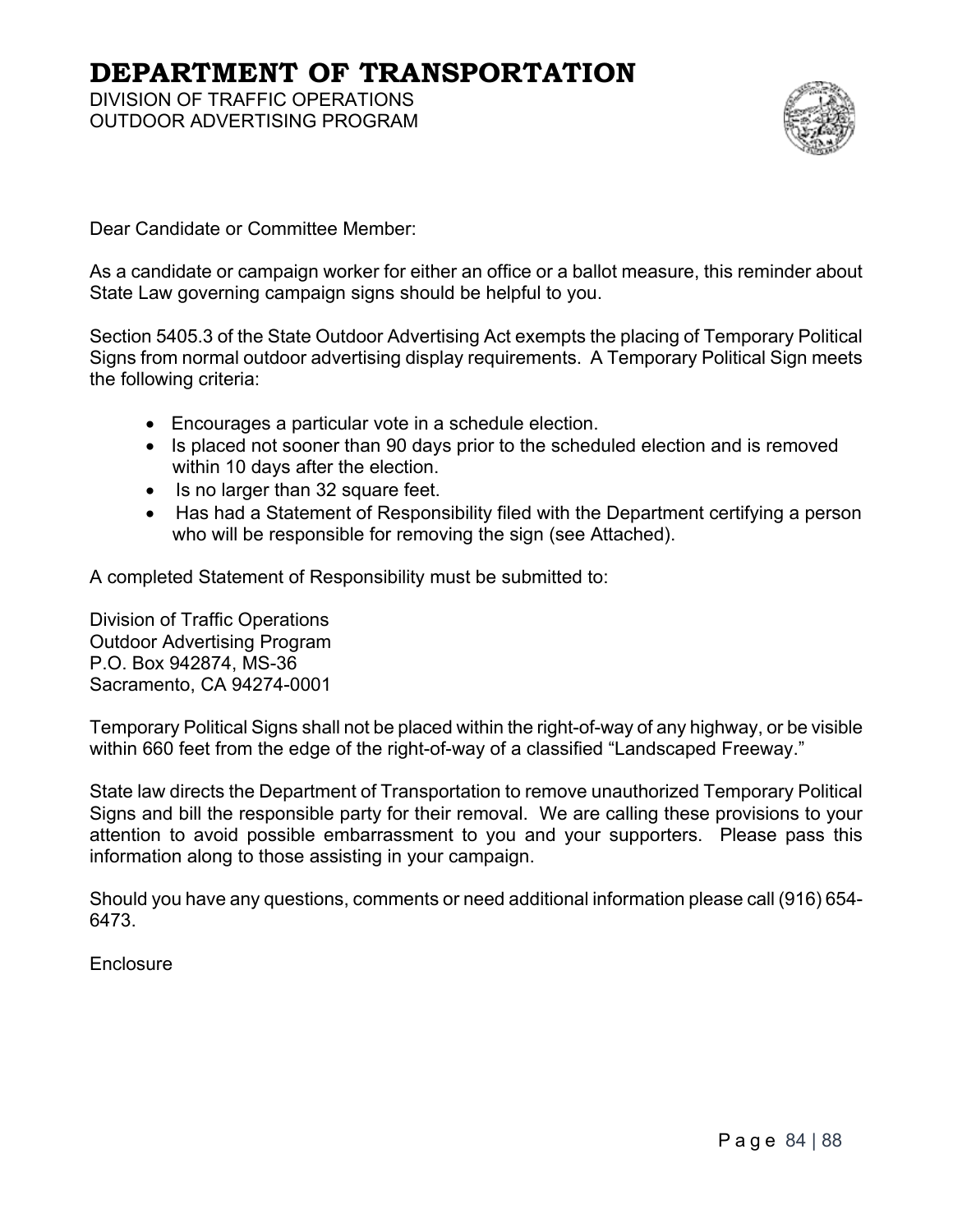# DEPARTMENT OF TRANSPORTATION

DIVISION OF TRAFFIC OPERATIONS
OUTDOOR ADVERTISING PROGRAM

Dear Candidate or Committee Member:

As a candidate or campaign worker for either an office or a ballot measure, this reminder about State Law governing campaign signs should be helpful to you.

Section 5405.3 of the State Outdoor Advertising Act exempts the placing of Temporary Political Signs from normal outdoor advertising display requirements. A Temporary Political Sign meets the following criteria:

- Encourages a particular vote in a schedule election.
- Is placed not sooner than 90 days prior to the scheduled election and is removed within 10 days after the election.
- Is no larger than 32 square feet.
- Has had a Statement of Responsibility filed with the Department certifying a person who will be responsible for removing the sign (see Attached).

A completed Statement of Responsibility must be submitted to:

Division of Traffic Operations
Outdoor Advertising Program
P.O. Box 942874, MS-36
Sacramento, CA 94274-0001

Temporary Political Signs shall not be placed within the right-of-way of any highway, or be visible within 660 feet from the edge of the right-of-way of a classified "Landscaped Freeway."

State law directs the Department of Transportation to remove unauthorized Temporary Political Signs and bill the responsible party for their removal. We are calling these provisions to your attention to avoid possible embarrassment to you and your supporters. Please pass this information along to those assisting in your campaign.

Should you have any questions, comments or need additional information please call (916) 654-6473.

Enclosure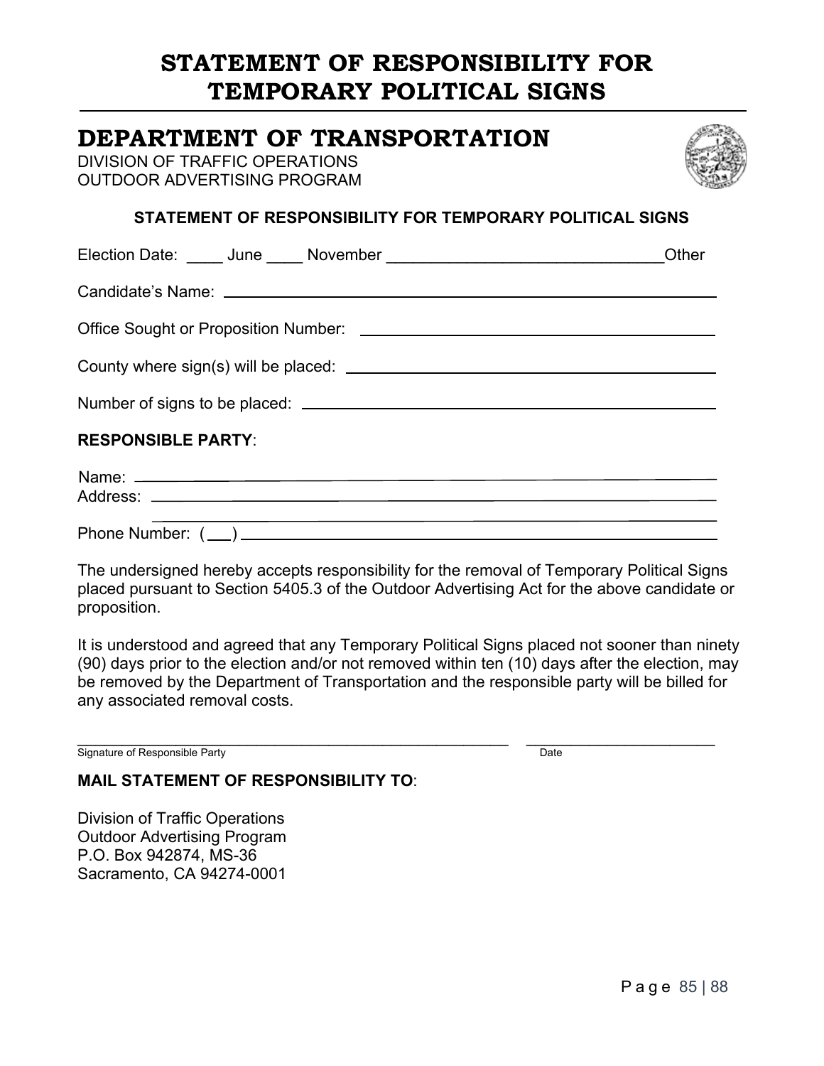# STATEMENT OF RESPONSIBILITY FOR TEMPORARY POLITICAL SIGNS

## DEPARTMENT OF TRANSPORTATION

DIVISION OF TRAFFIC OPERATIONS
OUTDOOR ADVERTISING PROGRAM

**STATEMENT OF RESPONSIBILITY FOR TEMPORARY POLITICAL SIGNS**

Election Date: ____ June ____ November ______________________________Other

Candidate's Name: ______________________________________________

Office Sought or Proposition Number: ______________________________

County where sign(s) will be placed: ______________________________

Number of signs to be placed: ____________________________________

**RESPONSIBLE PARTY**:

Name: ________________________________________________________
Address: ______________________________________________________
______________________________________________________________
Phone Number: ( ___ ) _________________________________________

The undersigned hereby accepts responsibility for the removal of Temporary Political Signs placed pursuant to Section 5405.3 of the Outdoor Advertising Act for the above candidate or proposition.

It is understood and agreed that any Temporary Political Signs placed not sooner than ninety (90) days prior to the election and/or not removed within ten (10) days after the election, may be removed by the Department of Transportation and the responsible party will be billed for any associated removal costs.

_____________________________________________ ____________________
Signature of Responsible Party Date

**MAIL STATEMENT OF RESPONSIBILITY TO**:

Division of Traffic Operations
Outdoor Advertising Program
P.O. Box 942874, MS-36
Sacramento, CA 94274-0001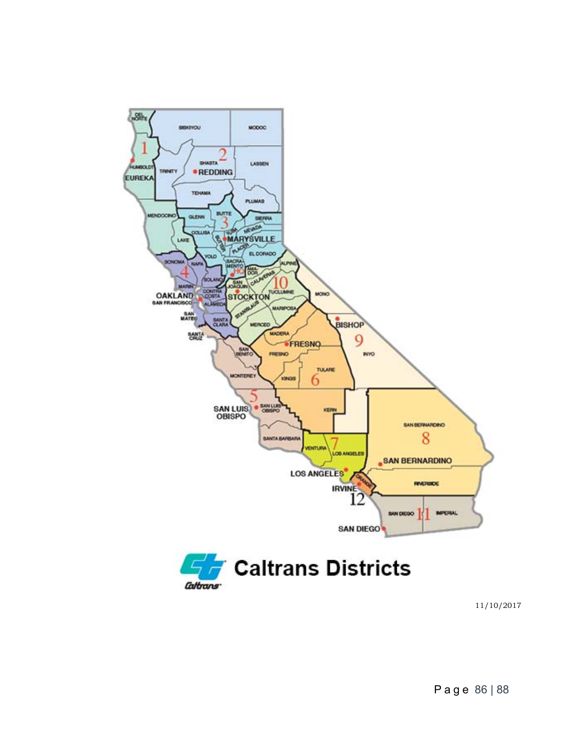# Caltrans Districts

11/10/2017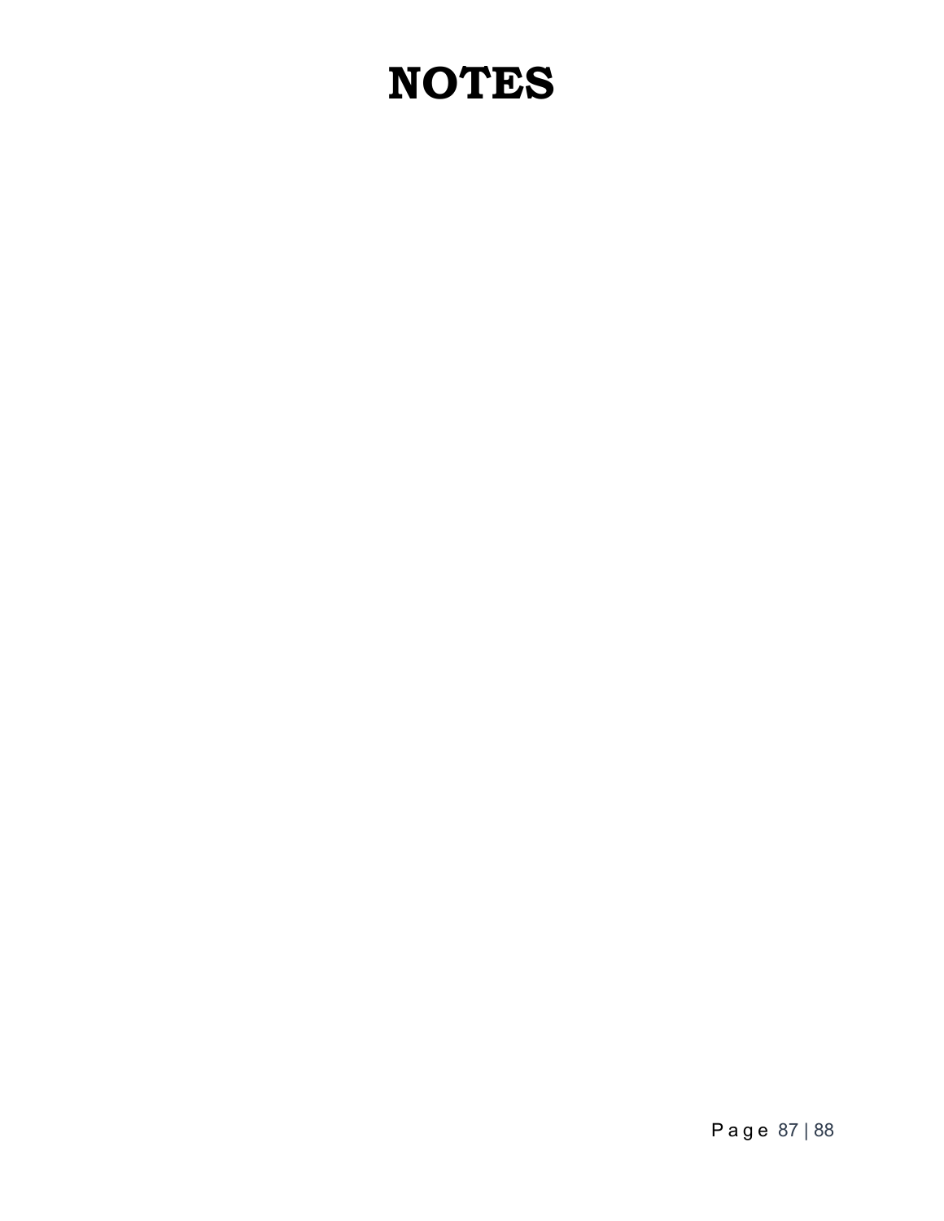# NOTES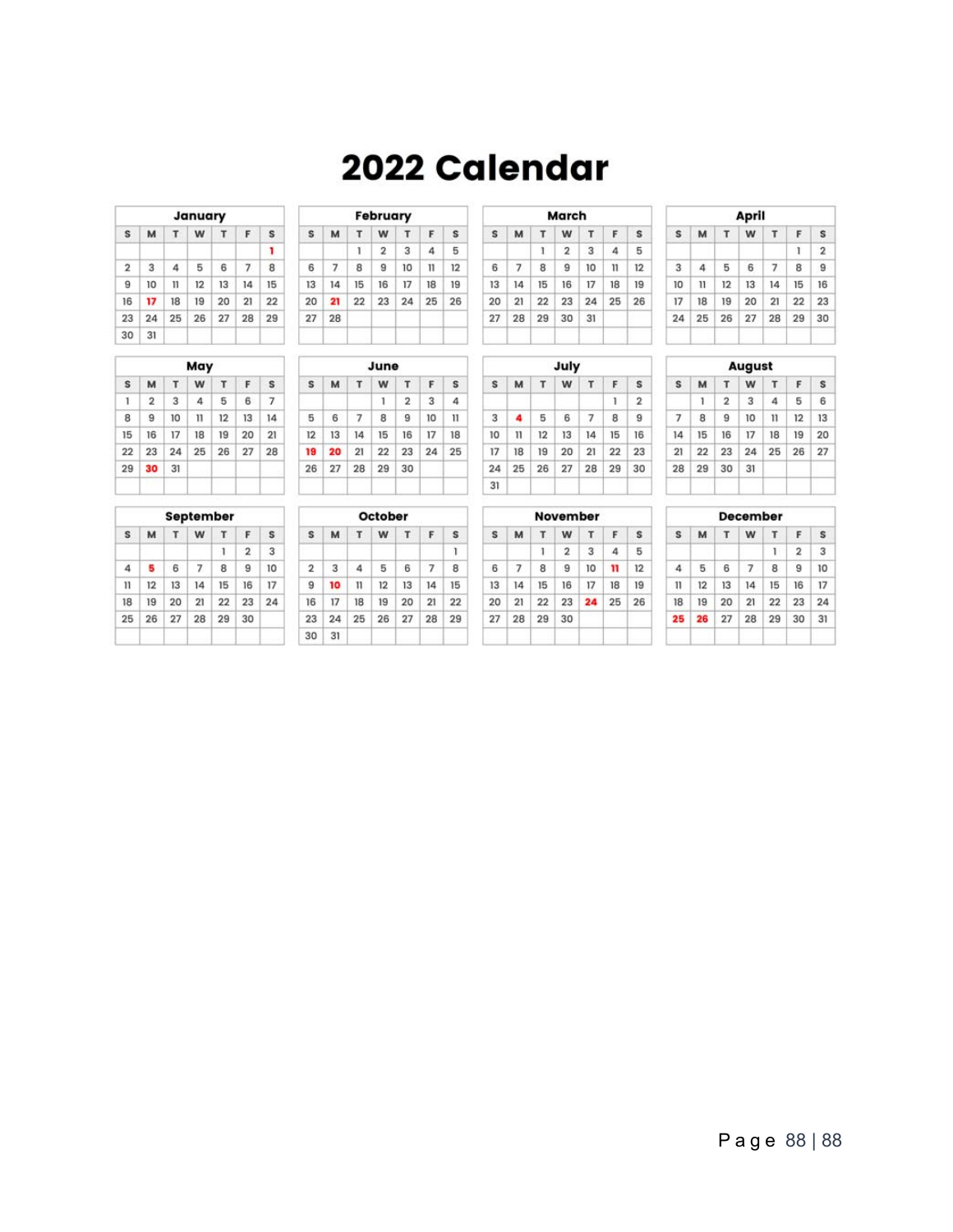# 2022 Calendar

**January**

| S | M | T | W | T | F | S |
|---|---|---|---|---|---|---|
| | | | | | | 1 |
| 2 | 3 | 4 | 5 | 6 | 7 | 8 |
| 9 | 10 | 11 | 12 | 13 | 14 | 15 |
| 16 | 17 | 18 | 19 | 20 | 21 | 22 |
| 23 | 24 | 25 | 26 | 27 | 28 | 29 |
| 30 | 31 | | | | | |

**February**

| S | M | T | W | T | F | S |
|---|---|---|---|---|---|---|
| | | 1 | 2 | 3 | 4 | 5 |
| 6 | 7 | 8 | 9 | 10 | 11 | 12 |
| 13 | 14 | 15 | 16 | 17 | 18 | 19 |
| 20 | 21 | 22 | 23 | 24 | 25 | 26 |
| 27 | 28 | | | | | |

**March**

| S | M | T | W | T | F | S |
|---|---|---|---|---|---|---|
| | | 1 | 2 | 3 | 4 | 5 |
| 6 | 7 | 8 | 9 | 10 | 11 | 12 |
| 13 | 14 | 15 | 16 | 17 | 18 | 19 |
| 20 | 21 | 22 | 23 | 24 | 25 | 26 |
| 27 | 28 | 29 | 30 | 31 | | |

**April**

| S | M | T | W | T | F | S |
|---|---|---|---|---|---|---|
| | | | | | 1 | 2 |
| 3 | 4 | 5 | 6 | 7 | 8 | 9 |
| 10 | 11 | 12 | 13 | 14 | 15 | 16 |
| 17 | 18 | 19 | 20 | 21 | 22 | 23 |
| 24 | 25 | 26 | 27 | 28 | 29 | 30 |

**May**

| S | M | T | W | T | F | S |
|---|---|---|---|---|---|---|
| 1 | 2 | 3 | 4 | 5 | 6 | 7 |
| 8 | 9 | 10 | 11 | 12 | 13 | 14 |
| 15 | 16 | 17 | 18 | 19 | 20 | 21 |
| 22 | 23 | 24 | 25 | 26 | 27 | 28 |
| 29 | 30 | 31 | | | | |

**June**

| S | M | T | W | T | F | S |
|---|---|---|---|---|---|---|
| | | | 1 | 2 | 3 | 4 |
| 5 | 6 | 7 | 8 | 9 | 10 | 11 |
| 12 | 13 | 14 | 15 | 16 | 17 | 18 |
| 19 | 20 | 21 | 22 | 23 | 24 | 25 |
| 26 | 27 | 28 | 29 | 30 | | |

**July**

| S | M | T | W | T | F | S |
|---|---|---|---|---|---|---|
| | | | | | 1 | 2 |
| 3 | 4 | 5 | 6 | 7 | 8 | 9 |
| 10 | 11 | 12 | 13 | 14 | 15 | 16 |
| 17 | 18 | 19 | 20 | 21 | 22 | 23 |
| 24 | 25 | 26 | 27 | 28 | 29 | 30 |
| 31 | | | | | | |

**August**

| S | M | T | W | T | F | S |
|---|---|---|---|---|---|---|
| | 1 | 2 | 3 | 4 | 5 | 6 |
| 7 | 8 | 9 | 10 | 11 | 12 | 13 |
| 14 | 15 | 16 | 17 | 18 | 19 | 20 |
| 21 | 22 | 23 | 24 | 25 | 26 | 27 |
| 28 | 29 | 30 | 31 | | | |

**September**

| S | M | T | W | T | F | S |
|---|---|---|---|---|---|---|
| | | | | 1 | 2 | 3 |
| 4 | 5 | 6 | 7 | 8 | 9 | 10 |
| 11 | 12 | 13 | 14 | 15 | 16 | 17 |
| 18 | 19 | 20 | 21 | 22 | 23 | 24 |
| 25 | 26 | 27 | 28 | 29 | 30 | |

**October**

| S | M | T | W | T | F | S |
|---|---|---|---|---|---|---|
| | | | | | | 1 |
| 2 | 3 | 4 | 5 | 6 | 7 | 8 |
| 9 | 10 | 11 | 12 | 13 | 14 | 15 |
| 16 | 17 | 18 | 19 | 20 | 21 | 22 |
| 23 | 24 | 25 | 26 | 27 | 28 | 29 |
| 30 | 31 | | | | | |

**November**

| S | M | T | W | T | F | S |
|---|---|---|---|---|---|---|
| | | 1 | 2 | 3 | 4 | 5 |
| 6 | 7 | 8 | 9 | 10 | 11 | 12 |
| 13 | 14 | 15 | 16 | 17 | 18 | 19 |
| 20 | 21 | 22 | 23 | 24 | 25 | 26 |
| 27 | 28 | 29 | 30 | | | |

**December**

| S | M | T | W | T | F | S |
|---|---|---|---|---|---|---|
| | | | | 1 | 2 | 3 |
| 4 | 5 | 6 | 7 | 8 | 9 | 10 |
| 11 | 12 | 13 | 14 | 15 | 16 | 17 |
| 18 | 19 | 20 | 21 | 22 | 23 | 24 |
| 25 | 26 | 27 | 28 | 29 | 30 | 31 |